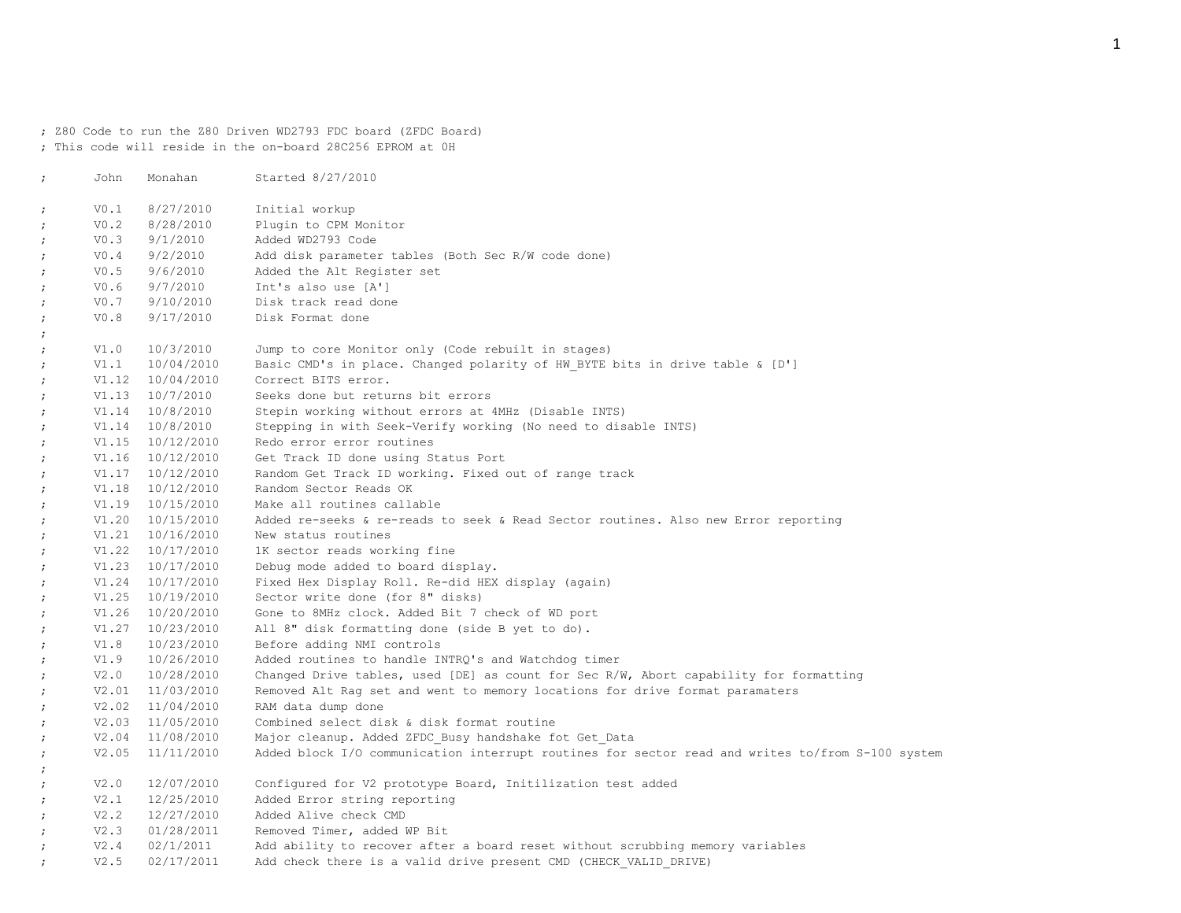```
; Z80 Code to run the Z80 Driven WD2793 FDC board (ZFDC Board)
; This code will reside in the on-board 28C256 EPROM at 0H

;       John    Monahan         Started 8/27/2010

;       V0.1    8/27/2010       Initial workup
;       V0.2    8/28/2010       Plugin to CPM Monitor
;       V0.3    9/1/2010        Added WD2793 Code
;       V0.4    9/2/2010        Add disk parameter tables (Both Sec R/W code done)
;       V0.5    9/6/2010        Added the Alt Register set
;       V0.6    9/7/2010        Int's also use [A']
;       V0.7    9/10/2010       Disk track read done
;       V0.8    9/17/2010       Disk Format done
;
;       V1.0    10/3/2010       Jump to core Monitor only (Code rebuilt in stages)
;       V1.1    10/04/2010      Basic CMD's in place. Changed polarity of HW_BYTE bits in drive table & [D']
;       V1.12   10/04/2010      Correct BITS error.
;       V1.13   10/7/2010       Seeks done but returns bit errors
;       V1.14   10/8/2010       Stepin working without errors at 4MHz (Disable INTS)
;       V1.14   10/8/2010       Stepping in with Seek-Verify working (No need to disable INTS)
;       V1.15   10/12/2010      Redo error error routines
;       V1.16   10/12/2010      Get Track ID done using Status Port
;       V1.17   10/12/2010      Random Get Track ID working. Fixed out of range track
;       V1.18   10/12/2010      Random Sector Reads OK
;       V1.19   10/15/2010      Make all routines callable
;       V1.20   10/15/2010      Added re-seeks & re-reads to seek & Read Sector routines. Also new Error reporting
;       V1.21   10/16/2010      New status routines
;       V1.22   10/17/2010      1K sector reads working fine
;       V1.23   10/17/2010      Debug mode added to board display.
;       V1.24   10/17/2010      Fixed Hex Display Roll. Re-did HEX display (again)
;       V1.25   10/19/2010      Sector write done (for 8" disks)
;       V1.26   10/20/2010      Gone to 8MHz clock. Added Bit 7 check of WD port
;       V1.27   10/23/2010      All 8" disk formatting done (side B yet to do).
;       V1.8    10/23/2010      Before adding NMI controls
;       V1.9    10/26/2010      Added routines to handle INTRQ's and Watchdog timer
;       V2.0    10/28/2010      Changed Drive tables, used [DE] as count for Sec R/W, Abort capability for formatting
;       V2.01   11/03/2010      Removed Alt Rag set and went to memory locations for drive format paramaters
;       V2.02   11/04/2010      RAM data dump done
;       V2.03   11/05/2010      Combined select disk & disk format routine
;       V2.04   11/08/2010      Major cleanup. Added ZFDC_Busy handshake fot Get_Data
;       V2.05   11/11/2010      Added block I/O communication interrupt routines for sector read and writes to/from S-100 system
;
;       V2.0    12/07/2010      Configured for V2 prototype Board, Initilization test added
;       V2.1    12/25/2010      Added Error string reporting
;       V2.2    12/27/2010      Added Alive check CMD
;       V2.3    01/28/2011      Removed Timer, added WP Bit
;       V2.4    02/1/2011       Add ability to recover after a board reset without scrubbing memory variables
;       V2.5    02/17/2011      Add check there is a valid drive present CMD (CHECK_VALID_DRIVE)
```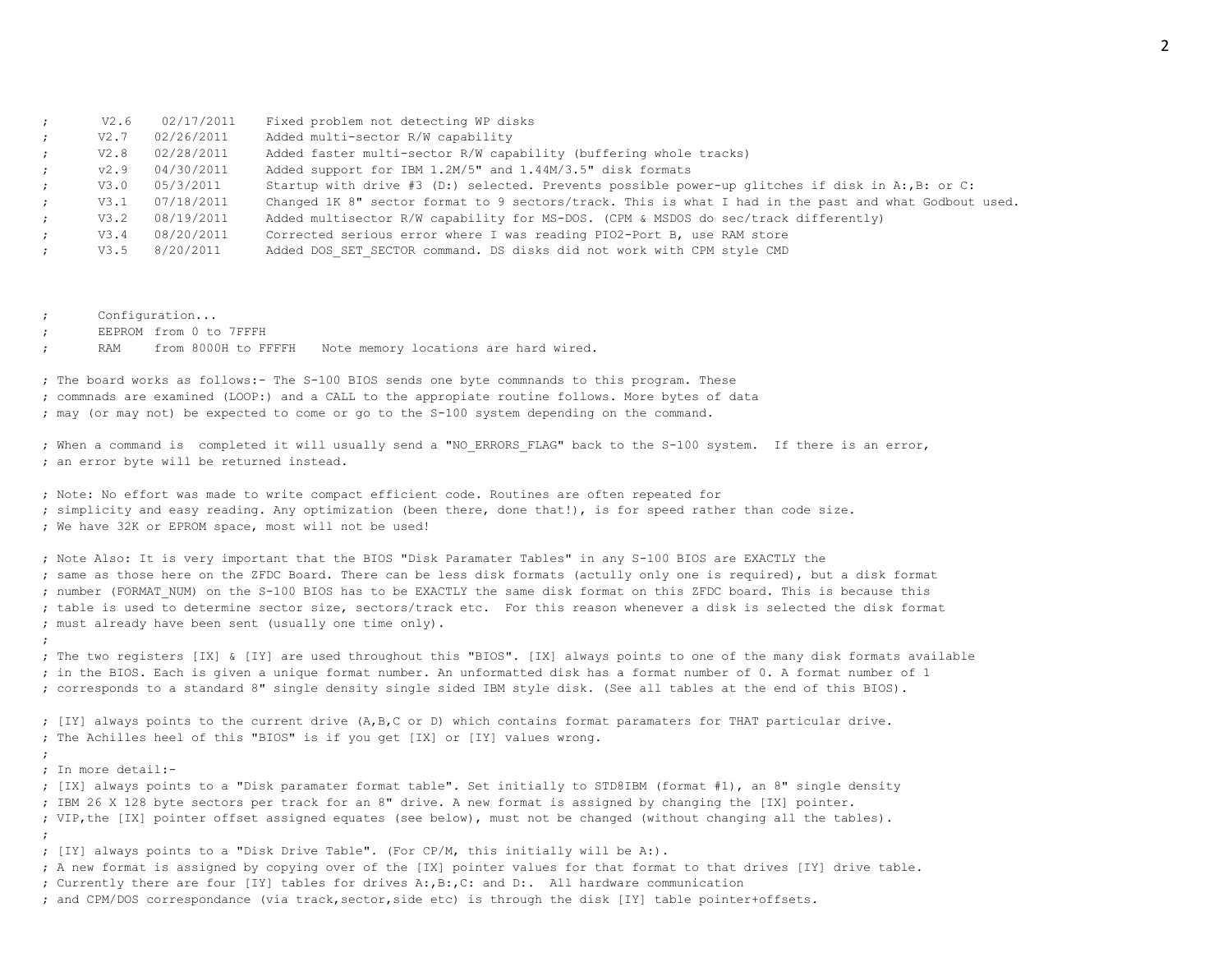```
;       V2.6    02/17/2011    Fixed problem not detecting WP disks
;       V2.7    02/26/2011    Added multi-sector R/W capability
;       V2.8    02/28/2011    Added faster multi-sector R/W capability (buffering whole tracks)
;       v2.9    04/30/2011    Added support for IBM 1.2M/5" and 1.44M/3.5" disk formats
;       V3.0    05/3/2011     Startup with drive #3 (D:) selected. Prevents possible power-up glitches if disk in A:,B: or C:
;       V3.1    07/18/2011    Changed 1K 8" sector format to 9 sectors/track. This is what I had in the past and what Godbout used.
;       V3.2    08/19/2011    Added multisector R/W capability for MS-DOS. (CPM & MSDOS do sec/track differently)
;       V3.4    08/20/2011    Corrected serious error where I was reading PIO2-Port B, use RAM store
;       V3.5    8/20/2011     Added DOS_SET_SECTOR command. DS disks did not work with CPM style CMD


;       Configuration...
;       EEPROM  from 0 to 7FFFH
;       RAM     from 8000H to FFFFH    Note memory locations are hard wired.

; The board works as follows:- The S-100 BIOS sends one byte commnands to this program. These
; commnads are examined (LOOP:) and a CALL to the appropiate routine follows. More bytes of data
; may (or may not) be expected to come or go to the S-100 system depending on the command.

; When a command is  completed it will usually send a "NO_ERRORS_FLAG" back to the S-100 system.  If there is an error,
; an error byte will be returned instead.

; Note: No effort was made to write compact efficient code. Routines are often repeated for
; simplicity and easy reading. Any optimization (been there, done that!), is for speed rather than code size.
; We have 32K or EPROM space, most will not be used!

; Note Also: It is very important that the BIOS "Disk Paramater Tables" in any S-100 BIOS are EXACTLY the
; same as those here on the ZFDC Board. There can be less disk formats (actully only one is required), but a disk format
; number (FORMAT_NUM) on the S-100 BIOS has to be EXACTLY the same disk format on this ZFDC board. This is because this
; table is used to determine sector size, sectors/track etc.  For this reason whenever a disk is selected the disk format
; must already have been sent (usually one time only).
;
; The two registers [IX] & [IY] are used throughout this "BIOS". [IX] always points to one of the many disk formats available
; in the BIOS. Each is given a unique format number. An unformatted disk has a format number of 0. A format number of 1
; corresponds to a standard 8" single density single sided IBM style disk. (See all tables at the end of this BIOS).

; [IY] always points to the current drive (A,B,C or D) which contains format paramaters for THAT particular drive.
; The Achilles heel of this "BIOS" is if you get [IX] or [IY] values wrong.
;
; In more detail:-
; [IX] always points to a "Disk paramater format table". Set initially to STD8IBM (format #1), an 8" single density
; IBM 26 X 128 byte sectors per track for an 8" drive. A new format is assigned by changing the [IX] pointer.
; VIP,the [IX] pointer offset assigned equates (see below), must not be changed (without changing all the tables).
;
; [IY] always points to a "Disk Drive Table". (For CP/M, this initially will be A:).
; A new format is assigned by copying over of the [IX] pointer values for that format to that drives [IY] drive table.
; Currently there are four [IY] tables for drives A:,B:,C: and D:.  All hardware communication
; and CPM/DOS correspondance (via track,sector,side etc) is through the disk [IY] table pointer+offsets.
```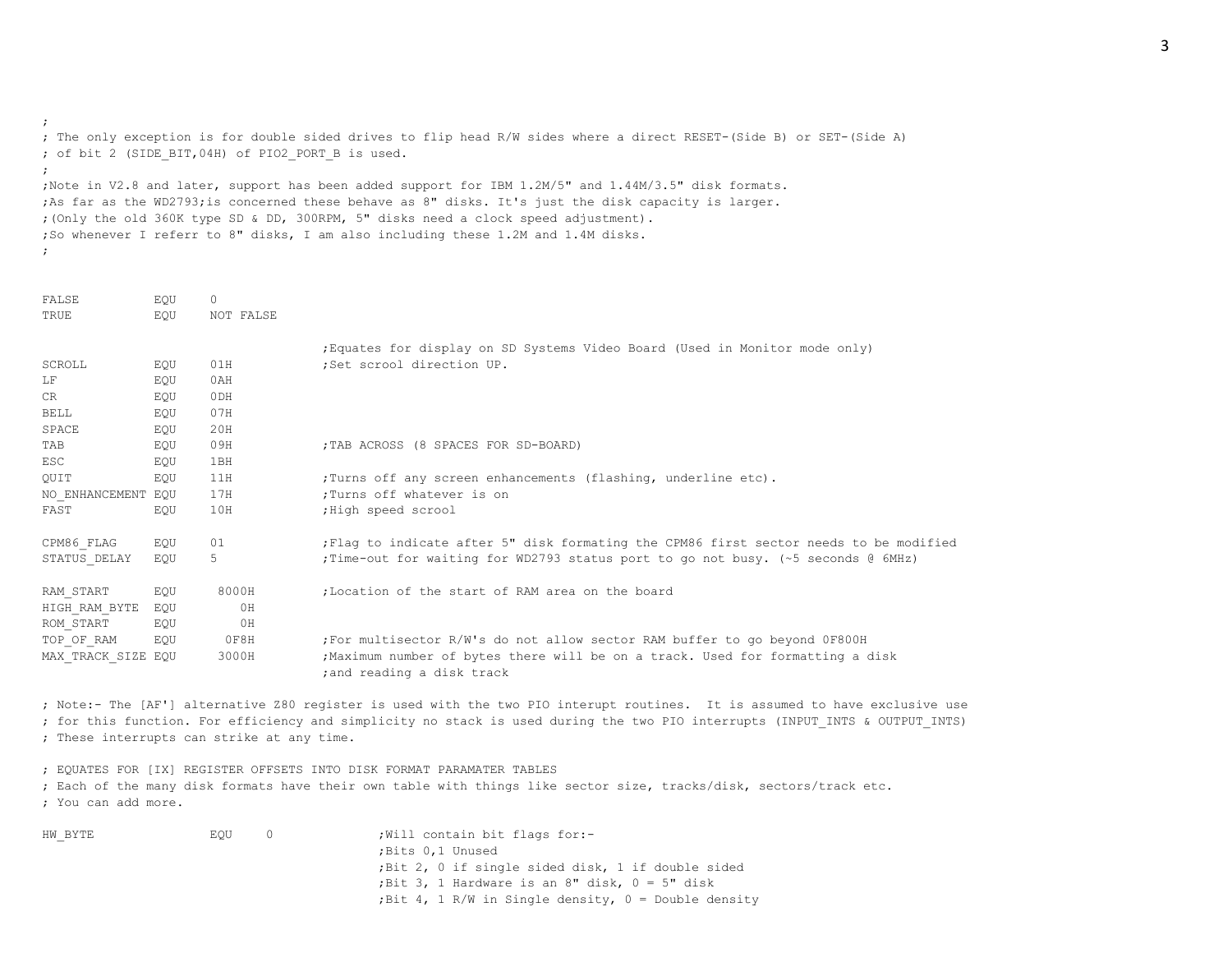```
;
; The only exception is for double sided drives to flip head R/W sides where a direct RESET-(Side B) or SET-(Side A)
; of bit 2 (SIDE_BIT,04H) of PIO2_PORT_B is used.
;
;Note in V2.8 and later, support has been added support for IBM 1.2M/5" and 1.44M/3.5" disk formats.
;As far as the WD2793;is concerned these behave as 8" disks. It's just the disk capacity is larger.
;(Only the old 360K type SD & DD, 300RPM, 5" disks need a clock speed adjustment).
;So whenever I referr to 8" disks, I am also including these 1.2M and 1.4M disks.
;


FALSE           EQU     0
TRUE            EQU     NOT FALSE

                                        ;Equates for display on SD Systems Video Board (Used in Monitor mode only)
SCROLL          EQU     01H             ;Set scrool direction UP.
LF              EQU     0AH
CR              EQU     0DH
BELL            EQU     07H
SPACE           EQU     20H
TAB             EQU     09H             ;TAB ACROSS (8 SPACES FOR SD-BOARD)
ESC             EQU     1BH
QUIT            EQU     11H             ;Turns off any screen enhancements (flashing, underline etc).
NO_ENHANCEMENT EQU      17H             ;Turns off whatever is on
FAST            EQU     10H             ;High speed scrool

CPM86_FLAG      EQU     01              ;Flag to indicate after 5" disk formating the CPM86 first sector needs to be modified
STATUS_DELAY    EQU     5               ;Time-out for waiting for WD2793 status port to go not busy. (~5 seconds @ 6MHz)

RAM_START       EQU      8000H          ;Location of the start of RAM area on the board
HIGH_RAM_BYTE   EQU         0H
ROM_START       EQU         0H
TOP_OF_RAM      EQU       0F8H          ;For multisector R/W's do not allow sector RAM buffer to go beyond 0F800H
MAX_TRACK_SIZE EQU      3000H           ;Maximum number of bytes there will be on a track. Used for formatting a disk
                                        ;and reading a disk track

; Note:- The [AF'] alternative Z80 register is used with the two PIO interupt routines.  It is assumed to have exclusive use
; for this function. For efficiency and simplicity no stack is used during the two PIO interrupts (INPUT_INTS & OUTPUT_INTS)
; These interrupts can strike at any time.

; EQUATES FOR [IX] REGISTER OFFSETS INTO DISK FORMAT PARAMATER TABLES
; Each of the many disk formats have their own table with things like sector size, tracks/disk, sectors/track etc.
; You can add more.

HW_BYTE                 EQU     0               ;Will contain bit flags for:-
                                                ;Bits 0,1 Unused
                                                ;Bit 2, 0 if single sided disk, 1 if double sided
                                                ;Bit 3, 1 Hardware is an 8" disk, 0 = 5" disk
                                                ;Bit 4, 1 R/W in Single density, 0 = Double density
```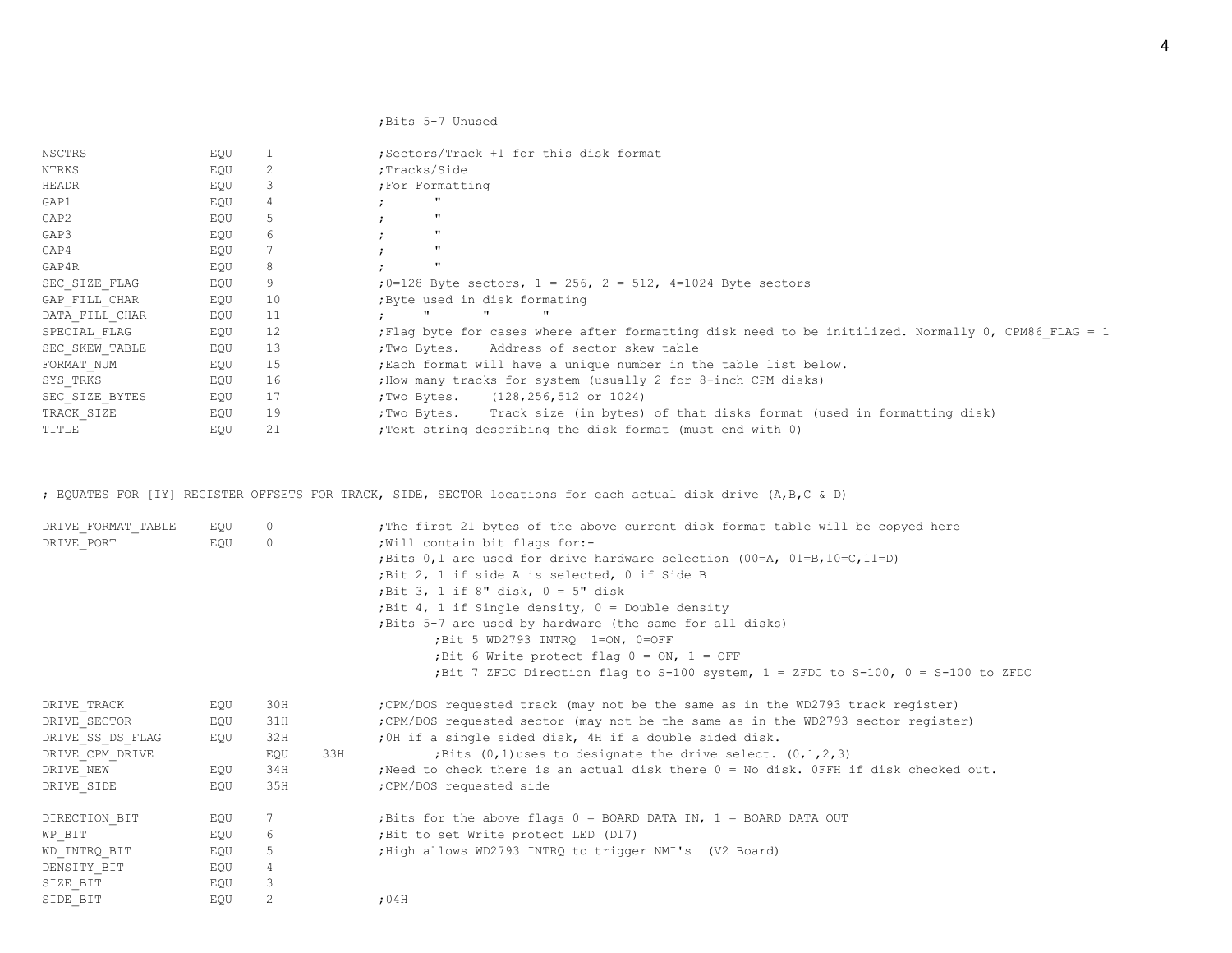```
                                        ;Bits 5-7 Unused

NSCTRS              EQU    1            ;Sectors/Track +1 for this disk format
NTRKS               EQU    2            ;Tracks/Side
HEADR               EQU    3            ;For Formatting
GAP1                EQU    4            ;       "
GAP2                EQU    5            ;       "
GAP3                EQU    6            ;       "
GAP4                EQU    7            ;       "
GAP4R               EQU    8            ;       "
SEC_SIZE_FLAG       EQU    9            ;0=128 Byte sectors, 1 = 256, 2 = 512, 4=1024 Byte sectors
GAP_FILL_CHAR       EQU    10           ;Byte used in disk formating
DATA_FILL_CHAR      EQU    11           ;     "       "       "
SPECIAL_FLAG        EQU    12           ;Flag byte for cases where after formatting disk need to be initilized. Normally 0, CPM86_FLAG = 1
SEC_SKEW_TABLE      EQU    13           ;Two Bytes.    Address of sector skew table
FORMAT_NUM          EQU    15           ;Each format will have a unique number in the table list below.
SYS_TRKS            EQU    16           ;How many tracks for system (usually 2 for 8-inch CPM disks)
SEC_SIZE_BYTES      EQU    17           ;Two Bytes.    (128,256,512 or 1024)
TRACK_SIZE          EQU    19           ;Two Bytes.    Track size (in bytes) of that disks format (used in formatting disk)
TITLE               EQU    21           ;Text string describing the disk format (must end with 0)


; EQUATES FOR [IY] REGISTER OFFSETS FOR TRACK, SIDE, SECTOR locations for each actual disk drive (A,B,C & D)

DRIVE_FORMAT_TABLE  EQU    0            ;The first 21 bytes of the above current disk format table will be copyed here
DRIVE_PORT          EQU    0            ;Will contain bit flags for:-
                                        ;Bits 0,1 are used for drive hardware selection (00=A, 01=B,10=C,11=D)
                                        ;Bit 2, 1 if side A is selected, 0 if Side B
                                        ;Bit 3, 1 if 8" disk, 0 = 5" disk
                                        ;Bit 4, 1 if Single density, 0 = Double density
                                        ;Bits 5-7 are used by hardware (the same for all disks)
                                               ;Bit 5 WD2793 INTRQ  1=ON, 0=OFF
                                               ;Bit 6 Write protect flag 0 = ON, 1 = OFF
                                               ;Bit 7 ZFDC Direction flag to S-100 system, 1 = ZFDC to S-100, 0 = S-100 to ZFDC

DRIVE_TRACK         EQU    30H          ;CPM/DOS requested track (may not be the same as in the WD2793 track register)
DRIVE_SECTOR        EQU    31H          ;CPM/DOS requested sector (may not be the same as in the WD2793 sector register)
DRIVE_SS_DS_FLAG    EQU    32H          ;0H if a single sided disk, 4H if a double sided disk.
DRIVE_CPM_DRIVE            EQU    33H          ;Bits (0,1)uses to designate the drive select. (0,1,2,3)
DRIVE_NEW           EQU    34H          ;Need to check there is an actual disk there 0 = No disk. 0FFH if disk checked out.
DRIVE_SIDE          EQU    35H          ;CPM/DOS requested side

DIRECTION_BIT       EQU    7            ;Bits for the above flags 0 = BOARD DATA IN, 1 = BOARD DATA OUT
WP_BIT              EQU    6            ;Bit to set Write protect LED (D17)
WD_INTRQ_BIT        EQU    5            ;High allows WD2793 INTRQ to trigger NMI's  (V2 Board)
DENSITY_BIT         EQU    4
SIZE_BIT            EQU    3
SIDE_BIT            EQU    2            ;04H
```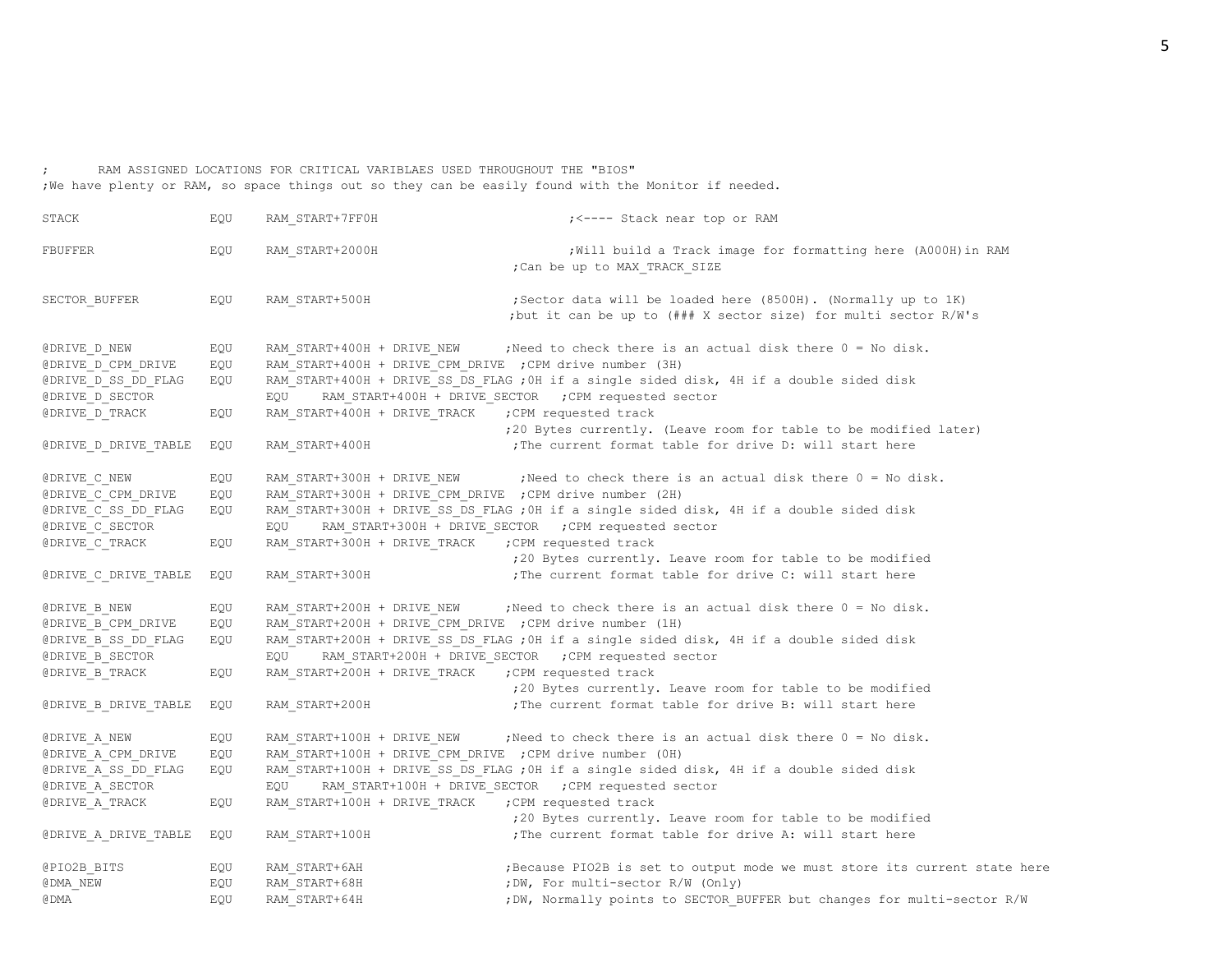```
;       RAM ASSIGNED LOCATIONS FOR CRITICAL VARIBLAES USED THROUGHOUT THE "BIOS"
;We have plenty or RAM, so space things out so they can be easily found with the Monitor if needed.

STACK                   EQU     RAM_START+7FF0H                         ;<---- Stack near top or RAM

FBUFFER                 EQU     RAM_START+2000H                         ;Will build a Track image for formatting here (A000H)in RAM
                                                                ;Can be up to MAX_TRACK_SIZE

SECTOR_BUFFER           EQU     RAM_START+500H                  ;Sector data will be loaded here (8500H). (Normally up to 1K)
                                                                ;but it can be up to (### X sector size) for multi sector R/W's

@DRIVE_D_NEW            EQU     RAM_START+400H + DRIVE_NEW      ;Need to check there is an actual disk there 0 = No disk.
@DRIVE_D_CPM_DRIVE      EQU     RAM_START+400H + DRIVE_CPM_DRIVE  ;CPM drive number (3H)
@DRIVE_D_SS_DD_FLAG     EQU     RAM_START+400H + DRIVE_SS_DS_FLAG ;0H if a single sided disk, 4H if a double sided disk
@DRIVE_D_SECTOR                 EQU     RAM_START+400H + DRIVE_SECTOR   ;CPM requested sector
@DRIVE_D_TRACK          EQU     RAM_START+400H + DRIVE_TRACK    ;CPM requested track
                                                                ;20 Bytes currently. (Leave room for table to be modified later)
@DRIVE_D_DRIVE_TABLE    EQU     RAM_START+400H                  ;The current format table for drive D: will start here

@DRIVE_C_NEW            EQU     RAM_START+300H + DRIVE_NEW       ;Need to check there is an actual disk there 0 = No disk.
@DRIVE_C_CPM_DRIVE      EQU     RAM_START+300H + DRIVE_CPM_DRIVE  ;CPM drive number (2H)
@DRIVE_C_SS_DD_FLAG     EQU     RAM_START+300H + DRIVE_SS_DS_FLAG ;0H if a single sided disk, 4H if a double sided disk
@DRIVE_C_SECTOR                 EQU     RAM_START+300H + DRIVE_SECTOR   ;CPM requested sector
@DRIVE_C_TRACK          EQU     RAM_START+300H + DRIVE_TRACK    ;CPM requested track
                                                                ;20 Bytes currently. Leave room for table to be modified
@DRIVE_C_DRIVE_TABLE    EQU     RAM_START+300H                  ;The current format table for drive C: will start here

@DRIVE_B_NEW            EQU     RAM_START+200H + DRIVE_NEW      ;Need to check there is an actual disk there 0 = No disk.
@DRIVE_B_CPM_DRIVE      EQU     RAM_START+200H + DRIVE_CPM_DRIVE  ;CPM drive number (1H)
@DRIVE_B_SS_DD_FLAG     EQU     RAM_START+200H + DRIVE_SS_DS_FLAG ;0H if a single sided disk, 4H if a double sided disk
@DRIVE_B_SECTOR                 EQU     RAM_START+200H + DRIVE_SECTOR   ;CPM requested sector
@DRIVE_B_TRACK          EQU     RAM_START+200H + DRIVE_TRACK    ;CPM requested track
                                                                ;20 Bytes currently. Leave room for table to be modified
@DRIVE_B_DRIVE_TABLE    EQU     RAM_START+200H                  ;The current format table for drive B: will start here

@DRIVE_A_NEW            EQU     RAM_START+100H + DRIVE_NEW      ;Need to check there is an actual disk there 0 = No disk.
@DRIVE_A_CPM_DRIVE      EQU     RAM_START+100H + DRIVE_CPM_DRIVE  ;CPM drive number (0H)
@DRIVE_A_SS_DD_FLAG     EQU     RAM_START+100H + DRIVE_SS_DS_FLAG ;0H if a single sided disk, 4H if a double sided disk
@DRIVE_A_SECTOR                 EQU     RAM_START+100H + DRIVE_SECTOR   ;CPM requested sector
@DRIVE_A_TRACK          EQU     RAM_START+100H + DRIVE_TRACK    ;CPM requested track
                                                                ;20 Bytes currently. Leave room for table to be modified
@DRIVE_A_DRIVE_TABLE    EQU     RAM_START+100H                  ;The current format table for drive A: will start here

@PIO2B_BITS             EQU     RAM_START+6AH                   ;Because PIO2B is set to output mode we must store its current state here
@DMA_NEW                EQU     RAM_START+68H                   ;DW, For multi-sector R/W (Only)
@DMA                    EQU     RAM_START+64H                   ;DW, Normally points to SECTOR_BUFFER but changes for multi-sector R/W
```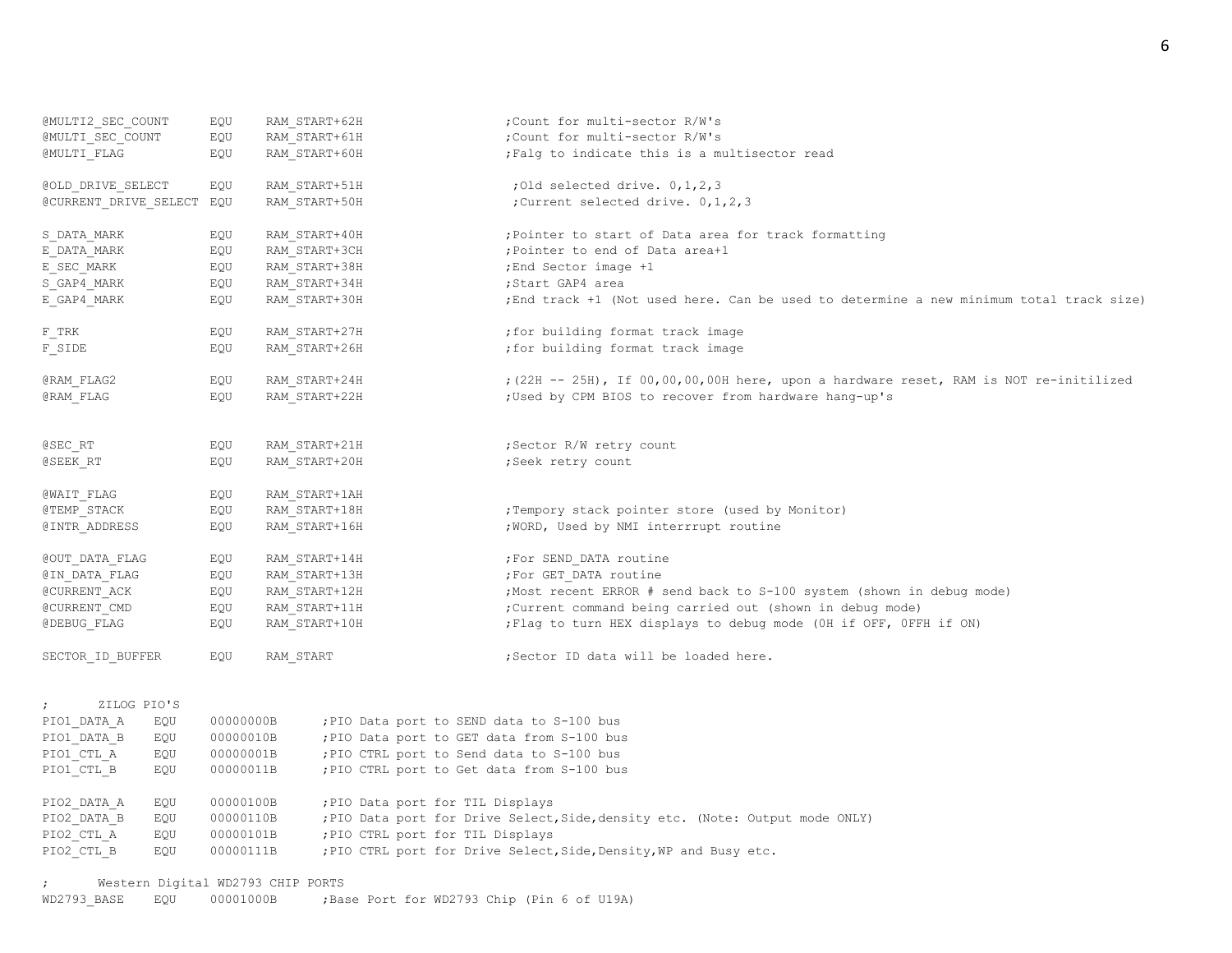```
@MULTI2_SEC_COUNT      EQU    RAM_START+62H                  ;Count for multi-sector R/W's
@MULTI_SEC_COUNT       EQU    RAM_START+61H                  ;Count for multi-sector R/W's
@MULTI_FLAG            EQU    RAM_START+60H                  ;Falg to indicate this is a multisector read

@OLD_DRIVE_SELECT      EQU    RAM_START+51H                   ;Old selected drive. 0,1,2,3
@CURRENT_DRIVE_SELECT  EQU    RAM_START+50H                   ;Current selected drive. 0,1,2,3

S_DATA_MARK            EQU    RAM_START+40H                  ;Pointer to start of Data area for track formatting
E_DATA_MARK            EQU    RAM_START+3CH                  ;Pointer to end of Data area+1
E_SEC_MARK             EQU    RAM_START+38H                  ;End Sector image +1
S_GAP4_MARK            EQU    RAM_START+34H                  ;Start GAP4 area
E_GAP4_MARK            EQU    RAM_START+30H                  ;End track +1 (Not used here. Can be used to determine a new minimum total track size)

F_TRK                  EQU    RAM_START+27H                  ;for building format track image
F_SIDE                 EQU    RAM_START+26H                  ;for building format track image

@RAM_FLAG2             EQU    RAM_START+24H                  ;(22H -- 25H), If 00,00,00,00H here, upon a hardware reset, RAM is NOT re-initilized
@RAM_FLAG              EQU    RAM_START+22H                  ;Used by CPM BIOS to recover from hardware hang-up's


@SEC_RT                EQU    RAM_START+21H                  ;Sector R/W retry count
@SEEK_RT               EQU    RAM_START+20H                  ;Seek retry count

@WAIT_FLAG             EQU    RAM_START+1AH
@TEMP_STACK            EQU    RAM_START+18H                  ;Tempory stack pointer store (used by Monitor)
@INTR_ADDRESS          EQU    RAM_START+16H                  ;WORD, Used by NMI interrrupt routine

@OUT_DATA_FLAG         EQU    RAM_START+14H                  ;For SEND_DATA routine
@IN_DATA_FLAG          EQU    RAM_START+13H                  ;For GET_DATA routine
@CURRENT_ACK           EQU    RAM_START+12H                  ;Most recent ERROR # send back to S-100 system (shown in debug mode)
@CURRENT_CMD           EQU    RAM_START+11H                  ;Current command being carried out (shown in debug mode)
@DEBUG_FLAG            EQU    RAM_START+10H                  ;Flag to turn HEX displays to debug mode (0H if OFF, 0FFH if ON)

SECTOR_ID_BUFFER       EQU    RAM_START                      ;Sector ID data will be loaded here.


;       ZILOG PIO'S
PIO1_DATA_A    EQU    00000000B      ;PIO Data port to SEND data to S-100 bus
PIO1_DATA_B    EQU    00000010B      ;PIO Data port to GET data from S-100 bus
PIO1_CTL_A     EQU    00000001B      ;PIO CTRL port to Send data to S-100 bus
PIO1_CTL_B     EQU    00000011B      ;PIO CTRL port to Get data from S-100 bus

PIO2_DATA_A    EQU    00000100B      ;PIO Data port for TIL Displays
PIO2_DATA_B    EQU    00000110B      ;PIO Data port for Drive Select,Side,density etc. (Note: Output mode ONLY)
PIO2_CTL_A     EQU    00000101B      ;PIO CTRL port for TIL Displays
PIO2_CTL_B     EQU    00000111B      ;PIO CTRL port for Drive Select,Side,Density,WP and Busy etc.

;       Western Digital WD2793 CHIP PORTS
WD2793_BASE    EQU    00001000B      ;Base Port for WD2793 Chip (Pin 6 of U19A)
```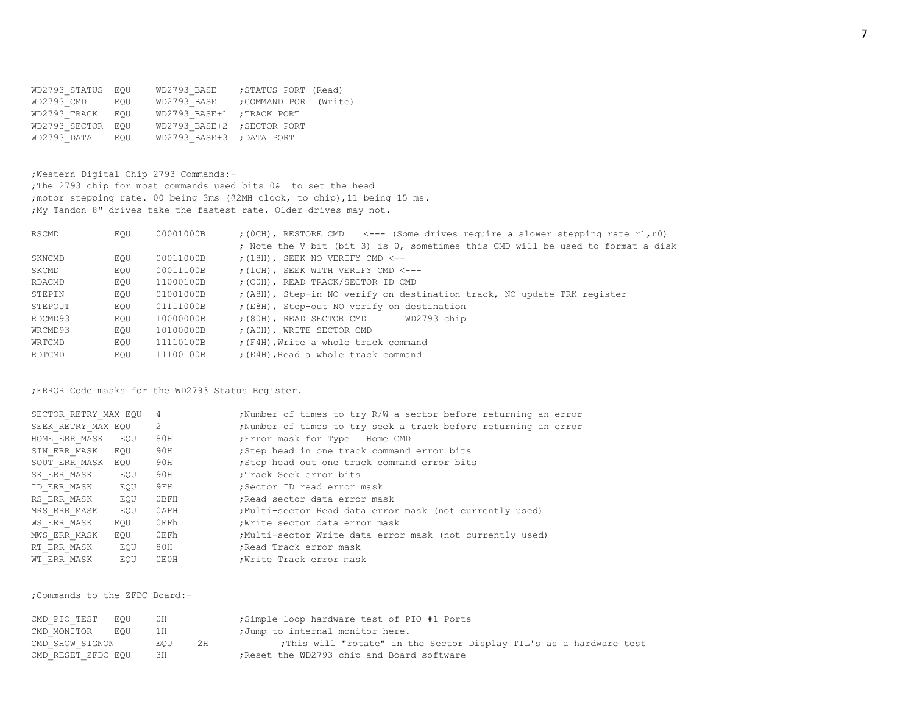```
WD2793_STATUS  EQU     WD2793_BASE    ;STATUS PORT (Read)
WD2793_CMD     EQU     WD2793_BASE    ;COMMAND PORT (Write)
WD2793_TRACK   EQU     WD2793_BASE+1  ;TRACK PORT
WD2793_SECTOR  EQU     WD2793_BASE+2  ;SECTOR PORT
WD2793_DATA    EQU     WD2793_BASE+3  ;DATA PORT


;Western Digital Chip 2793 Commands:-
;The 2793 chip for most commands used bits 0&1 to set the head
;motor stepping rate. 00 being 3ms (@2MH clock, to chip),11 being 15 ms.
;My Tandon 8" drives take the fastest rate. Older drives may not.

RSCMD          EQU     00001000B      ;(0CH), RESTORE CMD   <--- (Some drives require a slower stepping rate r1,r0)
                                      ; Note the V bit (bit 3) is 0, sometimes this CMD will be used to format a disk
SKNCMD         EQU     00011000B      ;(18H), SEEK NO VERIFY CMD <--
SKCMD          EQU     00011100B      ;(1CH), SEEK WITH VERIFY CMD <---
RDACMD         EQU     11000100B      ;(C0H), READ TRACK/SECTOR ID CMD
STEPIN         EQU     01001000B      ;(A8H), Step-in NO verify on destination track, NO update TRK register
STEPOUT        EQU     01111000B      ;(E8H), Step-out NO verify on destination
RDCMD93        EQU     10000000B      ;(80H), READ SECTOR CMD       WD2793 chip
WRCMD93        EQU     10100000B      ;(A0H), WRITE SECTOR CMD
WRTCMD         EQU     11110100B      ;(F4H),Write a whole track command
RDTCMD         EQU     11100100B      ;(E4H),Read a whole track command


;ERROR Code masks for the WD2793 Status Register.

SECTOR_RETRY_MAX EQU  4              ;Number of times to try R/W a sector before returning an error
SEEK_RETRY_MAX EQU    2              ;Number of times to try seek a track before returning an error
HOME_ERR_MASK   EQU   80H            ;Error mask for Type I Home CMD
SIN_ERR_MASK   EQU    90H            ;Step head in one track command error bits
SOUT_ERR_MASK  EQU    90H            ;Step head out one track command error bits
SK_ERR_MASK     EQU   90H            ;Track Seek error bits
ID_ERR_MASK     EQU   9FH            ;Sector ID read error mask
RS_ERR_MASK     EQU   0BFH           ;Read sector data error mask
MRS_ERR_MASK    EQU   0AFH           ;Multi-sector Read data error mask (not currently used)
WS_ERR_MASK    EQU    0EFh           ;Write sector data error mask
MWS_ERR_MASK   EQU    0EFh           ;Multi-sector Write data error mask (not currently used)
RT_ERR_MASK     EQU   80H            ;Read Track error mask
WT_ERR_MASK     EQU   0E0H           ;Write Track error mask


;Commands to the ZFDC Board:-

CMD_PIO_TEST   EQU     0H             ;Simple loop hardware test of PIO #1 Ports
CMD_MONITOR    EQU     1H             ;Jump to internal monitor here.
CMD_SHOW_SIGNON        EQU     2H             ;This will "rotate" in the Sector Display TIL's as a hardware test
CMD_RESET_ZFDC EQU     3H             ;Reset the WD2793 chip and Board software
```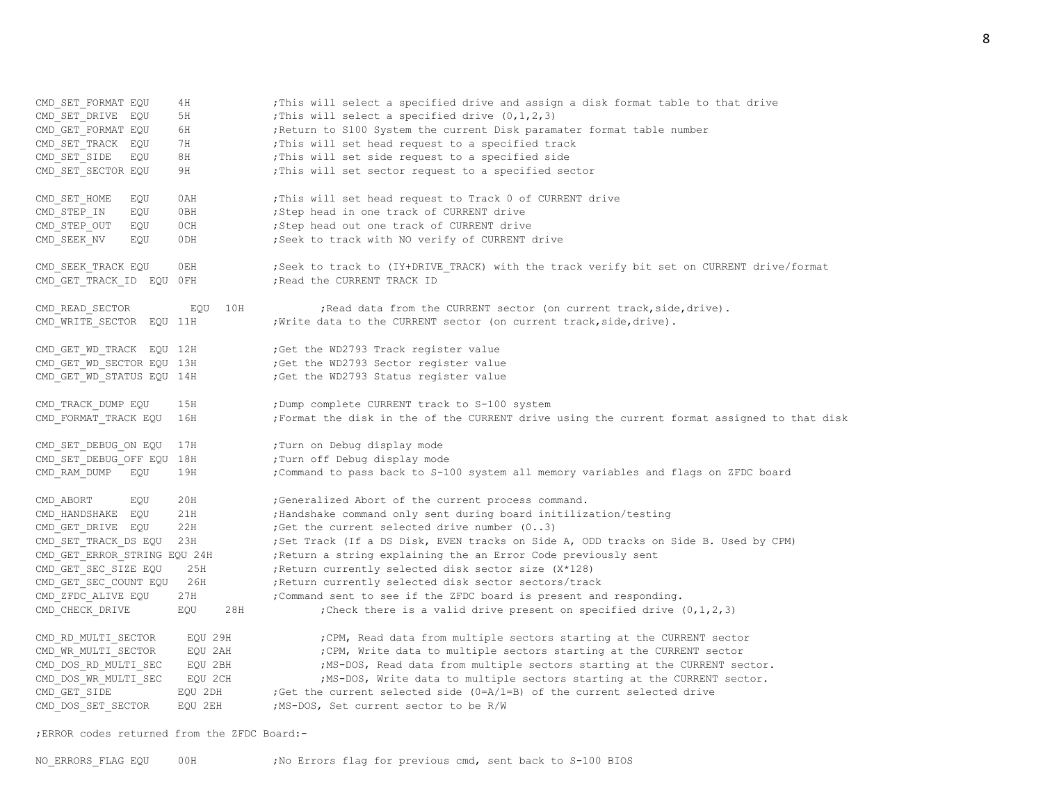```
CMD_SET_FORMAT EQU     4H              ;This will select a specified drive and assign a disk format table to that drive
CMD_SET_DRIVE  EQU     5H              ;This will select a specified drive (0,1,2,3)
CMD_GET_FORMAT EQU     6H              ;Return to S100 System the current Disk paramater format table number
CMD_SET_TRACK  EQU     7H              ;This will set head request to a specified track
CMD_SET_SIDE   EQU     8H              ;This will set side request to a specified side
CMD_SET_SECTOR EQU     9H              ;This will set sector request to a specified sector

CMD_SET_HOME   EQU     0AH             ;This will set head request to Track 0 of CURRENT drive
CMD_STEP_IN    EQU     0BH             ;Step head in one track of CURRENT drive
CMD_STEP_OUT   EQU     0CH             ;Step head out one track of CURRENT drive
CMD_SEEK_NV    EQU     0DH             ;Seek to track with NO verify of CURRENT drive

CMD_SEEK_TRACK EQU     0EH             ;Seek to track to (IY+DRIVE_TRACK) with the track verify bit set on CURRENT drive/format
CMD_GET_TRACK_ID  EQU 0FH              ;Read the CURRENT TRACK ID

CMD_READ_SECTOR         EQU  10H            ;Read data from the CURRENT sector (on current track,side,drive).
CMD_WRITE_SECTOR  EQU 11H              ;Write data to the CURRENT sector (on current track,side,drive).

CMD_GET_WD_TRACK  EQU 12H              ;Get the WD2793 Track register value
CMD_GET_WD_SECTOR EQU 13H              ;Get the WD2793 Sector register value
CMD_GET_WD_STATUS EQU 14H              ;Get the WD2793 Status register value

CMD_TRACK_DUMP EQU     15H             ;Dump complete CURRENT track to S-100 system
CMD_FORMAT_TRACK EQU   16H             ;Format the disk in the of the CURRENT drive using the current format assigned to that disk

CMD_SET_DEBUG_ON EQU   17H             ;Turn on Debug display mode
CMD_SET_DEBUG_OFF EQU  18H             ;Turn off Debug display mode
CMD_RAM_DUMP   EQU     19H             ;Command to pass back to S-100 system all memory variables and flags on ZFDC board

CMD_ABORT      EQU     20H             ;Generalized Abort of the current process command.
CMD_HANDSHAKE  EQU     21H             ;Handshake command only sent during board initilization/testing
CMD_GET_DRIVE  EQU     22H             ;Get the current selected drive number (0..3)
CMD_SET_TRACK_DS EQU   23H             ;Set Track (If a DS Disk, EVEN tracks on Side A, ODD tracks on Side B. Used by CPM)
CMD_GET_ERROR_STRING EQU 24H           ;Return a string explaining the an Error Code previously sent
CMD_GET_SEC_SIZE EQU    25H            ;Return currently selected disk sector size (X*128)
CMD_GET_SEC_COUNT EQU   26H            ;Return currently selected disk sector sectors/track
CMD_ZFDC_ALIVE EQU     27H             ;Command sent to see if the ZFDC board is present and responding.
CMD_CHECK_DRIVE        EQU     28H            ;Check there is a valid drive present on specified drive (0,1,2,3)

CMD_RD_MULTI_SECTOR     EQU 29H             ;CPM, Read data from multiple sectors starting at the CURRENT sector
CMD_WR_MULTI_SECTOR     EQU 2AH             ;CPM, Write data to multiple sectors starting at the CURRENT sector
CMD_DOS_RD_MULTI_SEC    EQU 2BH             ;MS-DOS, Read data from multiple sectors starting at the CURRENT sector.
CMD_DOS_WR_MULTI_SEC    EQU 2CH             ;MS-DOS, Write data to multiple sectors starting at the CURRENT sector.
CMD_GET_SIDE          EQU 2DH          ;Get the current selected side (0=A/1=B) of the current selected drive
CMD_DOS_SET_SECTOR     EQU 2EH         ;MS-DOS, Set current sector to be R/W

;ERROR codes returned from the ZFDC Board:-

NO_ERRORS_FLAG EQU     00H             ;No Errors flag for previous cmd, sent back to S-100 BIOS
```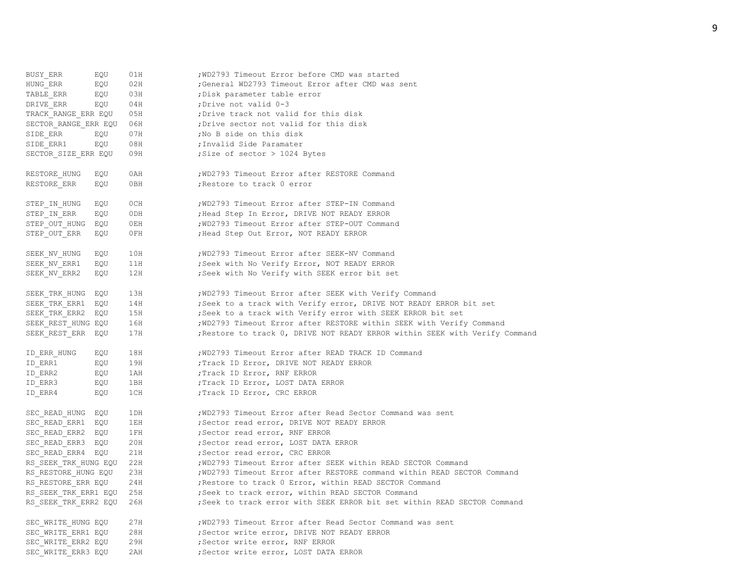```
BUSY_ERR        EQU     01H             ;WD2793 Timeout Error before CMD was started
HUNG_ERR        EQU     02H             ;General WD2793 Timeout Error after CMD was sent
TABLE_ERR       EQU     03H             ;Disk parameter table error
DRIVE_ERR       EQU     04H             ;Drive not valid 0-3
TRACK_RANGE_ERR EQU     05H             ;Drive track not valid for this disk
SECTOR_RANGE_ERR EQU    06H             ;Drive sector not valid for this disk
SIDE_ERR        EQU     07H             ;No B side on this disk
SIDE_ERR1       EQU     08H             ;Invalid Side Paramater
SECTOR_SIZE_ERR EQU     09H             ;Size of sector > 1024 Bytes

RESTORE_HUNG    EQU     0AH             ;WD2793 Timeout Error after RESTORE Command
RESTORE_ERR     EQU     0BH             ;Restore to track 0 error

STEP_IN_HUNG    EQU     0CH             ;WD2793 Timeout Error after STEP-IN Command
STEP_IN_ERR     EQU     0DH             ;Head Step In Error, DRIVE NOT READY ERROR
STEP_OUT_HUNG   EQU     0EH             ;WD2793 Timeout Error after STEP-OUT Command
STEP_OUT_ERR    EQU     0FH             ;Head Step Out Error, NOT READY ERROR

SEEK_NV_HUNG    EQU     10H             ;WD2793 Timeout Error after SEEK-NV Command
SEEK_NV_ERR1    EQU     11H             ;Seek with No Verify Error, NOT READY ERROR
SEEK_NV_ERR2    EQU     12H             ;Seek with No Verify with SEEK error bit set

SEEK_TRK_HUNG   EQU     13H             ;WD2793 Timeout Error after SEEK with Verify Command
SEEK_TRK_ERR1   EQU     14H             ;Seek to a track with Verify error, DRIVE NOT READY ERROR bit set
SEEK_TRK_ERR2   EQU     15H             ;Seek to a track with Verify error with SEEK ERROR bit set
SEEK_REST_HUNG EQU      16H             ;WD2793 Timeout Error after RESTORE within SEEK with Verify Command
SEEK_REST_ERR   EQU     17H             ;Restore to track 0, DRIVE NOT READY ERROR within SEEK with Verify Command

ID_ERR_HUNG     EQU     18H             ;WD2793 Timeout Error after READ TRACK ID Command
ID_ERR1         EQU     19H             ;Track ID Error, DRIVE NOT READY ERROR
ID_ERR2         EQU     1AH             ;Track ID Error, RNF ERROR
ID_ERR3         EQU     1BH             ;Track ID Error, LOST DATA ERROR
ID_ERR4         EQU     1CH             ;Track ID Error, CRC ERROR

SEC_READ_HUNG   EQU     1DH             ;WD2793 Timeout Error after Read Sector Command was sent
SEC_READ_ERR1   EQU     1EH             ;Sector read error, DRIVE NOT READY ERROR
SEC_READ_ERR2   EQU     1FH             ;Sector read error, RNF ERROR
SEC_READ_ERR3   EQU     20H             ;Sector read error, LOST DATA ERROR
SEC_READ_ERR4   EQU     21H             ;Sector read error, CRC ERROR
RS_SEEK_TRK_HUNG EQU    22H             ;WD2793 Timeout Error after SEEK within READ SECTOR Command
RS_RESTORE_HUNG EQU     23H             ;WD2793 Timeout Error after RESTORE command within READ SECTOR Command
RS_RESTORE_ERR EQU      24H             ;Restore to track 0 Error, within READ SECTOR Command
RS_SEEK_TRK_ERR1 EQU    25H             ;Seek to track error, within READ SECTOR Command
RS_SEEK_TRK_ERR2 EQU    26H             ;Seek to track error with SEEK ERROR bit set within READ SECTOR Command

SEC_WRITE_HUNG EQU      27H             ;WD2793 Timeout Error after Read Sector Command was sent
SEC_WRITE_ERR1 EQU      28H             ;Sector write error, DRIVE NOT READY ERROR
SEC_WRITE_ERR2 EQU      29H             ;Sector write error, RNF ERROR
SEC_WRITE_ERR3 EQU      2AH             ;Sector write error, LOST DATA ERROR
```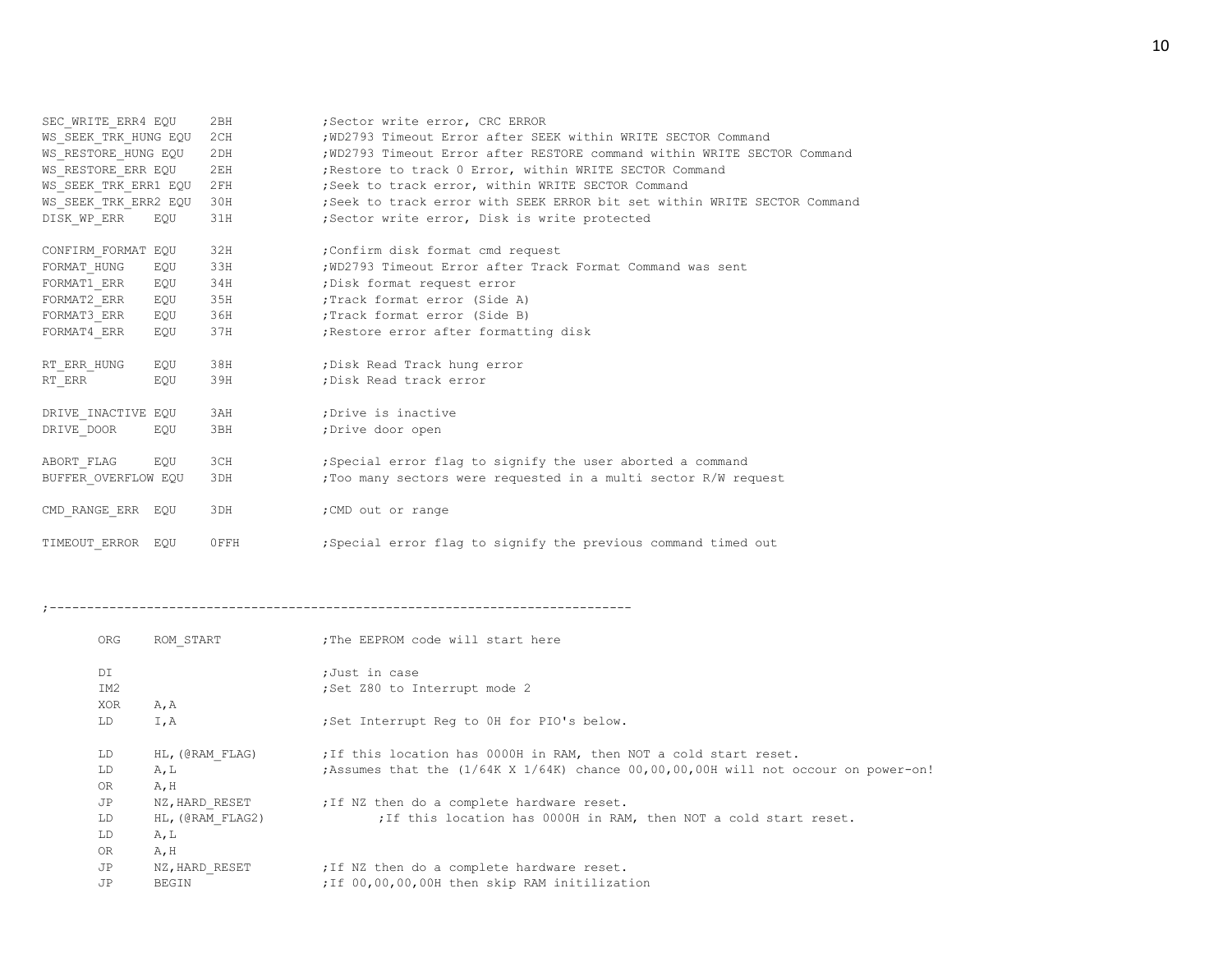```
SEC_WRITE_ERR4 EQU     2BH            ;Sector write error, CRC ERROR
WS_SEEK_TRK_HUNG EQU   2CH            ;WD2793 Timeout Error after SEEK within WRITE SECTOR Command
WS_RESTORE_HUNG EQU    2DH            ;WD2793 Timeout Error after RESTORE command within WRITE SECTOR Command
WS_RESTORE_ERR EQU     2EH            ;Restore to track 0 Error, within WRITE SECTOR Command
WS_SEEK_TRK_ERR1 EQU   2FH            ;Seek to track error, within WRITE SECTOR Command
WS_SEEK_TRK_ERR2 EQU   30H            ;Seek to track error with SEEK ERROR bit set within WRITE SECTOR Command
DISK_WP_ERR    EQU     31H            ;Sector write error, Disk is write protected

CONFIRM_FORMAT EQU     32H            ;Confirm disk format cmd request
FORMAT_HUNG    EQU     33H            ;WD2793 Timeout Error after Track Format Command was sent
FORMAT1_ERR    EQU     34H            ;Disk format request error
FORMAT2_ERR    EQU     35H            ;Track format error (Side A)
FORMAT3_ERR    EQU     36H            ;Track format error (Side B)
FORMAT4_ERR    EQU     37H            ;Restore error after formatting disk

RT_ERR_HUNG    EQU     38H            ;Disk Read Track hung error
RT_ERR         EQU     39H            ;Disk Read track error

DRIVE_INACTIVE EQU     3AH            ;Drive is inactive
DRIVE_DOOR     EQU     3BH            ;Drive door open

ABORT_FLAG     EQU     3CH            ;Special error flag to signify the user aborted a command
BUFFER_OVERFLOW EQU    3DH            ;Too many sectors were requested in a multi sector R/W request

CMD_RANGE_ERR  EQU     3DH            ;CMD out or range

TIMEOUT_ERROR  EQU     0FFH           ;Special error flag to signify the previous command timed out



;-------------------------------------------------------------------------------

        ORG     ROM_START             ;The EEPROM code will start here

        DI                            ;Just in case
        IM2                           ;Set Z80 to Interrupt mode 2
        XOR     A,A
        LD      I,A                   ;Set Interrupt Reg to 0H for PIO's below.

        LD      HL,(@RAM_FLAG)        ;If this location has 0000H in RAM, then NOT a cold start reset.
        LD      A,L                   ;Assumes that the (1/64K X 1/64K) chance 00,00,00,00H will not occour on power-on!
        OR      A,H
        JP      NZ,HARD_RESET         ;If NZ then do a complete hardware reset.
        LD      HL,(@RAM_FLAG2)               ;If this location has 0000H in RAM, then NOT a cold start reset.
        LD      A,L
        OR      A,H
        JP      NZ,HARD_RESET         ;If NZ then do a complete hardware reset.
        JP      BEGIN                 ;If 00,00,00,00H then skip RAM initilization
```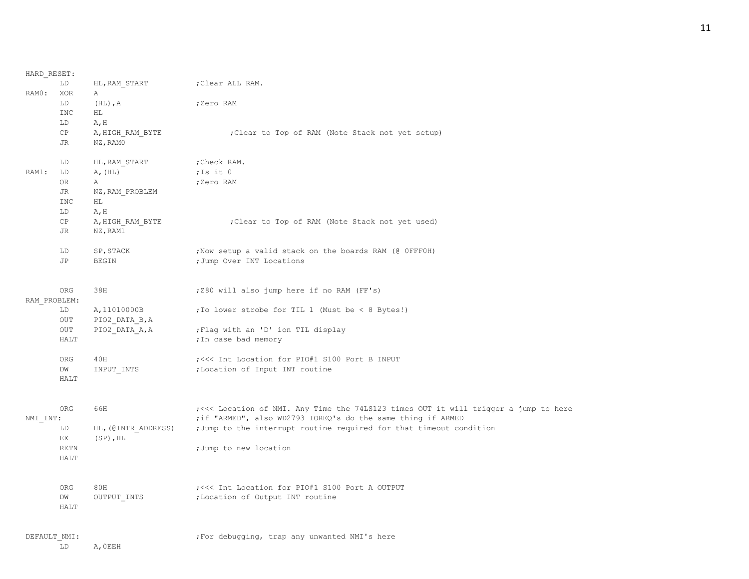```
HARD_RESET:
        LD      HL,RAM_START            ;Clear ALL RAM.
RAM0:   XOR     A
        LD      (HL),A                  ;Zero RAM
        INC     HL
        LD      A,H
        CP      A,HIGH_RAM_BYTE                 ;Clear to Top of RAM (Note Stack not yet setup)
        JR      NZ,RAM0

        LD      HL,RAM_START            ;Check RAM.
RAM1:   LD      A,(HL)                  ;Is it 0
        OR      A                       ;Zero RAM
        JR      NZ,RAM_PROBLEM
        INC     HL
        LD      A,H
        CP      A,HIGH_RAM_BYTE                 ;Clear to Top of RAM (Note Stack not yet used)
        JR      NZ,RAM1

        LD      SP,STACK                ;Now setup a valid stack on the boards RAM (@ 0FFF0H)
        JP      BEGIN                   ;Jump Over INT Locations


        ORG     38H                     ;Z80 will also jump here if no RAM (FF's)
RAM_PROBLEM:
        LD      A,11010000B             ;To lower strobe for TIL 1 (Must be < 8 Bytes!)
        OUT     PIO2_DATA_B,A
        OUT     PIO2_DATA_A,A           ;Flag with an 'D' ion TIL display
        HALT                            ;In case bad memory

        ORG     40H                     ;<<< Int Location for PIO#1 S100 Port B INPUT
        DW      INPUT_INTS              ;Location of Input INT routine
        HALT


        ORG     66H                     ;<<< Location of NMI. Any Time the 74LS123 times OUT it will trigger a jump to here
NMI_INT:                                ;if "ARMED", also WD2793 IOREQ's do the same thing if ARMED
        LD      HL,(@INTR_ADDRESS)      ;Jump to the interrupt routine required for that timeout condition
        EX      (SP),HL
        RETN                            ;Jump to new location
        HALT


        ORG     80H                     ;<<< Int Location for PIO#1 S100 Port A OUTPUT
        DW      OUTPUT_INTS             ;Location of Output INT routine
        HALT


DEFAULT_NMI:                            ;For debugging, trap any unwanted NMI's here
        LD      A,0EEH
```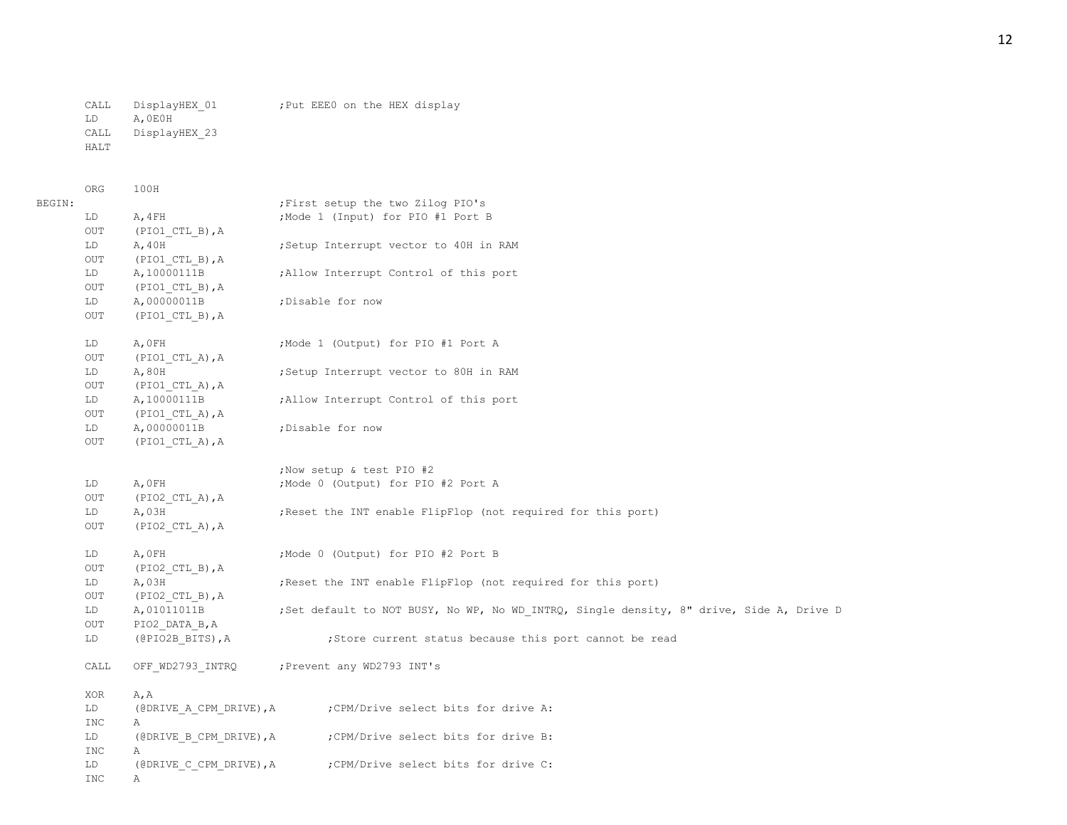```
        CALL    DisplayHEX_01           ;Put EEE0 on the HEX display
        LD      A,0E0H
        CALL    DisplayHEX_23
        HALT


        ORG     100H
BEGIN:                                  ;First setup the two Zilog PIO's
        LD      A,4FH                   ;Mode 1 (Input) for PIO #1 Port B
        OUT     (PIO1_CTL_B),A
        LD      A,40H                   ;Setup Interrupt vector to 40H in RAM
        OUT     (PIO1_CTL_B),A
        LD      A,10000111B             ;Allow Interrupt Control of this port
        OUT     (PIO1_CTL_B),A
        LD      A,00000011B             ;Disable for now
        OUT     (PIO1_CTL_B),A

        LD      A,0FH                   ;Mode 1 (Output) for PIO #1 Port A
        OUT     (PIO1_CTL_A),A
        LD      A,80H                   ;Setup Interrupt vector to 80H in RAM
        OUT     (PIO1_CTL_A),A
        LD      A,10000111B             ;Allow Interrupt Control of this port
        OUT     (PIO1_CTL_A),A
        LD      A,00000011B             ;Disable for now
        OUT     (PIO1_CTL_A),A

                                        ;Now setup & test PIO #2
        LD      A,0FH                   ;Mode 0 (Output) for PIO #2 Port A
        OUT     (PIO2_CTL_A),A
        LD      A,03H                   ;Reset the INT enable FlipFlop (not required for this port)
        OUT     (PIO2_CTL_A),A

        LD      A,0FH                   ;Mode 0 (Output) for PIO #2 Port B
        OUT     (PIO2_CTL_B),A
        LD      A,03H                   ;Reset the INT enable FlipFlop (not required for this port)
        OUT     (PIO2_CTL_B),A
        LD      A,01011011B             ;Set default to NOT BUSY, No WP, No WD_INTRQ, Single density, 8" drive, Side A, Drive D
        OUT     PIO2_DATA_B,A
        LD      (@PIO2B_BITS),A                 ;Store current status because this port cannot be read

        CALL    OFF_WD2793_INTRQ        ;Prevent any WD2793 INT's

        XOR     A,A
        LD      (@DRIVE_A_CPM_DRIVE),A          ;CPM/Drive select bits for drive A:
        INC     A
        LD      (@DRIVE_B_CPM_DRIVE),A          ;CPM/Drive select bits for drive B:
        INC     A
        LD      (@DRIVE_C_CPM_DRIVE),A          ;CPM/Drive select bits for drive C:
        INC     A
```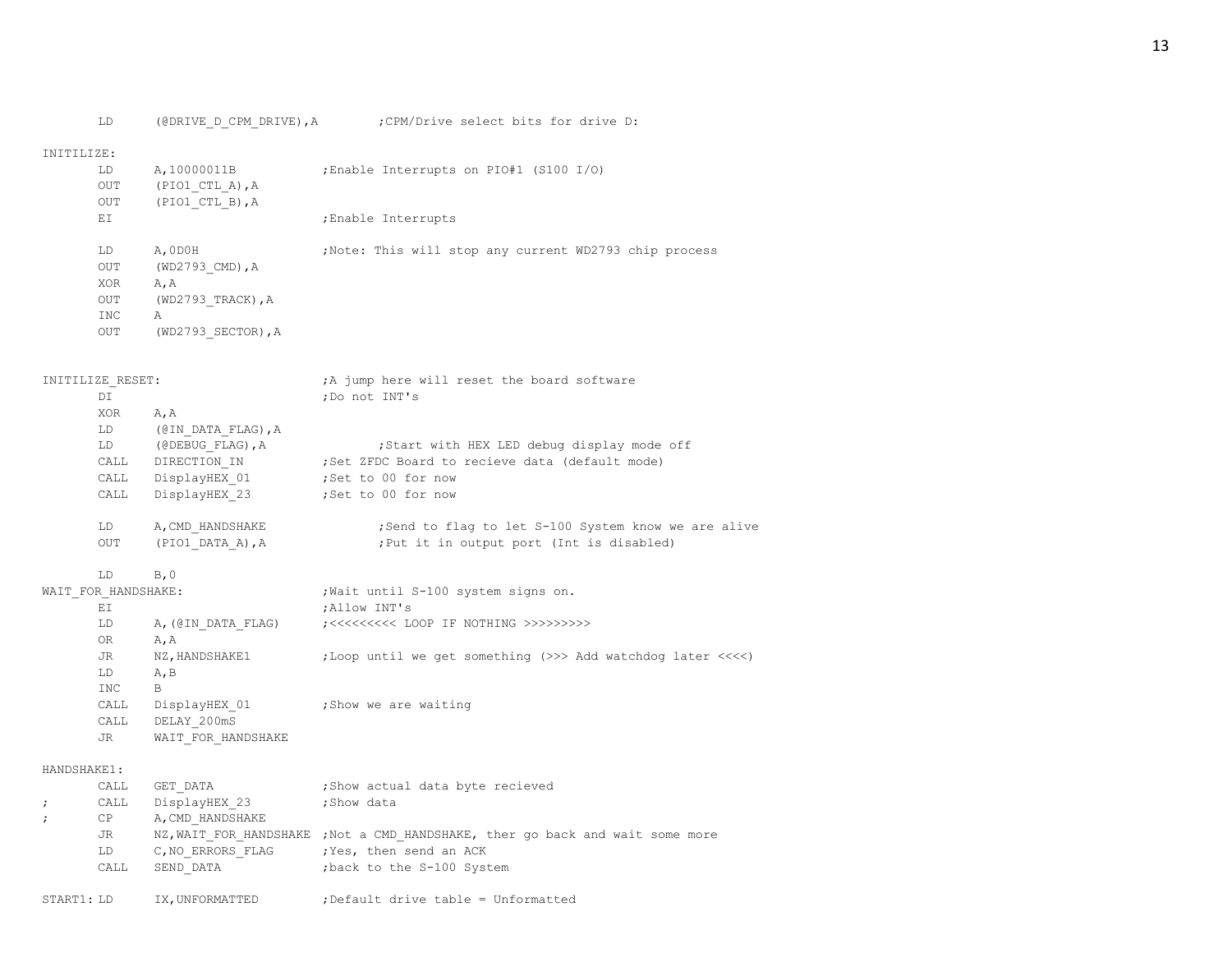```
        LD      (@DRIVE_D_CPM_DRIVE),A          ;CPM/Drive select bits for drive D:

INITILIZE:
        LD      A,10000011B             ;Enable Interrupts on PIO#1 (S100 I/O)
        OUT     (PIO1_CTL_A),A
        OUT     (PIO1_CTL_B),A
        EI                              ;Enable Interrupts

        LD      A,0D0H                  ;Note: This will stop any current WD2793 chip process
        OUT     (WD2793_CMD),A
        XOR     A,A
        OUT     (WD2793_TRACK),A
        INC     A
        OUT     (WD2793_SECTOR),A


INITILIZE_RESET:                        ;A jump here will reset the board software
        DI                              ;Do not INT's
        XOR     A,A
        LD      (@IN_DATA_FLAG),A
        LD      (@DEBUG_FLAG),A                 ;Start with HEX LED debug display mode off
        CALL    DIRECTION_IN            ;Set ZFDC Board to recieve data (default mode)
        CALL    DisplayHEX_01           ;Set to 00 for now
        CALL    DisplayHEX_23           ;Set to 00 for now

        LD      A,CMD_HANDSHAKE                 ;Send to flag to let S-100 System know we are alive
        OUT     (PIO1_DATA_A),A                 ;Put it in output port (Int is disabled)

        LD      B,0
WAIT_FOR_HANDSHAKE:                     ;Wait until S-100 system signs on.
        EI                              ;Allow INT's
        LD      A,(@IN_DATA_FLAG)       ;<<<<<<<<< LOOP IF NOTHING >>>>>>>>>
        OR      A,A
        JR      NZ,HANDSHAKE1           ;Loop until we get something (>>> Add watchdog later <<<<)
        LD      A,B
        INC     B
        CALL    DisplayHEX_01           ;Show we are waiting
        CALL    DELAY_200mS
        JR      WAIT_FOR_HANDSHAKE

HANDSHAKE1:
        CALL    GET_DATA                ;Show actual data byte recieved
;       CALL    DisplayHEX_23           ;Show data
;       CP      A,CMD_HANDSHAKE
        JR      NZ,WAIT_FOR_HANDSHAKE   ;Not a CMD_HANDSHAKE, ther go back and wait some more
        LD      C,NO_ERRORS_FLAG        ;Yes, then send an ACK
        CALL    SEND_DATA               ;back to the S-100 System

START1: LD      IX,UNFORMATTED          ;Default drive table = Unformatted
```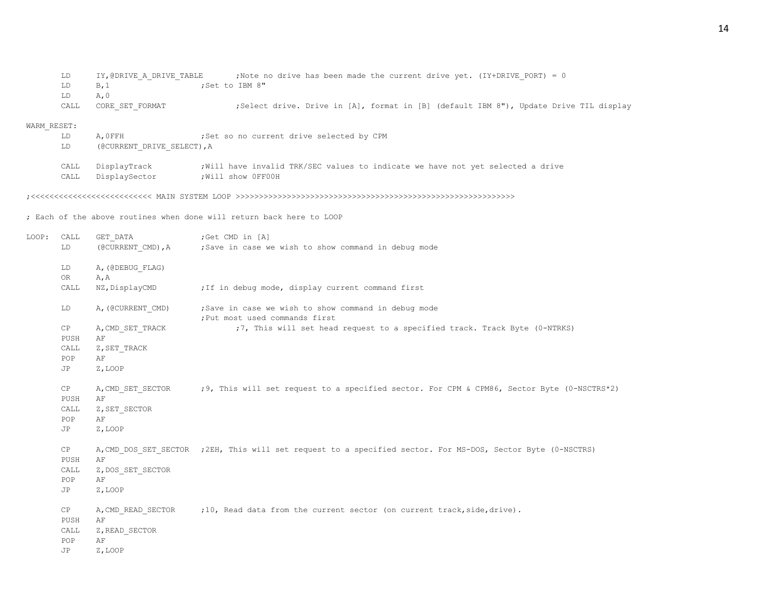```
        LD      IY,@DRIVE_A_DRIVE_TABLE       ;Note no drive has been made the current drive yet. (IY+DRIVE_PORT) = 0
        LD      B,1                    ;Set to IBM 8"
        LD      A,0
        CALL    CORE_SET_FORMAT                ;Select drive. Drive in [A], format in [B] (default IBM 8"), Update Drive TIL display

WARM_RESET:
        LD      A,0FFH                 ;Set so no current drive selected by CPM
        LD      (@CURRENT_DRIVE_SELECT),A

        CALL    DisplayTrack           ;Will have invalid TRK/SEC values to indicate we have not yet selected a drive
        CALL    DisplaySector          ;Will show 0FF00H

;<<<<<<<<<<<<<<<<<<<<<<<<<< MAIN SYSTEM LOOP >>>>>>>>>>>>>>>>>>>>>>>>>>>>>>>>>>>>>>>>>>>>>>>>>>>>>>>>>>>>>>>>>>>>>

; Each of the above routines when done will return back here to LOOP

LOOP:   CALL    GET_DATA               ;Get CMD in [A]
        LD      (@CURRENT_CMD),A       ;Save in case we wish to show command in debug mode

        LD      A,(@DEBUG_FLAG)
        OR      A,A
        CALL    NZ,DisplayCMD          ;If in debug mode, display current command first

        LD      A,(@CURRENT_CMD)       ;Save in case we wish to show command in debug mode
                                       ;Put most used commands first
        CP      A,CMD_SET_TRACK                ;7, This will set head request to a specified track. Track Byte (0-NTRKS)
        PUSH    AF
        CALL    Z,SET_TRACK
        POP     AF
        JP      Z,LOOP

        CP      A,CMD_SET_SECTOR       ;9, This will set request to a specified sector. For CPM & CPM86, Sector Byte (0-NSCTRS*2)
        PUSH    AF
        CALL    Z,SET_SECTOR
        POP     AF
        JP      Z,LOOP

        CP      A,CMD_DOS_SET_SECTOR   ;2EH, This will set request to a specified sector. For MS-DOS, Sector Byte (0-NSCTRS)
        PUSH    AF
        CALL    Z,DOS_SET_SECTOR
        POP     AF
        JP      Z,LOOP

        CP      A,CMD_READ_SECTOR      ;10, Read data from the current sector (on current track,side,drive).
        PUSH    AF
        CALL    Z,READ_SECTOR
        POP     AF
        JP      Z,LOOP
```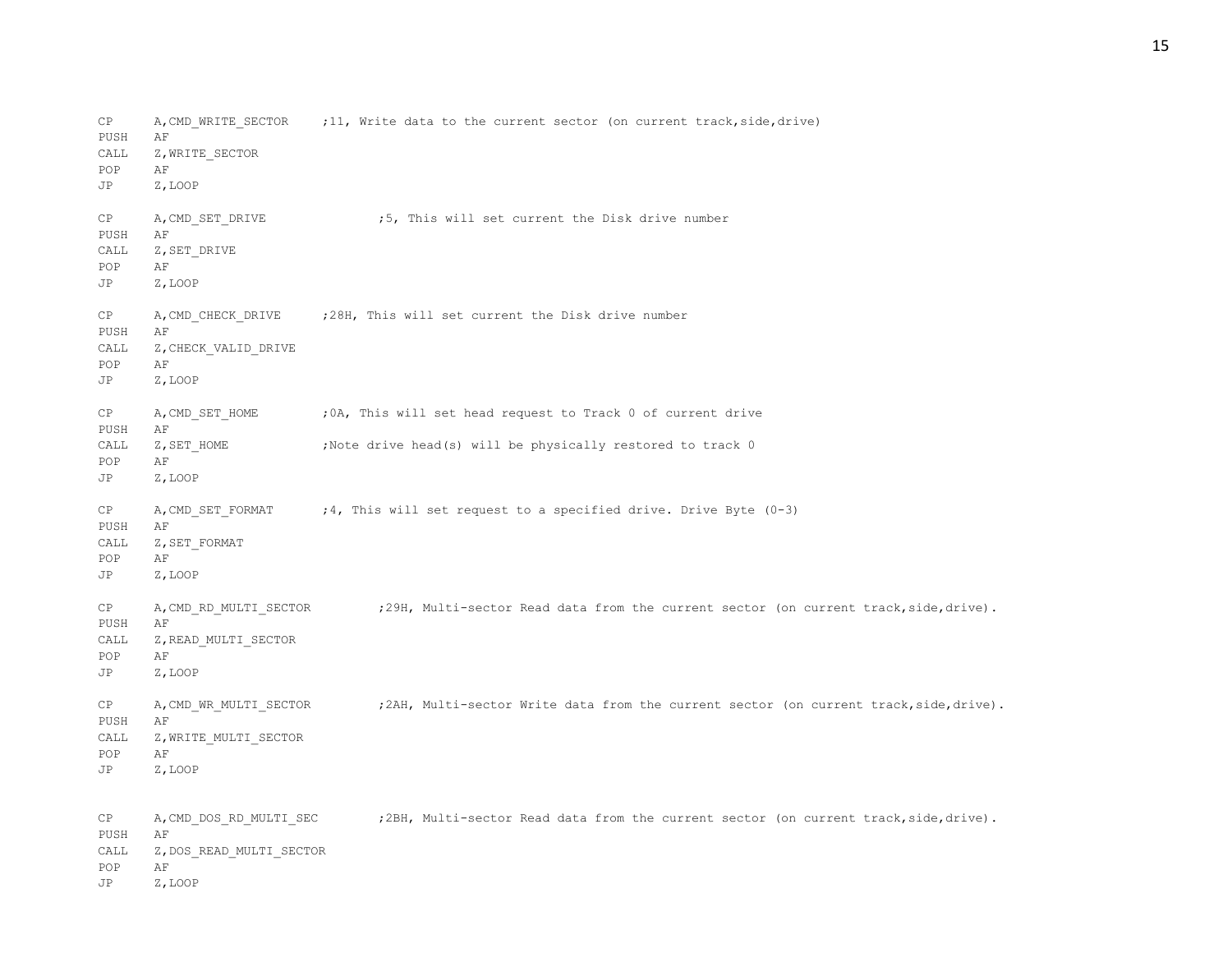```
CP      A,CMD_WRITE_SECTOR     ;11, Write data to the current sector (on current track,side,drive)
PUSH    AF
CALL    Z,WRITE_SECTOR
POP     AF
JP      Z,LOOP

CP      A,CMD_SET_DRIVE               ;5, This will set current the Disk drive number
PUSH    AF
CALL    Z,SET_DRIVE
POP     AF
JP      Z,LOOP

CP      A,CMD_CHECK_DRIVE      ;28H, This will set current the Disk drive number
PUSH    AF
CALL    Z,CHECK_VALID_DRIVE
POP     AF
JP      Z,LOOP

CP      A,CMD_SET_HOME         ;0A, This will set head request to Track 0 of current drive
PUSH    AF
CALL    Z,SET_HOME             ;Note drive head(s) will be physically restored to track 0
POP     AF
JP      Z,LOOP

CP      A,CMD_SET_FORMAT       ;4, This will set request to a specified drive. Drive Byte (0-3)
PUSH    AF
CALL    Z,SET_FORMAT
POP     AF
JP      Z,LOOP

CP      A,CMD_RD_MULTI_SECTOR         ;29H, Multi-sector Read data from the current sector (on current track,side,drive).
PUSH    AF
CALL    Z,READ_MULTI_SECTOR
POP     AF
JP      Z,LOOP

CP      A,CMD_WR_MULTI_SECTOR         ;2AH, Multi-sector Write data from the current sector (on current track,side,drive).
PUSH    AF
CALL    Z,WRITE_MULTI_SECTOR
POP     AF
JP      Z,LOOP


CP      A,CMD_DOS_RD_MULTI_SEC        ;2BH, Multi-sector Read data from the current sector (on current track,side,drive).
PUSH    AF
CALL    Z,DOS_READ_MULTI_SECTOR
POP     AF
JP      Z,LOOP
```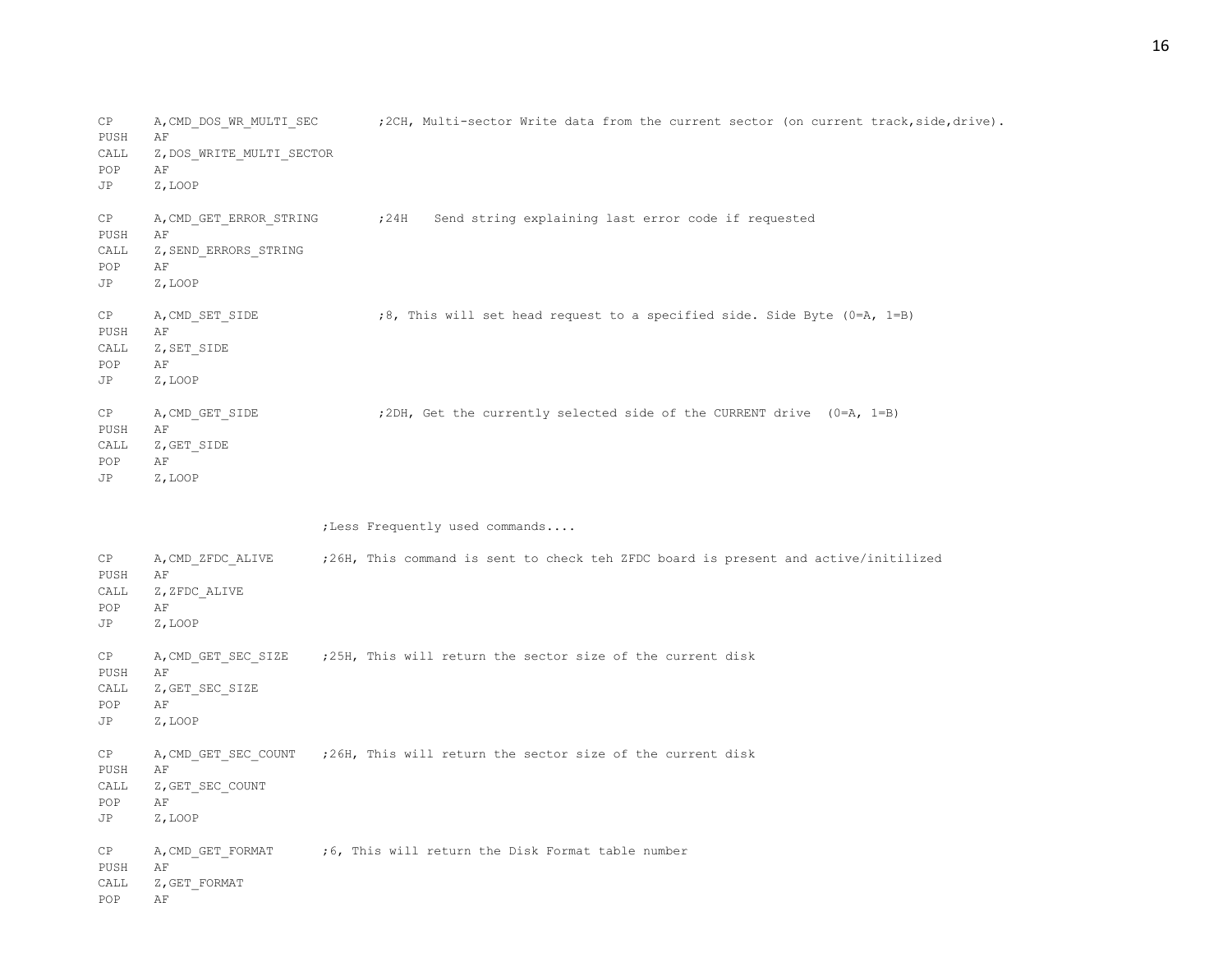```
CP      A,CMD_DOS_WR_MULTI_SEC        ;2CH, Multi-sector Write data from the current sector (on current track,side,drive).
PUSH    AF
CALL    Z,DOS_WRITE_MULTI_SECTOR
POP     AF
JP      Z,LOOP

CP      A,CMD_GET_ERROR_STRING        ;24H    Send string explaining last error code if requested
PUSH    AF
CALL    Z,SEND_ERRORS_STRING
POP     AF
JP      Z,LOOP

CP      A,CMD_SET_SIDE                ;8, This will set head request to a specified side. Side Byte (0=A, 1=B)
PUSH    AF
CALL    Z,SET_SIDE
POP     AF
JP      Z,LOOP

CP      A,CMD_GET_SIDE                ;2DH, Get the currently selected side of the CURRENT drive  (0=A, 1=B)
PUSH    AF
CALL    Z,GET_SIDE
POP     AF
JP      Z,LOOP


                              ;Less Frequently used commands....

CP      A,CMD_ZFDC_ALIVE      ;26H, This command is sent to check teh ZFDC board is present and active/initilized
PUSH    AF
CALL    Z,ZFDC_ALIVE
POP     AF
JP      Z,LOOP

CP      A,CMD_GET_SEC_SIZE    ;25H, This will return the sector size of the current disk
PUSH    AF
CALL    Z,GET_SEC_SIZE
POP     AF
JP      Z,LOOP

CP      A,CMD_GET_SEC_COUNT   ;26H, This will return the sector size of the current disk
PUSH    AF
CALL    Z,GET_SEC_COUNT
POP     AF
JP      Z,LOOP

CP      A,CMD_GET_FORMAT      ;6, This will return the Disk Format table number
PUSH    AF
CALL    Z,GET_FORMAT
POP     AF
```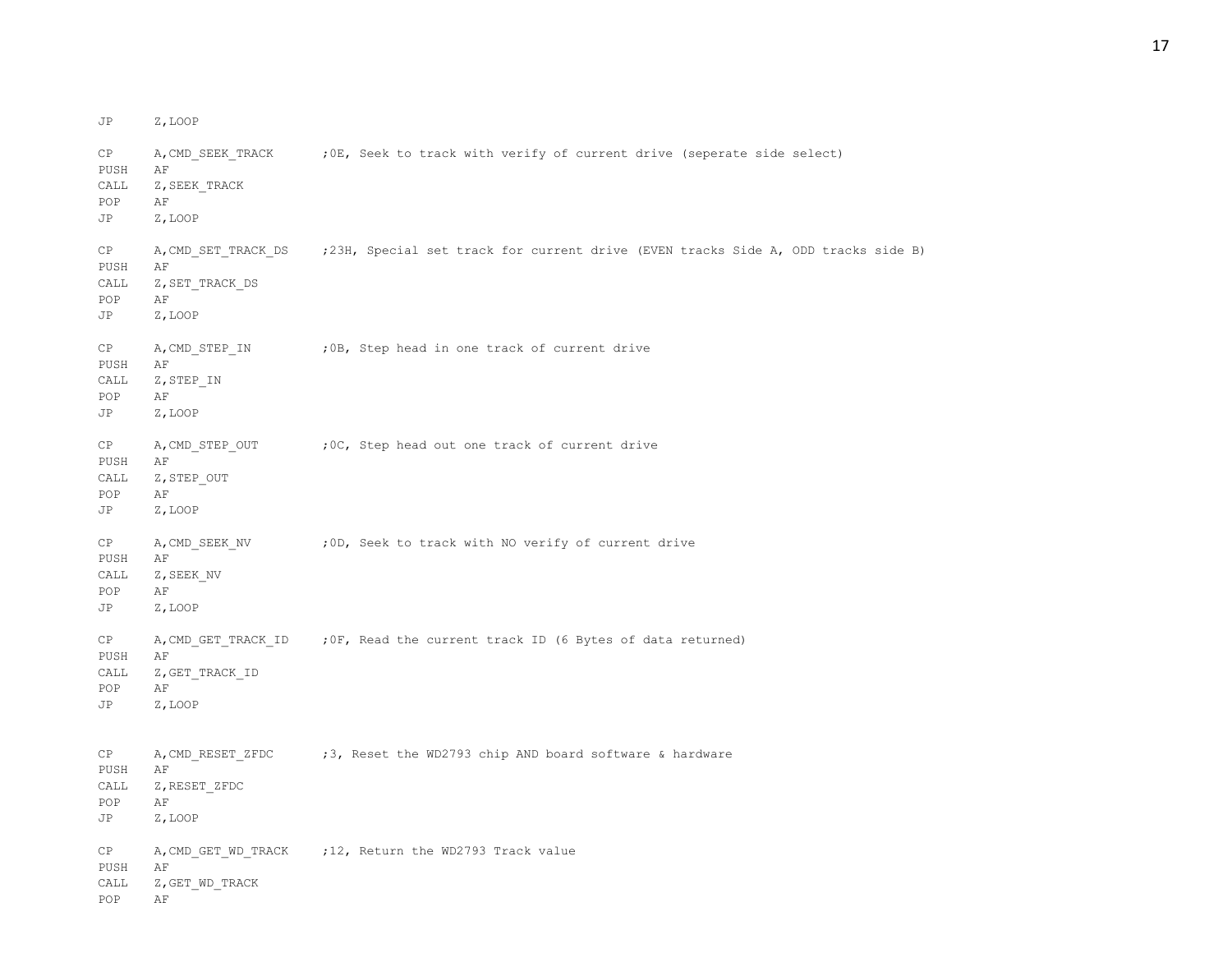```
JP      Z,LOOP

CP      A,CMD_SEEK_TRACK       ;0E, Seek to track with verify of current drive (seperate side select)
PUSH    AF
CALL    Z,SEEK_TRACK
POP     AF
JP      Z,LOOP

CP      A,CMD_SET_TRACK_DS     ;23H, Special set track for current drive (EVEN tracks Side A, ODD tracks side B)
PUSH    AF
CALL    Z,SET_TRACK_DS
POP     AF
JP      Z,LOOP

CP      A,CMD_STEP_IN          ;0B, Step head in one track of current drive
PUSH    AF
CALL    Z,STEP_IN
POP     AF
JP      Z,LOOP

CP      A,CMD_STEP_OUT         ;0C, Step head out one track of current drive
PUSH    AF
CALL    Z,STEP_OUT
POP     AF
JP      Z,LOOP

CP      A,CMD_SEEK_NV          ;0D, Seek to track with NO verify of current drive
PUSH    AF
CALL    Z,SEEK_NV
POP     AF
JP      Z,LOOP

CP      A,CMD_GET_TRACK_ID     ;0F, Read the current track ID (6 Bytes of data returned)
PUSH    AF
CALL    Z,GET_TRACK_ID
POP     AF
JP      Z,LOOP


CP      A,CMD_RESET_ZFDC       ;3, Reset the WD2793 chip AND board software & hardware
PUSH    AF
CALL    Z,RESET_ZFDC
POP     AF
JP      Z,LOOP

CP      A,CMD_GET_WD_TRACK     ;12, Return the WD2793 Track value
PUSH    AF
CALL    Z,GET_WD_TRACK
POP     AF
```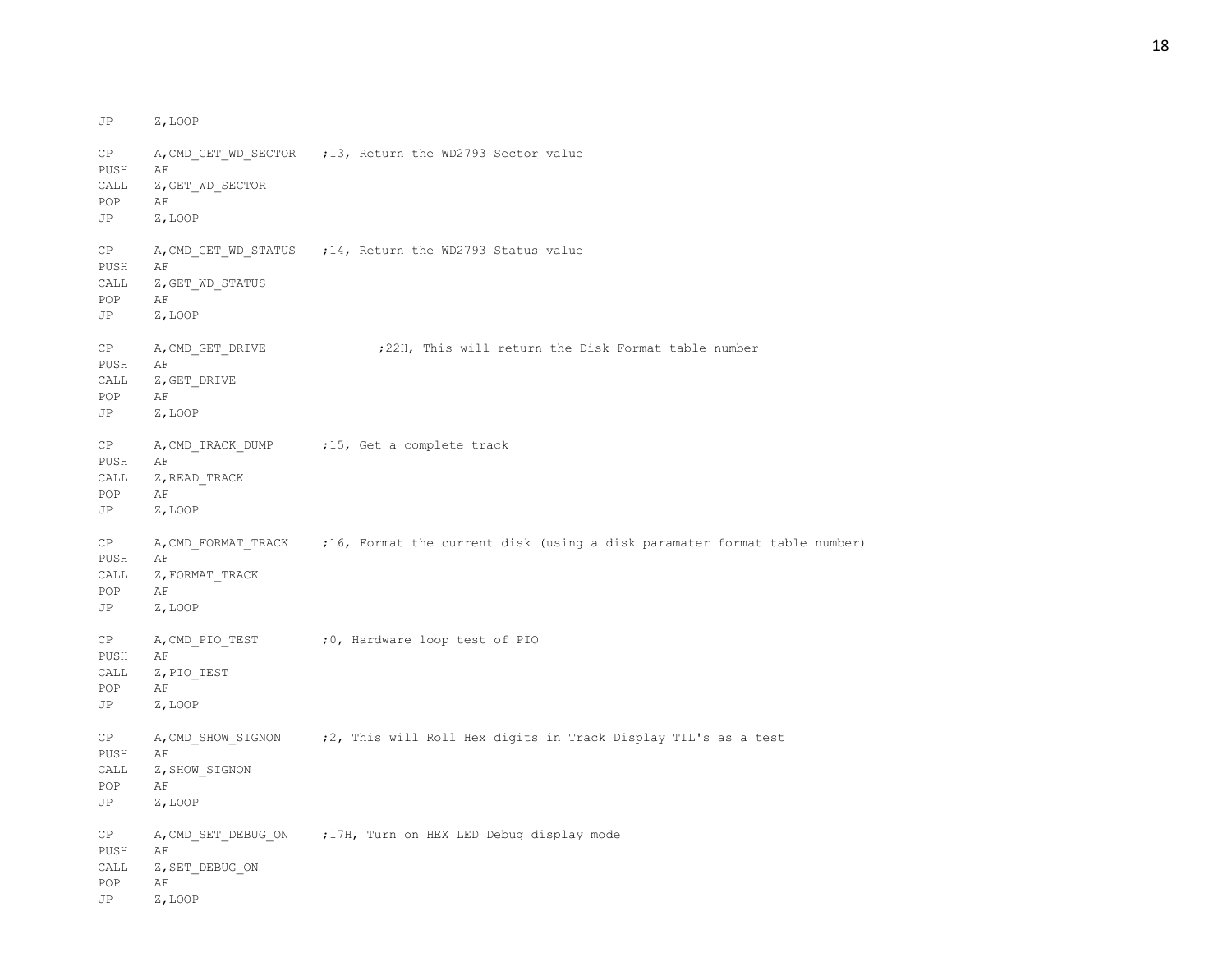```
JP      Z,LOOP

CP      A,CMD_GET_WD_SECTOR    ;13, Return the WD2793 Sector value
PUSH    AF
CALL    Z,GET_WD_SECTOR
POP     AF
JP      Z,LOOP

CP      A,CMD_GET_WD_STATUS    ;14, Return the WD2793 Status value
PUSH    AF
CALL    Z,GET_WD_STATUS
POP     AF
JP      Z,LOOP

CP      A,CMD_GET_DRIVE                ;22H, This will return the Disk Format table number
PUSH    AF
CALL    Z,GET_DRIVE
POP     AF
JP      Z,LOOP

CP      A,CMD_TRACK_DUMP       ;15, Get a complete track
PUSH    AF
CALL    Z,READ_TRACK
POP     AF
JP      Z,LOOP

CP      A,CMD_FORMAT_TRACK     ;16, Format the current disk (using a disk paramater format table number)
PUSH    AF
CALL    Z,FORMAT_TRACK
POP     AF
JP      Z,LOOP

CP      A,CMD_PIO_TEST         ;0, Hardware loop test of PIO
PUSH    AF
CALL    Z,PIO_TEST
POP     AF
JP      Z,LOOP

CP      A,CMD_SHOW_SIGNON      ;2, This will Roll Hex digits in Track Display TIL's as a test
PUSH    AF
CALL    Z,SHOW_SIGNON
POP     AF
JP      Z,LOOP

CP      A,CMD_SET_DEBUG_ON     ;17H, Turn on HEX LED Debug display mode
PUSH    AF
CALL    Z,SET_DEBUG_ON
POP     AF
JP      Z,LOOP
```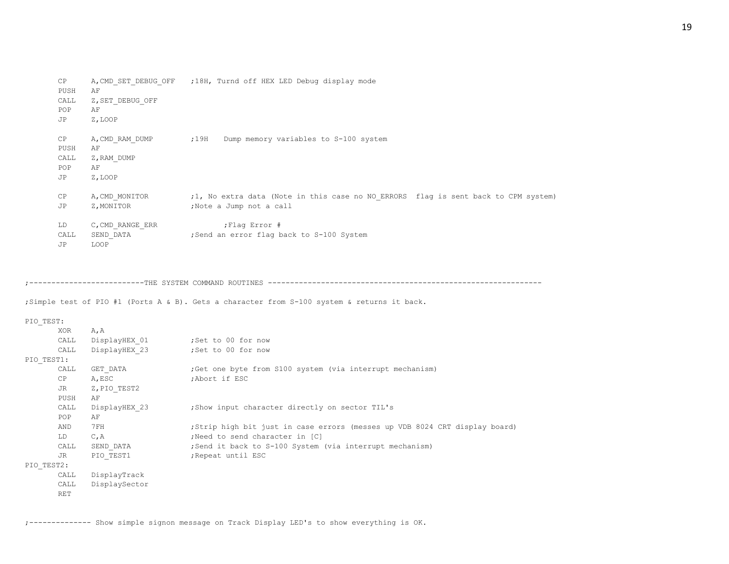```
        CP      A,CMD_SET_DEBUG_OFF    ;18H, Turnd off HEX LED Debug display mode
        PUSH    AF
        CALL    Z,SET_DEBUG_OFF
        POP     AF
        JP      Z,LOOP

        CP      A,CMD_RAM_DUMP         ;19H    Dump memory variables to S-100 system
        PUSH    AF
        CALL    Z,RAM_DUMP
        POP     AF
        JP      Z,LOOP

        CP      A,CMD_MONITOR          ;1, No extra data (Note in this case no NO_ERRORS  flag is sent back to CPM system)
        JP      Z,MONITOR              ;Note a Jump not a call

        LD      C,CMD_RANGE_ERR                ;Flag Error #
        CALL    SEND_DATA              ;Send an error flag back to S-100 System
        JP      LOOP


;--------------------------THE SYSTEM COMMAND ROUTINES --------------------------------------------------------------

;Simple test of PIO #1 (Ports A & B). Gets a character from S-100 system & returns it back.

PIO_TEST:
        XOR     A,A
        CALL    DisplayHEX_01          ;Set to 00 for now
        CALL    DisplayHEX_23          ;Set to 00 for now
PIO_TEST1:
        CALL    GET_DATA               ;Get one byte from S100 system (via interrupt mechanism)
        CP      A,ESC                  ;Abort if ESC
        JR      Z,PIO_TEST2
        PUSH    AF
        CALL    DisplayHEX_23          ;Show input character directly on sector TIL's
        POP     AF
        AND     7FH                    ;Strip high bit just in case errors (messes up VDB 8024 CRT display board)
        LD      C,A                    ;Need to send character in [C]
        CALL    SEND_DATA              ;Send it back to S-100 System (via interrupt mechanism)
        JR      PIO_TEST1              ;Repeat until ESC
PIO_TEST2:
        CALL    DisplayTrack
        CALL    DisplaySector
        RET


;-------------- Show simple signon message on Track Display LED's to show everything is OK.
```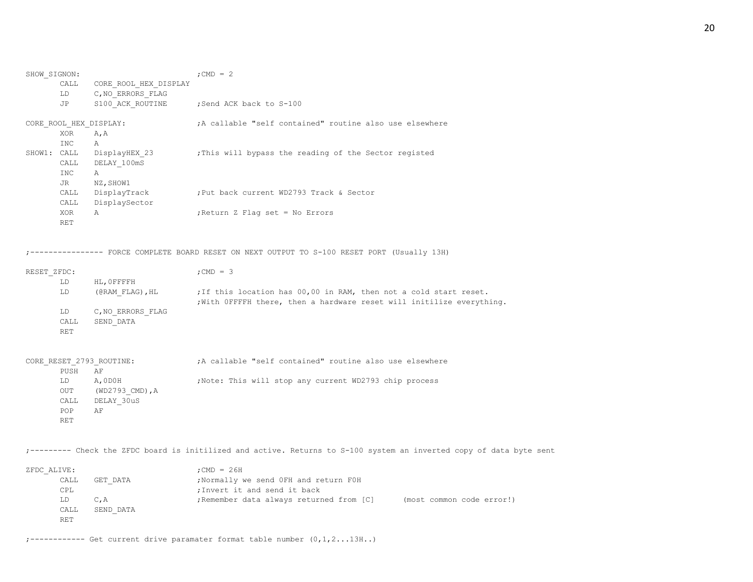```
SHOW_SIGNON:                            ;CMD = 2
        CALL    CORE_ROOL_HEX_DISPLAY
        LD      C,NO_ERRORS_FLAG
        JP      S100_ACK_ROUTINE        ;Send ACK back to S-100

CORE_ROOL_HEX_DISPLAY:                  ;A callable "self contained" routine also use elsewhere
        XOR     A,A
        INC     A
SHOW1:  CALL    DisplayHEX_23           ;This will bypass the reading of the Sector registed
        CALL    DELAY_100mS
        INC     A
        JR      NZ,SHOW1
        CALL    DisplayTrack            ;Put back current WD2793 Track & Sector
        CALL    DisplaySector
        XOR     A                       ;Return Z Flag set = No Errors
        RET


;---------------- FORCE COMPLETE BOARD RESET ON NEXT OUTPUT TO S-100 RESET PORT (Usually 13H)

RESET_ZFDC:                             ;CMD = 3
        LD      HL,0FFFFH
        LD      (@RAM_FLAG),HL          ;If this location has 00,00 in RAM, then not a cold start reset.
                                        ;With 0FFFFH there, then a hardware reset will initilize everything.
        LD      C,NO_ERRORS_FLAG
        CALL    SEND_DATA
        RET


CORE_RESET_2793_ROUTINE:                ;A callable "self contained" routine also use elsewhere
        PUSH    AF
        LD      A,0D0H                  ;Note: This will stop any current WD2793 chip process
        OUT     (WD2793_CMD),A
        CALL    DELAY_30uS
        POP     AF
        RET


;--------- Check the ZFDC board is initilized and active. Returns to S-100 system an inverted copy of data byte sent

ZFDC_ALIVE:                             ;CMD = 26H
        CALL    GET_DATA                ;Normally we send 0FH and return F0H
        CPL                             ;Invert it and send it back
        LD      C,A                     ;Remember data always returned from [C]      (most common code error!)
        CALL    SEND_DATA
        RET

;------------ Get current drive paramater format table number (0,1,2...13H..)
```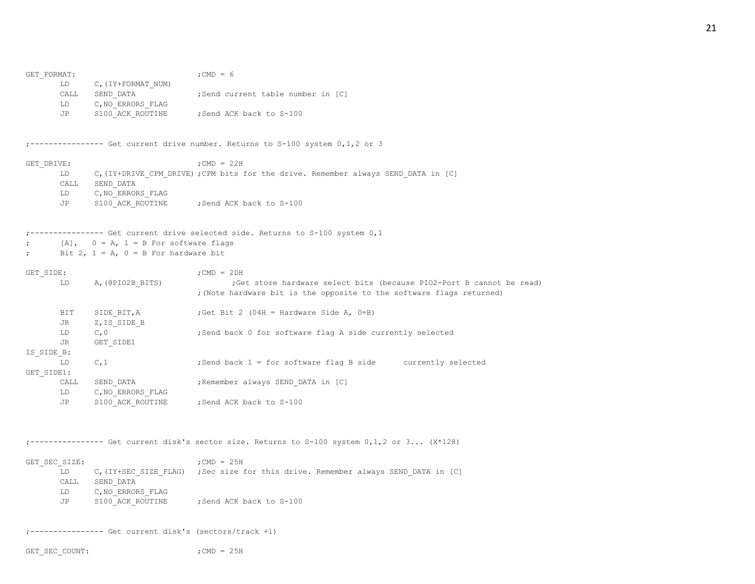```
GET_FORMAT:                             ;CMD = 6
        LD      C,(IY+FORMAT_NUM)
        CALL    SEND_DATA               ;Send current table number in [C]
        LD      C,NO_ERRORS_FLAG
        JP      S100_ACK_ROUTINE        ;Send ACK back to S-100


;---------------- Get current drive number. Returns to S-100 system 0,1,2 or 3

GET_DRIVE:                              ;CMD = 22H
        LD      C,(IY+DRIVE_CPM_DRIVE) ;CPM bits for the drive. Remember always SEND_DATA in [C]
        CALL    SEND_DATA
        LD      C,NO_ERRORS_FLAG
        JP      S100_ACK_ROUTINE        ;Send ACK back to S-100


;---------------- Get current drive selected side. Returns to S-100 system 0,1
;       [A],   0 = A, 1 = B For software flags
;       Bit 2, 1 = A, 0 = B For hardware bit

GET_SIDE:                               ;CMD = 2DH
        LD      A,(@PIO2B_BITS)                 ;Get store hardware select bits (because PIO2-Port B cannot be read)
                                        ;(Note hardware bit is the opposite to the software flags returned)

        BIT     SIDE_BIT,A              ;Get Bit 2 (04H = Hardware Side A, 0=B)
        JR      Z,IS_SIDE_B
        LD      C,0                     ;Send back 0 for software flag A side currently selected
        JR      GET_SIDE1
IS_SIDE_B:
        LD      C,1                     ;Send back 1 = for software flag B side      currently selected
GET_SIDE1:
        CALL    SEND_DATA               ;Remember always SEND_DATA in [C]
        LD      C,NO_ERRORS_FLAG
        JP      S100_ACK_ROUTINE        ;Send ACK back to S-100



;---------------- Get current disk's sector size. Returns to S-100 system 0,1,2 or 3... (X*128)

GET_SEC_SIZE:                           ;CMD = 25H
        LD      C,(IY+SEC_SIZE_FLAG)   ;Sec size for this drive. Remember always SEND_DATA in [C]
        CALL    SEND_DATA
        LD      C,NO_ERRORS_FLAG
        JP      S100_ACK_ROUTINE        ;Send ACK back to S-100


;---------------- Get current disk's (sectors/track +1)

GET_SEC_COUNT:                          ;CMD = 25H
```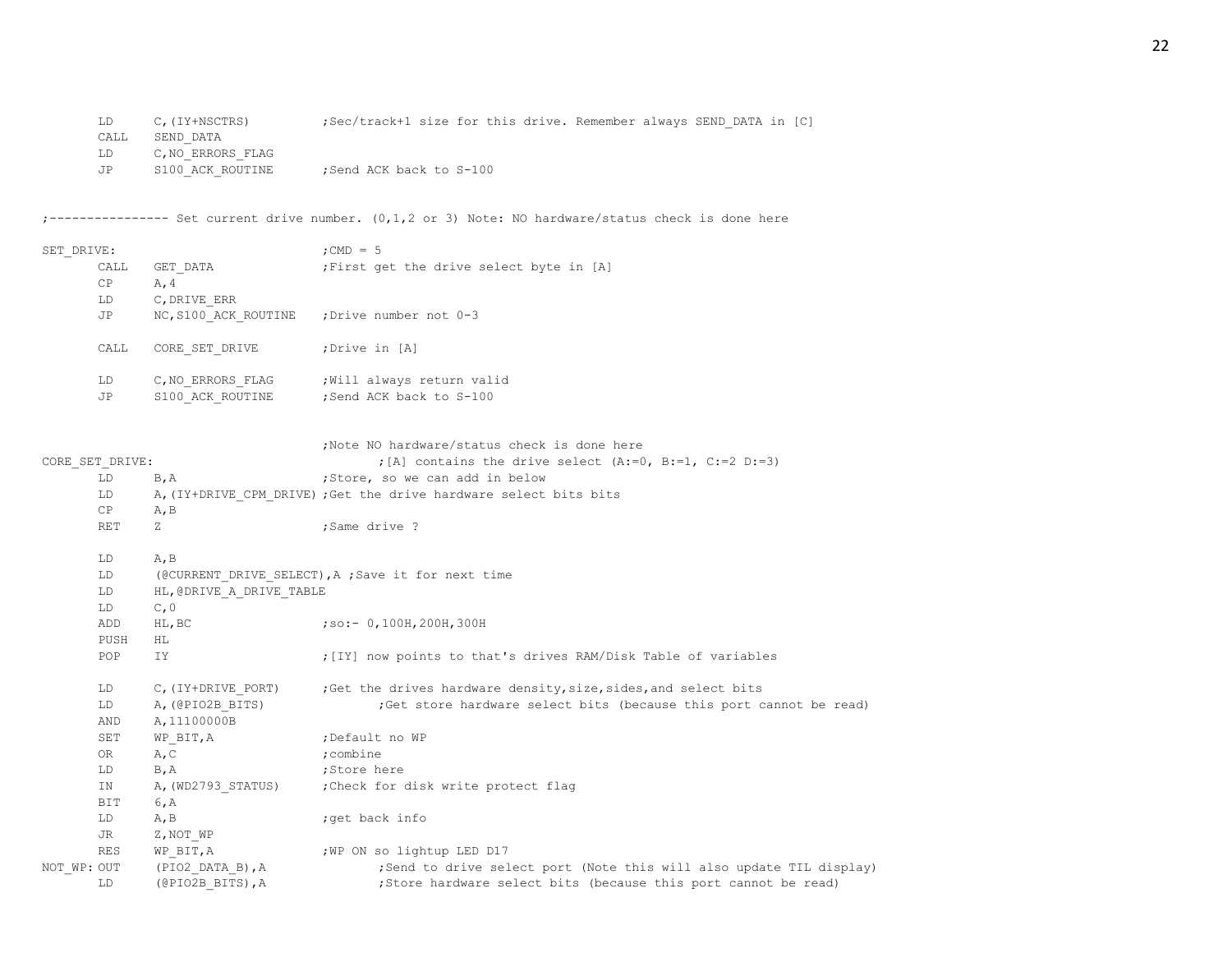```
        LD      C,(IY+NSCTRS)          ;Sec/track+1 size for this drive. Remember always SEND_DATA in [C]
        CALL    SEND_DATA
        LD      C,NO_ERRORS_FLAG
        JP      S100_ACK_ROUTINE       ;Send ACK back to S-100


;---------------- Set current drive number. (0,1,2 or 3) Note: NO hardware/status check is done here

SET_DRIVE:                             ;CMD = 5
        CALL    GET_DATA               ;First get the drive select byte in [A]
        CP      A,4
        LD      C,DRIVE_ERR
        JP      NC,S100_ACK_ROUTINE    ;Drive number not 0-3

        CALL    CORE_SET_DRIVE         ;Drive in [A]

        LD      C,NO_ERRORS_FLAG       ;Will always return valid
        JP      S100_ACK_ROUTINE       ;Send ACK back to S-100


                                       ;Note NO hardware/status check is done here
CORE_SET_DRIVE:                                ;[A] contains the drive select (A:=0, B:=1, C:=2 D:=3)
        LD      B,A                    ;Store, so we can add in below
        LD      A,(IY+DRIVE_CPM_DRIVE) ;Get the drive hardware select bits bits
        CP      A,B
        RET     Z                      ;Same drive ?

        LD      A,B
        LD      (@CURRENT_DRIVE_SELECT),A ;Save it for next time
        LD      HL,@DRIVE_A_DRIVE_TABLE
        LD      C,0
        ADD     HL,BC                  ;so:- 0,100H,200H,300H
        PUSH    HL
        POP     IY                     ;[IY] now points to that's drives RAM/Disk Table of variables

        LD      C,(IY+DRIVE_PORT)      ;Get the drives hardware density,size,sides,and select bits
        LD      A,(@PIO2B_BITS)                ;Get store hardware select bits (because this port cannot be read)
        AND     A,11100000B
        SET     WP_BIT,A               ;Default no WP
        OR      A,C                    ;combine
        LD      B,A                    ;Store here
        IN      A,(WD2793_STATUS)      ;Check for disk write protect flag
        BIT     6,A
        LD      A,B                    ;get back info
        JR      Z,NOT_WP
        RES     WP_BIT,A               ;WP ON so lightup LED D17
NOT_WP: OUT     (PIO2_DATA_B),A                ;Send to drive select port (Note this will also update TIL display)
        LD      (@PIO2B_BITS),A                ;Store hardware select bits (because this port cannot be read)
```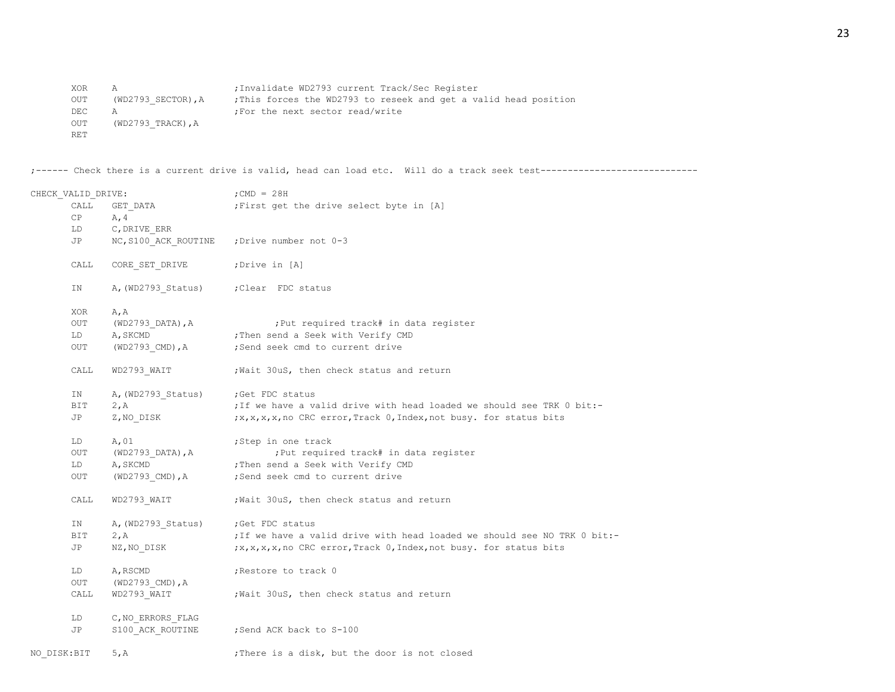```
        XOR     A                       ;Invalidate WD2793 current Track/Sec Register
        OUT     (WD2793_SECTOR),A       ;This forces the WD2793 to reseek and get a valid head position
        DEC     A                       ;For the next sector read/write
        OUT     (WD2793_TRACK),A
        RET


;------ Check there is a current drive is valid, head can load etc.  Will do a track seek test-----------------------------

CHECK_VALID_DRIVE:                      ;CMD = 28H
        CALL    GET_DATA                ;First get the drive select byte in [A]
        CP      A,4
        LD      C,DRIVE_ERR
        JP      NC,S100_ACK_ROUTINE     ;Drive number not 0-3

        CALL    CORE_SET_DRIVE          ;Drive in [A]

        IN      A,(WD2793_Status)       ;Clear  FDC status

        XOR     A,A
        OUT     (WD2793_DATA),A                 ;Put required track# in data register
        LD      A,SKCMD                 ;Then send a Seek with Verify CMD
        OUT     (WD2793_CMD),A          ;Send seek cmd to current drive

        CALL    WD2793_WAIT             ;Wait 30uS, then check status and return

        IN      A,(WD2793_Status)       ;Get FDC status
        BIT     2,A                     ;If we have a valid drive with head loaded we should see TRK 0 bit:-
        JP      Z,NO_DISK               ;x,x,x,x,no CRC error,Track 0,Index,not busy. for status bits

        LD      A,01                    ;Step in one track
        OUT     (WD2793_DATA),A                 ;Put required track# in data register
        LD      A,SKCMD                 ;Then send a Seek with Verify CMD
        OUT     (WD2793_CMD),A          ;Send seek cmd to current drive

        CALL    WD2793_WAIT             ;Wait 30uS, then check status and return

        IN      A,(WD2793_Status)       ;Get FDC status
        BIT     2,A                     ;If we have a valid drive with head loaded we should see NO TRK 0 bit:-
        JP      NZ,NO_DISK              ;x,x,x,x,no CRC error,Track 0,Index,not busy. for status bits

        LD      A,RSCMD                 ;Restore to track 0
        OUT     (WD2793_CMD),A
        CALL    WD2793_WAIT             ;Wait 30uS, then check status and return

        LD      C,NO_ERRORS_FLAG
        JP      S100_ACK_ROUTINE        ;Send ACK back to S-100

NO_DISK:BIT     5,A                     ;There is a disk, but the door is not closed
```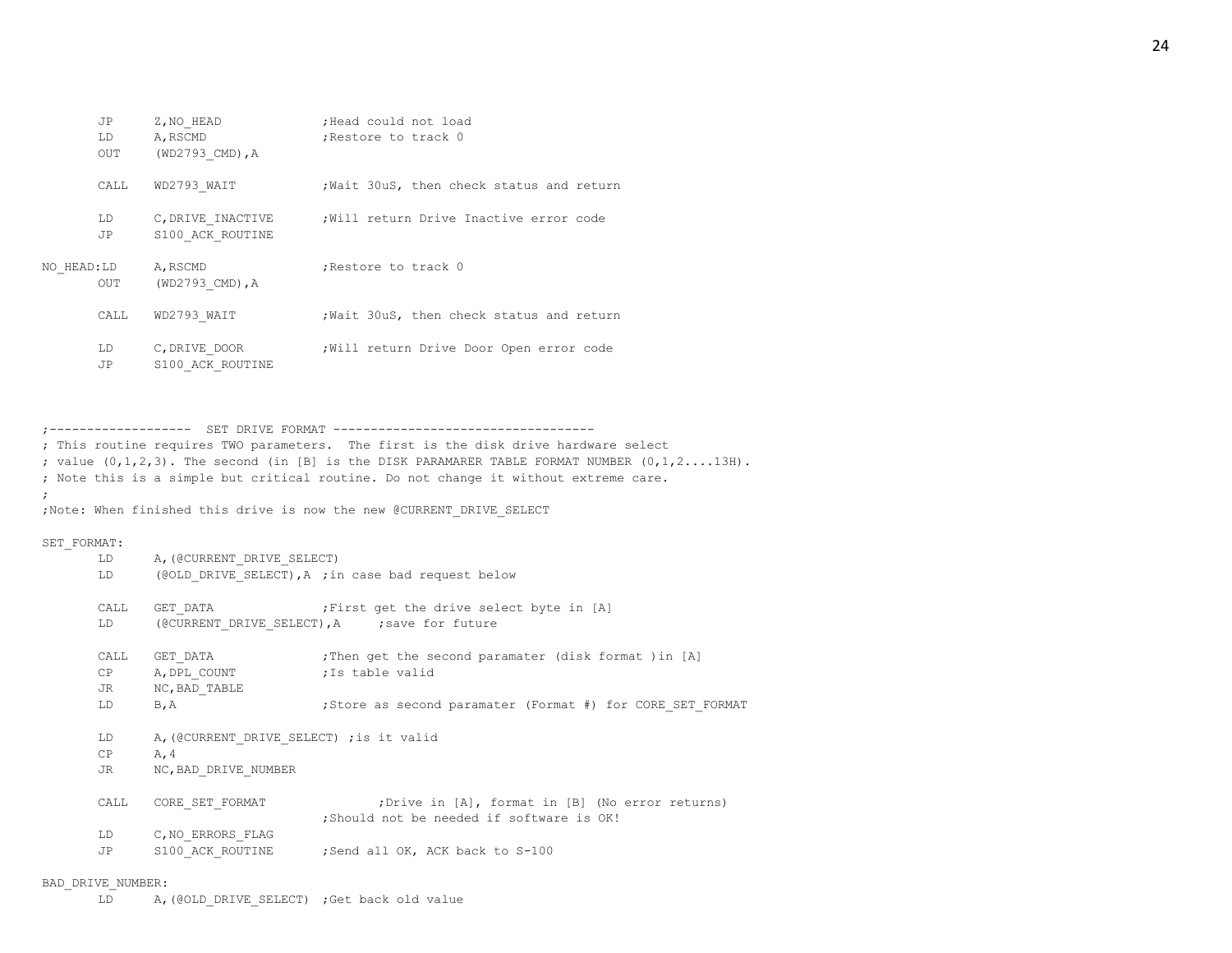```
        JP      Z,NO_HEAD               ;Head could not load
        LD      A,RSCMD                 ;Restore to track 0
        OUT     (WD2793_CMD),A

        CALL    WD2793_WAIT             ;Wait 30uS, then check status and return

        LD      C,DRIVE_INACTIVE        ;Will return Drive Inactive error code
        JP      S100_ACK_ROUTINE

NO_HEAD:LD      A,RSCMD                 ;Restore to track 0
        OUT     (WD2793_CMD),A

        CALL    WD2793_WAIT             ;Wait 30uS, then check status and return

        LD      C,DRIVE_DOOR            ;Will return Drive Door Open error code
        JP      S100_ACK_ROUTINE



;------------------- SET DRIVE FORMAT ----------------------------------
; This routine requires TWO parameters.  The first is the disk drive hardware select
; value (0,1,2,3). The second (in [B] is the DISK PARAMARER TABLE FORMAT NUMBER (0,1,2....13H).
; Note this is a simple but critical routine. Do not change it without extreme care.
;
;Note: When finished this drive is now the new @CURRENT_DRIVE_SELECT

SET_FORMAT:
        LD      A,(@CURRENT_DRIVE_SELECT)
        LD      (@OLD_DRIVE_SELECT),A ;in case bad request below

        CALL    GET_DATA                ;First get the drive select byte in [A]
        LD      (@CURRENT_DRIVE_SELECT),A      ;save for future

        CALL    GET_DATA                ;Then get the second paramater (disk format )in [A]
        CP      A,DPL_COUNT             ;Is table valid
        JR      NC,BAD_TABLE
        LD      B,A                     ;Store as second paramater (Format #) for CORE_SET_FORMAT

        LD      A,(@CURRENT_DRIVE_SELECT) ;is it valid
        CP      A,4
        JR      NC,BAD_DRIVE_NUMBER

        CALL    CORE_SET_FORMAT                 ;Drive in [A], format in [B] (No error returns)
                                        ;Should not be needed if software is OK!
        LD      C,NO_ERRORS_FLAG
        JP      S100_ACK_ROUTINE        ;Send all OK, ACK back to S-100

BAD_DRIVE_NUMBER:
        LD      A,(@OLD_DRIVE_SELECT)  ;Get back old value
```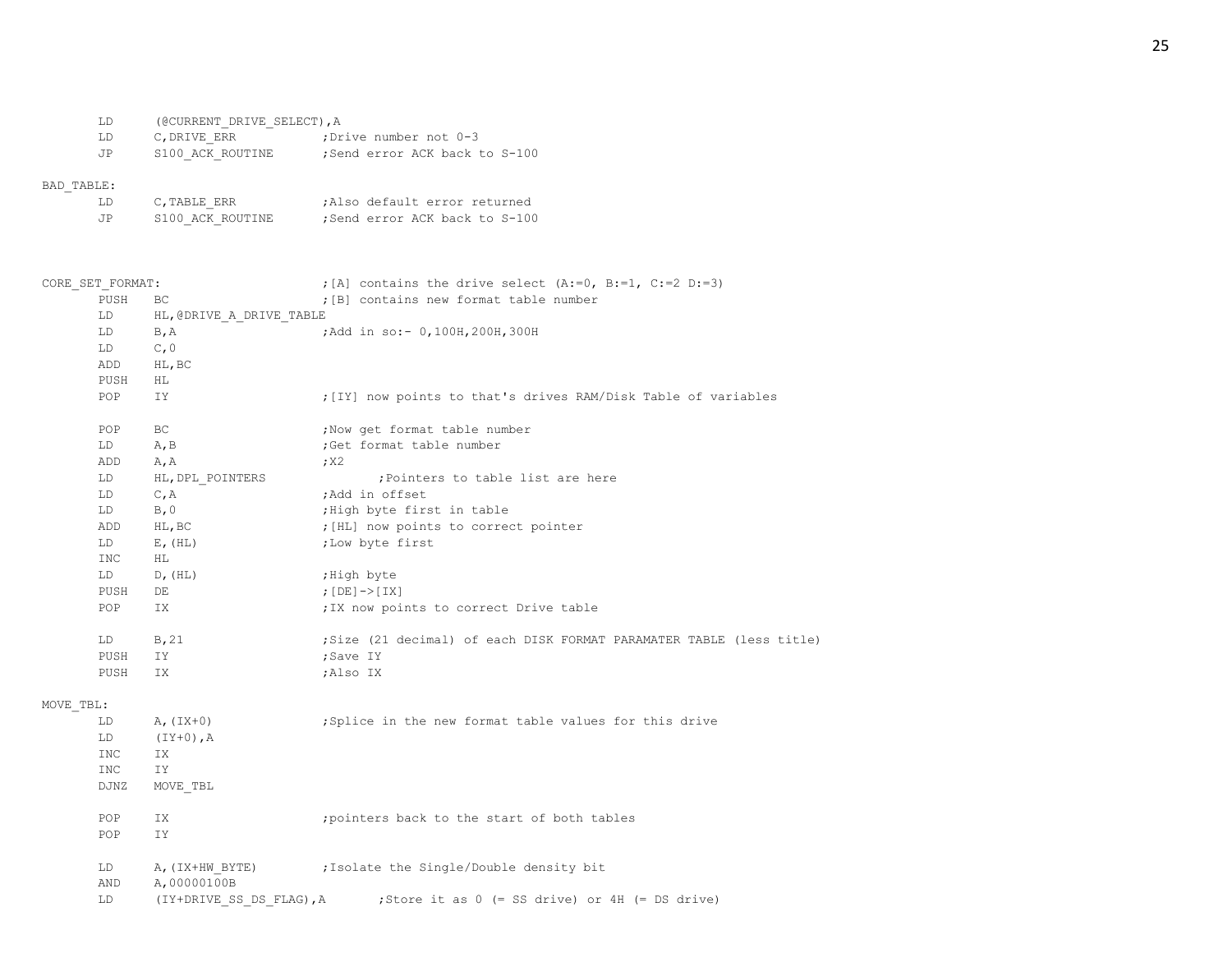```
        LD      (@CURRENT_DRIVE_SELECT),A
        LD      C,DRIVE_ERR             ;Drive number not 0-3
        JP      S100_ACK_ROUTINE        ;Send error ACK back to S-100

BAD_TABLE:
        LD      C,TABLE_ERR             ;Also default error returned
        JP      S100_ACK_ROUTINE        ;Send error ACK back to S-100



CORE_SET_FORMAT:                        ;[A] contains the drive select (A:=0, B:=1, C:=2 D:=3)
        PUSH    BC                      ;[B] contains new format table number
        LD      HL,@DRIVE_A_DRIVE_TABLE
        LD      B,A                     ;Add in so:- 0,100H,200H,300H
        LD      C,0
        ADD     HL,BC
        PUSH    HL
        POP     IY                      ;[IY] now points to that's drives RAM/Disk Table of variables

        POP     BC                      ;Now get format table number
        LD      A,B                     ;Get format table number
        ADD     A,A                     ;X2
        LD      HL,DPL_POINTERS                 ;Pointers to table list are here
        LD      C,A                     ;Add in offset
        LD      B,0                     ;High byte first in table
        ADD     HL,BC                   ;[HL] now points to correct pointer
        LD      E,(HL)                  ;Low byte first
        INC     HL
        LD      D,(HL)                  ;High byte
        PUSH    DE                      ;[DE]->[IX]
        POP     IX                      ;IX now points to correct Drive table

        LD      B,21                    ;Size (21 decimal) of each DISK FORMAT PARAMATER TABLE (less title)
        PUSH    IY                      ;Save IY
        PUSH    IX                      ;Also IX

MOVE_TBL:
        LD      A,(IX+0)                ;Splice in the new format table values for this drive
        LD      (IY+0),A
        INC     IX
        INC     IY
        DJNZ    MOVE_TBL

        POP     IX                      ;pointers back to the start of both tables
        POP     IY

        LD      A,(IX+HW_BYTE)          ;Isolate the Single/Double density bit
        AND     A,00000100B
        LD      (IY+DRIVE_SS_DS_FLAG),A         ;Store it as 0 (= SS drive) or 4H (= DS drive)
```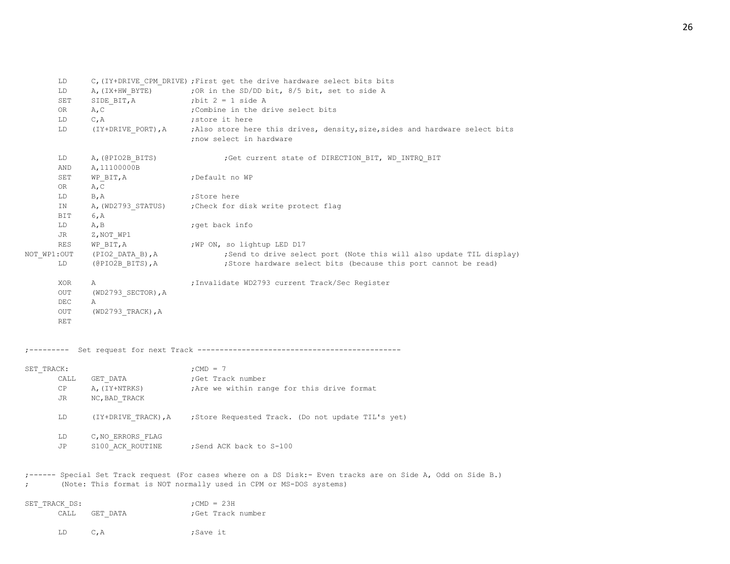```
        LD      C,(IY+DRIVE_CPM_DRIVE) ;First get the drive hardware select bits bits
        LD      A,(IX+HW_BYTE)         ;OR in the SD/DD bit, 8/5 bit, set to side A
        SET     SIDE_BIT,A             ;bit 2 = 1 side A
        OR      A,C                    ;Combine in the drive select bits
        LD      C,A                    ;store it here
        LD      (IY+DRIVE_PORT),A      ;Also store here this drives, density,size,sides and hardware select bits
                                       ;now select in hardware

        LD      A,(@PIO2B_BITS)               ;Get current state of DIRECTION_BIT, WD_INTRQ_BIT
        AND     A,11100000B
        SET     WP_BIT,A               ;Default no WP
        OR      A,C
        LD      B,A                    ;Store here
        IN      A,(WD2793_STATUS)      ;Check for disk write protect flag
        BIT     6,A
        LD      A,B                    ;get back info
        JR      Z,NOT_WP1
        RES     WP_BIT,A               ;WP ON, so lightup LED D17
NOT_WP1:OUT     (PIO2_DATA_B),A               ;Send to drive select port (Note this will also update TIL display)
        LD      (@PIO2B_BITS),A               ;Store hardware select bits (because this port cannot be read)

        XOR     A                      ;Invalidate WD2793 current Track/Sec Register
        OUT     (WD2793_SECTOR),A
        DEC     A
        OUT     (WD2793_TRACK),A
        RET


;---------  Set request for next Track ---------------------------------------------

SET_TRACK:                             ;CMD = 7
        CALL    GET_DATA               ;Get Track number
        CP      A,(IY+NTRKS)           ;Are we within range for this drive format
        JR      NC,BAD_TRACK

        LD      (IY+DRIVE_TRACK),A     ;Store Requested Track. (Do not update TIL's yet)

        LD      C,NO_ERRORS_FLAG
        JP      S100_ACK_ROUTINE       ;Send ACK back to S-100


;------ Special Set Track request (For cases where on a DS Disk:- Even tracks are on Side A, Odd on Side B.)
;       (Note: This format is NOT normally used in CPM or MS-DOS systems)

SET_TRACK_DS:                          ;CMD = 23H
        CALL    GET_DATA               ;Get Track number

        LD      C,A                    ;Save it
```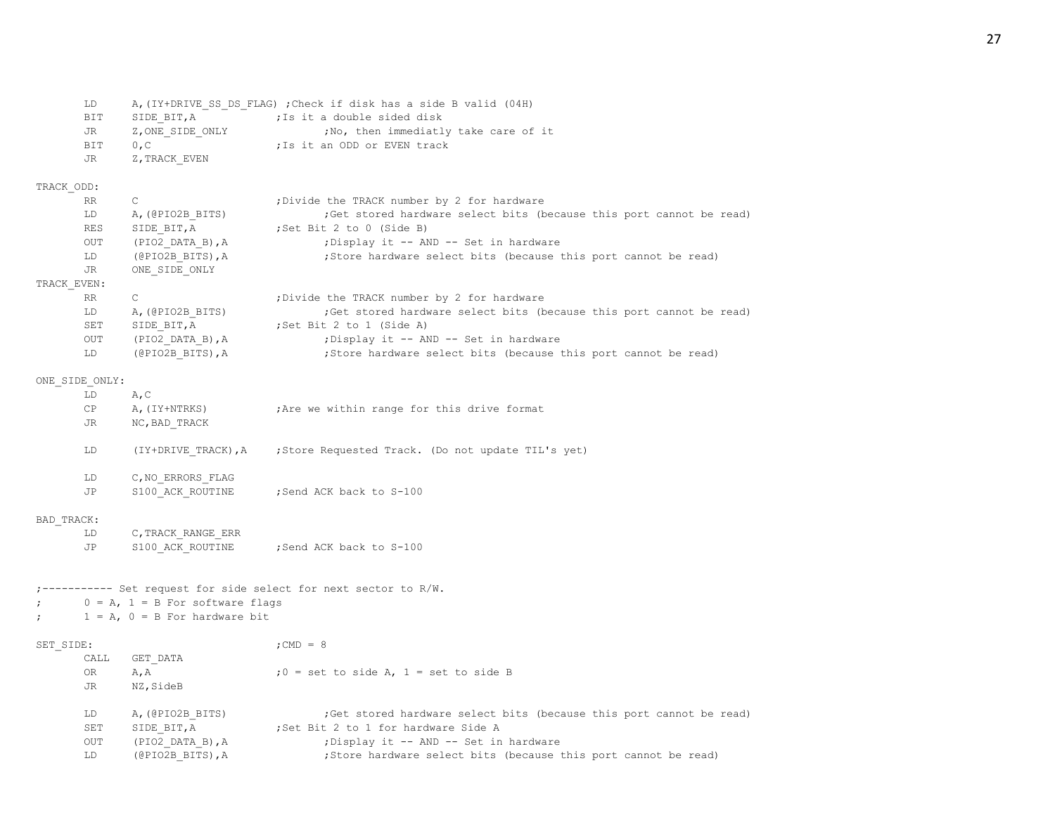```
        LD      A,(IY+DRIVE_SS_DS_FLAG) ;Check if disk has a side B valid (04H)
        BIT     SIDE_BIT,A              ;Is it a double sided disk
        JR      Z,ONE_SIDE_ONLY                 ;No, then immediatly take care of it
        BIT     0,C                     ;Is it an ODD or EVEN track
        JR      Z,TRACK_EVEN

TRACK_ODD:
        RR      C                       ;Divide the TRACK number by 2 for hardware
        LD      A,(@PIO2B_BITS)                 ;Get stored hardware select bits (because this port cannot be read)
        RES     SIDE_BIT,A              ;Set Bit 2 to 0 (Side B)
        OUT     (PIO2_DATA_B),A                 ;Display it -- AND -- Set in hardware
        LD      (@PIO2B_BITS),A                 ;Store hardware select bits (because this port cannot be read)
        JR      ONE_SIDE_ONLY
TRACK_EVEN:
        RR      C                       ;Divide the TRACK number by 2 for hardware
        LD      A,(@PIO2B_BITS)                 ;Get stored hardware select bits (because this port cannot be read)
        SET     SIDE_BIT,A              ;Set Bit 2 to 1 (Side A)
        OUT     (PIO2_DATA_B),A                 ;Display it -- AND -- Set in hardware
        LD      (@PIO2B_BITS),A                 ;Store hardware select bits (because this port cannot be read)

ONE_SIDE_ONLY:
        LD      A,C
        CP      A,(IY+NTRKS)            ;Are we within range for this drive format
        JR      NC,BAD_TRACK

        LD      (IY+DRIVE_TRACK),A      ;Store Requested Track. (Do not update TIL's yet)

        LD      C,NO_ERRORS_FLAG
        JP      S100_ACK_ROUTINE        ;Send ACK back to S-100

BAD_TRACK:
        LD      C,TRACK_RANGE_ERR
        JP      S100_ACK_ROUTINE        ;Send ACK back to S-100


;----------- Set request for side select for next sector to R/W.
;       0 = A, 1 = B For software flags
;       1 = A, 0 = B For hardware bit

SET_SIDE:                               ;CMD = 8
        CALL    GET_DATA
        OR      A,A                     ;0 = set to side A, 1 = set to side B
        JR      NZ,SideB

        LD      A,(@PIO2B_BITS)                 ;Get stored hardware select bits (because this port cannot be read)
        SET     SIDE_BIT,A              ;Set Bit 2 to 1 for hardware Side A
        OUT     (PIO2_DATA_B),A                 ;Display it -- AND -- Set in hardware
        LD      (@PIO2B_BITS),A                 ;Store hardware select bits (because this port cannot be read)
```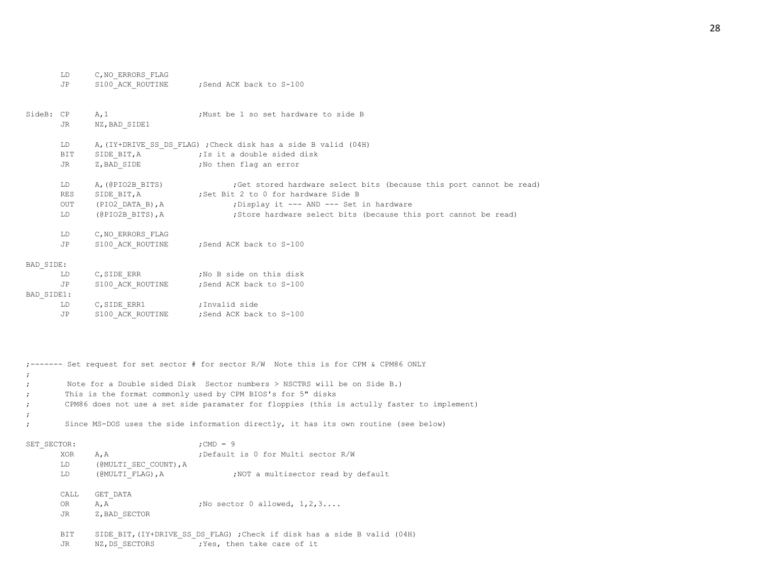```
        LD      C,NO_ERRORS_FLAG
        JP      S100_ACK_ROUTINE        ;Send ACK back to S-100


SideB:  CP      A,1                     ;Must be 1 so set hardware to side B
        JR      NZ,BAD_SIDE1

        LD      A,(IY+DRIVE_SS_DS_FLAG) ;Check disk has a side B valid (04H)
        BIT     SIDE_BIT,A              ;Is it a double sided disk
        JR      Z,BAD_SIDE              ;No then flag an error

        LD      A,(@PIO2B_BITS)                 ;Get stored hardware select bits (because this port cannot be read)
        RES     SIDE_BIT,A              ;Set Bit 2 to 0 for hardware Side B
        OUT     (PIO2_DATA_B),A                 ;Display it --- AND --- Set in hardware
        LD      (@PIO2B_BITS),A                 ;Store hardware select bits (because this port cannot be read)

        LD      C,NO_ERRORS_FLAG
        JP      S100_ACK_ROUTINE        ;Send ACK back to S-100

BAD_SIDE:
        LD      C,SIDE_ERR              ;No B side on this disk
        JP      S100_ACK_ROUTINE        ;Send ACK back to S-100
BAD_SIDE1:
        LD      C,SIDE_ERR1             ;Invalid side
        JP      S100_ACK_ROUTINE        ;Send ACK back to S-100




;------- Set request for set sector # for sector R/W  Note this is for CPM & CPM86 ONLY
;
;        Note for a Double sided Disk  Sector numbers > NSCTRS will be on Side B.)
;       This is the format commonly used by CPM BIOS's for 5" disks
;       CPM86 does not use a set side paramater for floppies (this is actully faster to implement)
;
;       Since MS-DOS uses the side information directly, it has its own routine (see below)

SET_SECTOR:                             ;CMD = 9
        XOR     A,A                     ;Default is 0 for Multi sector R/W
        LD      (@MULTI_SEC_COUNT),A
        LD      (@MULTI_FLAG),A                 ;NOT a multisector read by default

        CALL    GET_DATA
        OR      A,A                     ;No sector 0 allowed, 1,2,3....
        JR      Z,BAD_SECTOR

        BIT     SIDE_BIT,(IY+DRIVE_SS_DS_FLAG) ;Check if disk has a side B valid (04H)
        JR      NZ,DS_SECTORS           ;Yes, then take care of it
```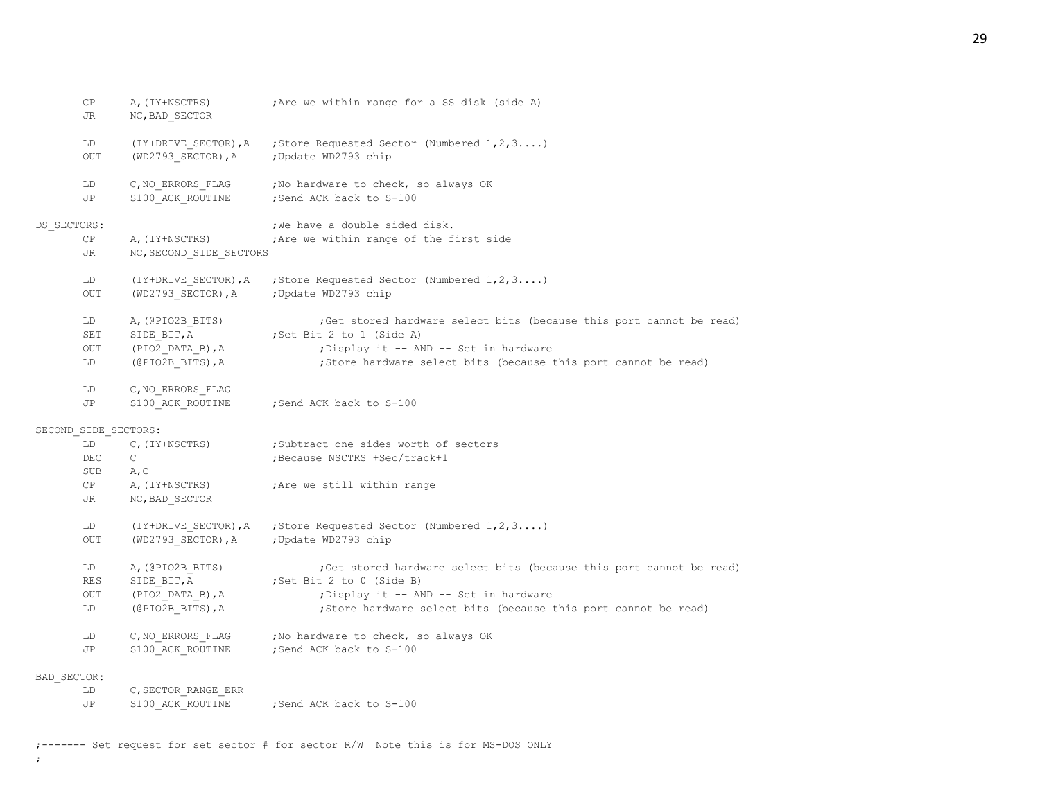```
        CP      A,(IY+NSCTRS)           ;Are we within range for a SS disk (side A)
        JR      NC,BAD_SECTOR

        LD      (IY+DRIVE_SECTOR),A     ;Store Requested Sector (Numbered 1,2,3....)
        OUT     (WD2793_SECTOR),A       ;Update WD2793 chip

        LD      C,NO_ERRORS_FLAG        ;No hardware to check, so always OK
        JP      S100_ACK_ROUTINE        ;Send ACK back to S-100

DS_SECTORS:                             ;We have a double sided disk.
        CP      A,(IY+NSCTRS)           ;Are we within range of the first side
        JR      NC,SECOND_SIDE_SECTORS

        LD      (IY+DRIVE_SECTOR),A     ;Store Requested Sector (Numbered 1,2,3....)
        OUT     (WD2793_SECTOR),A       ;Update WD2793 chip

        LD      A,(@PIO2B_BITS)                 ;Get stored hardware select bits (because this port cannot be read)
        SET     SIDE_BIT,A              ;Set Bit 2 to 1 (Side A)
        OUT     (PIO2_DATA_B),A                 ;Display it -- AND -- Set in hardware
        LD      (@PIO2B_BITS),A                 ;Store hardware select bits (because this port cannot be read)

        LD      C,NO_ERRORS_FLAG
        JP      S100_ACK_ROUTINE        ;Send ACK back to S-100

SECOND_SIDE_SECTORS:
        LD      C,(IY+NSCTRS)           ;Subtract one sides worth of sectors
        DEC     C                       ;Because NSCTRS +Sec/track+1
        SUB     A,C
        CP      A,(IY+NSCTRS)           ;Are we still within range
        JR      NC,BAD_SECTOR

        LD      (IY+DRIVE_SECTOR),A     ;Store Requested Sector (Numbered 1,2,3....)
        OUT     (WD2793_SECTOR),A       ;Update WD2793 chip

        LD      A,(@PIO2B_BITS)                 ;Get stored hardware select bits (because this port cannot be read)
        RES     SIDE_BIT,A              ;Set Bit 2 to 0 (Side B)
        OUT     (PIO2_DATA_B),A                 ;Display it -- AND -- Set in hardware
        LD      (@PIO2B_BITS),A                 ;Store hardware select bits (because this port cannot be read)

        LD      C,NO_ERRORS_FLAG        ;No hardware to check, so always OK
        JP      S100_ACK_ROUTINE        ;Send ACK back to S-100

BAD_SECTOR:
        LD      C,SECTOR_RANGE_ERR
        JP      S100_ACK_ROUTINE        ;Send ACK back to S-100


;------- Set request for set sector # for sector R/W  Note this is for MS-DOS ONLY
;
```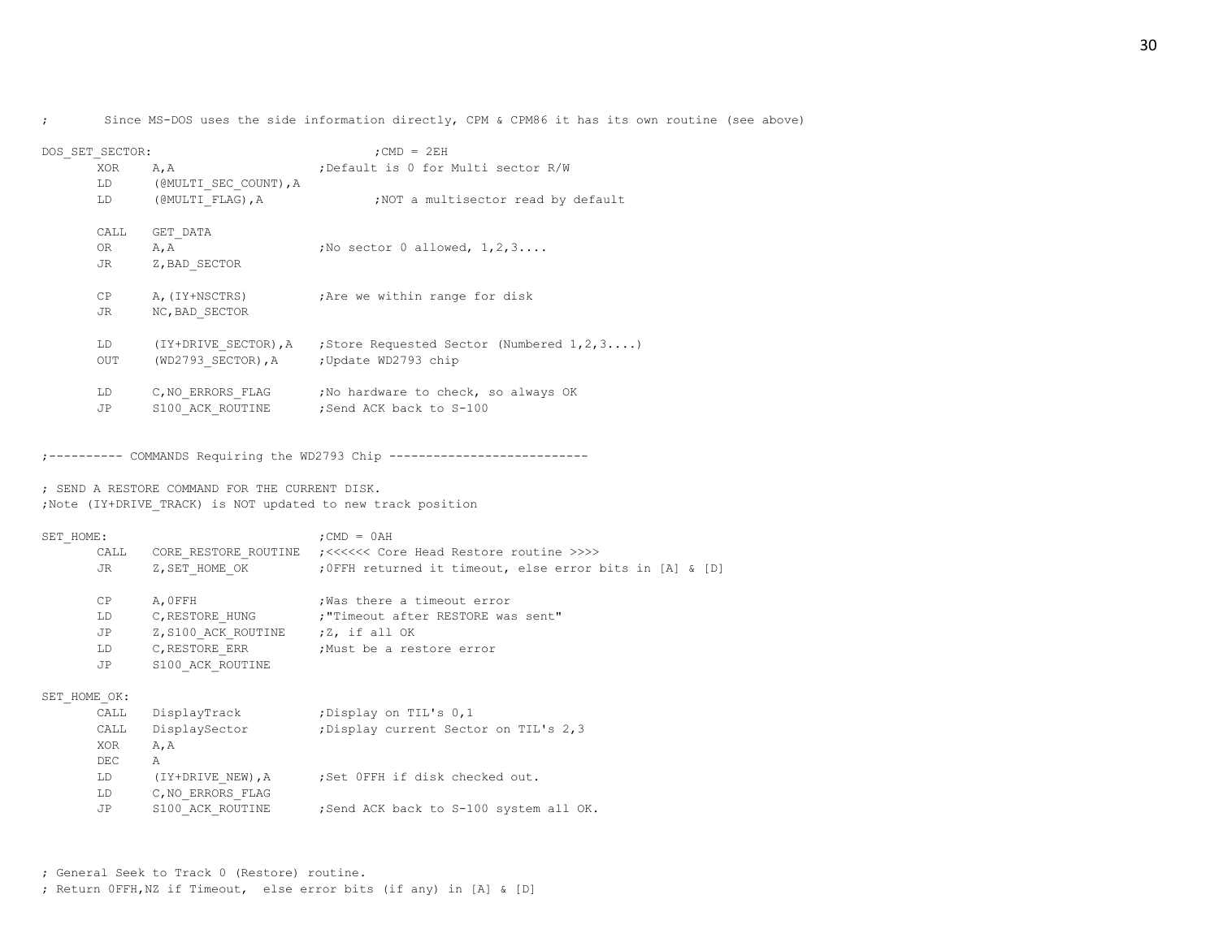```
;       Since MS-DOS uses the side information directly, CPM & CPM86 it has its own routine (see above)

DOS_SET_SECTOR:                         ;CMD = 2EH
        XOR     A,A                     ;Default is 0 for Multi sector R/W
        LD      (@MULTI_SEC_COUNT),A
        LD      (@MULTI_FLAG),A                 ;NOT a multisector read by default

        CALL    GET_DATA
        OR      A,A                     ;No sector 0 allowed, 1,2,3....
        JR      Z,BAD_SECTOR

        CP      A,(IY+NSCTRS)           ;Are we within range for disk
        JR      NC,BAD_SECTOR

        LD      (IY+DRIVE_SECTOR),A     ;Store Requested Sector (Numbered 1,2,3....)
        OUT     (WD2793_SECTOR),A       ;Update WD2793 chip

        LD      C,NO_ERRORS_FLAG        ;No hardware to check, so always OK
        JP      S100_ACK_ROUTINE        ;Send ACK back to S-100


;---------- COMMANDS Requiring the WD2793 Chip ---------------------------

; SEND A RESTORE COMMAND FOR THE CURRENT DISK.
;Note (IY+DRIVE_TRACK) is NOT updated to new track position

SET_HOME:                               ;CMD = 0AH
        CALL    CORE_RESTORE_ROUTINE    ;<<<<<< Core Head Restore routine >>>>
        JR      Z,SET_HOME_OK           ;0FFH returned it timeout, else error bits in [A] & [D]

        CP      A,0FFH                  ;Was there a timeout error
        LD      C,RESTORE_HUNG          ;"Timeout after RESTORE was sent"
        JP      Z,S100_ACK_ROUTINE      ;Z, if all OK
        LD      C,RESTORE_ERR           ;Must be a restore error
        JP      S100_ACK_ROUTINE

SET_HOME_OK:
        CALL    DisplayTrack            ;Display on TIL's 0,1
        CALL    DisplaySector           ;Display current Sector on TIL's 2,3
        XOR     A,A
        DEC     A
        LD      (IY+DRIVE_NEW),A        ;Set 0FFH if disk checked out.
        LD      C,NO_ERRORS_FLAG
        JP      S100_ACK_ROUTINE        ;Send ACK back to S-100 system all OK.



; General Seek to Track 0 (Restore) routine.
; Return 0FFH,NZ if Timeout,  else error bits (if any) in [A] & [D]
```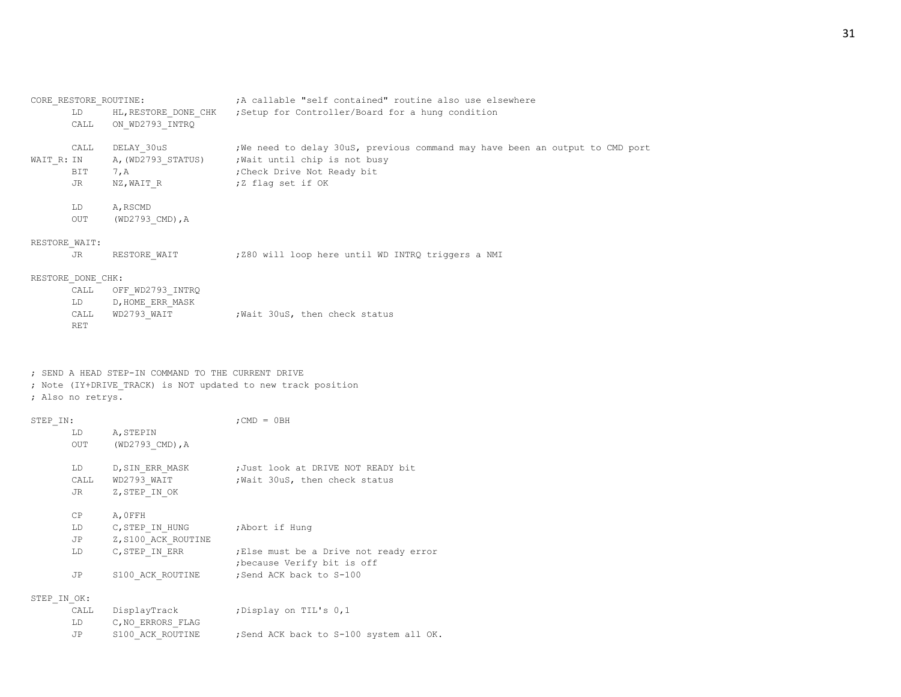```
CORE_RESTORE_ROUTINE:                   ;A callable "self contained" routine also use elsewhere
        LD      HL,RESTORE_DONE_CHK     ;Setup for Controller/Board for a hung condition
        CALL    ON_WD2793_INTRQ

        CALL    DELAY_30uS              ;We need to delay 30uS, previous command may have been an output to CMD port
WAIT_R: IN      A,(WD2793_STATUS)       ;Wait until chip is not busy
        BIT     7,A                     ;Check Drive Not Ready bit
        JR      NZ,WAIT_R               ;Z flag set if OK

        LD      A,RSCMD
        OUT     (WD2793_CMD),A

RESTORE_WAIT:
        JR      RESTORE_WAIT            ;Z80 will loop here until WD INTRQ triggers a NMI

RESTORE_DONE_CHK:
        CALL    OFF_WD2793_INTRQ
        LD      D,HOME_ERR_MASK
        CALL    WD2793_WAIT             ;Wait 30uS, then check status
        RET



; SEND A HEAD STEP-IN COMMAND TO THE CURRENT DRIVE
; Note (IY+DRIVE_TRACK) is NOT updated to new track position
; Also no retrys.

STEP_IN:                                ;CMD = 0BH
        LD      A,STEPIN
        OUT     (WD2793_CMD),A

        LD      D,SIN_ERR_MASK          ;Just look at DRIVE NOT READY bit
        CALL    WD2793_WAIT             ;Wait 30uS, then check status
        JR      Z,STEP_IN_OK

        CP      A,0FFH
        LD      C,STEP_IN_HUNG          ;Abort if Hung
        JP      Z,S100_ACK_ROUTINE
        LD      C,STEP_IN_ERR           ;Else must be a Drive not ready error
                                        ;because Verify bit is off
        JP      S100_ACK_ROUTINE        ;Send ACK back to S-100

STEP_IN_OK:
        CALL    DisplayTrack            ;Display on TIL's 0,1
        LD      C,NO_ERRORS_FLAG
        JP      S100_ACK_ROUTINE        ;Send ACK back to S-100 system all OK.
```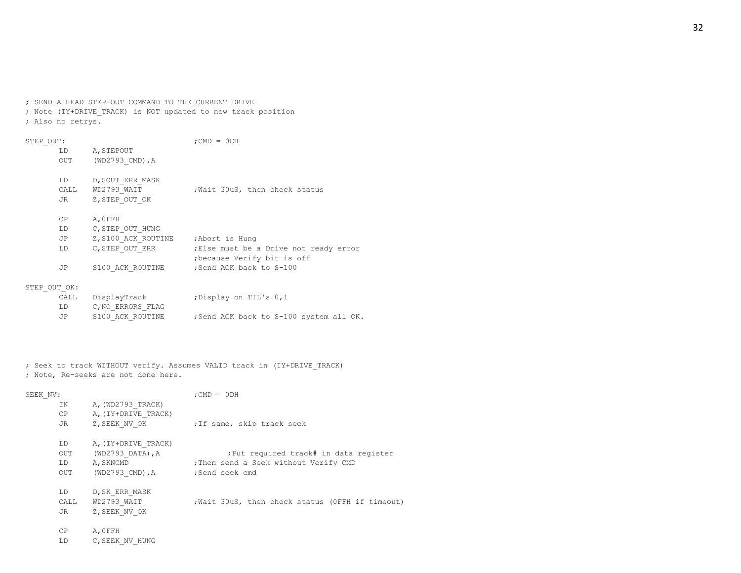```
; SEND A HEAD STEP-OUT COMMAND TO THE CURRENT DRIVE
; Note (IY+DRIVE_TRACK) is NOT updated to new track position
; Also no retrys.

STEP_OUT:                               ;CMD = 0CH
        LD      A,STEPOUT
        OUT     (WD2793_CMD),A

        LD      D,SOUT_ERR_MASK
        CALL    WD2793_WAIT             ;Wait 30uS, then check status
        JR      Z,STEP_OUT_OK

        CP      A,0FFH
        LD      C,STEP_OUT_HUNG
        JP      Z,S100_ACK_ROUTINE      ;Abort is Hung
        LD      C,STEP_OUT_ERR          ;Else must be a Drive not ready error
                                        ;because Verify bit is off
        JP      S100_ACK_ROUTINE        ;Send ACK back to S-100

STEP_OUT_OK:
        CALL    DisplayTrack            ;Display on TIL's 0,1
        LD      C,NO_ERRORS_FLAG
        JP      S100_ACK_ROUTINE        ;Send ACK back to S-100 system all OK.




; Seek to track WITHOUT verify. Assumes VALID track in (IY+DRIVE_TRACK)
; Note, Re-seeks are not done here.

SEEK_NV:                                ;CMD = 0DH
        IN      A,(WD2793_TRACK)
        CP      A,(IY+DRIVE_TRACK)
        JR      Z,SEEK_NV_OK            ;If same, skip track seek

        LD      A,(IY+DRIVE_TRACK)
        OUT     (WD2793_DATA),A                 ;Put required track# in data register
        LD      A,SKNCMD                ;Then send a Seek without Verify CMD
        OUT     (WD2793_CMD),A          ;Send seek cmd

        LD      D,SK_ERR_MASK
        CALL    WD2793_WAIT             ;Wait 30uS, then check status (0FFH if timeout)
        JR      Z,SEEK_NV_OK

        CP      A,0FFH
        LD      C,SEEK_NV_HUNG
```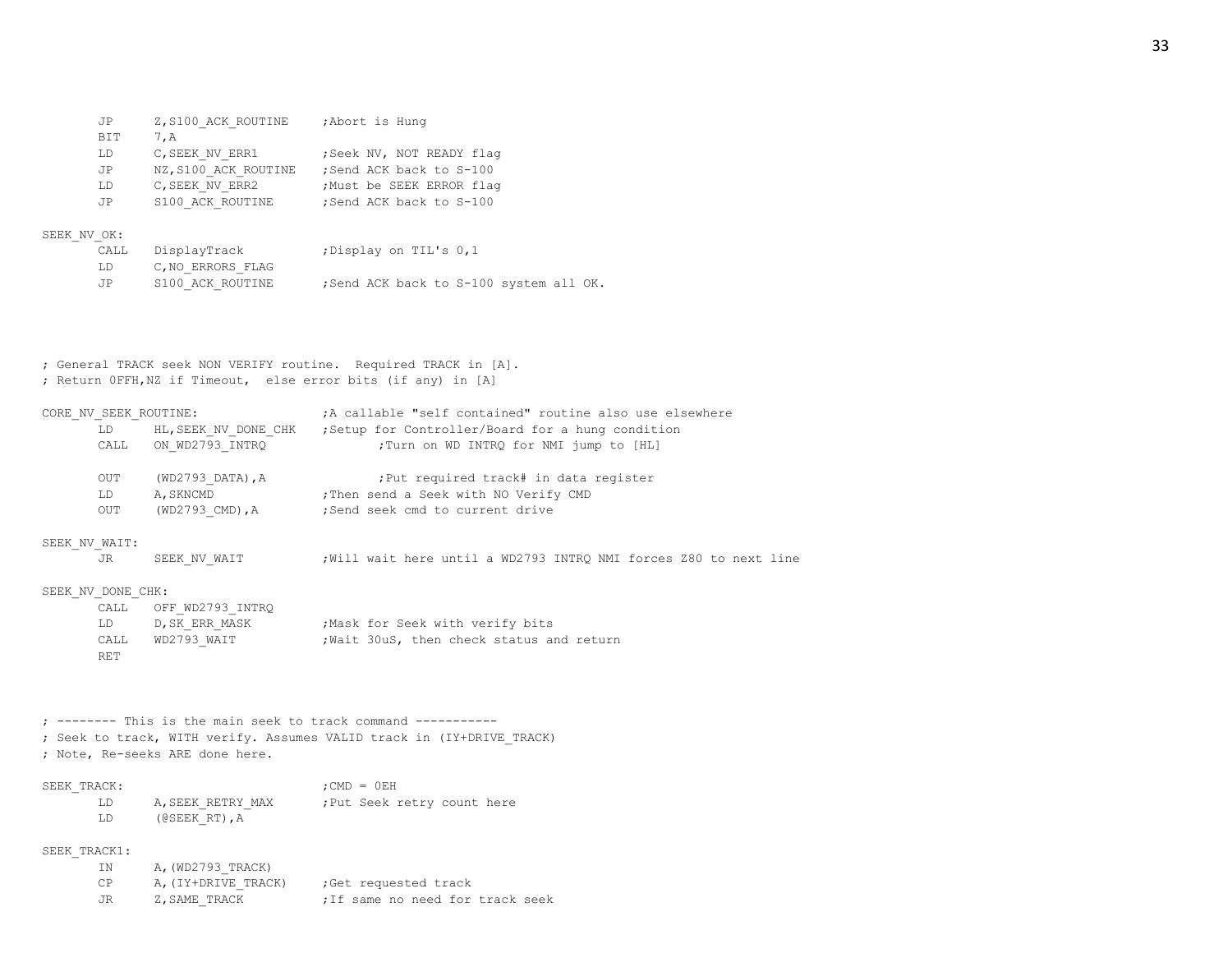```
        JP      Z,S100_ACK_ROUTINE    ;Abort is Hung
        BIT     7,A
        LD      C,SEEK_NV_ERR1        ;Seek NV, NOT READY flag
        JP      NZ,S100_ACK_ROUTINE   ;Send ACK back to S-100
        LD      C,SEEK_NV_ERR2        ;Must be SEEK ERROR flag
        JP      S100_ACK_ROUTINE      ;Send ACK back to S-100

SEEK_NV_OK:
        CALL    DisplayTrack          ;Display on TIL's 0,1
        LD      C,NO_ERRORS_FLAG
        JP      S100_ACK_ROUTINE      ;Send ACK back to S-100 system all OK.




; General TRACK seek NON VERIFY routine.  Required TRACK in [A].
; Return 0FFH,NZ if Timeout,  else error bits (if any) in [A]

CORE_NV_SEEK_ROUTINE:                 ;A callable "self contained" routine also use elsewhere
        LD      HL,SEEK_NV_DONE_CHK   ;Setup for Controller/Board for a hung condition
        CALL    ON_WD2793_INTRQ               ;Turn on WD INTRQ for NMI jump to [HL]

        OUT     (WD2793_DATA),A               ;Put required track# in data register
        LD      A,SKNCMD              ;Then send a Seek with NO Verify CMD
        OUT     (WD2793_CMD),A        ;Send seek cmd to current drive

SEEK_NV_WAIT:
        JR      SEEK_NV_WAIT          ;Will wait here until a WD2793 INTRQ NMI forces Z80 to next line

SEEK_NV_DONE_CHK:
        CALL    OFF_WD2793_INTRQ
        LD      D,SK_ERR_MASK         ;Mask for Seek with verify bits
        CALL    WD2793_WAIT           ;Wait 30uS, then check status and return
        RET



; -------- This is the main seek to track command -----------
; Seek to track, WITH verify. Assumes VALID track in (IY+DRIVE_TRACK)
; Note, Re-seeks ARE done here.

SEEK_TRACK:                           ;CMD = 0EH
        LD      A,SEEK_RETRY_MAX      ;Put Seek retry count here
        LD      (@SEEK_RT),A

SEEK_TRACK1:
        IN      A,(WD2793_TRACK)
        CP      A,(IY+DRIVE_TRACK)    ;Get requested track
        JR      Z,SAME_TRACK          ;If same no need for track seek
```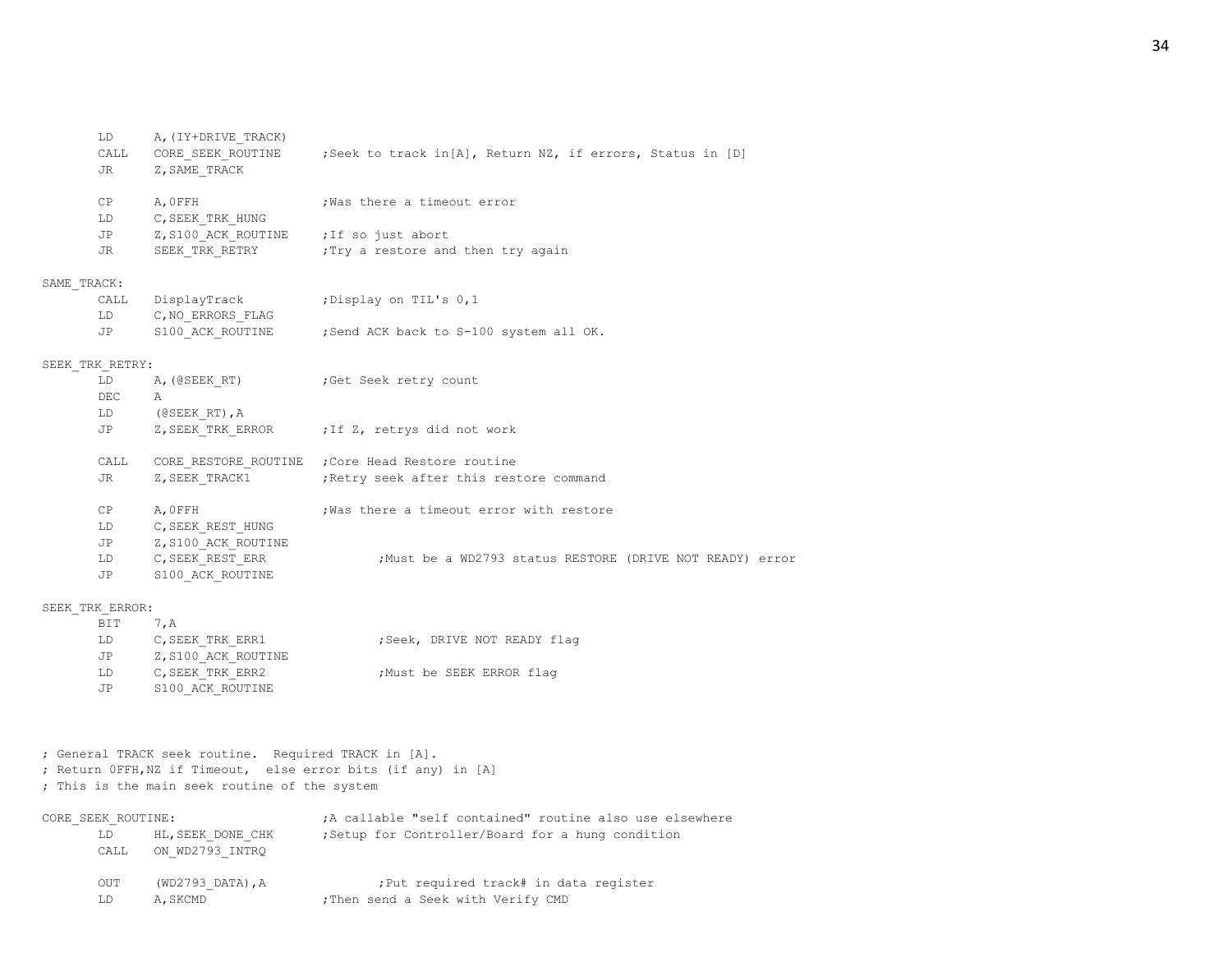```
        LD      A,(IY+DRIVE_TRACK)
        CALL    CORE_SEEK_ROUTINE       ;Seek to track in[A], Return NZ, if errors, Status in [D]
        JR      Z,SAME_TRACK

        CP      A,0FFH                  ;Was there a timeout error
        LD      C,SEEK_TRK_HUNG
        JP      Z,S100_ACK_ROUTINE      ;If so just abort
        JR      SEEK_TRK_RETRY          ;Try a restore and then try again

SAME_TRACK:
        CALL    DisplayTrack            ;Display on TIL's 0,1
        LD      C,NO_ERRORS_FLAG
        JP      S100_ACK_ROUTINE        ;Send ACK back to S-100 system all OK.

SEEK_TRK_RETRY:
        LD      A,(@SEEK_RT)            ;Get Seek retry count
        DEC     A
        LD      (@SEEK_RT),A
        JP      Z,SEEK_TRK_ERROR        ;If Z, retrys did not work

        CALL    CORE_RESTORE_ROUTINE    ;Core Head Restore routine
        JR      Z,SEEK_TRACK1           ;Retry seek after this restore command

        CP      A,0FFH                  ;Was there a timeout error with restore
        LD      C,SEEK_REST_HUNG
        JP      Z,S100_ACK_ROUTINE
        LD      C,SEEK_REST_ERR                 ;Must be a WD2793 status RESTORE (DRIVE NOT READY) error
        JP      S100_ACK_ROUTINE

SEEK_TRK_ERROR:
        BIT     7,A
        LD      C,SEEK_TRK_ERR1                 ;Seek, DRIVE NOT READY flag
        JP      Z,S100_ACK_ROUTINE
        LD      C,SEEK_TRK_ERR2                 ;Must be SEEK ERROR flag
        JP      S100_ACK_ROUTINE



; General TRACK seek routine.  Required TRACK in [A].
; Return 0FFH,NZ if Timeout,  else error bits (if any) in [A]
; This is the main seek routine of the system

CORE_SEEK_ROUTINE:                      ;A callable "self contained" routine also use elsewhere
        LD      HL,SEEK_DONE_CHK        ;Setup for Controller/Board for a hung condition
        CALL    ON_WD2793_INTRQ

        OUT     (WD2793_DATA),A                 ;Put required track# in data register
        LD      A,SKCMD                 ;Then send a Seek with Verify CMD
```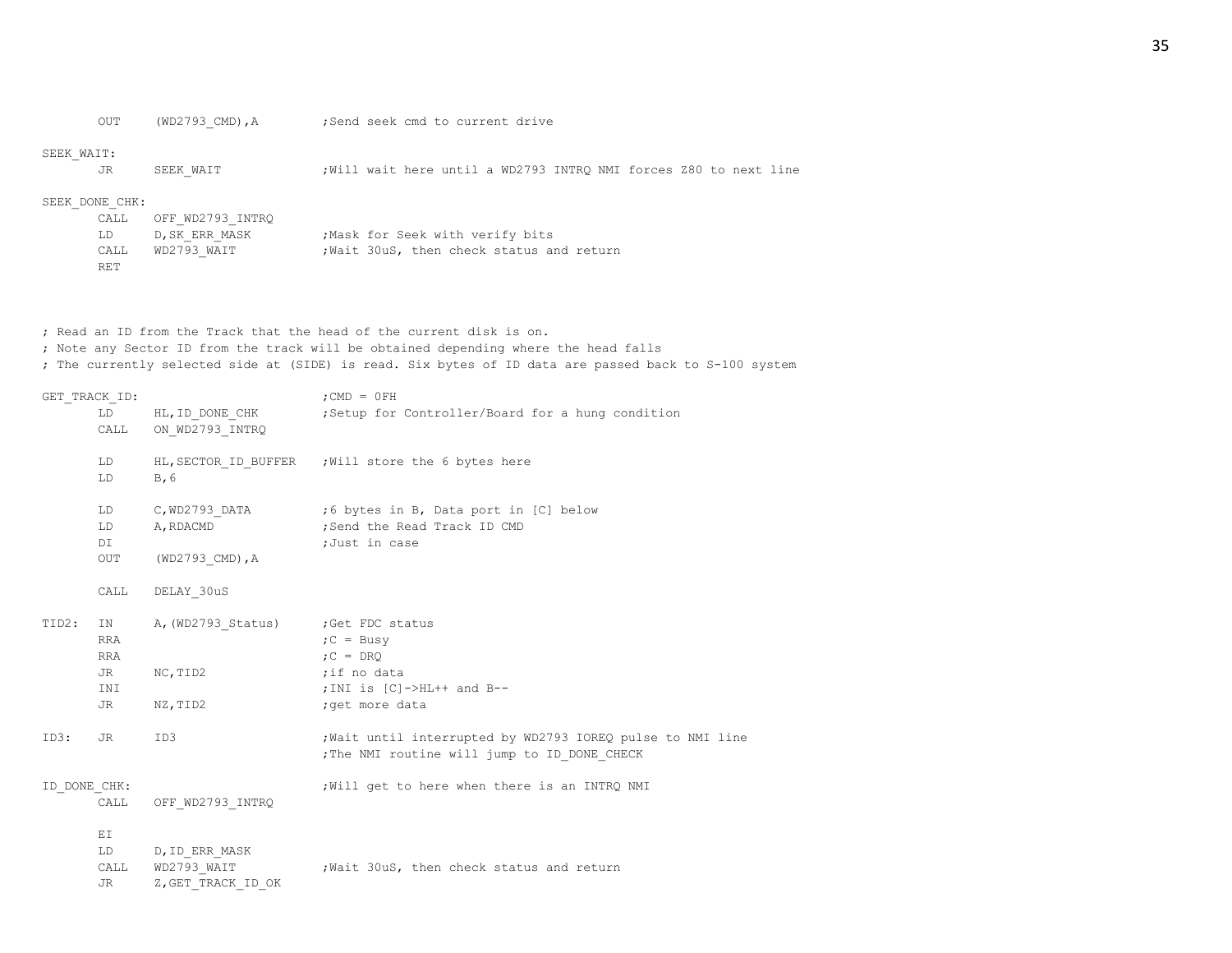```
        OUT     (WD2793_CMD),A          ;Send seek cmd to current drive

SEEK_WAIT:
        JR      SEEK_WAIT               ;Will wait here until a WD2793 INTRQ NMI forces Z80 to next line

SEEK_DONE_CHK:
        CALL    OFF_WD2793_INTRQ
        LD      D,SK_ERR_MASK           ;Mask for Seek with verify bits
        CALL    WD2793_WAIT             ;Wait 30uS, then check status and return
        RET



; Read an ID from the Track that the head of the current disk is on.
; Note any Sector ID from the track will be obtained depending where the head falls
; The currently selected side at (SIDE) is read. Six bytes of ID data are passed back to S-100 system

GET_TRACK_ID:                           ;CMD = 0FH
        LD      HL,ID_DONE_CHK          ;Setup for Controller/Board for a hung condition
        CALL    ON_WD2793_INTRQ

        LD      HL,SECTOR_ID_BUFFER     ;Will store the 6 bytes here
        LD      B,6

        LD      C,WD2793_DATA           ;6 bytes in B, Data port in [C] below
        LD      A,RDACMD                ;Send the Read Track ID CMD
        DI                              ;Just in case
        OUT     (WD2793_CMD),A

        CALL    DELAY_30uS

TID2:   IN      A,(WD2793_Status)       ;Get FDC status
        RRA                             ;C = Busy
        RRA                             ;C = DRQ
        JR      NC,TID2                 ;if no data
        INI                             ;INI is [C]->HL++ and B--
        JR      NZ,TID2                 ;get more data

ID3:    JR      ID3                     ;Wait until interrupted by WD2793 IOREQ pulse to NMI line
                                        ;The NMI routine will jump to ID_DONE_CHECK

ID_DONE_CHK:                            ;Will get to here when there is an INTRQ NMI
        CALL    OFF_WD2793_INTRQ

        EI
        LD      D,ID_ERR_MASK
        CALL    WD2793_WAIT             ;Wait 30uS, then check status and return
        JR      Z,GET_TRACK_ID_OK
```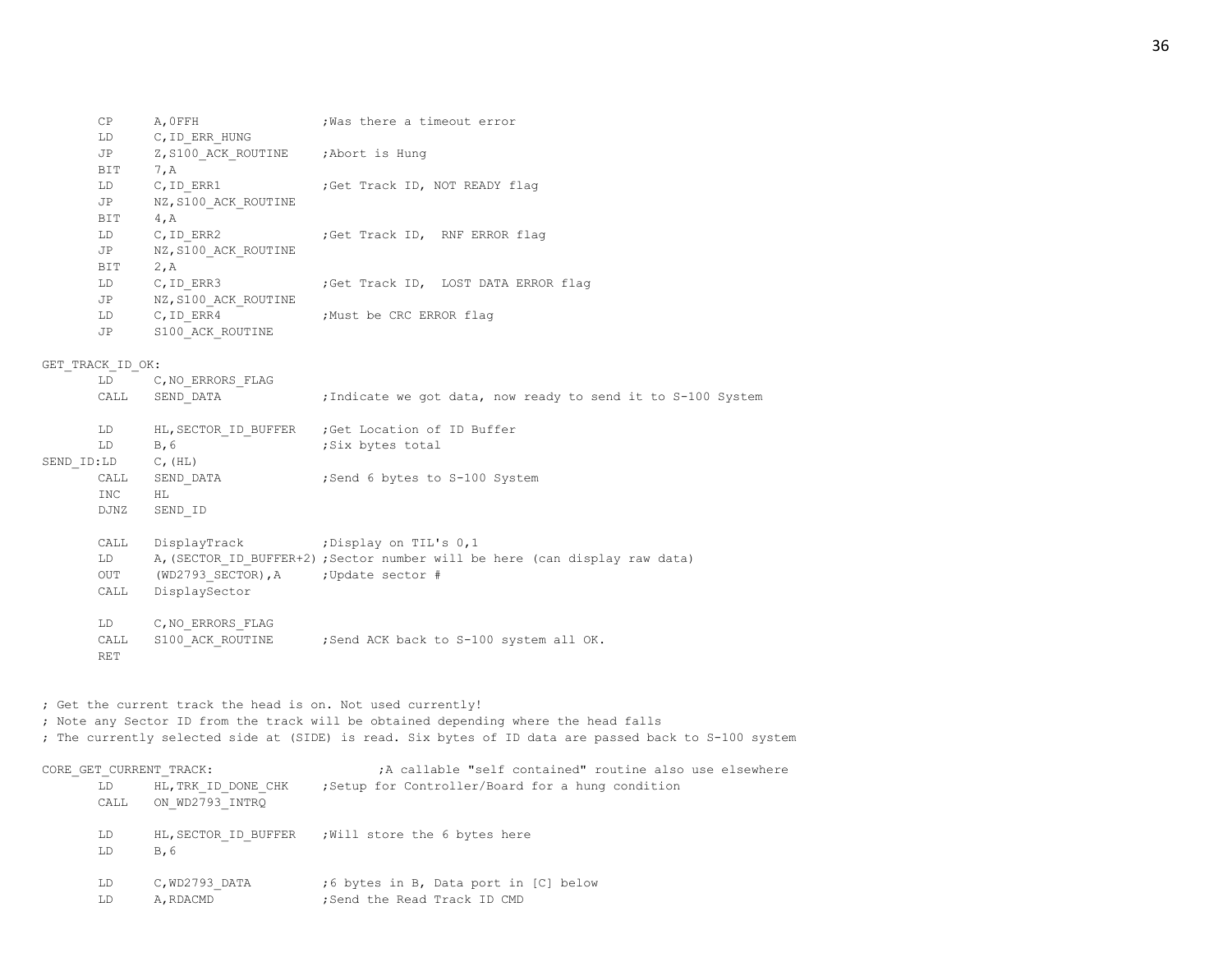```
        CP      A,0FFH                  ;Was there a timeout error
        LD      C,ID_ERR_HUNG
        JP      Z,S100_ACK_ROUTINE      ;Abort is Hung
        BIT     7,A
        LD      C,ID_ERR1               ;Get Track ID, NOT READY flag
        JP      NZ,S100_ACK_ROUTINE
        BIT     4,A
        LD      C,ID_ERR2               ;Get Track ID,  RNF ERROR flag
        JP      NZ,S100_ACK_ROUTINE
        BIT     2,A
        LD      C,ID_ERR3               ;Get Track ID,  LOST DATA ERROR flag
        JP      NZ,S100_ACK_ROUTINE
        LD      C,ID_ERR4               ;Must be CRC ERROR flag
        JP      S100_ACK_ROUTINE

GET_TRACK_ID_OK:
        LD      C,NO_ERRORS_FLAG
        CALL    SEND_DATA               ;Indicate we got data, now ready to send it to S-100 System

        LD      HL,SECTOR_ID_BUFFER     ;Get Location of ID Buffer
        LD      B,6                     ;Six bytes total
SEND_ID:LD      C,(HL)
        CALL    SEND_DATA               ;Send 6 bytes to S-100 System
        INC     HL
        DJNZ    SEND_ID

        CALL    DisplayTrack            ;Display on TIL's 0,1
        LD      A,(SECTOR_ID_BUFFER+2) ;Sector number will be here (can display raw data)
        OUT     (WD2793_SECTOR),A       ;Update sector #
        CALL    DisplaySector

        LD      C,NO_ERRORS_FLAG
        CALL    S100_ACK_ROUTINE        ;Send ACK back to S-100 system all OK.
        RET


; Get the current track the head is on. Not used currently!
; Note any Sector ID from the track will be obtained depending where the head falls
; The currently selected side at (SIDE) is read. Six bytes of ID data are passed back to S-100 system

CORE_GET_CURRENT_TRACK:                         ;A callable "self contained" routine also use elsewhere
        LD      HL,TRK_ID_DONE_CHK      ;Setup for Controller/Board for a hung condition
        CALL    ON_WD2793_INTRQ

        LD      HL,SECTOR_ID_BUFFER     ;Will store the 6 bytes here
        LD      B,6

        LD      C,WD2793_DATA           ;6 bytes in B, Data port in [C] below
        LD      A,RDACMD                ;Send the Read Track ID CMD
```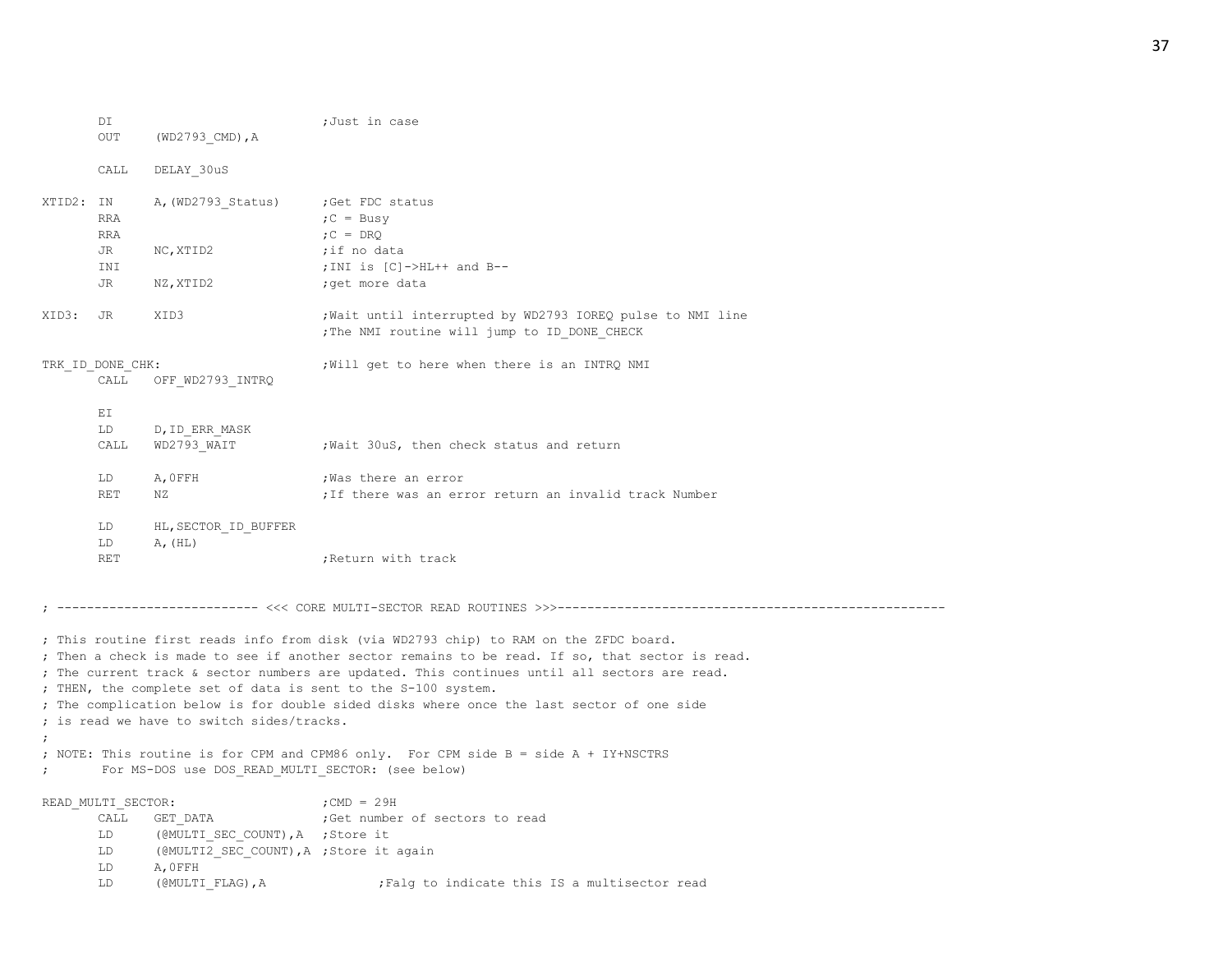```
        DI                              ;Just in case
        OUT     (WD2793_CMD),A

        CALL    DELAY_30uS

XTID2:  IN      A,(WD2793_Status)       ;Get FDC status
        RRA                             ;C = Busy
        RRA                             ;C = DRQ
        JR      NC,XTID2                ;if no data
        INI                             ;INI is [C]->HL++ and B--
        JR      NZ,XTID2                ;get more data

XID3:   JR      XID3                    ;Wait until interrupted by WD2793 IOREQ pulse to NMI line
                                        ;The NMI routine will jump to ID_DONE_CHECK

TRK_ID_DONE_CHK:                        ;Will get to here when there is an INTRQ NMI
        CALL    OFF_WD2793_INTRQ

        EI
        LD      D,ID_ERR_MASK
        CALL    WD2793_WAIT             ;Wait 30uS, then check status and return

        LD      A,0FFH                  ;Was there an error
        RET     NZ                      ;If there was an error return an invalid track Number

        LD      HL,SECTOR_ID_BUFFER
        LD      A,(HL)
        RET                             ;Return with track


; --------------------------- <<< CORE MULTI-SECTOR READ ROUTINES >>>----------------------------------------------------

; This routine first reads info from disk (via WD2793 chip) to RAM on the ZFDC board.
; Then a check is made to see if another sector remains to be read. If so, that sector is read.
; The current track & sector numbers are updated. This continues until all sectors are read.
; THEN, the complete set of data is sent to the S-100 system.
; The complication below is for double sided disks where once the last sector of one side
; is read we have to switch sides/tracks.
;
; NOTE: This routine is for CPM and CPM86 only.  For CPM side B = side A + IY+NSCTRS
;       For MS-DOS use DOS_READ_MULTI_SECTOR: (see below)

READ_MULTI_SECTOR:                      ;CMD = 29H
        CALL    GET_DATA                ;Get number of sectors to read
        LD      (@MULTI_SEC_COUNT),A    ;Store it
        LD      (@MULTI2_SEC_COUNT),A   ;Store it again
        LD      A,0FFH
        LD      (@MULTI_FLAG),A                 ;Falg to indicate this IS a multisector read
```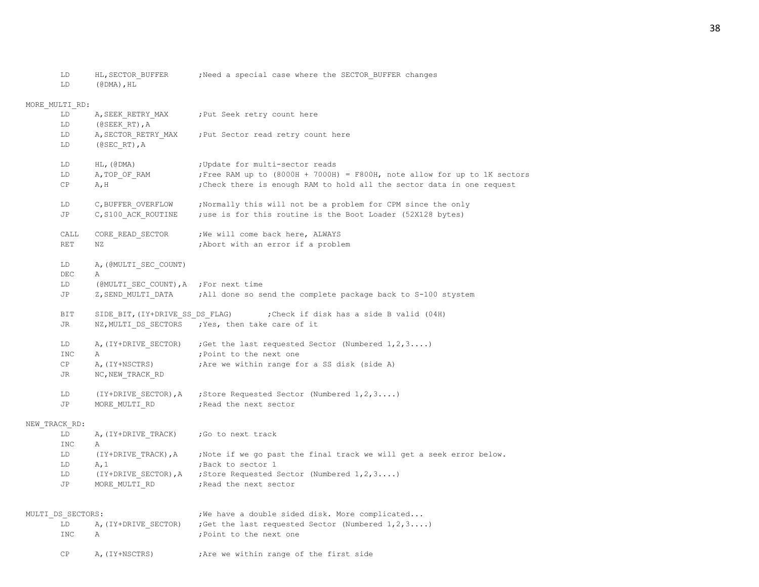```
        LD      HL,SECTOR_BUFFER        ;Need a special case where the SECTOR_BUFFER changes
        LD      (@DMA),HL

MORE_MULTI_RD:
        LD      A,SEEK_RETRY_MAX        ;Put Seek retry count here
        LD      (@SEEK_RT),A
        LD      A,SECTOR_RETRY_MAX      ;Put Sector read retry count here
        LD      (@SEC_RT),A

        LD      HL,(@DMA)               ;Update for multi-sector reads
        LD      A,TOP_OF_RAM            ;Free RAM up to (8000H + 7000H) = F800H, note allow for up to 1K sectors
        CP      A,H                     ;Check there is enough RAM to hold all the sector data in one request

        LD      C,BUFFER_OVERFLOW       ;Normally this will not be a problem for CPM since the only
        JP      C,S100_ACK_ROUTINE      ;use is for this routine is the Boot Loader (52X128 bytes)

        CALL    CORE_READ_SECTOR        ;We will come back here, ALWAYS
        RET     NZ                      ;Abort with an error if a problem

        LD      A,(@MULTI_SEC_COUNT)
        DEC     A
        LD      (@MULTI_SEC_COUNT),A    ;For next time
        JP      Z,SEND_MULTI_DATA       ;All done so send the complete package back to S-100 stystem

        BIT     SIDE_BIT,(IY+DRIVE_SS_DS_FLAG)        ;Check if disk has a side B valid (04H)
        JR      NZ,MULTI_DS_SECTORS     ;Yes, then take care of it

        LD      A,(IY+DRIVE_SECTOR)     ;Get the last requested Sector (Numbered 1,2,3....)
        INC     A                       ;Point to the next one
        CP      A,(IY+NSCTRS)           ;Are we within range for a SS disk (side A)
        JR      NC,NEW_TRACK_RD

        LD      (IY+DRIVE_SECTOR),A     ;Store Requested Sector (Numbered 1,2,3....)
        JP      MORE_MULTI_RD           ;Read the next sector

NEW_TRACK_RD:
        LD      A,(IY+DRIVE_TRACK)      ;Go to next track
        INC     A
        LD      (IY+DRIVE_TRACK),A      ;Note if we go past the final track we will get a seek error below.
        LD      A,1                     ;Back to sector 1
        LD      (IY+DRIVE_SECTOR),A     ;Store Requested Sector (Numbered 1,2,3....)
        JP      MORE_MULTI_RD           ;Read the next sector


MULTI_DS_SECTORS:                       ;We have a double sided disk. More complicated...
        LD      A,(IY+DRIVE_SECTOR)     ;Get the last requested Sector (Numbered 1,2,3....)
        INC     A                       ;Point to the next one

        CP      A,(IY+NSCTRS)           ;Are we within range of the first side
```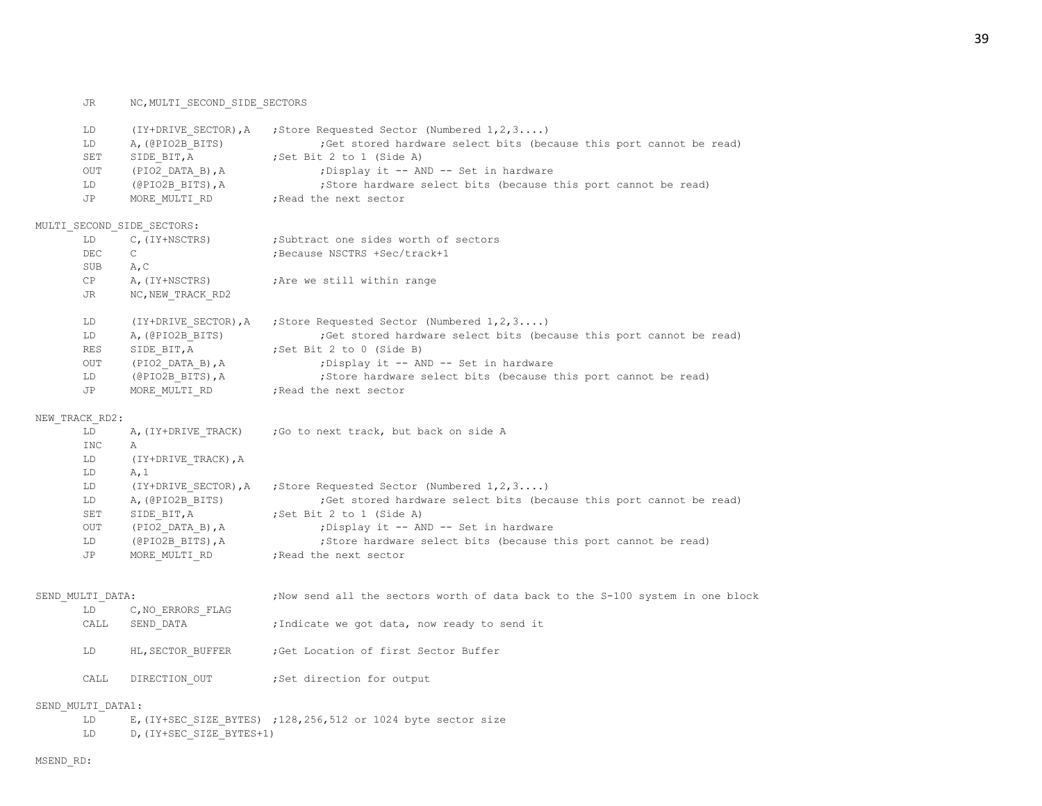```
        JR      NC,MULTI_SECOND_SIDE_SECTORS

        LD      (IY+DRIVE_SECTOR),A    ;Store Requested Sector (Numbered 1,2,3....)
        LD      A,(@PIO2B_BITS)                 ;Get stored hardware select bits (because this port cannot be read)
        SET     SIDE_BIT,A             ;Set Bit 2 to 1 (Side A)
        OUT     (PIO2_DATA_B),A                 ;Display it -- AND -- Set in hardware
        LD      (@PIO2B_BITS),A                 ;Store hardware select bits (because this port cannot be read)
        JP      MORE_MULTI_RD          ;Read the next sector

MULTI_SECOND_SIDE_SECTORS:
        LD      C,(IY+NSCTRS)          ;Subtract one sides worth of sectors
        DEC     C                      ;Because NSCTRS +Sec/track+1
        SUB     A,C
        CP      A,(IY+NSCTRS)          ;Are we still within range
        JR      NC,NEW_TRACK_RD2

        LD      (IY+DRIVE_SECTOR),A    ;Store Requested Sector (Numbered 1,2,3....)
        LD      A,(@PIO2B_BITS)                 ;Get stored hardware select bits (because this port cannot be read)
        RES     SIDE_BIT,A             ;Set Bit 2 to 0 (Side B)
        OUT     (PIO2_DATA_B),A                 ;Display it -- AND -- Set in hardware
        LD      (@PIO2B_BITS),A                 ;Store hardware select bits (because this port cannot be read)
        JP      MORE_MULTI_RD          ;Read the next sector

NEW_TRACK_RD2:
        LD      A,(IY+DRIVE_TRACK)     ;Go to next track, but back on side A
        INC     A
        LD      (IY+DRIVE_TRACK),A
        LD      A,1
        LD      (IY+DRIVE_SECTOR),A    ;Store Requested Sector (Numbered 1,2,3....)
        LD      A,(@PIO2B_BITS)                 ;Get stored hardware select bits (because this port cannot be read)
        SET     SIDE_BIT,A             ;Set Bit 2 to 1 (Side A)
        OUT     (PIO2_DATA_B),A                 ;Display it -- AND -- Set in hardware
        LD      (@PIO2B_BITS),A                 ;Store hardware select bits (because this port cannot be read)
        JP      MORE_MULTI_RD          ;Read the next sector


SEND_MULTI_DATA:                       ;Now send all the sectors worth of data back to the S-100 system in one block
        LD      C,NO_ERRORS_FLAG
        CALL    SEND_DATA              ;Indicate we got data, now ready to send it

        LD      HL,SECTOR_BUFFER       ;Get Location of first Sector Buffer

        CALL    DIRECTION_OUT          ;Set direction for output

SEND_MULTI_DATA1:
        LD      E,(IY+SEC_SIZE_BYTES)  ;128,256,512 or 1024 byte sector size
        LD      D,(IY+SEC_SIZE_BYTES+1)

MSEND_RD:
```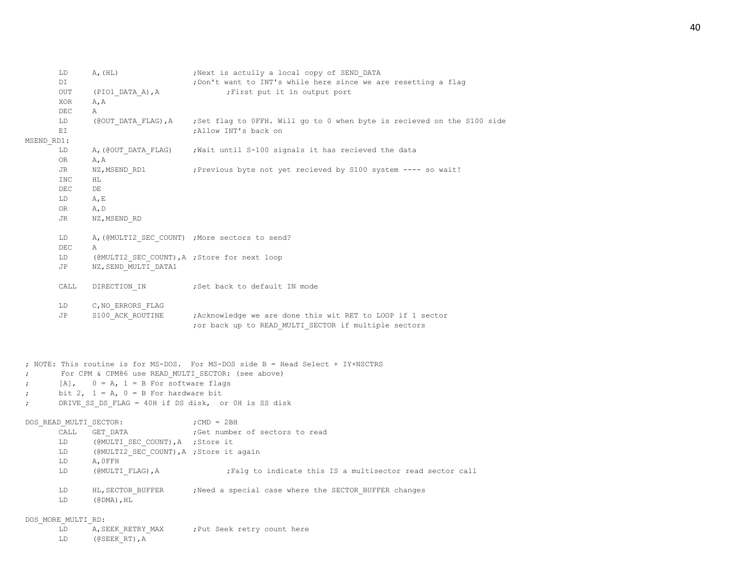```
        LD      A,(HL)                  ;Next is actully a local copy of SEND_DATA
        DI                              ;Don't want to INT's while here since we are resetting a flag
        OUT     (PIO1_DATA_A),A                 ;First put it in output port
        XOR     A,A
        DEC     A
        LD      (@OUT_DATA_FLAG),A      ;Set flag to 0FFH. Will go to 0 when byte is recieved on the S100 side
        EI                              ;Allow INT's back on
MSEND_RD1:
        LD      A,(@OUT_DATA_FLAG)      ;Wait until S-100 signals it has recieved the data
        OR      A,A
        JR      NZ,MSEND_RD1            ;Previous byte not yet recieved by S100 system ---- so wait!
        INC     HL
        DEC     DE
        LD      A,E
        OR      A,D
        JR      NZ,MSEND_RD

        LD      A,(@MULTI2_SEC_COUNT)   ;More sectors to send?
        DEC     A
        LD      (@MULTI2_SEC_COUNT),A   ;Store for next loop
        JP      NZ,SEND_MULTI_DATA1

        CALL    DIRECTION_IN            ;Set back to default IN mode

        LD      C,NO_ERRORS_FLAG
        JP      S100_ACK_ROUTINE        ;Acknowledge we are done this wit RET to LOOP if 1 sector
                                        ;or back up to READ_MULTI_SECTOR if multiple sectors



; NOTE: This routine is for MS-DOS.  For MS-DOS side B = Head Select + IY+NSCTRS
;       For CPM & CPM86 use READ_MULTI_SECTOR: (see above)
;       [A],    0 = A, 1 = B For software flags
;       bit 2,  1 = A, 0 = B For hardware bit
;       DRIVE_SS_DS_FLAG = 40H if DS disk,  or 0H is SS disk

DOS_READ_MULTI_SECTOR:                  ;CMD = 2BH
        CALL    GET_DATA                ;Get number of sectors to read
        LD      (@MULTI_SEC_COUNT),A    ;Store it
        LD      (@MULTI2_SEC_COUNT),A   ;Store it again
        LD      A,0FFH
        LD      (@MULTI_FLAG),A                 ;Falg to indicate this IS a multisector read sector call

        LD      HL,SECTOR_BUFFER        ;Need a special case where the SECTOR_BUFFER changes
        LD      (@DMA),HL

DOS_MORE_MULTI_RD:
        LD      A,SEEK_RETRY_MAX        ;Put Seek retry count here
        LD      (@SEEK_RT),A
```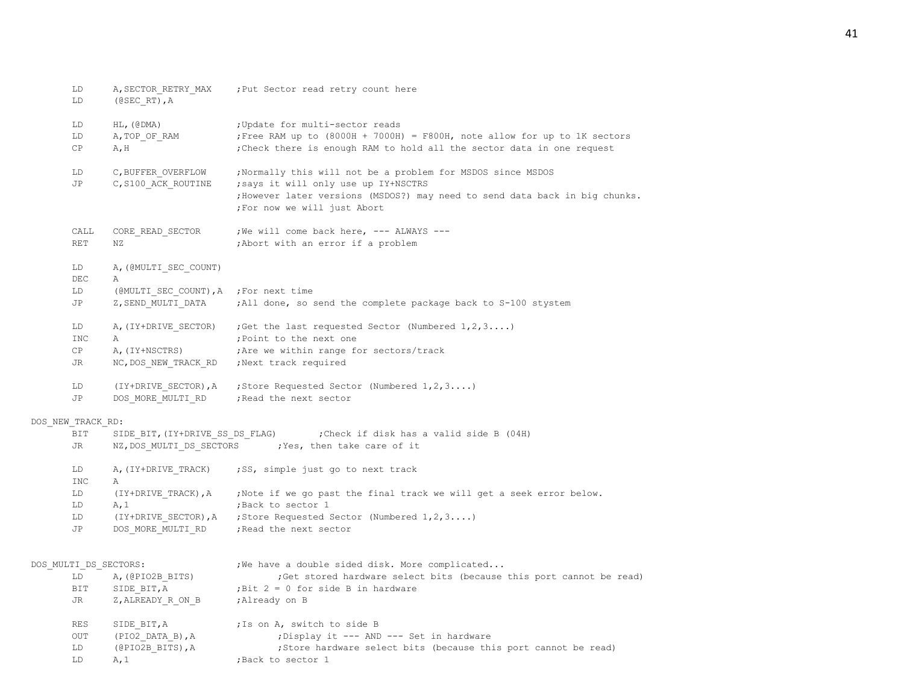```
        LD      A,SECTOR_RETRY_MAX     ;Put Sector read retry count here
        LD      (@SEC_RT),A

        LD      HL,(@DMA)              ;Update for multi-sector reads
        LD      A,TOP_OF_RAM           ;Free RAM up to (8000H + 7000H) = F800H, note allow for up to 1K sectors
        CP      A,H                    ;Check there is enough RAM to hold all the sector data in one request

        LD      C,BUFFER_OVERFLOW      ;Normally this will not be a problem for MSDOS since MSDOS
        JP      C,S100_ACK_ROUTINE     ;says it will only use up IY+NSCTRS
                                       ;However later versions (MSDOS?) may need to send data back in big chunks.
                                       ;For now we will just Abort

        CALL    CORE_READ_SECTOR       ;We will come back here, --- ALWAYS ---
        RET     NZ                     ;Abort with an error if a problem

        LD      A,(@MULTI_SEC_COUNT)
        DEC     A
        LD      (@MULTI_SEC_COUNT),A   ;For next time
        JP      Z,SEND_MULTI_DATA      ;All done, so send the complete package back to S-100 stystem

        LD      A,(IY+DRIVE_SECTOR)    ;Get the last requested Sector (Numbered 1,2,3....)
        INC     A                      ;Point to the next one
        CP      A,(IY+NSCTRS)          ;Are we within range for sectors/track
        JR      NC,DOS_NEW_TRACK_RD    ;Next track required

        LD      (IY+DRIVE_SECTOR),A    ;Store Requested Sector (Numbered 1,2,3....)
        JP      DOS_MORE_MULTI_RD      ;Read the next sector

DOS_NEW_TRACK_RD:
        BIT     SIDE_BIT,(IY+DRIVE_SS_DS_FLAG)        ;Check if disk has a valid side B (04H)
        JR      NZ,DOS_MULTI_DS_SECTORS       ;Yes, then take care of it

        LD      A,(IY+DRIVE_TRACK)     ;SS, simple just go to next track
        INC     A
        LD      (IY+DRIVE_TRACK),A     ;Note if we go past the final track we will get a seek error below.
        LD      A,1                    ;Back to sector 1
        LD      (IY+DRIVE_SECTOR),A    ;Store Requested Sector (Numbered 1,2,3....)
        JP      DOS_MORE_MULTI_RD      ;Read the next sector


DOS_MULTI_DS_SECTORS:                  ;We have a double sided disk. More complicated...
        LD      A,(@PIO2B_BITS)                ;Get stored hardware select bits (because this port cannot be read)
        BIT     SIDE_BIT,A             ;Bit 2 = 0 for side B in hardware
        JR      Z,ALREADY_R_ON_B       ;Already on B

        RES     SIDE_BIT,A             ;Is on A, switch to side B
        OUT     (PIO2_DATA_B),A                ;Display it --- AND --- Set in hardware
        LD      (@PIO2B_BITS),A                ;Store hardware select bits (because this port cannot be read)
        LD      A,1                    ;Back to sector 1
```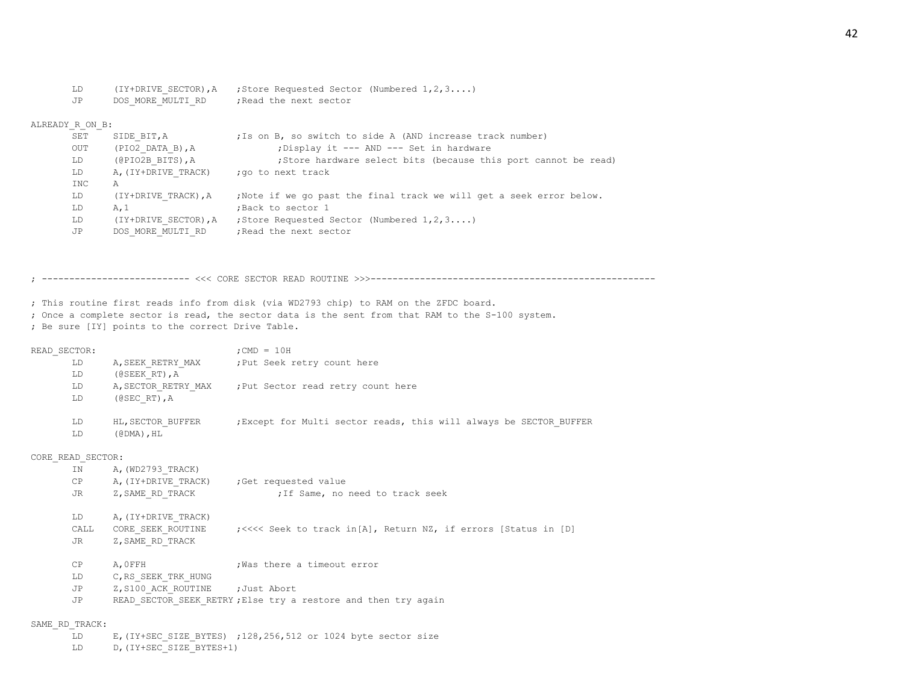```
        LD      (IY+DRIVE_SECTOR),A    ;Store Requested Sector (Numbered 1,2,3....)
        JP      DOS_MORE_MULTI_RD      ;Read the next sector

ALREADY_R_ON_B:
        SET     SIDE_BIT,A             ;Is on B, so switch to side A (AND increase track number)
        OUT     (PIO2_DATA_B),A                ;Display it --- AND --- Set in hardware
        LD      (@PIO2B_BITS),A                ;Store hardware select bits (because this port cannot be read)
        LD      A,(IY+DRIVE_TRACK)     ;go to next track
        INC     A
        LD      (IY+DRIVE_TRACK),A     ;Note if we go past the final track we will get a seek error below.
        LD      A,1                    ;Back to sector 1
        LD      (IY+DRIVE_SECTOR),A    ;Store Requested Sector (Numbered 1,2,3....)
        JP      DOS_MORE_MULTI_RD      ;Read the next sector



; --------------------------- <<< CORE SECTOR READ ROUTINE >>>----------------------------------------------------

; This routine first reads info from disk (via WD2793 chip) to RAM on the ZFDC board.
; Once a complete sector is read, the sector data is the sent from that RAM to the S-100 system.
; Be sure [IY] points to the correct Drive Table.

READ_SECTOR:                           ;CMD = 10H
        LD      A,SEEK_RETRY_MAX       ;Put Seek retry count here
        LD      (@SEEK_RT),A
        LD      A,SECTOR_RETRY_MAX     ;Put Sector read retry count here
        LD      (@SEC_RT),A

        LD      HL,SECTOR_BUFFER       ;Except for Multi sector reads, this will always be SECTOR_BUFFER
        LD      (@DMA),HL

CORE_READ_SECTOR:
        IN      A,(WD2793_TRACK)
        CP      A,(IY+DRIVE_TRACK)     ;Get requested value
        JR      Z,SAME_RD_TRACK                ;If Same, no need to track seek

        LD      A,(IY+DRIVE_TRACK)
        CALL    CORE_SEEK_ROUTINE      ;<<<< Seek to track in[A], Return NZ, if errors [Status in [D]
        JR      Z,SAME_RD_TRACK

        CP      A,0FFH                 ;Was there a timeout error
        LD      C,RS_SEEK_TRK_HUNG
        JP      Z,S100_ACK_ROUTINE     ;Just Abort
        JP      READ_SECTOR_SEEK_RETRY ;Else try a restore and then try again

SAME_RD_TRACK:
        LD      E,(IY+SEC_SIZE_BYTES)  ;128,256,512 or 1024 byte sector size
        LD      D,(IY+SEC_SIZE_BYTES+1)
```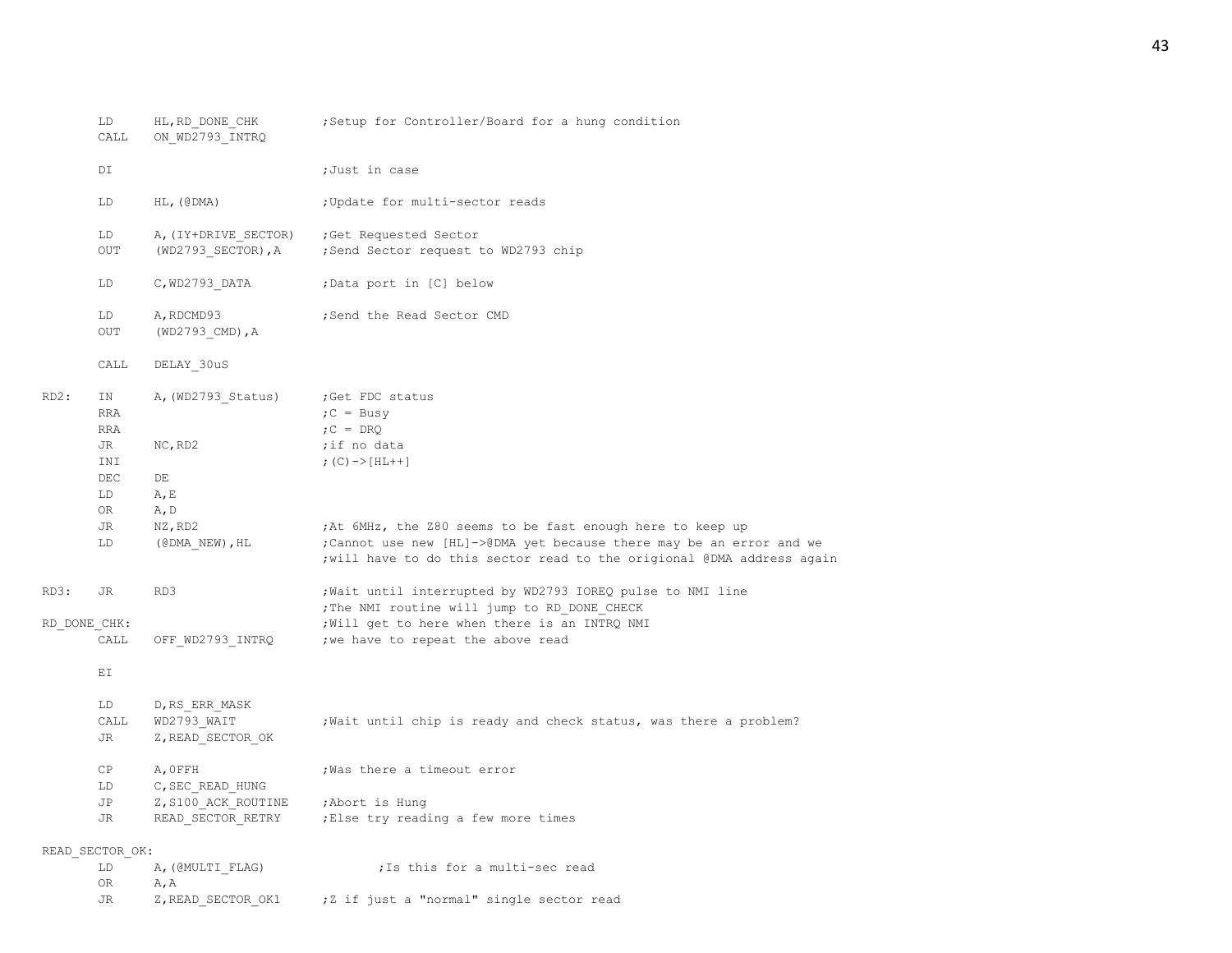```
        LD      HL,RD_DONE_CHK          ;Setup for Controller/Board for a hung condition
        CALL    ON_WD2793_INTRQ

        DI                              ;Just in case

        LD      HL,(@DMA)               ;Update for multi-sector reads

        LD      A,(IY+DRIVE_SECTOR)     ;Get Requested Sector
        OUT     (WD2793_SECTOR),A       ;Send Sector request to WD2793 chip

        LD      C,WD2793_DATA           ;Data port in [C] below

        LD      A,RDCMD93               ;Send the Read Sector CMD
        OUT     (WD2793_CMD),A

        CALL    DELAY_30uS

RD2:    IN      A,(WD2793_Status)       ;Get FDC status
        RRA                             ;C = Busy
        RRA                             ;C = DRQ
        JR      NC,RD2                  ;if no data
        INI                             ;(C)->[HL++]
        DEC     DE
        LD      A,E
        OR      A,D
        JR      NZ,RD2                  ;At 6MHz, the Z80 seems to be fast enough here to keep up
        LD      (@DMA_NEW),HL           ;Cannot use new [HL]->@DMA yet because there may be an error and we
                                        ;will have to do this sector read to the origional @DMA address again

RD3:    JR      RD3                     ;Wait until interrupted by WD2793 IOREQ pulse to NMI line
                                        ;The NMI routine will jump to RD_DONE_CHECK
RD_DONE_CHK:                            ;Will get to here when there is an INTRQ NMI
        CALL    OFF_WD2793_INTRQ        ;we have to repeat the above read

        EI

        LD      D,RS_ERR_MASK
        CALL    WD2793_WAIT             ;Wait until chip is ready and check status, was there a problem?
        JR      Z,READ_SECTOR_OK

        CP      A,0FFH                  ;Was there a timeout error
        LD      C,SEC_READ_HUNG
        JP      Z,S100_ACK_ROUTINE      ;Abort is Hung
        JR      READ_SECTOR_RETRY       ;Else try reading a few more times

READ_SECTOR_OK:
        LD      A,(@MULTI_FLAG)                 ;Is this for a multi-sec read
        OR      A,A
        JR      Z,READ_SECTOR_OK1       ;Z if just a "normal" single sector read
```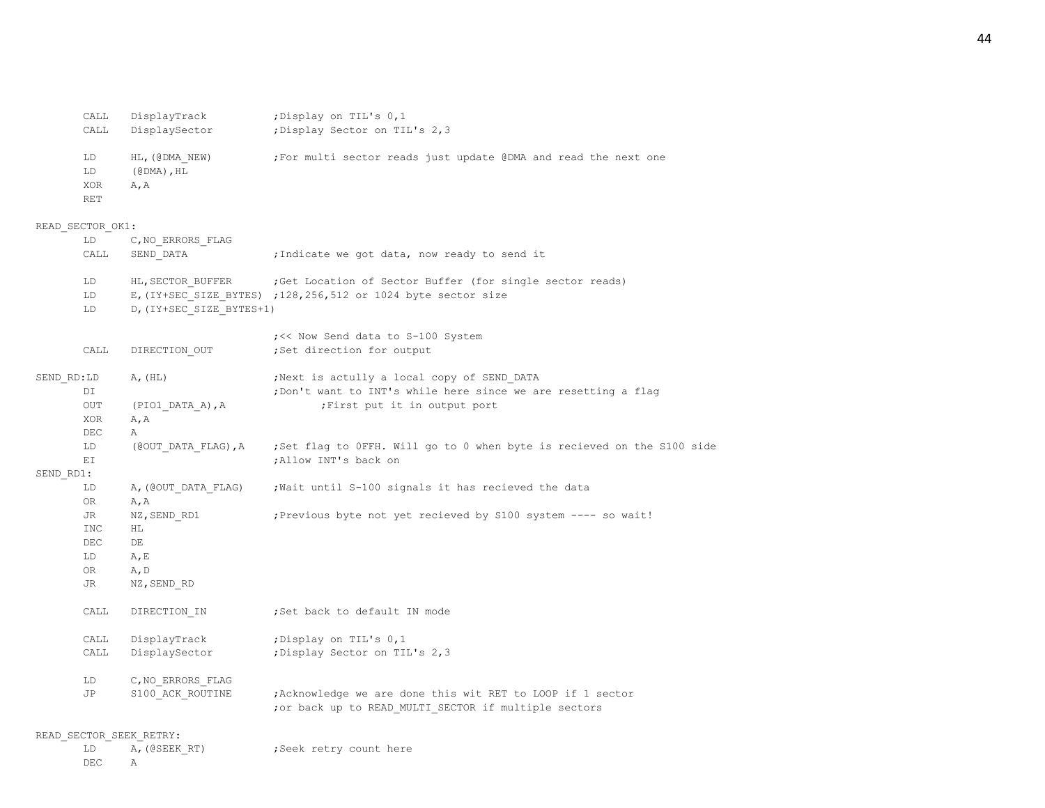```
        CALL    DisplayTrack            ;Display on TIL's 0,1
        CALL    DisplaySector           ;Display Sector on TIL's 2,3

        LD      HL,(@DMA_NEW)           ;For multi sector reads just update @DMA and read the next one
        LD      (@DMA),HL
        XOR     A,A
        RET

READ_SECTOR_OK1:
        LD      C,NO_ERRORS_FLAG
        CALL    SEND_DATA               ;Indicate we got data, now ready to send it

        LD      HL,SECTOR_BUFFER        ;Get Location of Sector Buffer (for single sector reads)
        LD      E,(IY+SEC_SIZE_BYTES)   ;128,256,512 or 1024 byte sector size
        LD      D,(IY+SEC_SIZE_BYTES+1)

                                        ;<< Now Send data to S-100 System
        CALL    DIRECTION_OUT           ;Set direction for output

SEND_RD:LD      A,(HL)                  ;Next is actully a local copy of SEND_DATA
        DI                              ;Don't want to INT's while here since we are resetting a flag
        OUT     (PIO1_DATA_A),A                 ;First put it in output port
        XOR     A,A
        DEC     A
        LD      (@OUT_DATA_FLAG),A      ;Set flag to 0FFH. Will go to 0 when byte is recieved on the S100 side
        EI                              ;Allow INT's back on
SEND_RD1:
        LD      A,(@OUT_DATA_FLAG)      ;Wait until S-100 signals it has recieved the data
        OR      A,A
        JR      NZ,SEND_RD1             ;Previous byte not yet recieved by S100 system ---- so wait!
        INC     HL
        DEC     DE
        LD      A,E
        OR      A,D
        JR      NZ,SEND_RD

        CALL    DIRECTION_IN            ;Set back to default IN mode

        CALL    DisplayTrack            ;Display on TIL's 0,1
        CALL    DisplaySector           ;Display Sector on TIL's 2,3

        LD      C,NO_ERRORS_FLAG
        JP      S100_ACK_ROUTINE        ;Acknowledge we are done this wit RET to LOOP if 1 sector
                                        ;or back up to READ_MULTI_SECTOR if multiple sectors

READ_SECTOR_SEEK_RETRY:
        LD      A,(@SEEK_RT)            ;Seek retry count here
        DEC     A
```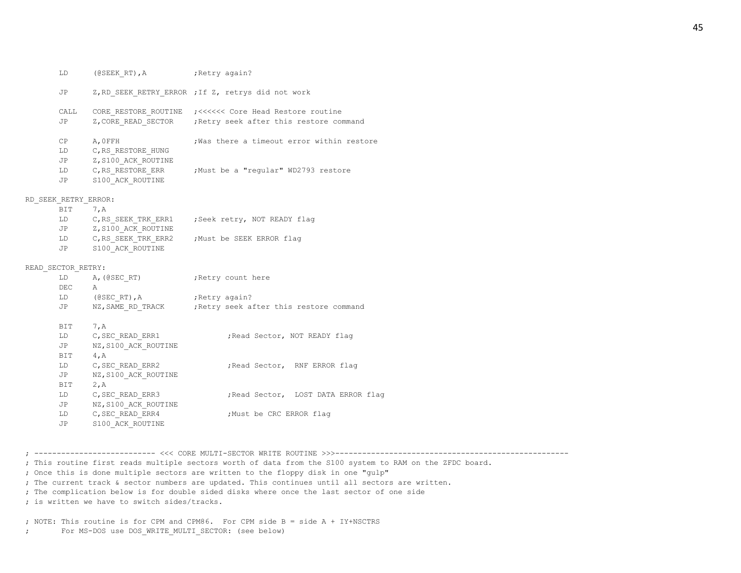```
        LD      (@SEEK_RT),A            ;Retry again?

        JP      Z,RD_SEEK_RETRY_ERROR ;If Z, retrys did not work

        CALL    CORE_RESTORE_ROUTINE   ;<<<<<< Core Head Restore routine
        JP      Z,CORE_READ_SECTOR     ;Retry seek after this restore command

        CP      A,0FFH                 ;Was there a timeout error within restore
        LD      C,RS_RESTORE_HUNG
        JP      Z,S100_ACK_ROUTINE
        LD      C,RS_RESTORE_ERR       ;Must be a "regular" WD2793 restore
        JP      S100_ACK_ROUTINE

RD_SEEK_RETRY_ERROR:
        BIT     7,A
        LD      C,RS_SEEK_TRK_ERR1     ;Seek retry, NOT READY flag
        JP      Z,S100_ACK_ROUTINE
        LD      C,RS_SEEK_TRK_ERR2     ;Must be SEEK ERROR flag
        JP      S100_ACK_ROUTINE

READ_SECTOR_RETRY:
        LD      A,(@SEC_RT)            ;Retry count here
        DEC     A
        LD      (@SEC_RT),A            ;Retry again?
        JP      NZ,SAME_RD_TRACK       ;Retry seek after this restore command

        BIT     7,A
        LD      C,SEC_READ_ERR1                ;Read Sector, NOT READY flag
        JP      NZ,S100_ACK_ROUTINE
        BIT     4,A
        LD      C,SEC_READ_ERR2                ;Read Sector,  RNF ERROR flag
        JP      NZ,S100_ACK_ROUTINE
        BIT     2,A
        LD      C,SEC_READ_ERR3                ;Read Sector,  LOST DATA ERROR flag
        JP      NZ,S100_ACK_ROUTINE
        LD      C,SEC_READ_ERR4                ;Must be CRC ERROR flag
        JP      S100_ACK_ROUTINE


; --------------------------- <<< CORE MULTI-SECTOR WRITE ROUTINE >>>----------------------------------------------------
; This routine first reads multiple sectors worth of data from the S100 system to RAM on the ZFDC board.
; Once this is done multiple sectors are written to the floppy disk in one "gulp"
; The current track & sector numbers are updated. This continues until all sectors are written.
; The complication below is for double sided disks where once the last sector of one side
; is written we have to switch sides/tracks.

; NOTE: This routine is for CPM and CPM86.  For CPM side B = side A + IY+NSCTRS
;       For MS-DOS use DOS_WRITE_MULTI_SECTOR: (see below)
```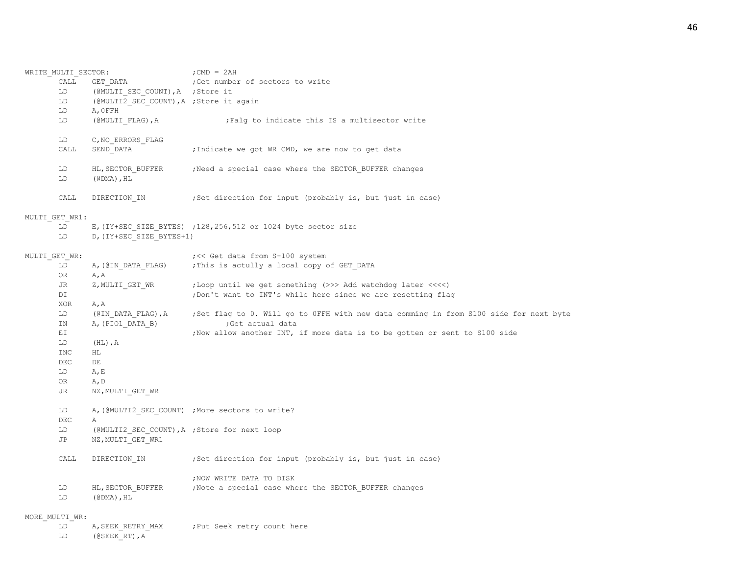```
WRITE_MULTI_SECTOR:                     ;CMD = 2AH
        CALL    GET_DATA                ;Get number of sectors to write
        LD      (@MULTI_SEC_COUNT),A    ;Store it
        LD      (@MULTI2_SEC_COUNT),A   ;Store it again
        LD      A,0FFH
        LD      (@MULTI_FLAG),A                 ;Falg to indicate this IS a multisector write

        LD      C,NO_ERRORS_FLAG
        CALL    SEND_DATA               ;Indicate we got WR CMD, we are now to get data

        LD      HL,SECTOR_BUFFER        ;Need a special case where the SECTOR_BUFFER changes
        LD      (@DMA),HL

        CALL    DIRECTION_IN            ;Set direction for input (probably is, but just in case)

MULTI_GET_WR1:
        LD      E,(IY+SEC_SIZE_BYTES)   ;128,256,512 or 1024 byte sector size
        LD      D,(IY+SEC_SIZE_BYTES+1)

MULTI_GET_WR:                           ;<< Get data from S-100 system
        LD      A,(@IN_DATA_FLAG)       ;This is actully a local copy of GET_DATA
        OR      A,A
        JR      Z,MULTI_GET_WR          ;Loop until we get something (>>> Add watchdog later <<<<)
        DI                              ;Don't want to INT's while here since we are resetting flag
        XOR     A,A
        LD      (@IN_DATA_FLAG),A       ;Set flag to 0. Will go to 0FFH with new data comming in from S100 side for next byte
        IN      A,(PIO1_DATA_B)                 ;Get actual data
        EI                              ;Now allow another INT, if more data is to be gotten or sent to S100 side
        LD      (HL),A
        INC     HL
        DEC     DE
        LD      A,E
        OR      A,D
        JR      NZ,MULTI_GET_WR

        LD      A,(@MULTI2_SEC_COUNT)   ;More sectors to write?
        DEC     A
        LD      (@MULTI2_SEC_COUNT),A   ;Store for next loop
        JP      NZ,MULTI_GET_WR1

        CALL    DIRECTION_IN            ;Set direction for input (probably is, but just in case)

                                        ;NOW WRITE DATA TO DISK
        LD      HL,SECTOR_BUFFER        ;Note a special case where the SECTOR_BUFFER changes
        LD      (@DMA),HL

MORE_MULTI_WR:
        LD      A,SEEK_RETRY_MAX        ;Put Seek retry count here
        LD      (@SEEK_RT),A
```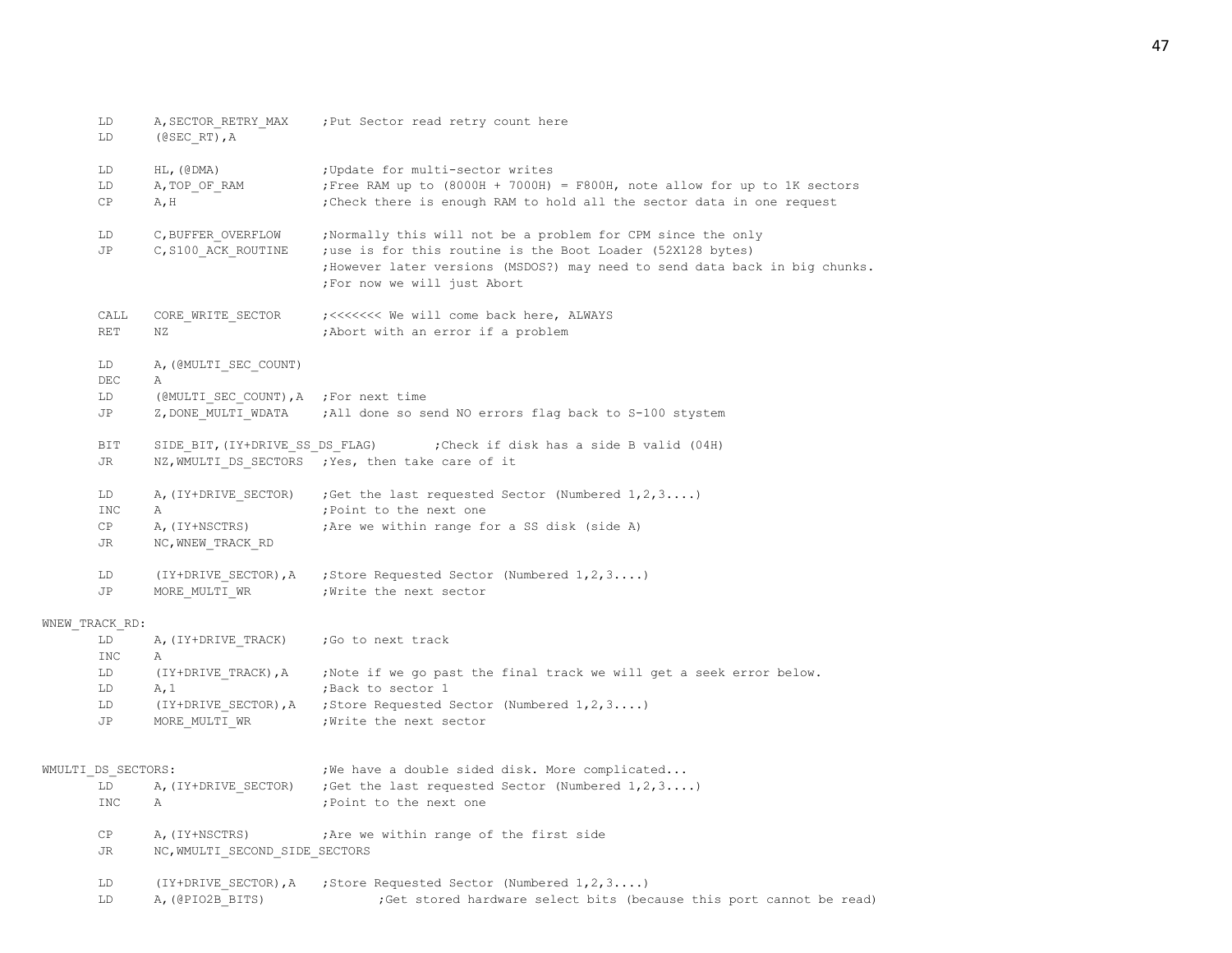```
        LD      A,SECTOR_RETRY_MAX     ;Put Sector read retry count here
        LD      (@SEC_RT),A

        LD      HL,(@DMA)              ;Update for multi-sector writes
        LD      A,TOP_OF_RAM           ;Free RAM up to (8000H + 7000H) = F800H, note allow for up to 1K sectors
        CP      A,H                    ;Check there is enough RAM to hold all the sector data in one request

        LD      C,BUFFER_OVERFLOW      ;Normally this will not be a problem for CPM since the only
        JP      C,S100_ACK_ROUTINE     ;use is for this routine is the Boot Loader (52X128 bytes)
                                       ;However later versions (MSDOS?) may need to send data back in big chunks.
                                       ;For now we will just Abort

        CALL    CORE_WRITE_SECTOR      ;<<<<<<< We will come back here, ALWAYS
        RET     NZ                     ;Abort with an error if a problem

        LD      A,(@MULTI_SEC_COUNT)
        DEC     A
        LD      (@MULTI_SEC_COUNT),A   ;For next time
        JP      Z,DONE_MULTI_WDATA     ;All done so send NO errors flag back to S-100 stystem

        BIT     SIDE_BIT,(IY+DRIVE_SS_DS_FLAG)        ;Check if disk has a side B valid (04H)
        JR      NZ,WMULTI_DS_SECTORS   ;Yes, then take care of it

        LD      A,(IY+DRIVE_SECTOR)    ;Get the last requested Sector (Numbered 1,2,3....)
        INC     A                      ;Point to the next one
        CP      A,(IY+NSCTRS)          ;Are we within range for a SS disk (side A)
        JR      NC,WNEW_TRACK_RD

        LD      (IY+DRIVE_SECTOR),A    ;Store Requested Sector (Numbered 1,2,3....)
        JP      MORE_MULTI_WR          ;Write the next sector

WNEW_TRACK_RD:
        LD      A,(IY+DRIVE_TRACK)     ;Go to next track
        INC     A
        LD      (IY+DRIVE_TRACK),A     ;Note if we go past the final track we will get a seek error below.
        LD      A,1                    ;Back to sector 1
        LD      (IY+DRIVE_SECTOR),A    ;Store Requested Sector (Numbered 1,2,3....)
        JP      MORE_MULTI_WR          ;Write the next sector


WMULTI_DS_SECTORS:                     ;We have a double sided disk. More complicated...
        LD      A,(IY+DRIVE_SECTOR)    ;Get the last requested Sector (Numbered 1,2,3....)
        INC     A                      ;Point to the next one

        CP      A,(IY+NSCTRS)          ;Are we within range of the first side
        JR      NC,WMULTI_SECOND_SIDE_SECTORS

        LD      (IY+DRIVE_SECTOR),A    ;Store Requested Sector (Numbered 1,2,3....)
        LD      A,(@PIO2B_BITS)               ;Get stored hardware select bits (because this port cannot be read)
```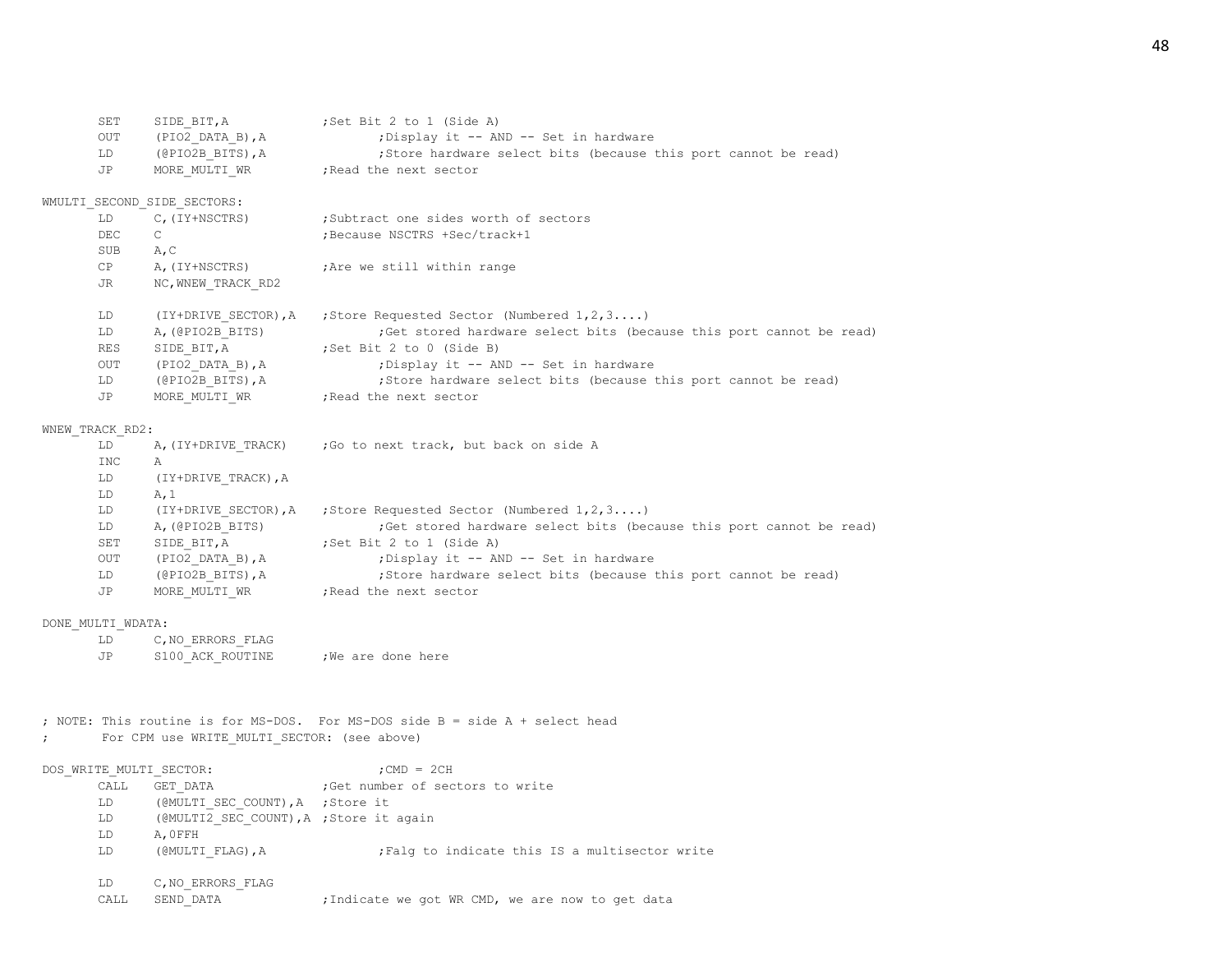```
        SET     SIDE_BIT,A              ;Set Bit 2 to 1 (Side A)
        OUT     (PIO2_DATA_B),A                 ;Display it -- AND -- Set in hardware
        LD      (@PIO2B_BITS),A                 ;Store hardware select bits (because this port cannot be read)
        JP      MORE_MULTI_WR           ;Read the next sector

WMULTI_SECOND_SIDE_SECTORS:
        LD      C,(IY+NSCTRS)           ;Subtract one sides worth of sectors
        DEC     C                       ;Because NSCTRS +Sec/track+1
        SUB     A,C
        CP      A,(IY+NSCTRS)           ;Are we still within range
        JR      NC,WNEW_TRACK_RD2

        LD      (IY+DRIVE_SECTOR),A     ;Store Requested Sector (Numbered 1,2,3....)
        LD      A,(@PIO2B_BITS)                 ;Get stored hardware select bits (because this port cannot be read)
        RES     SIDE_BIT,A              ;Set Bit 2 to 0 (Side B)
        OUT     (PIO2_DATA_B),A                 ;Display it -- AND -- Set in hardware
        LD      (@PIO2B_BITS),A                 ;Store hardware select bits (because this port cannot be read)
        JP      MORE_MULTI_WR           ;Read the next sector

WNEW_TRACK_RD2:
        LD      A,(IY+DRIVE_TRACK)      ;Go to next track, but back on side A
        INC     A
        LD      (IY+DRIVE_TRACK),A
        LD      A,1
        LD      (IY+DRIVE_SECTOR),A     ;Store Requested Sector (Numbered 1,2,3....)
        LD      A,(@PIO2B_BITS)                 ;Get stored hardware select bits (because this port cannot be read)
        SET     SIDE_BIT,A              ;Set Bit 2 to 1 (Side A)
        OUT     (PIO2_DATA_B),A                 ;Display it -- AND -- Set in hardware
        LD      (@PIO2B_BITS),A                 ;Store hardware select bits (because this port cannot be read)
        JP      MORE_MULTI_WR           ;Read the next sector

DONE_MULTI_WDATA:
        LD      C,NO_ERRORS_FLAG
        JP      S100_ACK_ROUTINE        ;We are done here



; NOTE: This routine is for MS-DOS.  For MS-DOS side B = side A + select head
;       For CPM use WRITE_MULTI_SECTOR: (see above)

DOS_WRITE_MULTI_SECTOR:                         ;CMD = 2CH
        CALL    GET_DATA                ;Get number of sectors to write
        LD      (@MULTI_SEC_COUNT),A    ;Store it
        LD      (@MULTI2_SEC_COUNT),A   ;Store it again
        LD      A,0FFH
        LD      (@MULTI_FLAG),A                 ;Falg to indicate this IS a multisector write

        LD      C,NO_ERRORS_FLAG
        CALL    SEND_DATA               ;Indicate we got WR CMD, we are now to get data
```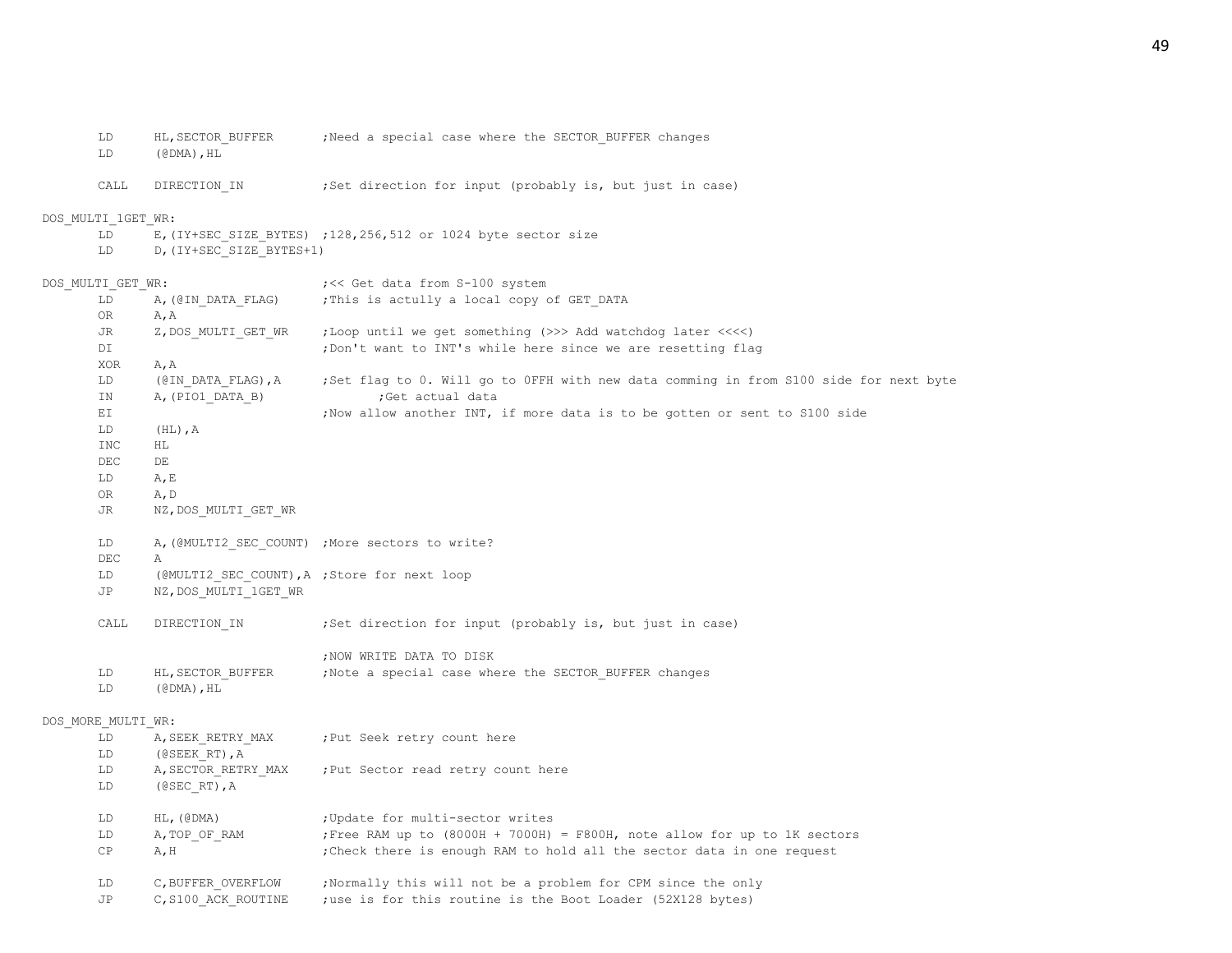```
        LD      HL,SECTOR_BUFFER        ;Need a special case where the SECTOR_BUFFER changes
        LD      (@DMA),HL

        CALL    DIRECTION_IN            ;Set direction for input (probably is, but just in case)

DOS_MULTI_1GET_WR:
        LD      E,(IY+SEC_SIZE_BYTES)   ;128,256,512 or 1024 byte sector size
        LD      D,(IY+SEC_SIZE_BYTES+1)

DOS_MULTI_GET_WR:                       ;<< Get data from S-100 system
        LD      A,(@IN_DATA_FLAG)       ;This is actully a local copy of GET_DATA
        OR      A,A
        JR      Z,DOS_MULTI_GET_WR      ;Loop until we get something (>>> Add watchdog later <<<<)
        DI                              ;Don't want to INT's while here since we are resetting flag
        XOR     A,A
        LD      (@IN_DATA_FLAG),A       ;Set flag to 0. Will go to 0FFH with new data comming in from S100 side for next byte
        IN      A,(PIO1_DATA_B)                 ;Get actual data
        EI                              ;Now allow another INT, if more data is to be gotten or sent to S100 side
        LD      (HL),A
        INC     HL
        DEC     DE
        LD      A,E
        OR      A,D
        JR      NZ,DOS_MULTI_GET_WR

        LD      A,(@MULTI2_SEC_COUNT)   ;More sectors to write?
        DEC     A
        LD      (@MULTI2_SEC_COUNT),A   ;Store for next loop
        JP      NZ,DOS_MULTI_1GET_WR

        CALL    DIRECTION_IN            ;Set direction for input (probably is, but just in case)

                                        ;NOW WRITE DATA TO DISK
        LD      HL,SECTOR_BUFFER        ;Note a special case where the SECTOR_BUFFER changes
        LD      (@DMA),HL

DOS_MORE_MULTI_WR:
        LD      A,SEEK_RETRY_MAX        ;Put Seek retry count here
        LD      (@SEEK_RT),A
        LD      A,SECTOR_RETRY_MAX      ;Put Sector read retry count here
        LD      (@SEC_RT),A

        LD      HL,(@DMA)               ;Update for multi-sector writes
        LD      A,TOP_OF_RAM            ;Free RAM up to (8000H + 7000H) = F800H, note allow for up to 1K sectors
        CP      A,H                     ;Check there is enough RAM to hold all the sector data in one request

        LD      C,BUFFER_OVERFLOW       ;Normally this will not be a problem for CPM since the only
        JP      C,S100_ACK_ROUTINE      ;use is for this routine is the Boot Loader (52X128 bytes)
```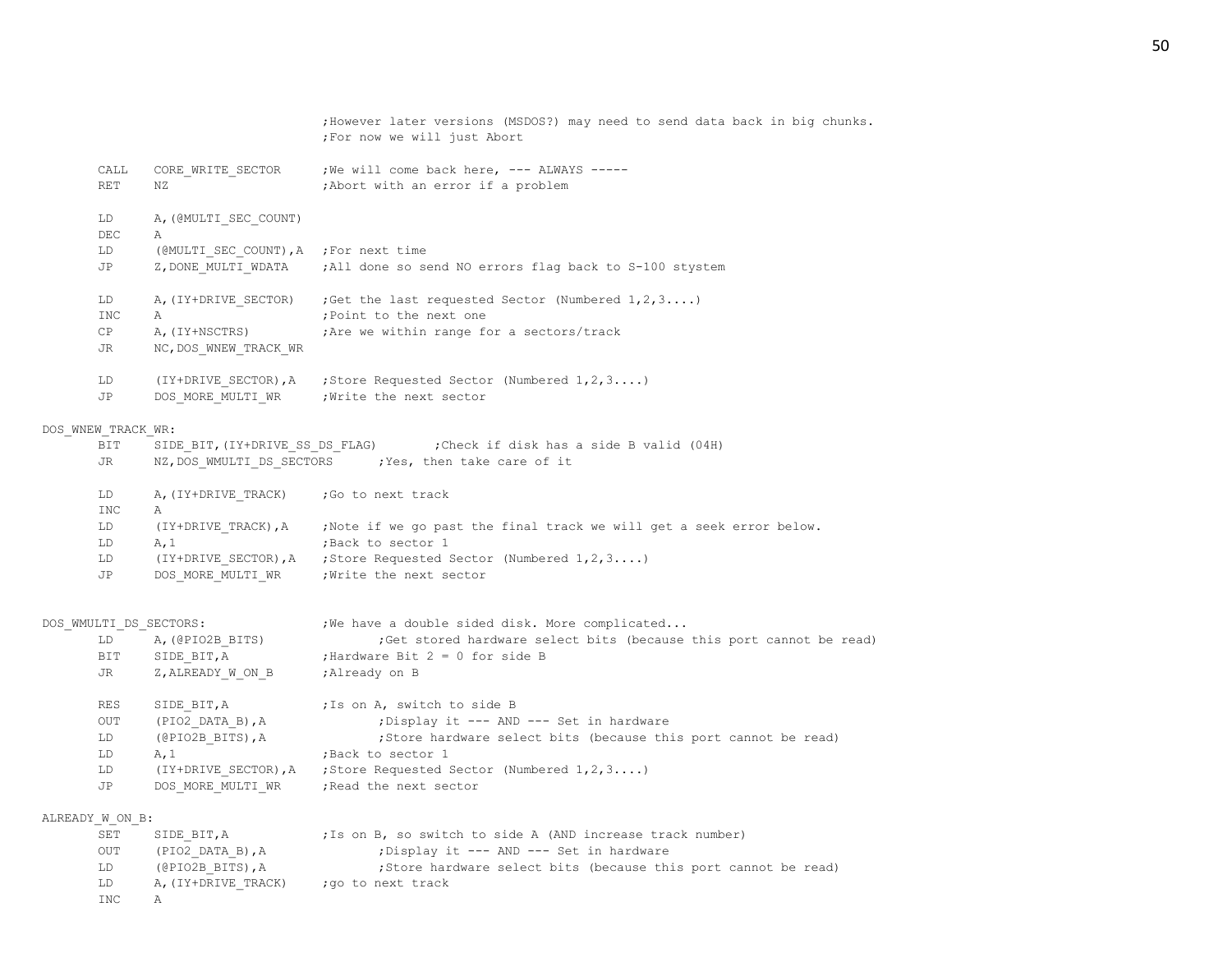```
                                ;However later versions (MSDOS?) may need to send data back in big chunks.
                                ;For now we will just Abort

        CALL    CORE_WRITE_SECTOR       ;We will come back here, --- ALWAYS -----
        RET     NZ                      ;Abort with an error if a problem

        LD      A,(@MULTI_SEC_COUNT)
        DEC     A
        LD      (@MULTI_SEC_COUNT),A    ;For next time
        JP      Z,DONE_MULTI_WDATA      ;All done so send NO errors flag back to S-100 stystem

        LD      A,(IY+DRIVE_SECTOR)     ;Get the last requested Sector (Numbered 1,2,3....)
        INC     A                       ;Point to the next one
        CP      A,(IY+NSCTRS)           ;Are we within range for a sectors/track
        JR      NC,DOS_WNEW_TRACK_WR

        LD      (IY+DRIVE_SECTOR),A     ;Store Requested Sector (Numbered 1,2,3....)
        JP      DOS_MORE_MULTI_WR       ;Write the next sector

DOS_WNEW_TRACK_WR:
        BIT     SIDE_BIT,(IY+DRIVE_SS_DS_FLAG)          ;Check if disk has a side B valid (04H)
        JR      NZ,DOS_WMULTI_DS_SECTORS        ;Yes, then take care of it

        LD      A,(IY+DRIVE_TRACK)      ;Go to next track
        INC     A
        LD      (IY+DRIVE_TRACK),A      ;Note if we go past the final track we will get a seek error below.
        LD      A,1                     ;Back to sector 1
        LD      (IY+DRIVE_SECTOR),A     ;Store Requested Sector (Numbered 1,2,3....)
        JP      DOS_MORE_MULTI_WR       ;Write the next sector


DOS_WMULTI_DS_SECTORS:                  ;We have a double sided disk. More complicated...
        LD      A,(@PIO2B_BITS)                 ;Get stored hardware select bits (because this port cannot be read)
        BIT     SIDE_BIT,A              ;Hardware Bit 2 = 0 for side B
        JR      Z,ALREADY_W_ON_B        ;Already on B

        RES     SIDE_BIT,A              ;Is on A, switch to side B
        OUT     (PIO2_DATA_B),A                 ;Display it --- AND --- Set in hardware
        LD      (@PIO2B_BITS),A                 ;Store hardware select bits (because this port cannot be read)
        LD      A,1                     ;Back to sector 1
        LD      (IY+DRIVE_SECTOR),A     ;Store Requested Sector (Numbered 1,2,3....)
        JP      DOS_MORE_MULTI_WR       ;Read the next sector

ALREADY_W_ON_B:
        SET     SIDE_BIT,A              ;Is on B, so switch to side A (AND increase track number)
        OUT     (PIO2_DATA_B),A                 ;Display it --- AND --- Set in hardware
        LD      (@PIO2B_BITS),A                 ;Store hardware select bits (because this port cannot be read)
        LD      A,(IY+DRIVE_TRACK)      ;go to next track
        INC     A
```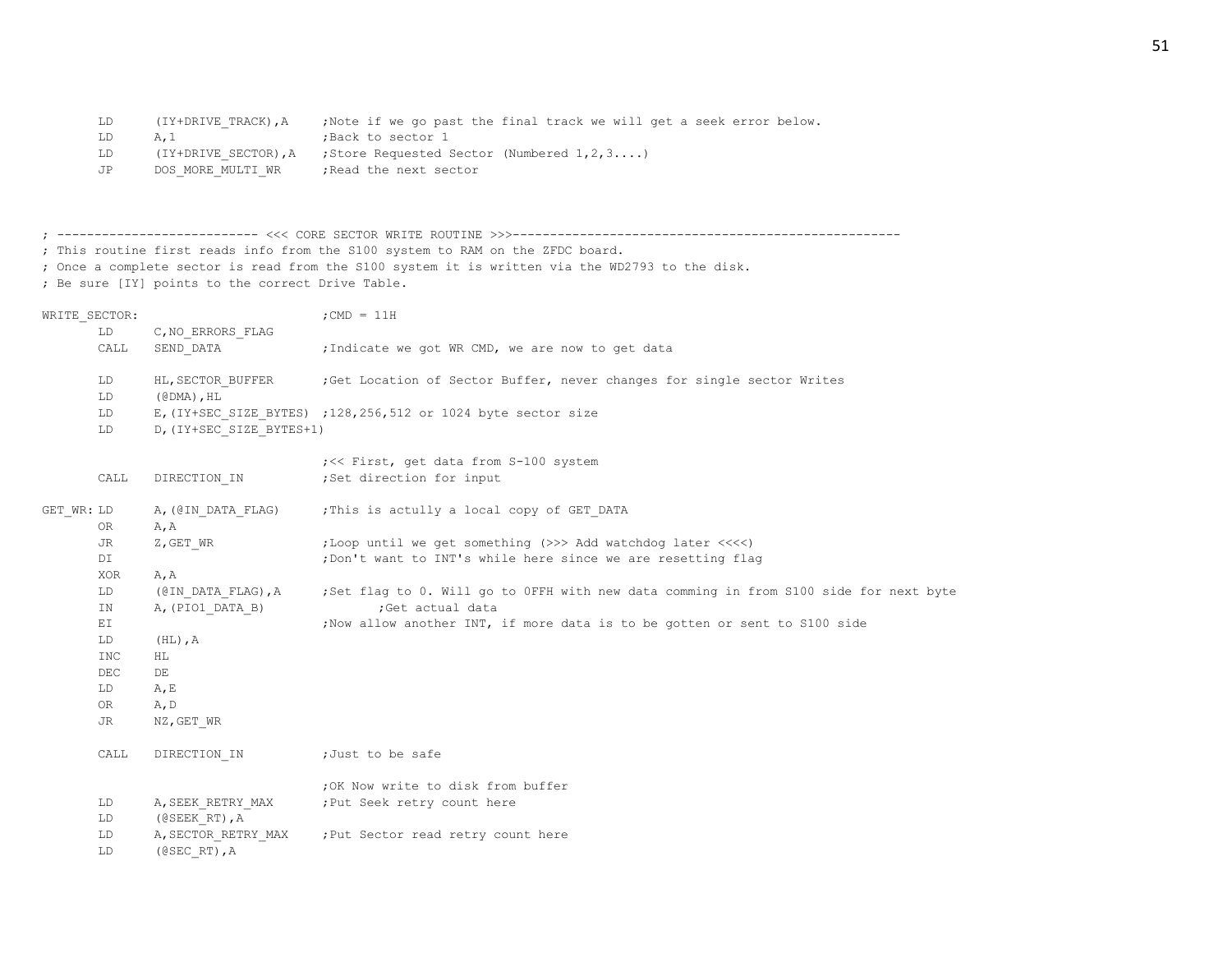```
        LD      (IY+DRIVE_TRACK),A      ;Note if we go past the final track we will get a seek error below.
        LD      A,1                     ;Back to sector 1
        LD      (IY+DRIVE_SECTOR),A     ;Store Requested Sector (Numbered 1,2,3....)
        JP      DOS_MORE_MULTI_WR       ;Read the next sector



; --------------------------- <<< CORE SECTOR WRITE ROUTINE >>>----------------------------------------------------
; This routine first reads info from the S100 system to RAM on the ZFDC board.
; Once a complete sector is read from the S100 system it is written via the WD2793 to the disk.
; Be sure [IY] points to the correct Drive Table.

WRITE_SECTOR:                           ;CMD = 11H
        LD      C,NO_ERRORS_FLAG
        CALL    SEND_DATA               ;Indicate we got WR CMD, we are now to get data

        LD      HL,SECTOR_BUFFER        ;Get Location of Sector Buffer, never changes for single sector Writes
        LD      (@DMA),HL
        LD      E,(IY+SEC_SIZE_BYTES)   ;128,256,512 or 1024 byte sector size
        LD      D,(IY+SEC_SIZE_BYTES+1)

                                        ;<< First, get data from S-100 system
        CALL    DIRECTION_IN            ;Set direction for input

GET_WR: LD      A,(@IN_DATA_FLAG)       ;This is actully a local copy of GET_DATA
        OR      A,A
        JR      Z,GET_WR                ;Loop until we get something (>>> Add watchdog later <<<<)
        DI                              ;Don't want to INT's while here since we are resetting flag
        XOR     A,A
        LD      (@IN_DATA_FLAG),A       ;Set flag to 0. Will go to 0FFH with new data comming in from S100 side for next byte
        IN      A,(PIO1_DATA_B)                 ;Get actual data
        EI                              ;Now allow another INT, if more data is to be gotten or sent to S100 side
        LD      (HL),A
        INC     HL
        DEC     DE
        LD      A,E
        OR      A,D
        JR      NZ,GET_WR

        CALL    DIRECTION_IN            ;Just to be safe

                                        ;OK Now write to disk from buffer
        LD      A,SEEK_RETRY_MAX        ;Put Seek retry count here
        LD      (@SEEK_RT),A
        LD      A,SECTOR_RETRY_MAX      ;Put Sector read retry count here
        LD      (@SEC_RT),A
```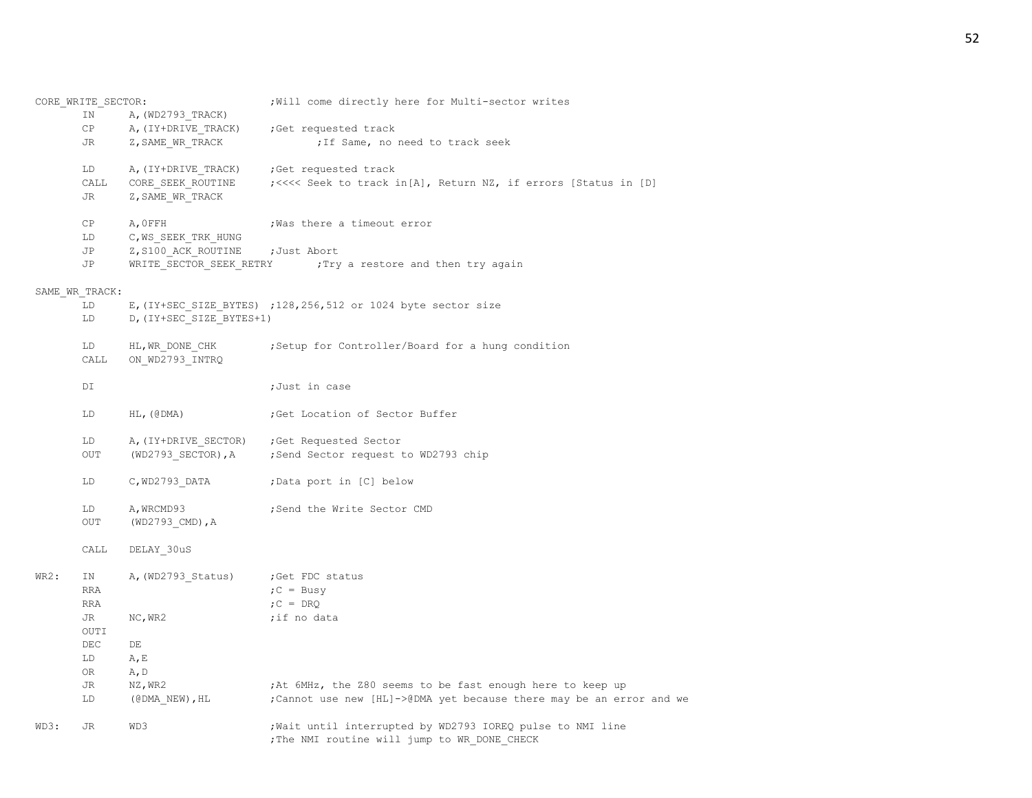```
CORE_WRITE_SECTOR:                      ;Will come directly here for Multi-sector writes
        IN      A,(WD2793_TRACK)
        CP      A,(IY+DRIVE_TRACK)      ;Get requested track
        JR      Z,SAME_WR_TRACK                 ;If Same, no need to track seek

        LD      A,(IY+DRIVE_TRACK)      ;Get requested track
        CALL    CORE_SEEK_ROUTINE       ;<<<< Seek to track in[A], Return NZ, if errors [Status in [D]
        JR      Z,SAME_WR_TRACK

        CP      A,0FFH                  ;Was there a timeout error
        LD      C,WS_SEEK_TRK_HUNG
        JP      Z,S100_ACK_ROUTINE      ;Just Abort
        JP      WRITE_SECTOR_SEEK_RETRY         ;Try a restore and then try again

SAME_WR_TRACK:
        LD      E,(IY+SEC_SIZE_BYTES)   ;128,256,512 or 1024 byte sector size
        LD      D,(IY+SEC_SIZE_BYTES+1)

        LD      HL,WR_DONE_CHK          ;Setup for Controller/Board for a hung condition
        CALL    ON_WD2793_INTRQ

        DI                              ;Just in case

        LD      HL,(@DMA)               ;Get Location of Sector Buffer

        LD      A,(IY+DRIVE_SECTOR)     ;Get Requested Sector
        OUT     (WD2793_SECTOR),A       ;Send Sector request to WD2793 chip

        LD      C,WD2793_DATA           ;Data port in [C] below

        LD      A,WRCMD93               ;Send the Write Sector CMD
        OUT     (WD2793_CMD),A

        CALL    DELAY_30uS

WR2:    IN      A,(WD2793_Status)       ;Get FDC status
        RRA                             ;C = Busy
        RRA                             ;C = DRQ
        JR      NC,WR2                  ;if no data
        OUTI
        DEC     DE
        LD      A,E
        OR      A,D
        JR      NZ,WR2                  ;At 6MHz, the Z80 seems to be fast enough here to keep up
        LD      (@DMA_NEW),HL           ;Cannot use new [HL]->@DMA yet because there may be an error and we

WD3:    JR      WD3                     ;Wait until interrupted by WD2793 IOREQ pulse to NMI line
                                        ;The NMI routine will jump to WR_DONE_CHECK
```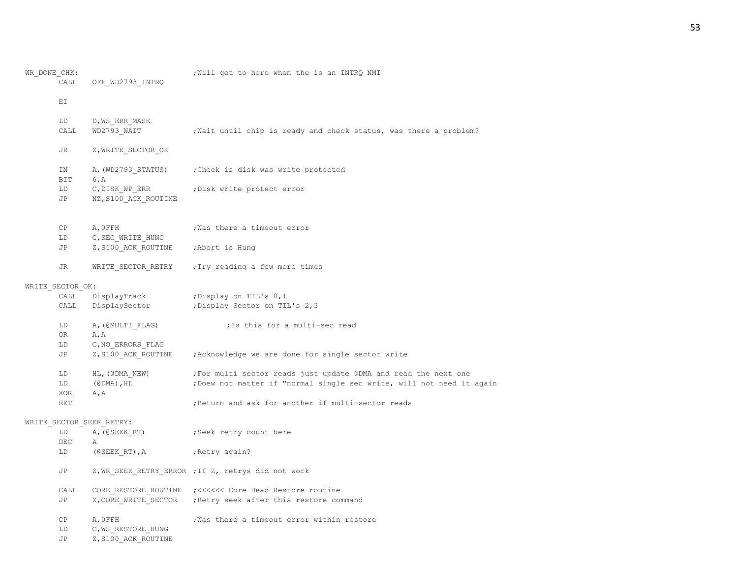```
WR_DONE_CHK:                        ;Will get to here when the is an INTRQ NMI
        CALL    OFF_WD2793_INTRQ

        EI

        LD      D,WS_ERR_MASK
        CALL    WD2793_WAIT           ;Wait until chip is ready and check status, was there a problem?

        JR      Z,WRITE_SECTOR_OK

        IN      A,(WD2793_STATUS)     ;Check is disk was write protected
        BIT     6,A
        LD      C,DISK_WP_ERR         ;Disk write protect error
        JP      NZ,S100_ACK_ROUTINE


        CP      A,0FFH                ;Was there a timeout error
        LD      C,SEC_WRITE_HUNG
        JP      Z,S100_ACK_ROUTINE    ;Abort is Hung

        JR      WRITE_SECTOR_RETRY    ;Try reading a few more times

WRITE_SECTOR_OK:
        CALL    DisplayTrack          ;Display on TIL's 0,1
        CALL    DisplaySector         ;Display Sector on TIL's 2,3

        LD      A,(@MULTI_FLAG)               ;Is this for a multi-sec read
        OR      A,A
        LD      C,NO_ERRORS_FLAG
        JP      Z,S100_ACK_ROUTINE    ;Acknowledge we are done for single sector write

        LD      HL,(@DMA_NEW)         ;For multi sector reads just update @DMA and read the next one
        LD      (@DMA),HL             ;Doew not matter if "normal single sec write, will not need it again
        XOR     A,A
        RET                           ;Return and ask for another if multi-sector reads

WRITE_SECTOR_SEEK_RETRY:
        LD      A,(@SEEK_RT)          ;Seek retry count here
        DEC     A
        LD      (@SEEK_RT),A          ;Retry again?

        JP      Z,WR_SEEK_RETRY_ERROR ;If Z, retrys did not work

        CALL    CORE_RESTORE_ROUTINE  ;<<<<<< Core Head Restore routine
        JP      Z,CORE_WRITE_SECTOR   ;Retry seek after this restore command

        CP      A,0FFH                ;Was there a timeout error within restore
        LD      C,WS_RESTORE_HUNG
        JP      Z,S100_ACK_ROUTINE
```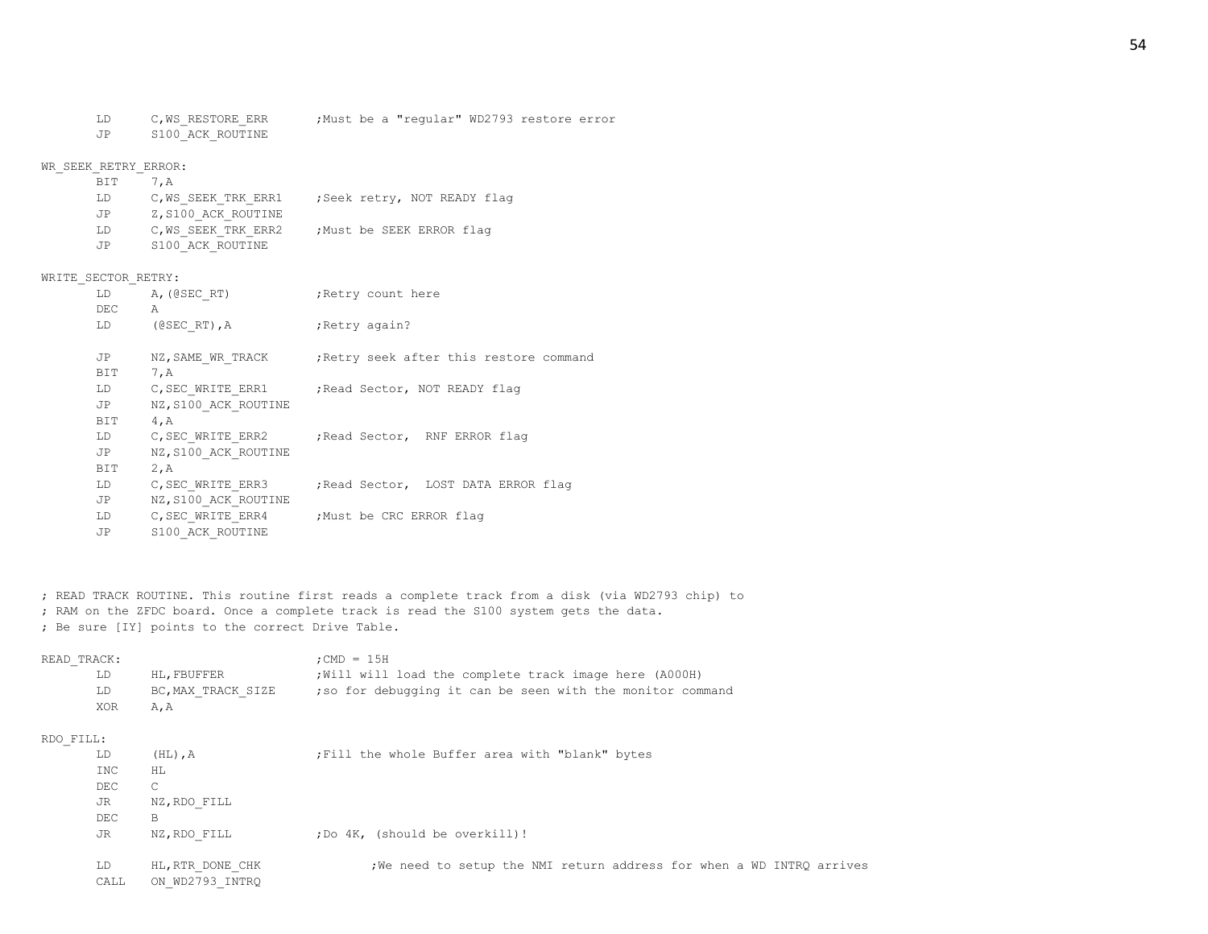```
        LD      C,WS_RESTORE_ERR        ;Must be a "regular" WD2793 restore error
        JP      S100_ACK_ROUTINE

WR_SEEK_RETRY_ERROR:
        BIT     7,A
        LD      C,WS_SEEK_TRK_ERR1      ;Seek retry, NOT READY flag
        JP      Z,S100_ACK_ROUTINE
        LD      C,WS_SEEK_TRK_ERR2      ;Must be SEEK ERROR flag
        JP      S100_ACK_ROUTINE

WRITE_SECTOR_RETRY:
        LD      A,(@SEC_RT)             ;Retry count here
        DEC     A
        LD      (@SEC_RT),A             ;Retry again?

        JP      NZ,SAME_WR_TRACK        ;Retry seek after this restore command
        BIT     7,A
        LD      C,SEC_WRITE_ERR1        ;Read Sector, NOT READY flag
        JP      NZ,S100_ACK_ROUTINE
        BIT     4,A
        LD      C,SEC_WRITE_ERR2        ;Read Sector,  RNF ERROR flag
        JP      NZ,S100_ACK_ROUTINE
        BIT     2,A
        LD      C,SEC_WRITE_ERR3        ;Read Sector,  LOST DATA ERROR flag
        JP      NZ,S100_ACK_ROUTINE
        LD      C,SEC_WRITE_ERR4        ;Must be CRC ERROR flag
        JP      S100_ACK_ROUTINE



; READ TRACK ROUTINE. This routine first reads a complete track from a disk (via WD2793 chip) to
; RAM on the ZFDC board. Once a complete track is read the S100 system gets the data.
; Be sure [IY] points to the correct Drive Table.

READ_TRACK:                             ;CMD = 15H
        LD      HL,FBUFFER              ;Will will load the complete track image here (A000H)
        LD      BC,MAX_TRACK_SIZE       ;so for debugging it can be seen with the monitor command
        XOR     A,A

RDO_FILL:
        LD      (HL),A                  ;Fill the whole Buffer area with "blank" bytes
        INC     HL
        DEC     C
        JR      NZ,RDO_FILL
        DEC     B
        JR      NZ,RDO_FILL             ;Do 4K, (should be overkill)!

        LD      HL,RTR_DONE_CHK                 ;We need to setup the NMI return address for when a WD INTRQ arrives
        CALL    ON_WD2793_INTRQ
```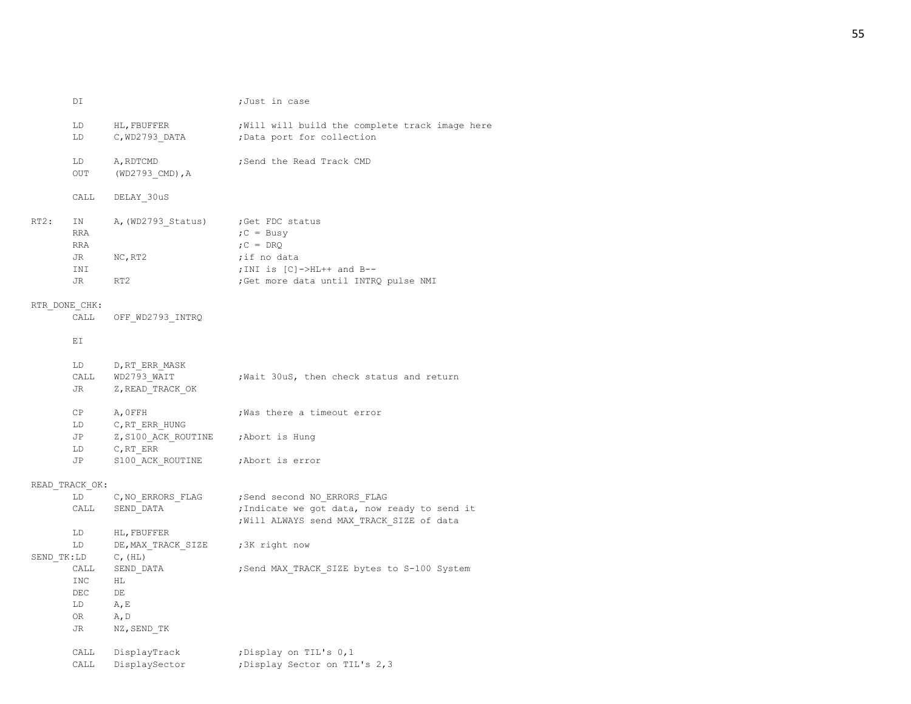```
        DI                              ;Just in case

        LD      HL,FBUFFER              ;Will will build the complete track image here
        LD      C,WD2793_DATA           ;Data port for collection

        LD      A,RDTCMD                ;Send the Read Track CMD
        OUT     (WD2793_CMD),A

        CALL    DELAY_30uS

RT2:    IN      A,(WD2793_Status)       ;Get FDC status
        RRA                             ;C = Busy
        RRA                             ;C = DRQ
        JR      NC,RT2                  ;if no data
        INI                             ;INI is [C]->HL++ and B--
        JR      RT2                     ;Get more data until INTRQ pulse NMI

RTR_DONE_CHK:
        CALL    OFF_WD2793_INTRQ

        EI

        LD      D,RT_ERR_MASK
        CALL    WD2793_WAIT             ;Wait 30uS, then check status and return
        JR      Z,READ_TRACK_OK

        CP      A,0FFH                  ;Was there a timeout error
        LD      C,RT_ERR_HUNG
        JP      Z,S100_ACK_ROUTINE      ;Abort is Hung
        LD      C,RT_ERR
        JP      S100_ACK_ROUTINE        ;Abort is error

READ_TRACK_OK:
        LD      C,NO_ERRORS_FLAG        ;Send second NO_ERRORS_FLAG
        CALL    SEND_DATA               ;Indicate we got data, now ready to send it
                                        ;Will ALWAYS send MAX_TRACK_SIZE of data
        LD      HL,FBUFFER
        LD      DE,MAX_TRACK_SIZE       ;3K right now
SEND_TK:LD      C,(HL)
        CALL    SEND_DATA               ;Send MAX_TRACK_SIZE bytes to S-100 System
        INC     HL
        DEC     DE
        LD      A,E
        OR      A,D
        JR      NZ,SEND_TK

        CALL    DisplayTrack            ;Display on TIL's 0,1
        CALL    DisplaySector           ;Display Sector on TIL's 2,3
```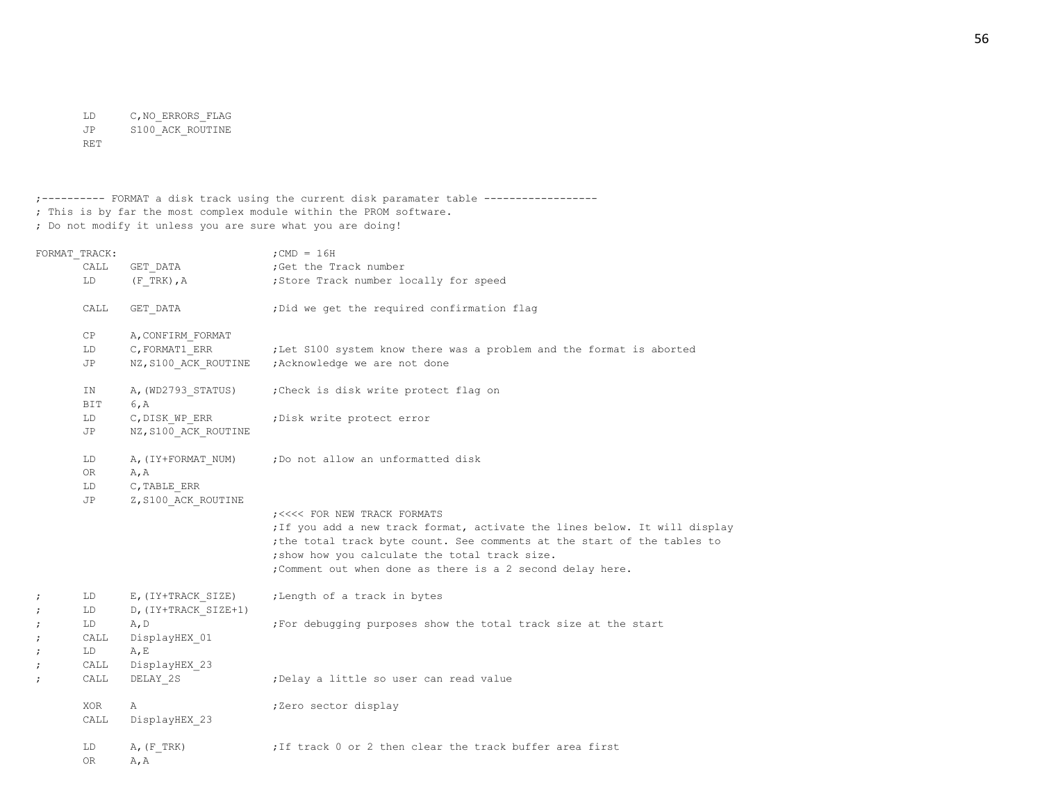```
        LD      C,NO_ERRORS_FLAG
        JP      S100_ACK_ROUTINE
        RET



;---------- FORMAT a disk track using the current disk paramater table ------------------
; This is by far the most complex module within the PROM software.
; Do not modify it unless you are sure what you are doing!

FORMAT_TRACK:                           ;CMD = 16H
        CALL    GET_DATA                ;Get the Track number
        LD      (F_TRK),A               ;Store Track number locally for speed

        CALL    GET_DATA                ;Did we get the required confirmation flag

        CP      A,CONFIRM_FORMAT
        LD      C,FORMAT1_ERR           ;Let S100 system know there was a problem and the format is aborted
        JP      NZ,S100_ACK_ROUTINE     ;Acknowledge we are not done

        IN      A,(WD2793_STATUS)       ;Check is disk write protect flag on
        BIT     6,A
        LD      C,DISK_WP_ERR           ;Disk write protect error
        JP      NZ,S100_ACK_ROUTINE

        LD      A,(IY+FORMAT_NUM)       ;Do not allow an unformatted disk
        OR      A,A
        LD      C,TABLE_ERR
        JP      Z,S100_ACK_ROUTINE
                                        ;<<<< FOR NEW TRACK FORMATS
                                        ;If you add a new track format, activate the lines below. It will display
                                        ;the total track byte count. See comments at the start of the tables to
                                        ;show how you calculate the total track size.
                                        ;Comment out when done as there is a 2 second delay here.

;       LD      E,(IY+TRACK_SIZE)       ;Length of a track in bytes
;       LD      D,(IY+TRACK_SIZE+1)
;       LD      A,D                     ;For debugging purposes show the total track size at the start
;       CALL    DisplayHEX_01
;       LD      A,E
;       CALL    DisplayHEX_23
;       CALL    DELAY_2S                ;Delay a little so user can read value

        XOR     A                       ;Zero sector display
        CALL    DisplayHEX_23

        LD      A,(F_TRK)               ;If track 0 or 2 then clear the track buffer area first
        OR      A,A
```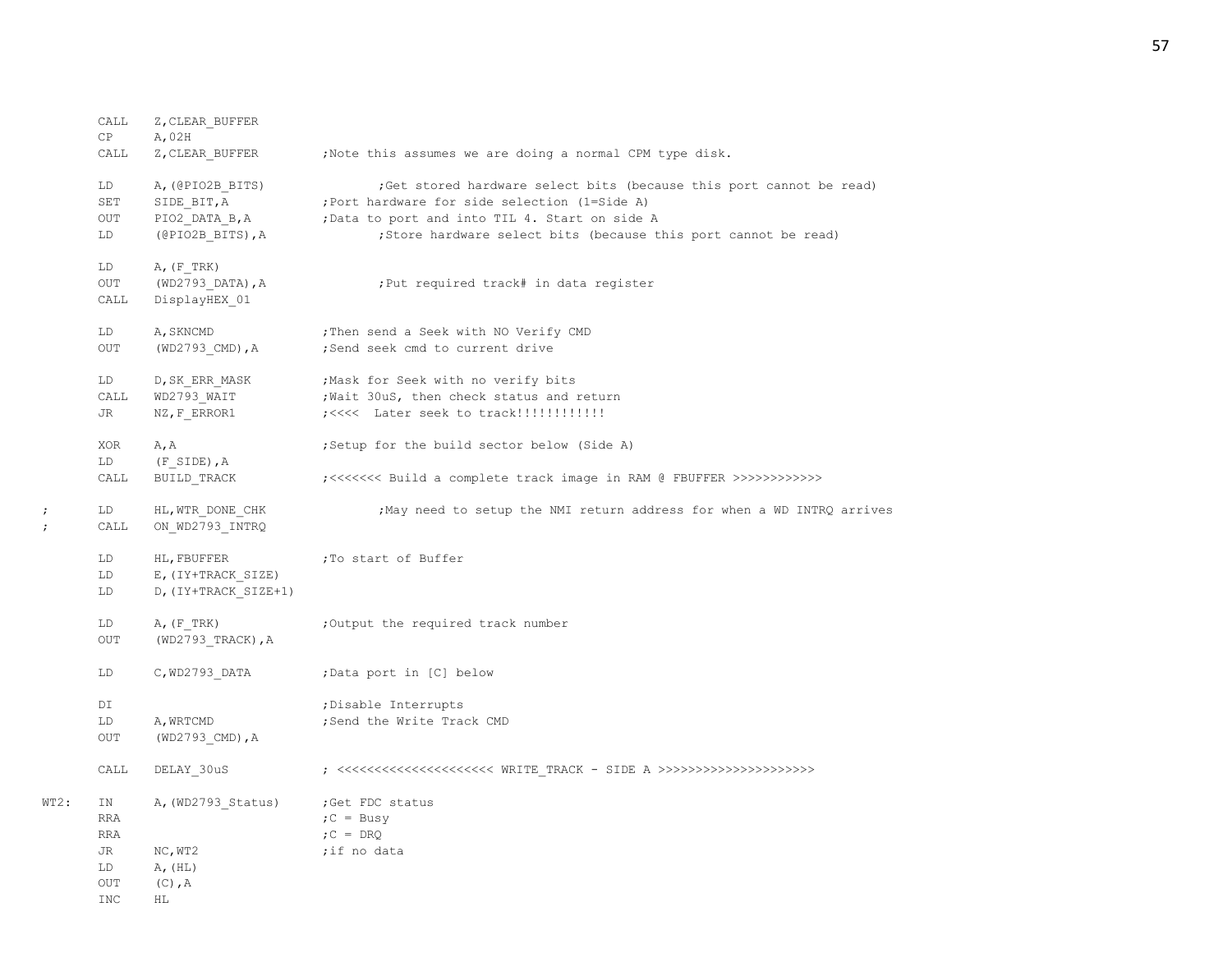```
        CALL    Z,CLEAR_BUFFER
        CP      A,02H
        CALL    Z,CLEAR_BUFFER          ;Note this assumes we are doing a normal CPM type disk.

        LD      A,(@PIO2B_BITS)                 ;Get stored hardware select bits (because this port cannot be read)
        SET     SIDE_BIT,A              ;Port hardware for side selection (1=Side A)
        OUT     PIO2_DATA_B,A           ;Data to port and into TIL 4. Start on side A
        LD      (@PIO2B_BITS),A                 ;Store hardware select bits (because this port cannot be read)

        LD      A,(F_TRK)
        OUT     (WD2793_DATA),A                 ;Put required track# in data register
        CALL    DisplayHEX_01

        LD      A,SKNCMD                ;Then send a Seek with NO Verify CMD
        OUT     (WD2793_CMD),A          ;Send seek cmd to current drive

        LD      D,SK_ERR_MASK           ;Mask for Seek with no verify bits
        CALL    WD2793_WAIT             ;Wait 30uS, then check status and return
        JR      NZ,F_ERROR1             ;<<<<  Later seek to track!!!!!!!!!!!!

        XOR     A,A                     ;Setup for the build sector below (Side A)
        LD      (F_SIDE),A
        CALL    BUILD_TRACK             ;<<<<<<< Build a complete track image in RAM @ FBUFFER >>>>>>>>>>>>

;       LD      HL,WTR_DONE_CHK                 ;May need to setup the NMI return address for when a WD INTRQ arrives
;       CALL    ON_WD2793_INTRQ

        LD      HL,FBUFFER              ;To start of Buffer
        LD      E,(IY+TRACK_SIZE)
        LD      D,(IY+TRACK_SIZE+1)

        LD      A,(F_TRK)               ;Output the required track number
        OUT     (WD2793_TRACK),A

        LD      C,WD2793_DATA           ;Data port in [C] below

        DI                              ;Disable Interrupts
        LD      A,WRTCMD                ;Send the Write Track CMD
        OUT     (WD2793_CMD),A

        CALL    DELAY_30uS              ; <<<<<<<<<<<<<<<<<<<<< WRITE_TRACK - SIDE A >>>>>>>>>>>>>>>>>>>>>

WT2:    IN      A,(WD2793_Status)       ;Get FDC status
        RRA                             ;C = Busy
        RRA                             ;C = DRQ
        JR      NC,WT2                  ;if no data
        LD      A,(HL)
        OUT     (C),A
        INC     HL
```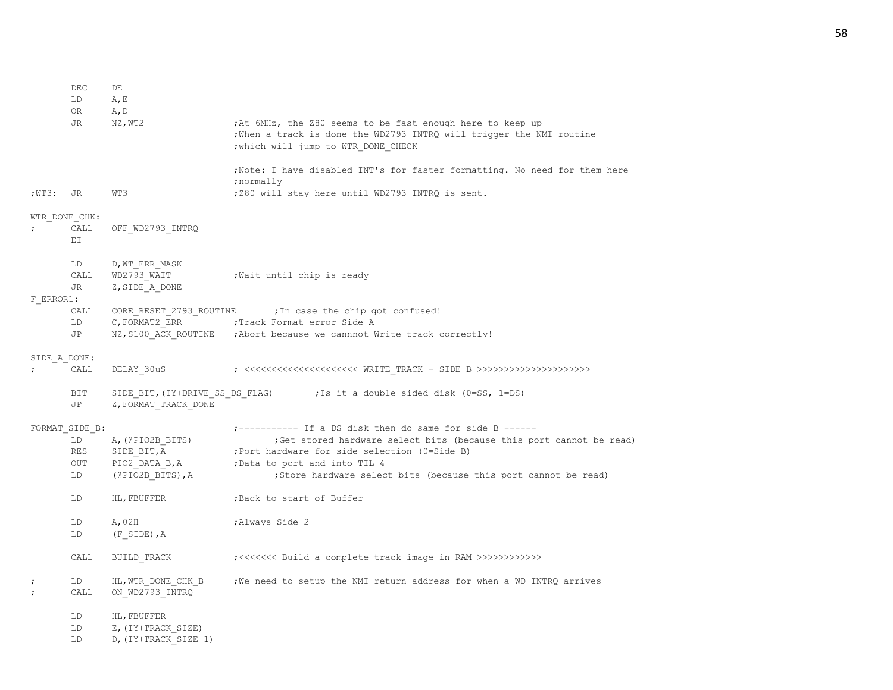```
        DEC     DE
        LD      A,E
        OR      A,D
        JR      NZ,WT2                  ;At 6MHz, the Z80 seems to be fast enough here to keep up
                                        ;When a track is done the WD2793 INTRQ will trigger the NMI routine
                                        ;which will jump to WTR_DONE_CHECK

                                        ;Note: I have disabled INT's for faster formatting. No need for them here
                                        ;normally
;WT3:   JR      WT3                     ;Z80 will stay here until WD2793 INTRQ is sent.

WTR_DONE_CHK:
;       CALL    OFF_WD2793_INTRQ
        EI

        LD      D,WT_ERR_MASK
        CALL    WD2793_WAIT             ;Wait until chip is ready
        JR      Z,SIDE_A_DONE
F_ERROR1:
        CALL    CORE_RESET_2793_ROUTINE         ;In case the chip got confused!
        LD      C,FORMAT2_ERR           ;Track Format error Side A
        JP      NZ,S100_ACK_ROUTINE     ;Abort because we cannnot Write track correctly!

SIDE_A_DONE:
;       CALL    DELAY_30uS              ; <<<<<<<<<<<<<<<<<<<<< WRITE_TRACK - SIDE B >>>>>>>>>>>>>>>>>>>>>

        BIT     SIDE_BIT,(IY+DRIVE_SS_DS_FLAG)          ;Is it a double sided disk (0=SS, 1=DS)
        JP      Z,FORMAT_TRACK_DONE

FORMAT_SIDE_B:                          ;----------- If a DS disk then do same for side B ------
        LD      A,(@PIO2B_BITS)                 ;Get stored hardware select bits (because this port cannot be read)
        RES     SIDE_BIT,A              ;Port hardware for side selection (0=Side B)
        OUT     PIO2_DATA_B,A           ;Data to port and into TIL 4
        LD      (@PIO2B_BITS),A                 ;Store hardware select bits (because this port cannot be read)

        LD      HL,FBUFFER              ;Back to start of Buffer

        LD      A,02H                   ;Always Side 2
        LD      (F_SIDE),A

        CALL    BUILD_TRACK             ;<<<<<<< Build a complete track image in RAM >>>>>>>>>>>>

;       LD      HL,WTR_DONE_CHK_B       ;We need to setup the NMI return address for when a WD INTRQ arrives
;       CALL    ON_WD2793_INTRQ

        LD      HL,FBUFFER
        LD      E,(IY+TRACK_SIZE)
        LD      D,(IY+TRACK_SIZE+1)
```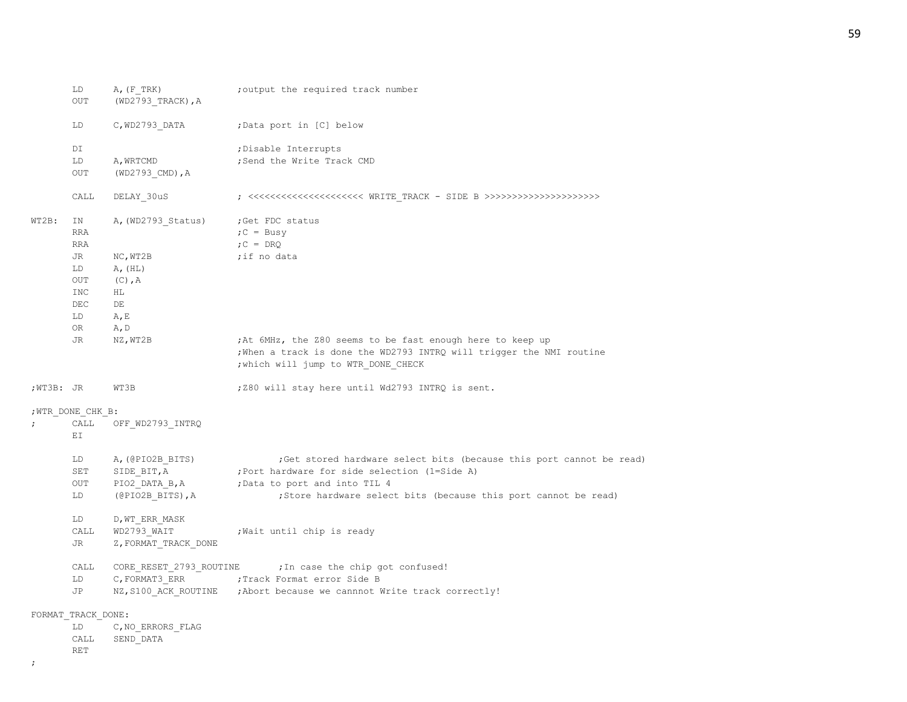```
        LD      A,(F_TRK)               ;output the required track number
        OUT     (WD2793_TRACK),A

        LD      C,WD2793_DATA           ;Data port in [C] below

        DI                              ;Disable Interrupts
        LD      A,WRTCMD                ;Send the Write Track CMD
        OUT     (WD2793_CMD),A

        CALL    DELAY_30uS              ; <<<<<<<<<<<<<<<<<<<<< WRITE_TRACK - SIDE B >>>>>>>>>>>>>>>>>>>>>

WT2B:   IN      A,(WD2793_Status)       ;Get FDC status
        RRA                             ;C = Busy
        RRA                             ;C = DRQ
        JR      NC,WT2B                 ;if no data
        LD      A,(HL)
        OUT     (C),A
        INC     HL
        DEC     DE
        LD      A,E
        OR      A,D
        JR      NZ,WT2B                 ;At 6MHz, the Z80 seems to be fast enough here to keep up
                                        ;When a track is done the WD2793 INTRQ will trigger the NMI routine
                                        ;which will jump to WTR_DONE_CHECK

;WT3B:  JR      WT3B                    ;Z80 will stay here until Wd2793 INTRQ is sent.

;WTR_DONE_CHK_B:
;       CALL    OFF_WD2793_INTRQ
        EI

        LD      A,(@PIO2B_BITS)                 ;Get stored hardware select bits (because this port cannot be read)
        SET     SIDE_BIT,A              ;Port hardware for side selection (1=Side A)
        OUT     PIO2_DATA_B,A           ;Data to port and into TIL 4
        LD      (@PIO2B_BITS),A                 ;Store hardware select bits (because this port cannot be read)

        LD      D,WT_ERR_MASK
        CALL    WD2793_WAIT             ;Wait until chip is ready
        JR      Z,FORMAT_TRACK_DONE

        CALL    CORE_RESET_2793_ROUTINE         ;In case the chip got confused!
        LD      C,FORMAT3_ERR           ;Track Format error Side B
        JP      NZ,S100_ACK_ROUTINE     ;Abort because we cannnot Write track correctly!

FORMAT_TRACK_DONE:
        LD      C,NO_ERRORS_FLAG
        CALL    SEND_DATA
        RET
;
```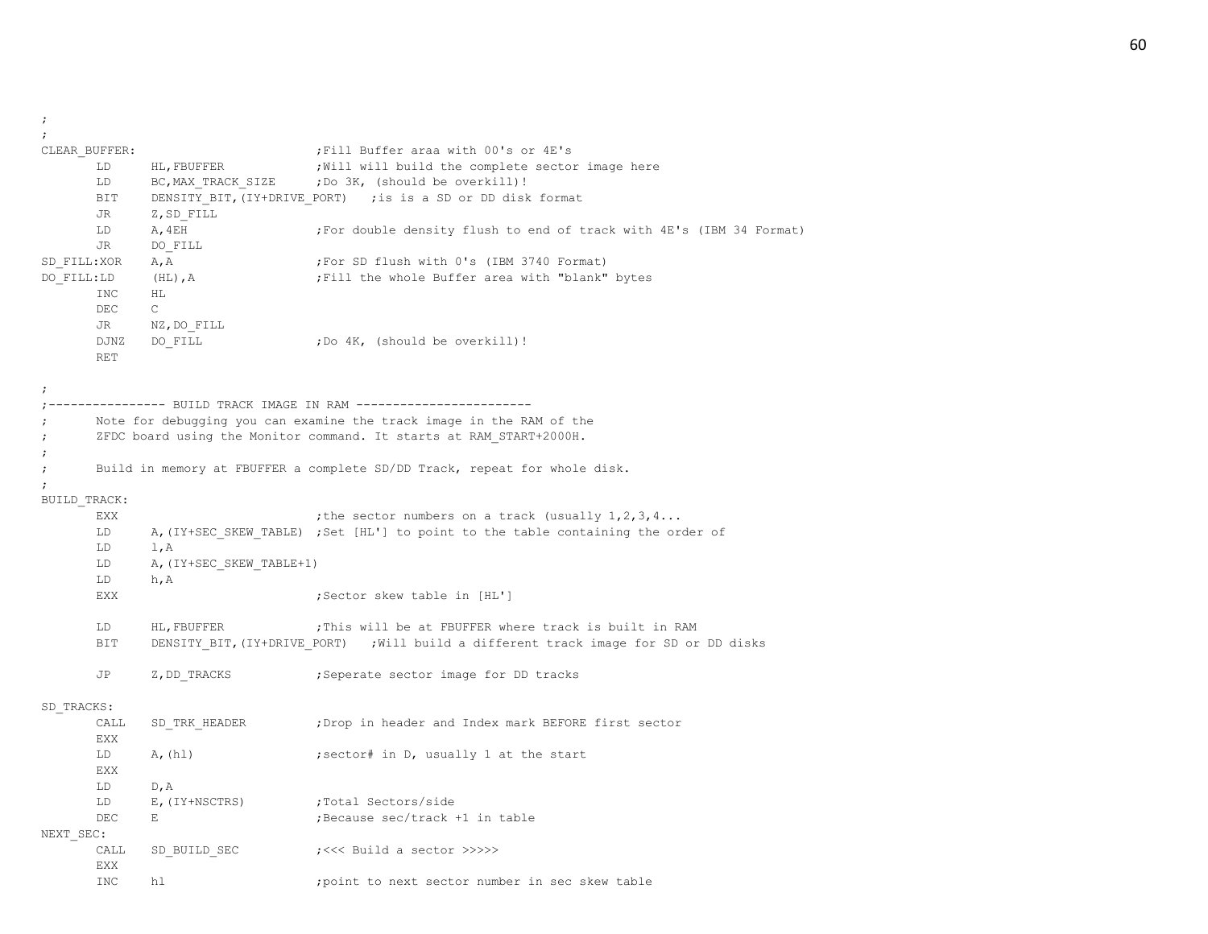```
;
;
CLEAR_BUFFER:                           ;Fill Buffer araa with 00's or 4E's
        LD      HL,FBUFFER              ;Will will build the complete sector image here
        LD      BC,MAX_TRACK_SIZE       ;Do 3K, (should be overkill)!
        BIT     DENSITY_BIT,(IY+DRIVE_PORT)   ;is is a SD or DD disk format
        JR      Z,SD_FILL
        LD      A,4EH                   ;For double density flush to end of track with 4E's (IBM 34 Format)
        JR      DO_FILL
SD_FILL:XOR     A,A                     ;For SD flush with 0's (IBM 3740 Format)
DO_FILL:LD      (HL),A                  ;Fill the whole Buffer area with "blank" bytes
        INC     HL
        DEC     C
        JR      NZ,DO_FILL
        DJNZ    DO_FILL                 ;Do 4K, (should be overkill)!
        RET

;
;---------------- BUILD TRACK IMAGE IN RAM ------------------------
;       Note for debugging you can examine the track image in the RAM of the
;       ZFDC board using the Monitor command. It starts at RAM_START+2000H.
;
;       Build in memory at FBUFFER a complete SD/DD Track, repeat for whole disk.
;
BUILD_TRACK:
        EXX                             ;the sector numbers on a track (usually 1,2,3,4...
        LD      A,(IY+SEC_SKEW_TABLE)   ;Set [HL'] to point to the table containing the order of
        LD      l,A
        LD      A,(IY+SEC_SKEW_TABLE+1)
        LD      h,A
        EXX                             ;Sector skew table in [HL']

        LD      HL,FBUFFER              ;This will be at FBUFFER where track is built in RAM
        BIT     DENSITY_BIT,(IY+DRIVE_PORT)    ;Will build a different track image for SD or DD disks

        JP      Z,DD_TRACKS             ;Seperate sector image for DD tracks

SD_TRACKS:
        CALL    SD_TRK_HEADER           ;Drop in header and Index mark BEFORE first sector
        EXX
        LD      A,(hl)                  ;sector# in D, usually 1 at the start
        EXX
        LD      D,A
        LD      E,(IY+NSCTRS)           ;Total Sectors/side
        DEC     E                       ;Because sec/track +1 in table
NEXT_SEC:
        CALL    SD_BUILD_SEC            ;<<< Build a sector >>>>>
        EXX
        INC     hl                      ;point to next sector number in sec skew table
```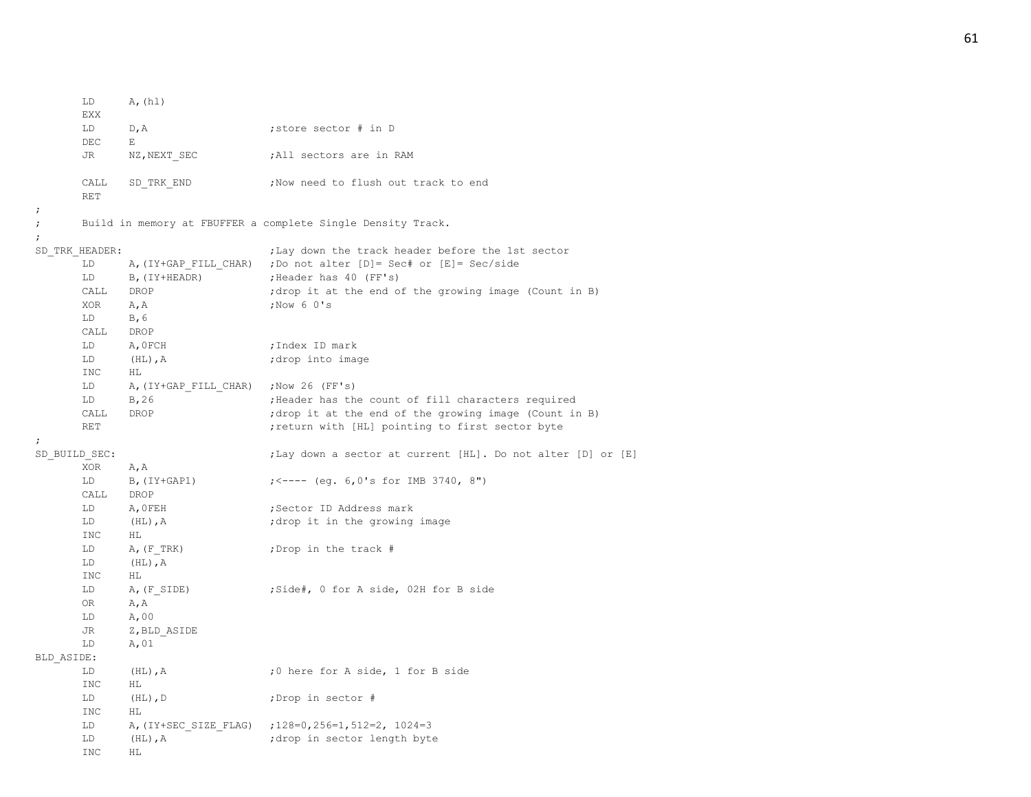```
        LD      A,(hl)
        EXX
        LD      D,A                     ;store sector # in D
        DEC     E
        JR      NZ,NEXT_SEC             ;All sectors are in RAM

        CALL    SD_TRK_END              ;Now need to flush out track to end
        RET
;
;       Build in memory at FBUFFER a complete Single Density Track.
;
SD_TRK_HEADER:                          ;Lay down the track header before the 1st sector
        LD      A,(IY+GAP_FILL_CHAR)    ;Do not alter [D]= Sec# or [E]= Sec/side
        LD      B,(IY+HEADR)            ;Header has 40 (FF's)
        CALL    DROP                    ;drop it at the end of the growing image (Count in B)
        XOR     A,A                     ;Now 6 0's
        LD      B,6
        CALL    DROP
        LD      A,0FCH                  ;Index ID mark
        LD      (HL),A                  ;drop into image
        INC     HL
        LD      A,(IY+GAP_FILL_CHAR)    ;Now 26 (FF's)
        LD      B,26                    ;Header has the count of fill characters required
        CALL    DROP                    ;drop it at the end of the growing image (Count in B)
        RET                             ;return with [HL] pointing to first sector byte
;
SD_BUILD_SEC:                           ;Lay down a sector at current [HL]. Do not alter [D] or [E]
        XOR     A,A
        LD      B,(IY+GAP1)             ;<---- (eg. 6,0's for IMB 3740, 8")
        CALL    DROP
        LD      A,0FEH                  ;Sector ID Address mark
        LD      (HL),A                  ;drop it in the growing image
        INC     HL
        LD      A,(F_TRK)               ;Drop in the track #
        LD      (HL),A
        INC     HL
        LD      A,(F_SIDE)              ;Side#, 0 for A side, 02H for B side
        OR      A,A
        LD      A,00
        JR      Z,BLD_ASIDE
        LD      A,01
BLD_ASIDE:
        LD      (HL),A                  ;0 here for A side, 1 for B side
        INC     HL
        LD      (HL),D                  ;Drop in sector #
        INC     HL
        LD      A,(IY+SEC_SIZE_FLAG)    ;128=0,256=1,512=2, 1024=3
        LD      (HL),A                  ;drop in sector length byte
        INC     HL
```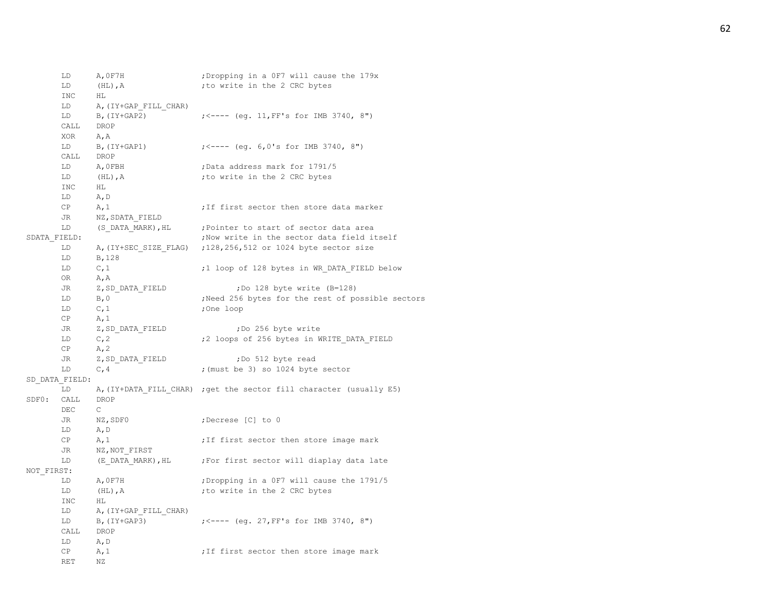```
        LD      A,0F7H                  ;Dropping in a 0F7 will cause the 179x
        LD      (HL),A                  ;to write in the 2 CRC bytes
        INC     HL
        LD      A,(IY+GAP_FILL_CHAR)
        LD      B,(IY+GAP2)             ;<---- (eg. 11,FF's for IMB 3740, 8")
        CALL    DROP
        XOR     A,A
        LD      B,(IY+GAP1)             ;<---- (eg. 6,0's for IMB 3740, 8")
        CALL    DROP
        LD      A,0FBH                  ;Data address mark for 1791/5
        LD      (HL),A                  ;to write in the 2 CRC bytes
        INC     HL
        LD      A,D
        CP      A,1                     ;If first sector then store data marker
        JR      NZ,SDATA_FIELD
        LD      (S_DATA_MARK),HL        ;Pointer to start of sector data area
SDATA_FIELD:                            ;Now write in the sector data field itself
        LD      A,(IY+SEC_SIZE_FLAG)    ;128,256,512 or 1024 byte sector size
        LD      B,128
        LD      C,1                     ;1 loop of 128 bytes in WR_DATA_FIELD below
        OR      A,A
        JR      Z,SD_DATA_FIELD                 ;Do 128 byte write (B=128)
        LD      B,0                     ;Need 256 bytes for the rest of possible sectors
        LD      C,1                     ;One loop
        CP      A,1
        JR      Z,SD_DATA_FIELD                 ;Do 256 byte write
        LD      C,2                     ;2 loops of 256 bytes in WRITE_DATA_FIELD
        CP      A,2
        JR      Z,SD_DATA_FIELD                 ;Do 512 byte read
        LD      C,4                     ;(must be 3) so 1024 byte sector
SD_DATA_FIELD:
        LD      A,(IY+DATA_FILL_CHAR)   ;get the sector fill character (usually E5)
SDF0:   CALL    DROP
        DEC     C
        JR      NZ,SDF0                 ;Decrese [C] to 0
        LD      A,D
        CP      A,1                     ;If first sector then store image mark
        JR      NZ,NOT_FIRST
        LD      (E_DATA_MARK),HL        ;For first sector will diaplay data late
NOT_FIRST:
        LD      A,0F7H                  ;Dropping in a 0F7 will cause the 1791/5
        LD      (HL),A                  ;to write in the 2 CRC bytes
        INC     HL
        LD      A,(IY+GAP_FILL_CHAR)
        LD      B,(IY+GAP3)             ;<---- (eg. 27,FF's for IMB 3740, 8")
        CALL    DROP
        LD      A,D
        CP      A,1                     ;If first sector then store image mark
        RET     NZ
```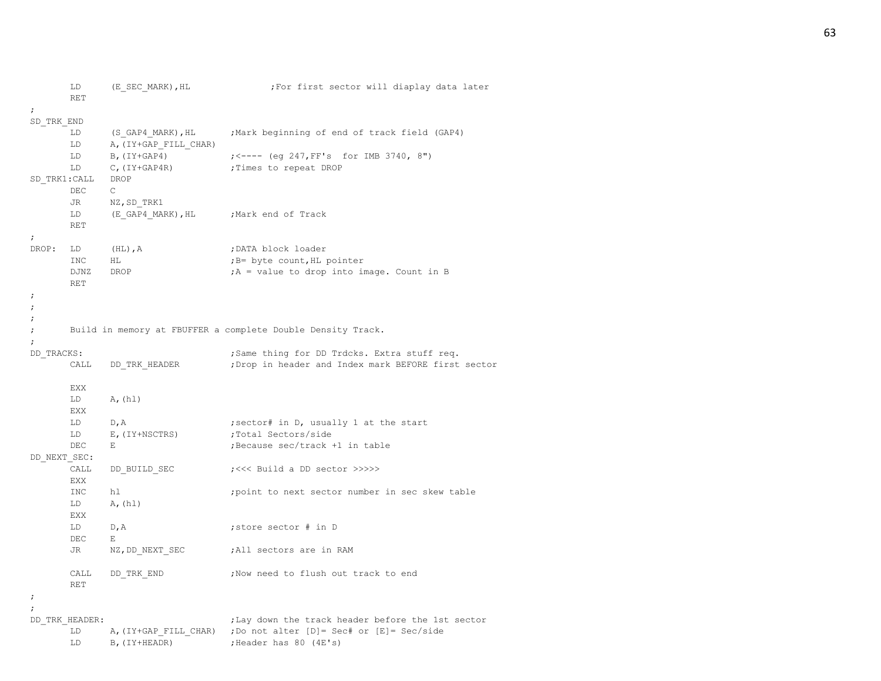```
        LD      (E_SEC_MARK),HL               ;For first sector will diaplay data later
        RET
;
SD_TRK_END
        LD      (S_GAP4_MARK),HL      ;Mark beginning of end of track field (GAP4)
        LD      A,(IY+GAP_FILL_CHAR)
        LD      B,(IY+GAP4)           ;<---- (eg 247,FF's  for IMB 3740, 8")
        LD      C,(IY+GAP4R)          ;Times to repeat DROP
SD_TRK1:CALL    DROP
        DEC     C
        JR      NZ,SD_TRK1
        LD      (E_GAP4_MARK),HL      ;Mark end of Track
        RET
;
DROP:   LD      (HL),A                ;DATA block loader
        INC     HL                    ;B= byte count,HL pointer
        DJNZ    DROP                  ;A = value to drop into image. Count in B
        RET
;
;
;
;       Build in memory at FBUFFER a complete Double Density Track.
;
DD_TRACKS:                            ;Same thing for DD Trdcks. Extra stuff req.
        CALL    DD_TRK_HEADER         ;Drop in header and Index mark BEFORE first sector

        EXX
        LD      A,(hl)
        EXX
        LD      D,A                   ;sector# in D, usually 1 at the start
        LD      E,(IY+NSCTRS)         ;Total Sectors/side
        DEC     E                     ;Because sec/track +1 in table
DD_NEXT_SEC:
        CALL    DD_BUILD_SEC          ;<<< Build a DD sector >>>>>
        EXX
        INC     hl                    ;point to next sector number in sec skew table
        LD      A,(hl)
        EXX
        LD      D,A                   ;store sector # in D
        DEC     E
        JR      NZ,DD_NEXT_SEC        ;All sectors are in RAM

        CALL    DD_TRK_END            ;Now need to flush out track to end
        RET
;
;
DD_TRK_HEADER:                        ;Lay down the track header before the 1st sector
        LD      A,(IY+GAP_FILL_CHAR)  ;Do not alter [D]= Sec# or [E]= Sec/side
        LD      B,(IY+HEADR)          ;Header has 80 (4E's)
```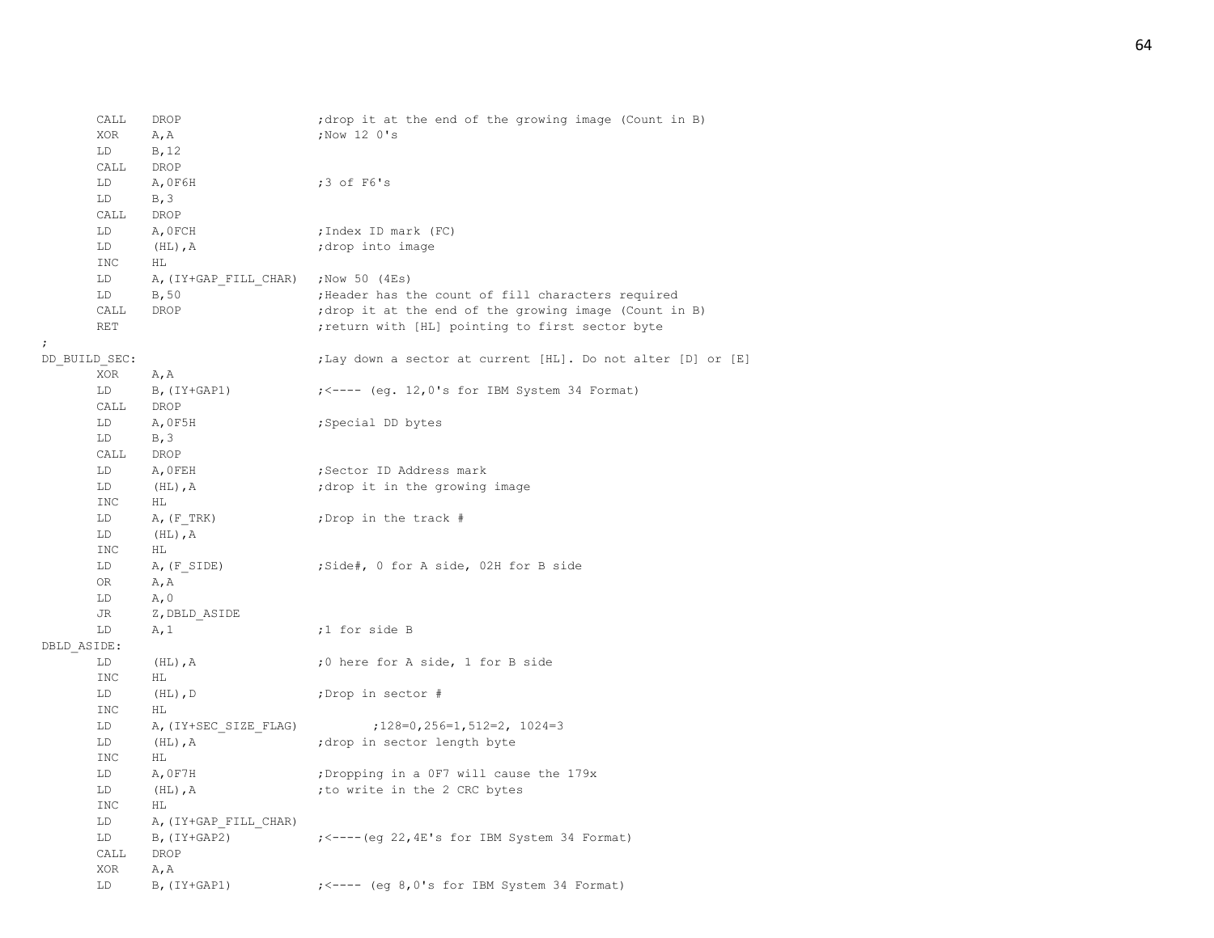```
        CALL    DROP                    ;drop it at the end of the growing image (Count in B)
        XOR     A,A                     ;Now 12 0's
        LD      B,12
        CALL    DROP
        LD      A,0F6H                  ;3 of F6's
        LD      B,3
        CALL    DROP
        LD      A,0FCH                  ;Index ID mark (FC)
        LD      (HL),A                  ;drop into image
        INC     HL
        LD      A,(IY+GAP_FILL_CHAR)    ;Now 50 (4Es)
        LD      B,50                    ;Header has the count of fill characters required
        CALL    DROP                    ;drop it at the end of the growing image (Count in B)
        RET                             ;return with [HL] pointing to first sector byte
;
DD_BUILD_SEC:                           ;Lay down a sector at current [HL]. Do not alter [D] or [E]
        XOR     A,A
        LD      B,(IY+GAP1)             ;<---- (eg. 12,0's for IBM System 34 Format)
        CALL    DROP
        LD      A,0F5H                  ;Special DD bytes
        LD      B,3
        CALL    DROP
        LD      A,0FEH                  ;Sector ID Address mark
        LD      (HL),A                  ;drop it in the growing image
        INC     HL
        LD      A,(F_TRK)               ;Drop in the track #
        LD      (HL),A
        INC     HL
        LD      A,(F_SIDE)              ;Side#, 0 for A side, 02H for B side
        OR      A,A
        LD      A,0
        JR      Z,DBLD_ASIDE
        LD      A,1                     ;1 for side B
DBLD_ASIDE:
        LD      (HL),A                  ;0 here for A side, 1 for B side
        INC     HL
        LD      (HL),D                  ;Drop in sector #
        INC     HL
        LD      A,(IY+SEC_SIZE_FLAG)            ;128=0,256=1,512=2, 1024=3
        LD      (HL),A                  ;drop in sector length byte
        INC     HL
        LD      A,0F7H                  ;Dropping in a 0F7 will cause the 179x
        LD      (HL),A                  ;to write in the 2 CRC bytes
        INC     HL
        LD      A,(IY+GAP_FILL_CHAR)
        LD      B,(IY+GAP2)             ;<----(eg 22,4E's for IBM System 34 Format)
        CALL    DROP
        XOR     A,A
        LD      B,(IY+GAP1)             ;<---- (eg 8,0's for IBM System 34 Format)
```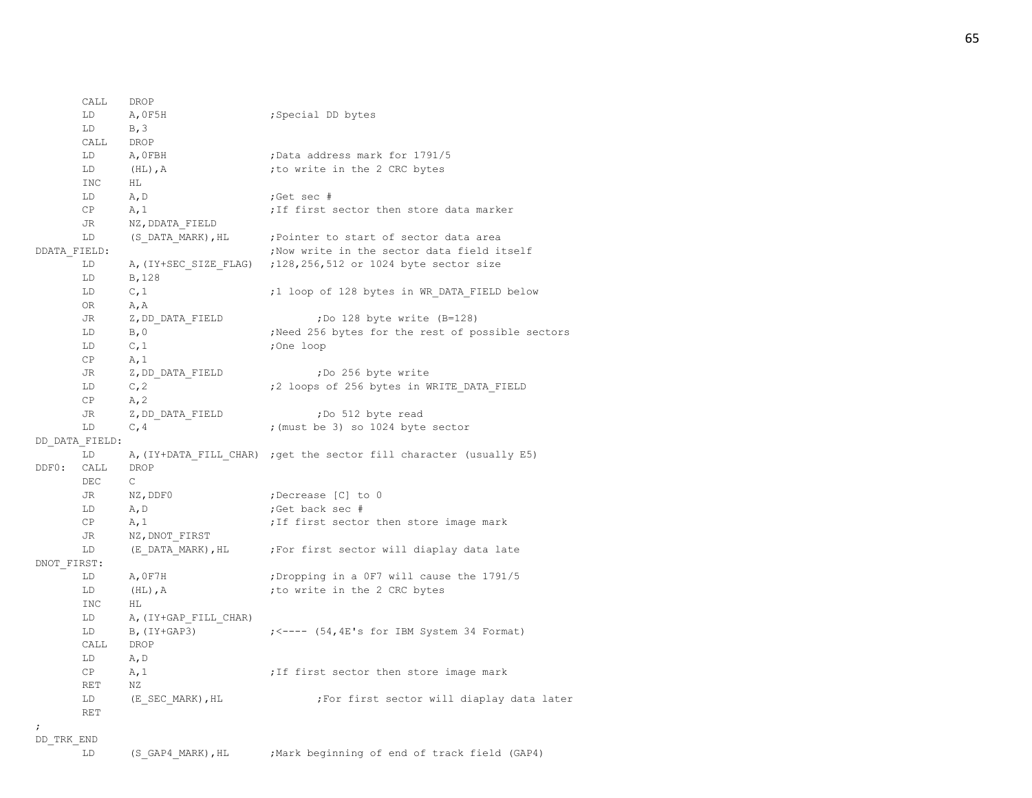```
        CALL    DROP
        LD      A,0F5H                  ;Special DD bytes
        LD      B,3
        CALL    DROP
        LD      A,0FBH                  ;Data address mark for 1791/5
        LD      (HL),A                  ;to write in the 2 CRC bytes
        INC     HL
        LD      A,D                     ;Get sec #
        CP      A,1                     ;If first sector then store data marker
        JR      NZ,DDATA_FIELD
        LD      (S_DATA_MARK),HL        ;Pointer to start of sector data area
DDATA_FIELD:                            ;Now write in the sector data field itself
        LD      A,(IY+SEC_SIZE_FLAG)    ;128,256,512 or 1024 byte sector size
        LD      B,128
        LD      C,1                     ;1 loop of 128 bytes in WR_DATA_FIELD below
        OR      A,A
        JR      Z,DD_DATA_FIELD                 ;Do 128 byte write (B=128)
        LD      B,0                     ;Need 256 bytes for the rest of possible sectors
        LD      C,1                     ;One loop
        CP      A,1
        JR      Z,DD_DATA_FIELD                 ;Do 256 byte write
        LD      C,2                     ;2 loops of 256 bytes in WRITE_DATA_FIELD
        CP      A,2
        JR      Z,DD_DATA_FIELD                 ;Do 512 byte read
        LD      C,4                     ;(must be 3) so 1024 byte sector
DD_DATA_FIELD:
        LD      A,(IY+DATA_FILL_CHAR)   ;get the sector fill character (usually E5)
DDF0:   CALL    DROP
        DEC     C
        JR      NZ,DDF0                 ;Decrease [C] to 0
        LD      A,D                     ;Get back sec #
        CP      A,1                     ;If first sector then store image mark
        JR      NZ,DNOT_FIRST
        LD      (E_DATA_MARK),HL        ;For first sector will diaplay data late
DNOT_FIRST:
        LD      A,0F7H                  ;Dropping in a 0F7 will cause the 1791/5
        LD      (HL),A                  ;to write in the 2 CRC bytes
        INC     HL
        LD      A,(IY+GAP_FILL_CHAR)
        LD      B,(IY+GAP3)             ;<---- (54,4E's for IBM System 34 Format)
        CALL    DROP
        LD      A,D
        CP      A,1                     ;If first sector then store image mark
        RET     NZ
        LD      (E_SEC_MARK),HL                 ;For first sector will diaplay data later
        RET
;
DD_TRK_END
        LD      (S_GAP4_MARK),HL        ;Mark beginning of end of track field (GAP4)
```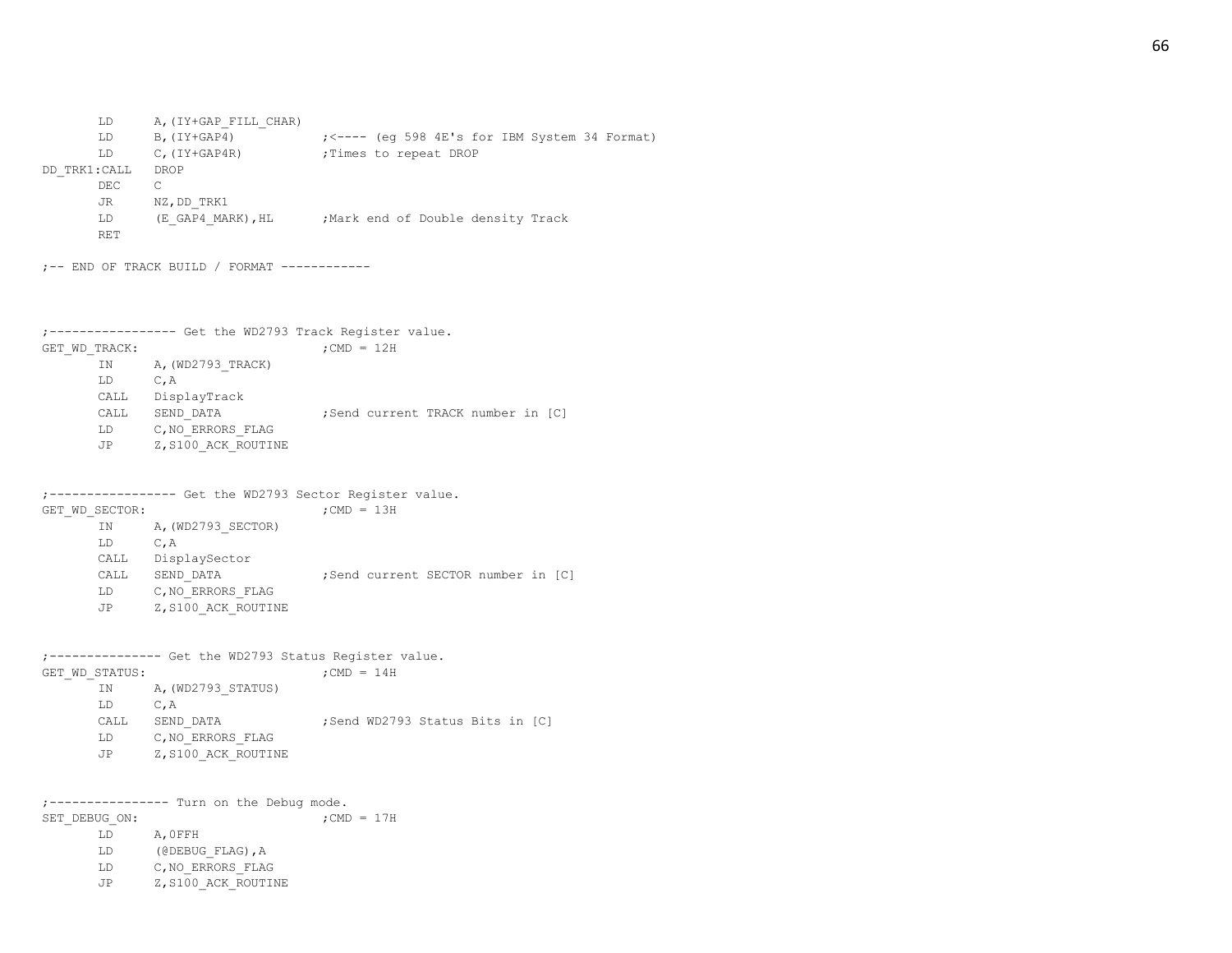```
        LD      A,(IY+GAP_FILL_CHAR)
        LD      B,(IY+GAP4)             ;<---- (eg 598 4E's for IBM System 34 Format)
        LD      C,(IY+GAP4R)            ;Times to repeat DROP
DD_TRK1:CALL    DROP
        DEC     C
        JR      NZ,DD_TRK1
        LD      (E_GAP4_MARK),HL        ;Mark end of Double density Track
        RET

;-- END OF TRACK BUILD / FORMAT ------------



;----------------- Get the WD2793 Track Register value.
GET_WD_TRACK:                           ;CMD = 12H
        IN      A,(WD2793_TRACK)
        LD      C,A
        CALL    DisplayTrack
        CALL    SEND_DATA               ;Send current TRACK number in [C]
        LD      C,NO_ERRORS_FLAG
        JP      Z,S100_ACK_ROUTINE


;----------------- Get the WD2793 Sector Register value.
GET_WD_SECTOR:                          ;CMD = 13H
        IN      A,(WD2793_SECTOR)
        LD      C,A
        CALL    DisplaySector
        CALL    SEND_DATA               ;Send current SECTOR number in [C]
        LD      C,NO_ERRORS_FLAG
        JP      Z,S100_ACK_ROUTINE


;--------------- Get the WD2793 Status Register value.
GET_WD_STATUS:                          ;CMD = 14H
        IN      A,(WD2793_STATUS)
        LD      C,A
        CALL    SEND_DATA               ;Send WD2793 Status Bits in [C]
        LD      C,NO_ERRORS_FLAG
        JP      Z,S100_ACK_ROUTINE


;---------------- Turn on the Debug mode.
SET_DEBUG_ON:                           ;CMD = 17H
        LD      A,0FFH
        LD      (@DEBUG_FLAG),A
        LD      C,NO_ERRORS_FLAG
        JP      Z,S100_ACK_ROUTINE
```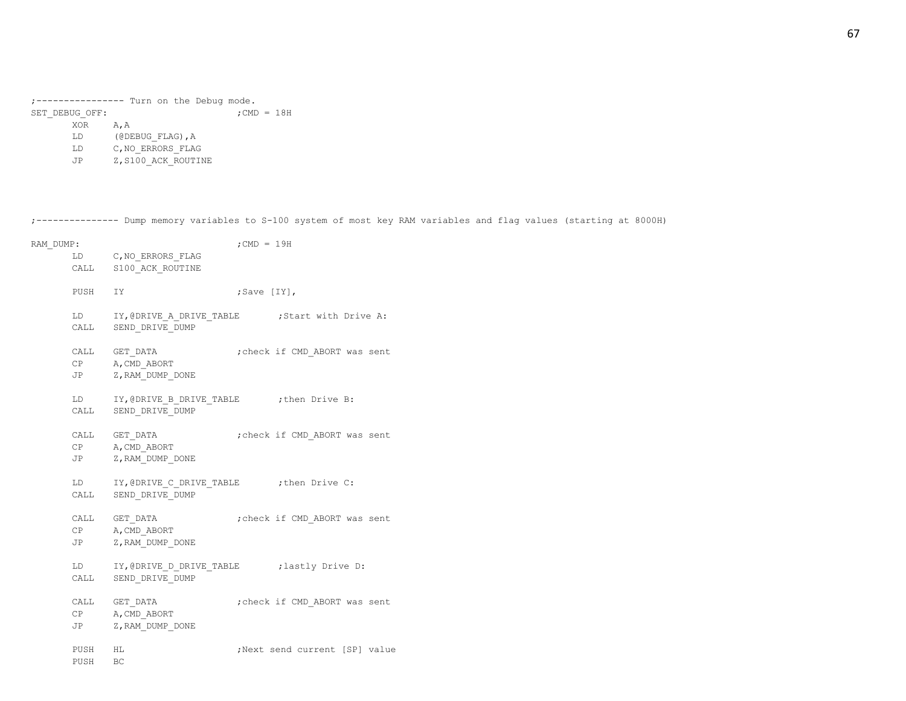```
;---------------- Turn on the Debug mode.
SET_DEBUG_OFF:                          ;CMD = 18H
        XOR     A,A
        LD      (@DEBUG_FLAG),A
        LD      C,NO_ERRORS_FLAG
        JP      Z,S100_ACK_ROUTINE




;--------------- Dump memory variables to S-100 system of most key RAM variables and flag values (starting at 8000H)

RAM_DUMP:                               ;CMD = 19H
        LD      C,NO_ERRORS_FLAG
        CALL    S100_ACK_ROUTINE

        PUSH    IY                      ;Save [IY],

        LD      IY,@DRIVE_A_DRIVE_TABLE       ;Start with Drive A:
        CALL    SEND_DRIVE_DUMP

        CALL    GET_DATA                ;check if CMD_ABORT was sent
        CP      A,CMD_ABORT
        JP      Z,RAM_DUMP_DONE

        LD      IY,@DRIVE_B_DRIVE_TABLE       ;then Drive B:
        CALL    SEND_DRIVE_DUMP

        CALL    GET_DATA                ;check if CMD_ABORT was sent
        CP      A,CMD_ABORT
        JP      Z,RAM_DUMP_DONE

        LD      IY,@DRIVE_C_DRIVE_TABLE       ;then Drive C:
        CALL    SEND_DRIVE_DUMP

        CALL    GET_DATA                ;check if CMD_ABORT was sent
        CP      A,CMD_ABORT
        JP      Z,RAM_DUMP_DONE

        LD      IY,@DRIVE_D_DRIVE_TABLE       ;lastly Drive D:
        CALL    SEND_DRIVE_DUMP

        CALL    GET_DATA                ;check if CMD_ABORT was sent
        CP      A,CMD_ABORT
        JP      Z,RAM_DUMP_DONE

        PUSH    HL                      ;Next send current [SP] value
        PUSH    BC
```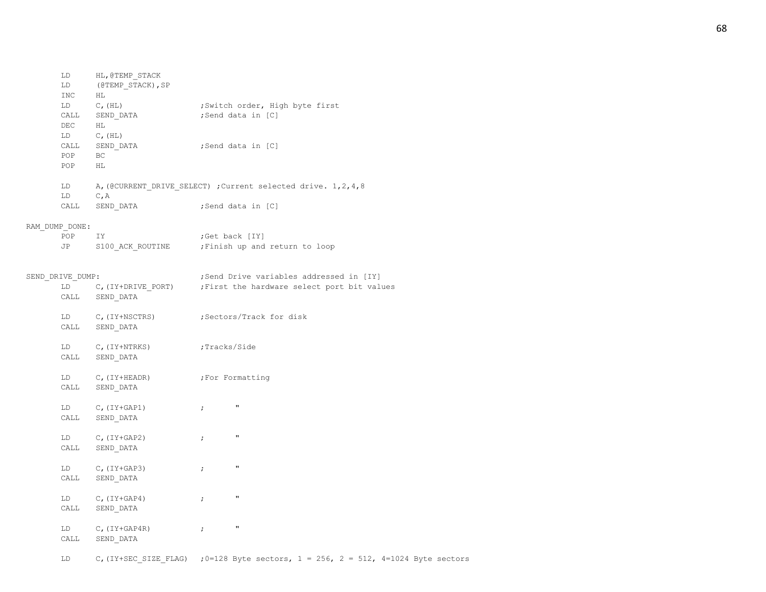```
        LD      HL,@TEMP_STACK
        LD      (@TEMP_STACK),SP
        INC     HL
        LD      C,(HL)                  ;Switch order, High byte first
        CALL    SEND_DATA               ;Send data in [C]
        DEC     HL
        LD      C,(HL)
        CALL    SEND_DATA               ;Send data in [C]
        POP     BC
        POP     HL

        LD      A,(@CURRENT_DRIVE_SELECT) ;Current selected drive. 1,2,4,8
        LD      C,A
        CALL    SEND_DATA               ;Send data in [C]

RAM_DUMP_DONE:
        POP     IY                      ;Get back [IY]
        JP      S100_ACK_ROUTINE        ;Finish up and return to loop


SEND_DRIVE_DUMP:                        ;Send Drive variables addressed in [IY]
        LD      C,(IY+DRIVE_PORT)       ;First the hardware select port bit values
        CALL    SEND_DATA

        LD      C,(IY+NSCTRS)           ;Sectors/Track for disk
        CALL    SEND_DATA

        LD      C,(IY+NTRKS)            ;Tracks/Side
        CALL    SEND_DATA

        LD      C,(IY+HEADR)            ;For Formatting
        CALL    SEND_DATA

        LD      C,(IY+GAP1)             ;       "
        CALL    SEND_DATA

        LD      C,(IY+GAP2)             ;       "
        CALL    SEND_DATA

        LD      C,(IY+GAP3)             ;       "
        CALL    SEND_DATA

        LD      C,(IY+GAP4)             ;       "
        CALL    SEND_DATA

        LD      C,(IY+GAP4R)            ;       "
        CALL    SEND_DATA

        LD      C,(IY+SEC_SIZE_FLAG)    ;0=128 Byte sectors, 1 = 256, 2 = 512, 4=1024 Byte sectors
```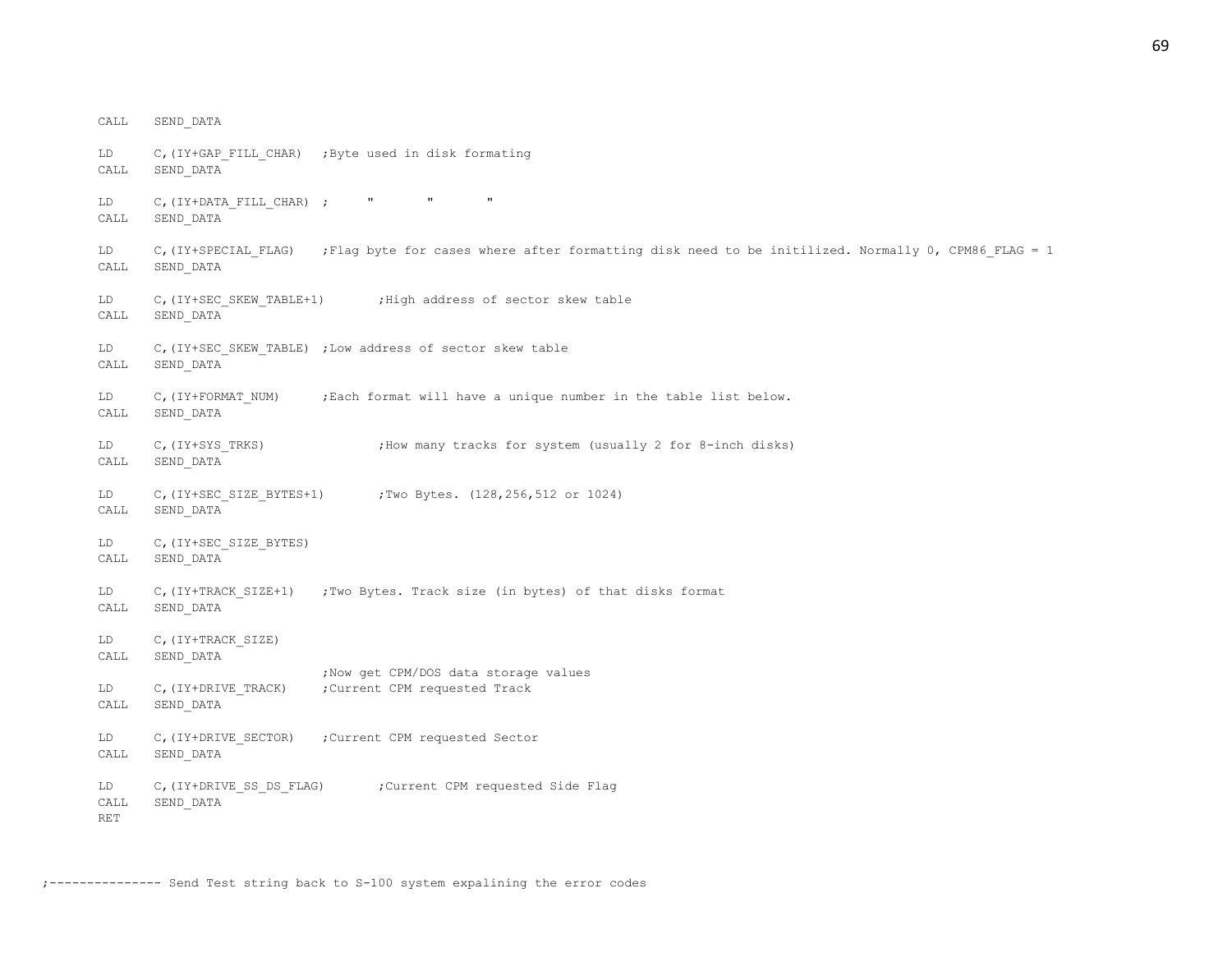```
        CALL    SEND_DATA

        LD      C,(IY+GAP_FILL_CHAR)  ;Byte used in disk formating
        CALL    SEND_DATA

        LD      C,(IY+DATA_FILL_CHAR) ;     "       "       "
        CALL    SEND_DATA

        LD      C,(IY+SPECIAL_FLAG)   ;Flag byte for cases where after formatting disk need to be initilized. Normally 0, CPM86_FLAG = 1
        CALL    SEND_DATA

        LD      C,(IY+SEC_SKEW_TABLE+1)       ;High address of sector skew table
        CALL    SEND_DATA

        LD      C,(IY+SEC_SKEW_TABLE) ;Low address of sector skew table
        CALL    SEND_DATA

        LD      C,(IY+FORMAT_NUM)     ;Each format will have a unique number in the table list below.
        CALL    SEND_DATA

        LD      C,(IY+SYS_TRKS)               ;How many tracks for system (usually 2 for 8-inch disks)
        CALL    SEND_DATA

        LD      C,(IY+SEC_SIZE_BYTES+1)       ;Two Bytes. (128,256,512 or 1024)
        CALL    SEND_DATA

        LD      C,(IY+SEC_SIZE_BYTES)
        CALL    SEND_DATA

        LD      C,(IY+TRACK_SIZE+1)   ;Two Bytes. Track size (in bytes) of that disks format
        CALL    SEND_DATA

        LD      C,(IY+TRACK_SIZE)
        CALL    SEND_DATA
                                      ;Now get CPM/DOS data storage values
        LD      C,(IY+DRIVE_TRACK)    ;Current CPM requested Track
        CALL    SEND_DATA

        LD      C,(IY+DRIVE_SECTOR)   ;Current CPM requested Sector
        CALL    SEND_DATA

        LD      C,(IY+DRIVE_SS_DS_FLAG)       ;Current CPM requested Side Flag
        CALL    SEND_DATA
        RET


;--------------- Send Test string back to S-100 system expalining the error codes
```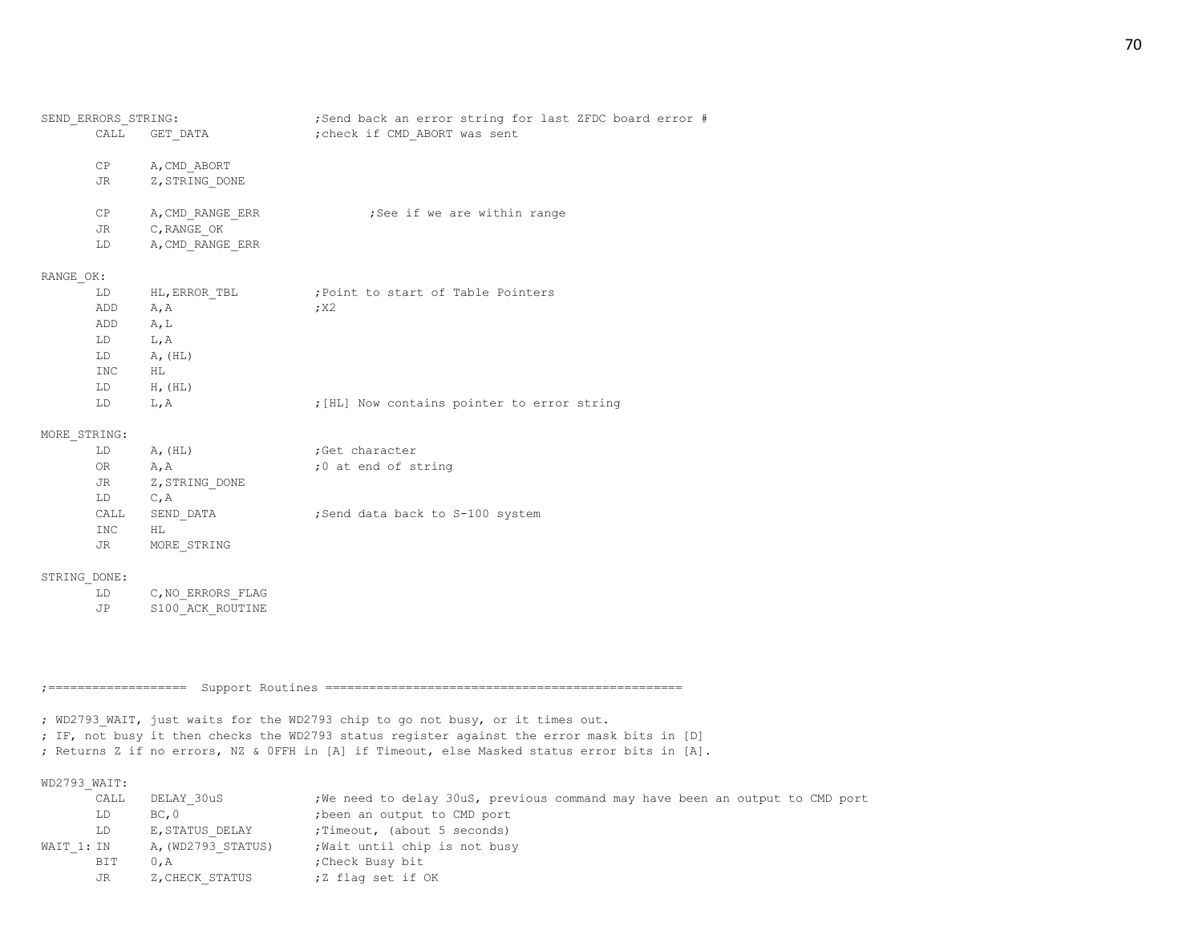```
SEND_ERRORS_STRING:                     ;Send back an error string for last ZFDC board error #
        CALL    GET_DATA                ;check if CMD_ABORT was sent

        CP      A,CMD_ABORT
        JR      Z,STRING_DONE

        CP      A,CMD_RANGE_ERR                 ;See if we are within range
        JR      C,RANGE_OK
        LD      A,CMD_RANGE_ERR

RANGE_OK:
        LD      HL,ERROR_TBL            ;Point to start of Table Pointers
        ADD     A,A                     ;X2
        ADD     A,L
        LD      L,A
        LD      A,(HL)
        INC     HL
        LD      H,(HL)
        LD      L,A                     ;[HL] Now contains pointer to error string

MORE_STRING:
        LD      A,(HL)                  ;Get character
        OR      A,A                     ;0 at end of string
        JR      Z,STRING_DONE
        LD      C,A
        CALL    SEND_DATA               ;Send data back to S-100 system
        INC     HL
        JR      MORE_STRING

STRING_DONE:
        LD      C,NO_ERRORS_FLAG
        JP      S100_ACK_ROUTINE




;===================  Support Routines ================================================

; WD2793_WAIT, just waits for the WD2793 chip to go not busy, or it times out.
; IF, not busy it then checks the WD2793 status register against the error mask bits in [D]
; Returns Z if no errors, NZ & 0FFH in [A] if Timeout, else Masked status error bits in [A].

WD2793_WAIT:
        CALL    DELAY_30uS              ;We need to delay 30uS, previous command may have been an output to CMD port
        LD      BC,0                    ;been an output to CMD port
        LD      E,STATUS_DELAY          ;Timeout, (about 5 seconds)
WAIT_1: IN      A,(WD2793_STATUS)       ;Wait until chip is not busy
        BIT     0,A                     ;Check Busy bit
        JR      Z,CHECK_STATUS          ;Z flag set if OK
```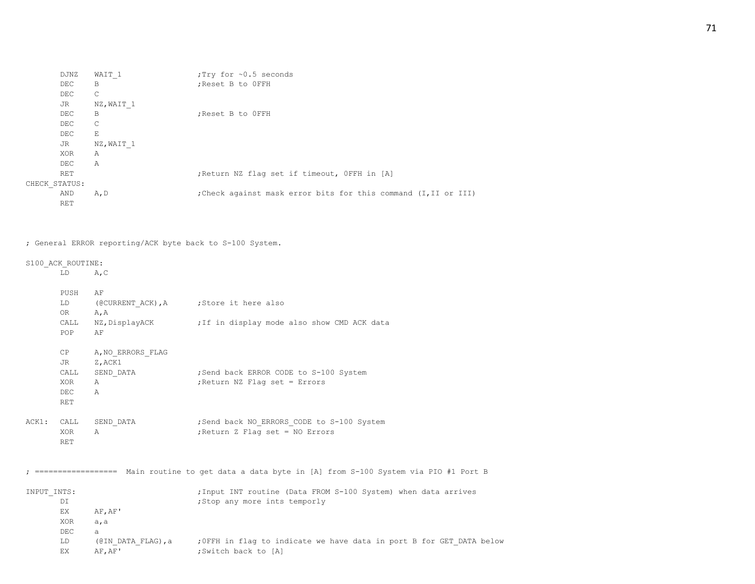```
        DJNZ    WAIT_1                  ;Try for ~0.5 seconds
        DEC     B                       ;Reset B to 0FFH
        DEC     C
        JR      NZ,WAIT_1
        DEC     B                       ;Reset B to 0FFH
        DEC     C
        DEC     E
        JR      NZ,WAIT_1
        XOR     A
        DEC     A
        RET                             ;Return NZ flag set if timeout, 0FFH in [A]
CHECK_STATUS:
        AND     A,D                     ;Check against mask error bits for this command (I,II or III)
        RET



; General ERROR reporting/ACK byte back to S-100 System.

S100_ACK_ROUTINE:
        LD      A,C

        PUSH    AF
        LD      (@CURRENT_ACK),A        ;Store it here also
        OR      A,A
        CALL    NZ,DisplayACK           ;If in display mode also show CMD ACK data
        POP     AF

        CP      A,NO_ERRORS_FLAG
        JR      Z,ACK1
        CALL    SEND_DATA               ;Send back ERROR CODE to S-100 System
        XOR     A                       ;Return NZ Flag set = Errors
        DEC     A
        RET

ACK1:   CALL    SEND_DATA               ;Send back NO_ERRORS_CODE to S-100 System
        XOR     A                       ;Return Z Flag set = NO Errors
        RET


; ==================  Main routine to get data a data byte in [A] from S-100 System via PIO #1 Port B

INPUT_INTS:                             ;Input INT routine (Data FROM S-100 System) when data arrives
        DI                              ;Stop any more ints temporly
        EX      AF,AF'
        XOR     a,a
        DEC     a
        LD      (@IN_DATA_FLAG),a       ;0FFH in flag to indicate we have data in port B for GET_DATA below
        EX      AF,AF'                  ;Switch back to [A]
```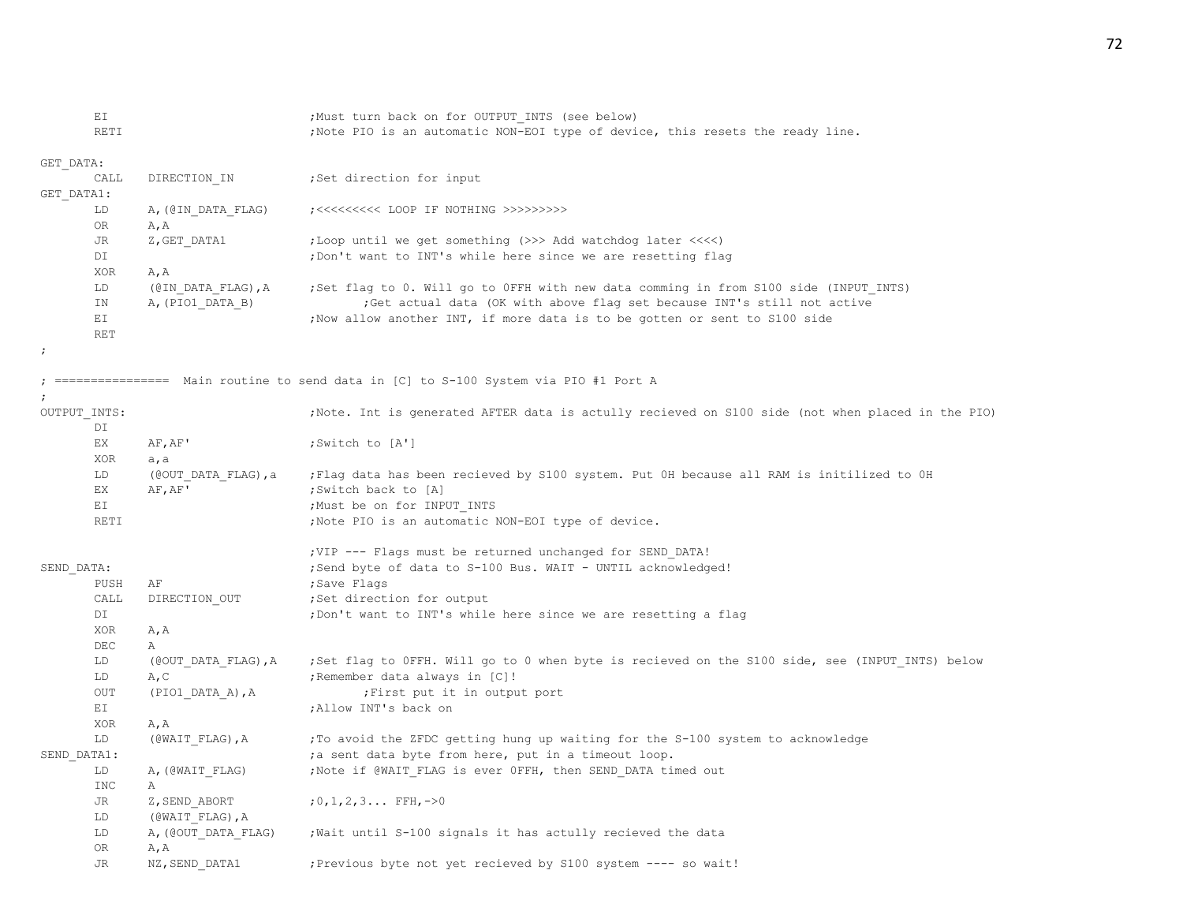```
        EI                              ;Must turn back on for OUTPUT_INTS (see below)
        RETI                            ;Note PIO is an automatic NON-EOI type of device, this resets the ready line.

GET_DATA:
        CALL    DIRECTION_IN            ;Set direction for input
GET_DATA1:
        LD      A,(@IN_DATA_FLAG)       ;<<<<<<<<< LOOP IF NOTHING >>>>>>>>>
        OR      A,A
        JR      Z,GET_DATA1             ;Loop until we get something (>>> Add watchdog later <<<<)
        DI                              ;Don't want to INT's while here since we are resetting flag
        XOR     A,A
        LD      (@IN_DATA_FLAG),A       ;Set flag to 0. Will go to 0FFH with new data comming in from S100 side (INPUT_INTS)
        IN      A,(PIO1_DATA_B)                 ;Get actual data (OK with above flag set because INT's still not active
        EI                              ;Now allow another INT, if more data is to be gotten or sent to S100 side
        RET
;

; ================  Main routine to send data in [C] to S-100 System via PIO #1 Port A
;
OUTPUT_INTS:                            ;Note. Int is generated AFTER data is actully recieved on S100 side (not when placed in the PIO)
        DI
        EX      AF,AF'                  ;Switch to [A']
        XOR     a,a
        LD      (@OUT_DATA_FLAG),a      ;Flag data has been recieved by S100 system. Put 0H because all RAM is initilized to 0H
        EX      AF,AF'                  ;Switch back to [A]
        EI                              ;Must be on for INPUT_INTS
        RETI                            ;Note PIO is an automatic NON-EOI type of device.

                                        ;VIP --- Flags must be returned unchanged for SEND_DATA!
SEND_DATA:                              ;Send byte of data to S-100 Bus. WAIT - UNTIL acknowledged!
        PUSH    AF                      ;Save Flags
        CALL    DIRECTION_OUT           ;Set direction for output
        DI                              ;Don't want to INT's while here since we are resetting a flag
        XOR     A,A
        DEC     A
        LD      (@OUT_DATA_FLAG),A      ;Set flag to 0FFH. Will go to 0 when byte is recieved on the S100 side, see (INPUT_INTS) below
        LD      A,C                     ;Remember data always in [C]!
        OUT     (PIO1_DATA_A),A                 ;First put it in output port
        EI                              ;Allow INT's back on
        XOR     A,A
        LD      (@WAIT_FLAG),A          ;To avoid the ZFDC getting hung up waiting for the S-100 system to acknowledge
SEND_DATA1:                             ;a sent data byte from here, put in a timeout loop.
        LD      A,(@WAIT_FLAG)          ;Note if @WAIT_FLAG is ever 0FFH, then SEND_DATA timed out
        INC     A
        JR      Z,SEND_ABORT            ;0,1,2,3... FFH,->0
        LD      (@WAIT_FLAG),A
        LD      A,(@OUT_DATA_FLAG)      ;Wait until S-100 signals it has actully recieved the data
        OR      A,A
        JR      NZ,SEND_DATA1           ;Previous byte not yet recieved by S100 system ---- so wait!
```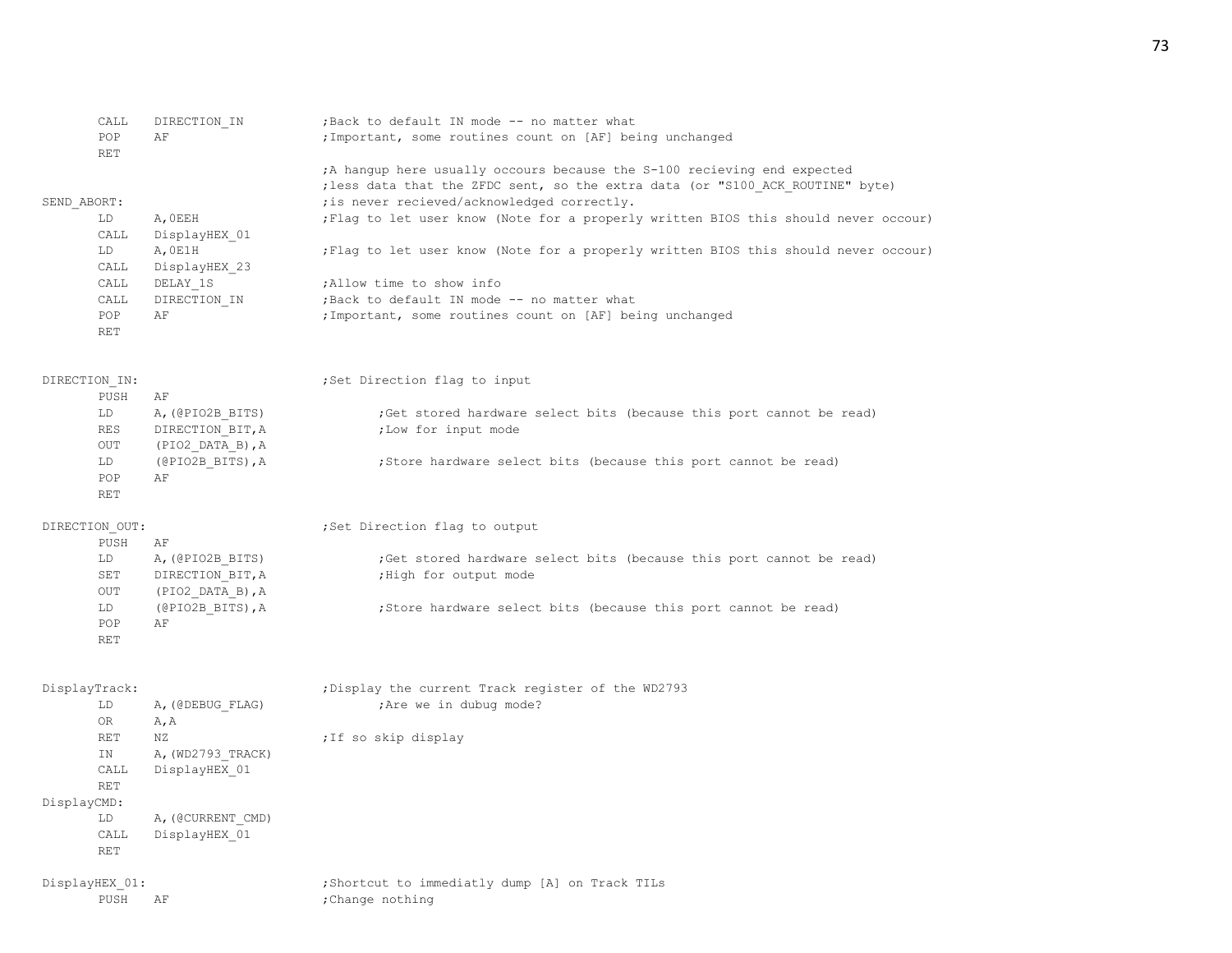```
        CALL    DIRECTION_IN            ;Back to default IN mode -- no matter what
        POP     AF                      ;Important, some routines count on [AF] being unchanged
        RET

                                        ;A hangup here usually occours because the S-100 recieving end expected
                                        ;less data that the ZFDC sent, so the extra data (or "S100_ACK_ROUTINE" byte)
SEND_ABORT:                             ;is never recieved/acknowledged correctly.
        LD      A,0EEH                  ;Flag to let user know (Note for a properly written BIOS this should never occour)
        CALL    DisplayHEX_01
        LD      A,0E1H                  ;Flag to let user know (Note for a properly written BIOS this should never occour)
        CALL    DisplayHEX_23
        CALL    DELAY_1S                ;Allow time to show info
        CALL    DIRECTION_IN            ;Back to default IN mode -- no matter what
        POP     AF                      ;Important, some routines count on [AF] being unchanged
        RET


DIRECTION_IN:                           ;Set Direction flag to input
        PUSH    AF
        LD      A,(@PIO2B_BITS)                 ;Get stored hardware select bits (because this port cannot be read)
        RES     DIRECTION_BIT,A                 ;Low for input mode
        OUT     (PIO2_DATA_B),A
        LD      (@PIO2B_BITS),A                 ;Store hardware select bits (because this port cannot be read)
        POP     AF
        RET

DIRECTION_OUT:                          ;Set Direction flag to output
        PUSH    AF
        LD      A,(@PIO2B_BITS)                 ;Get stored hardware select bits (because this port cannot be read)
        SET     DIRECTION_BIT,A                 ;High for output mode
        OUT     (PIO2_DATA_B),A
        LD      (@PIO2B_BITS),A                 ;Store hardware select bits (because this port cannot be read)
        POP     AF
        RET


DisplayTrack:                           ;Display the current Track register of the WD2793
        LD      A,(@DEBUG_FLAG)                 ;Are we in dubug mode?
        OR      A,A
        RET     NZ                      ;If so skip display
        IN      A,(WD2793_TRACK)
        CALL    DisplayHEX_01
        RET
DisplayCMD:
        LD      A,(@CURRENT_CMD)
        CALL    DisplayHEX_01
        RET

DisplayHEX_01:                          ;Shortcut to immediatly dump [A] on Track TILs
        PUSH    AF                      ;Change nothing
```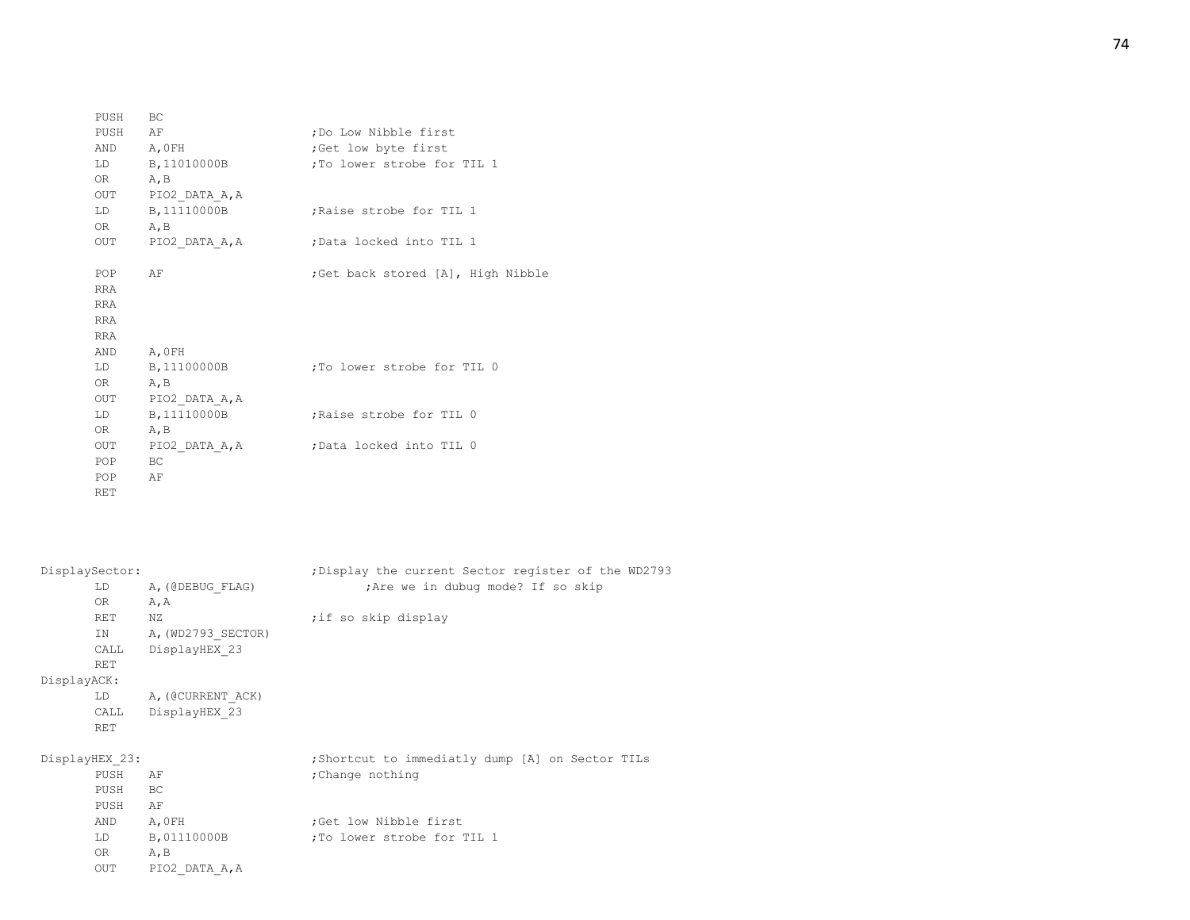```
        PUSH    BC
        PUSH    AF                      ;Do Low Nibble first
        AND     A,0FH                   ;Get low byte first
        LD      B,11010000B             ;To lower strobe for TIL 1
        OR      A,B
        OUT     PIO2_DATA_A,A
        LD      B,11110000B             ;Raise strobe for TIL 1
        OR      A,B
        OUT     PIO2_DATA_A,A           ;Data locked into TIL 1

        POP     AF                      ;Get back stored [A], High Nibble
        RRA
        RRA
        RRA
        RRA
        AND     A,0FH
        LD      B,11100000B             ;To lower strobe for TIL 0
        OR      A,B
        OUT     PIO2_DATA_A,A
        LD      B,11110000B             ;Raise strobe for TIL 0
        OR      A,B
        OUT     PIO2_DATA_A,A           ;Data locked into TIL 0
        POP     BC
        POP     AF
        RET



DisplaySector:                          ;Display the current Sector register of the WD2793
        LD      A,(@DEBUG_FLAG)                 ;Are we in dubug mode? If so skip
        OR      A,A
        RET     NZ                      ;if so skip display
        IN      A,(WD2793_SECTOR)
        CALL    DisplayHEX_23
        RET
DisplayACK:
        LD      A,(@CURRENT_ACK)
        CALL    DisplayHEX_23
        RET

DisplayHEX_23:                          ;Shortcut to immediatly dump [A] on Sector TILs
        PUSH    AF                      ;Change nothing
        PUSH    BC
        PUSH    AF
        AND     A,0FH                   ;Get low Nibble first
        LD      B,01110000B             ;To lower strobe for TIL 1
        OR      A,B
        OUT     PIO2_DATA_A,A
```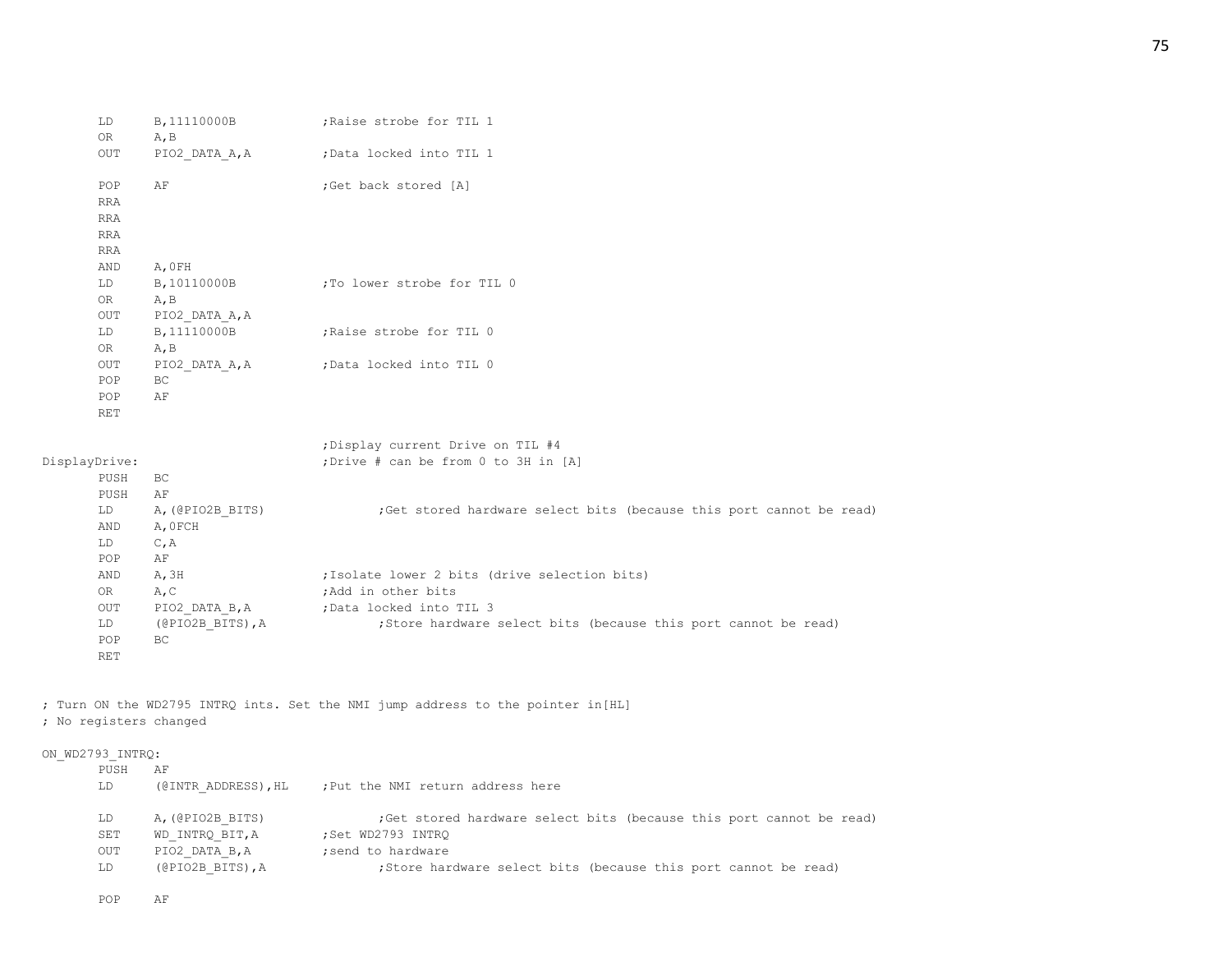```
        LD      B,11110000B             ;Raise strobe for TIL 1
        OR      A,B
        OUT     PIO2_DATA_A,A           ;Data locked into TIL 1

        POP     AF                      ;Get back stored [A]
        RRA
        RRA
        RRA
        RRA
        AND     A,0FH
        LD      B,10110000B             ;To lower strobe for TIL 0
        OR      A,B
        OUT     PIO2_DATA_A,A
        LD      B,11110000B             ;Raise strobe for TIL 0
        OR      A,B
        OUT     PIO2_DATA_A,A           ;Data locked into TIL 0
        POP     BC
        POP     AF
        RET

                                        ;Display current Drive on TIL #4
DisplayDrive:                           ;Drive # can be from 0 to 3H in [A]
        PUSH    BC
        PUSH    AF
        LD      A,(@PIO2B_BITS)                 ;Get stored hardware select bits (because this port cannot be read)
        AND     A,0FCH
        LD      C,A
        POP     AF
        AND     A,3H                    ;Isolate lower 2 bits (drive selection bits)
        OR      A,C                     ;Add in other bits
        OUT     PIO2_DATA_B,A           ;Data locked into TIL 3
        LD      (@PIO2B_BITS),A                 ;Store hardware select bits (because this port cannot be read)
        POP     BC
        RET


; Turn ON the WD2795 INTRQ ints. Set the NMI jump address to the pointer in[HL]
; No registers changed

ON_WD2793_INTRQ:
        PUSH    AF
        LD      (@INTR_ADDRESS),HL      ;Put the NMI return address here

        LD      A,(@PIO2B_BITS)                 ;Get stored hardware select bits (because this port cannot be read)
        SET     WD_INTRQ_BIT,A          ;Set WD2793 INTRQ
        OUT     PIO2_DATA_B,A           ;send to hardware
        LD      (@PIO2B_BITS),A                 ;Store hardware select bits (because this port cannot be read)

        POP     AF
```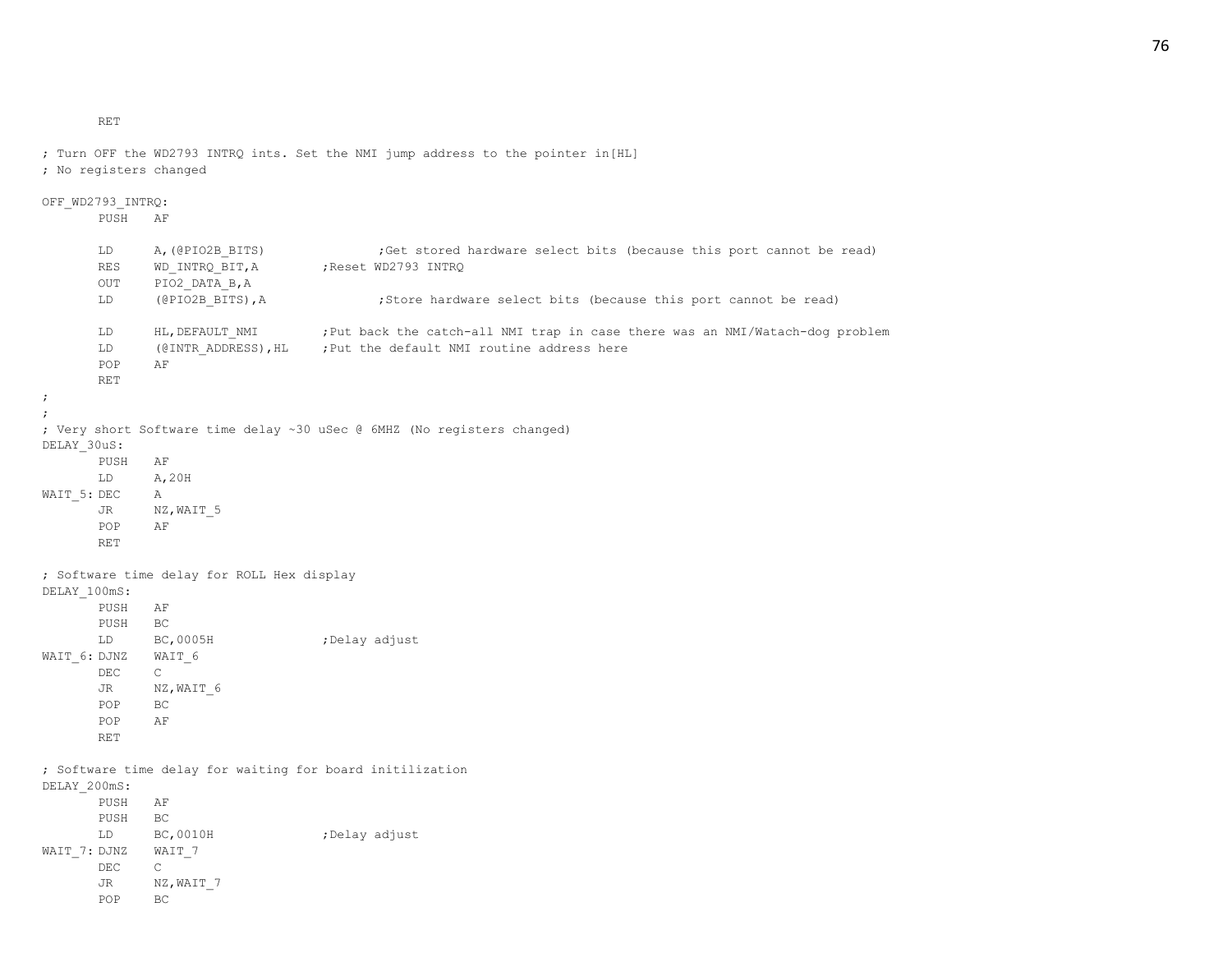```
        RET

; Turn OFF the WD2793 INTRQ ints. Set the NMI jump address to the pointer in[HL]
; No registers changed

OFF_WD2793_INTRQ:
        PUSH    AF

        LD      A,(@PIO2B_BITS)                 ;Get stored hardware select bits (because this port cannot be read)
        RES     WD_INTRQ_BIT,A          ;Reset WD2793 INTRQ
        OUT     PIO2_DATA_B,A
        LD      (@PIO2B_BITS),A                 ;Store hardware select bits (because this port cannot be read)

        LD      HL,DEFAULT_NMI          ;Put back the catch-all NMI trap in case there was an NMI/Watach-dog problem
        LD      (@INTR_ADDRESS),HL      ;Put the default NMI routine address here
        POP     AF
        RET
;
;
; Very short Software time delay ~30 uSec @ 6MHZ (No registers changed)
DELAY_30uS:
        PUSH    AF
        LD      A,20H
WAIT_5: DEC     A
        JR      NZ,WAIT_5
        POP     AF
        RET

; Software time delay for ROLL Hex display
DELAY_100mS:
        PUSH    AF
        PUSH    BC
        LD      BC,0005H                ;Delay adjust
WAIT_6: DJNZ    WAIT_6
        DEC     C
        JR      NZ,WAIT_6
        POP     BC
        POP     AF
        RET

; Software time delay for waiting for board initilization
DELAY_200mS:
        PUSH    AF
        PUSH    BC
        LD      BC,0010H                ;Delay adjust
WAIT_7: DJNZ    WAIT_7
        DEC     C
        JR      NZ,WAIT_7
        POP     BC
```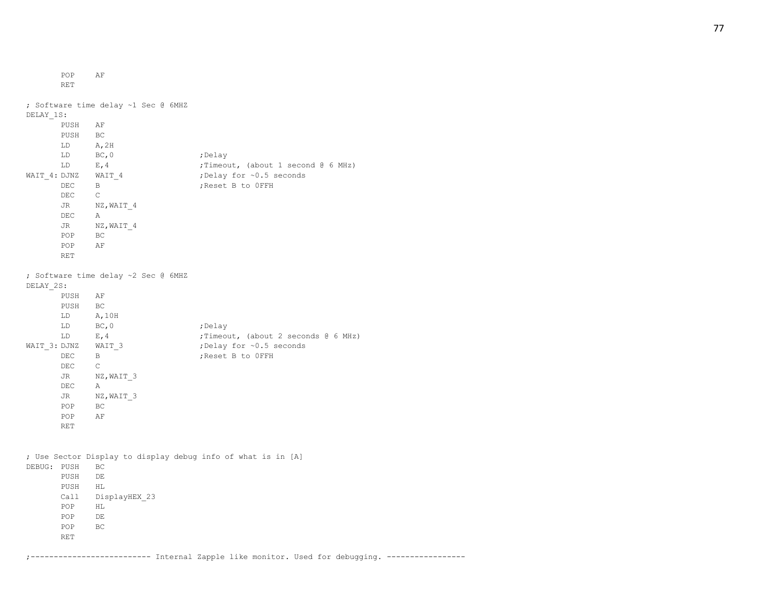```
        POP     AF
        RET

; Software time delay ~1 Sec @ 6MHZ
DELAY_1S:
        PUSH    AF
        PUSH    BC
        LD      A,2H
        LD      BC,0                    ;Delay
        LD      E,4                     ;Timeout, (about 1 second @ 6 MHz)
WAIT_4: DJNZ    WAIT_4                  ;Delay for ~0.5 seconds
        DEC     B                       ;Reset B to 0FFH
        DEC     C
        JR      NZ,WAIT_4
        DEC     A
        JR      NZ,WAIT_4
        POP     BC
        POP     AF
        RET

; Software time delay ~2 Sec @ 6MHZ
DELAY_2S:
        PUSH    AF
        PUSH    BC
        LD      A,10H
        LD      BC,0                    ;Delay
        LD      E,4                     ;Timeout, (about 2 seconds @ 6 MHz)
WAIT_3: DJNZ    WAIT_3                  ;Delay for ~0.5 seconds
        DEC     B                       ;Reset B to 0FFH
        DEC     C
        JR      NZ,WAIT_3
        DEC     A
        JR      NZ,WAIT_3
        POP     BC
        POP     AF
        RET


; Use Sector Display to display debug info of what is in [A]
DEBUG:  PUSH    BC
        PUSH    DE
        PUSH    HL
        Call    DisplayHEX_23
        POP     HL
        POP     DE
        POP     BC
        RET

;-------------------------- Internal Zapple like monitor. Used for debugging. -----------------
```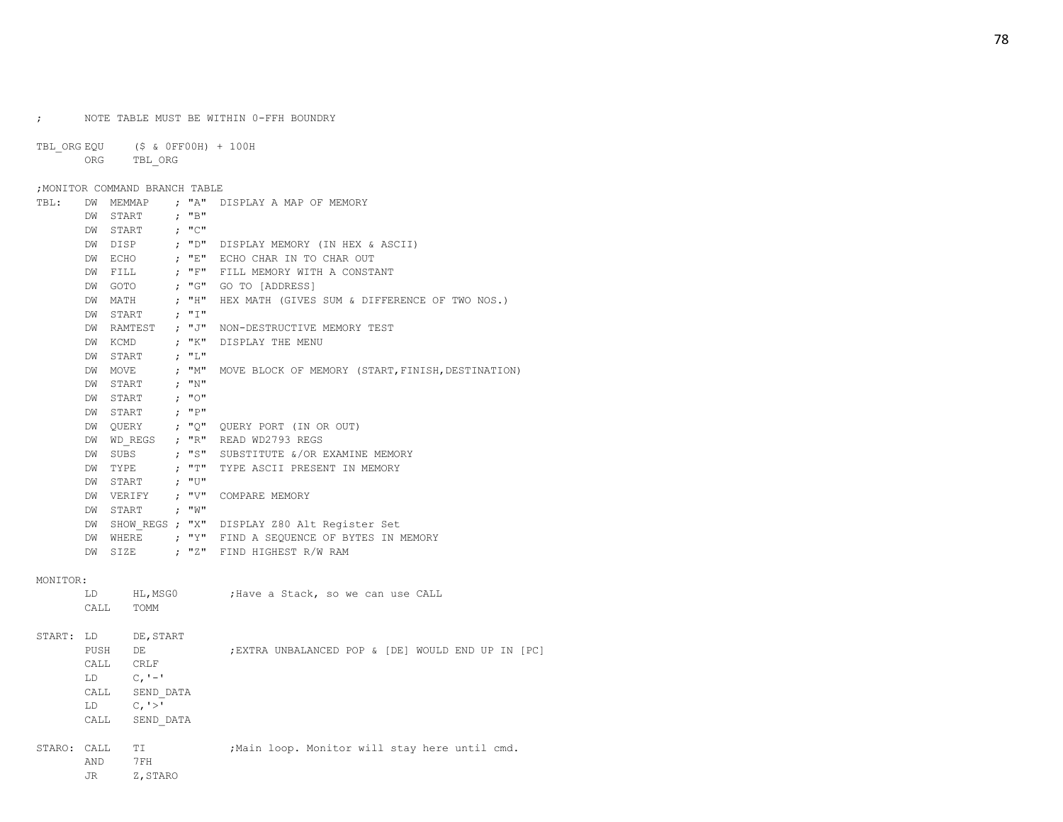```
;       NOTE TABLE MUST BE WITHIN 0-FFH BOUNDRY

TBL_ORG EQU     ($ & 0FF00H) + 100H
        ORG     TBL_ORG

;MONITOR COMMAND BRANCH TABLE
TBL:    DW  MEMMAP    ; "A"  DISPLAY A MAP OF MEMORY
        DW  START     ; "B"
        DW  START     ; "C"
        DW  DISP      ; "D"  DISPLAY MEMORY (IN HEX & ASCII)
        DW  ECHO      ; "E"  ECHO CHAR IN TO CHAR OUT
        DW  FILL      ; "F"  FILL MEMORY WITH A CONSTANT
        DW  GOTO      ; "G"  GO TO [ADDRESS]
        DW  MATH      ; "H"  HEX MATH (GIVES SUM & DIFFERENCE OF TWO NOS.)
        DW  START     ; "I"
        DW  RAMTEST   ; "J"  NON-DESTRUCTIVE MEMORY TEST
        DW  KCMD      ; "K"  DISPLAY THE MENU
        DW  START     ; "L"
        DW  MOVE      ; "M"  MOVE BLOCK OF MEMORY (START,FINISH,DESTINATION)
        DW  START     ; "N"
        DW  START     ; "O"
        DW  START     ; "P"
        DW  QUERY     ; "Q"  QUERY PORT (IN OR OUT)
        DW  WD_REGS   ; "R"  READ WD2793 REGS
        DW  SUBS      ; "S"  SUBSTITUTE &/OR EXAMINE MEMORY
        DW  TYPE      ; "T"  TYPE ASCII PRESENT IN MEMORY
        DW  START     ; "U"
        DW  VERIFY    ; "V"  COMPARE MEMORY
        DW  START     ; "W"
        DW  SHOW_REGS ; "X"  DISPLAY Z80 Alt Register Set
        DW  WHERE     ; "Y"  FIND A SEQUENCE OF BYTES IN MEMORY
        DW  SIZE      ; "Z"  FIND HIGHEST R/W RAM

MONITOR:
        LD      HL,MSG0         ;Have a Stack, so we can use CALL
        CALL    TOMM

START:  LD      DE,START
        PUSH    DE              ;EXTRA UNBALANCED POP & [DE] WOULD END UP IN [PC]
        CALL    CRLF
        LD      C,'-'
        CALL    SEND_DATA
        LD      C,'>'
        CALL    SEND_DATA

STARO:  CALL    TI              ;Main loop. Monitor will stay here until cmd.
        AND     7FH
        JR      Z,STARO
```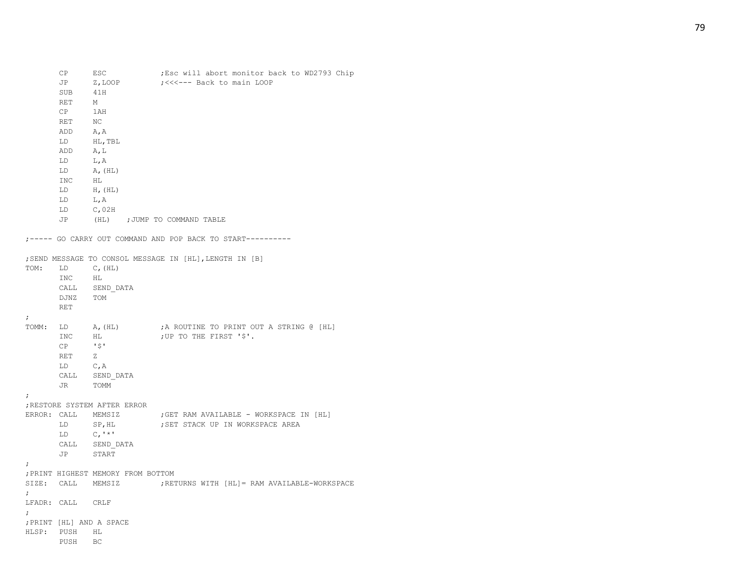```
        CP      ESC             ;Esc will abort monitor back to WD2793 Chip
        JP      Z,LOOP          ;<<<--- Back to main LOOP
        SUB     41H
        RET     M
        CP      1AH
        RET     NC
        ADD     A,A
        LD      HL,TBL
        ADD     A,L
        LD      L,A
        LD      A,(HL)
        INC     HL
        LD      H,(HL)
        LD      L,A
        LD      C,02H
        JP      (HL)    ;JUMP TO COMMAND TABLE

;----- GO CARRY OUT COMMAND AND POP BACK TO START----------

;SEND MESSAGE TO CONSOL MESSAGE IN [HL],LENGTH IN [B]
TOM:    LD      C,(HL)
        INC     HL
        CALL    SEND_DATA
        DJNZ    TOM
        RET
;
TOMM:   LD      A,(HL)          ;A ROUTINE TO PRINT OUT A STRING @ [HL]
        INC     HL              ;UP TO THE FIRST '$'.
        CP      '$'
        RET     Z
        LD      C,A
        CALL    SEND_DATA
        JR      TOMM
;
;RESTORE SYSTEM AFTER ERROR
ERROR:  CALL    MEMSIZ          ;GET RAM AVAILABLE - WORKSPACE IN [HL]
        LD      SP,HL           ;SET STACK UP IN WORKSPACE AREA
        LD      C,'*'
        CALL    SEND_DATA
        JP      START
;
;PRINT HIGHEST MEMORY FROM BOTTOM
SIZE:   CALL    MEMSIZ          ;RETURNS WITH [HL]= RAM AVAILABLE-WORKSPACE
;
LFADR:  CALL    CRLF
;
;PRINT [HL] AND A SPACE
HLSP:   PUSH    HL
        PUSH    BC
```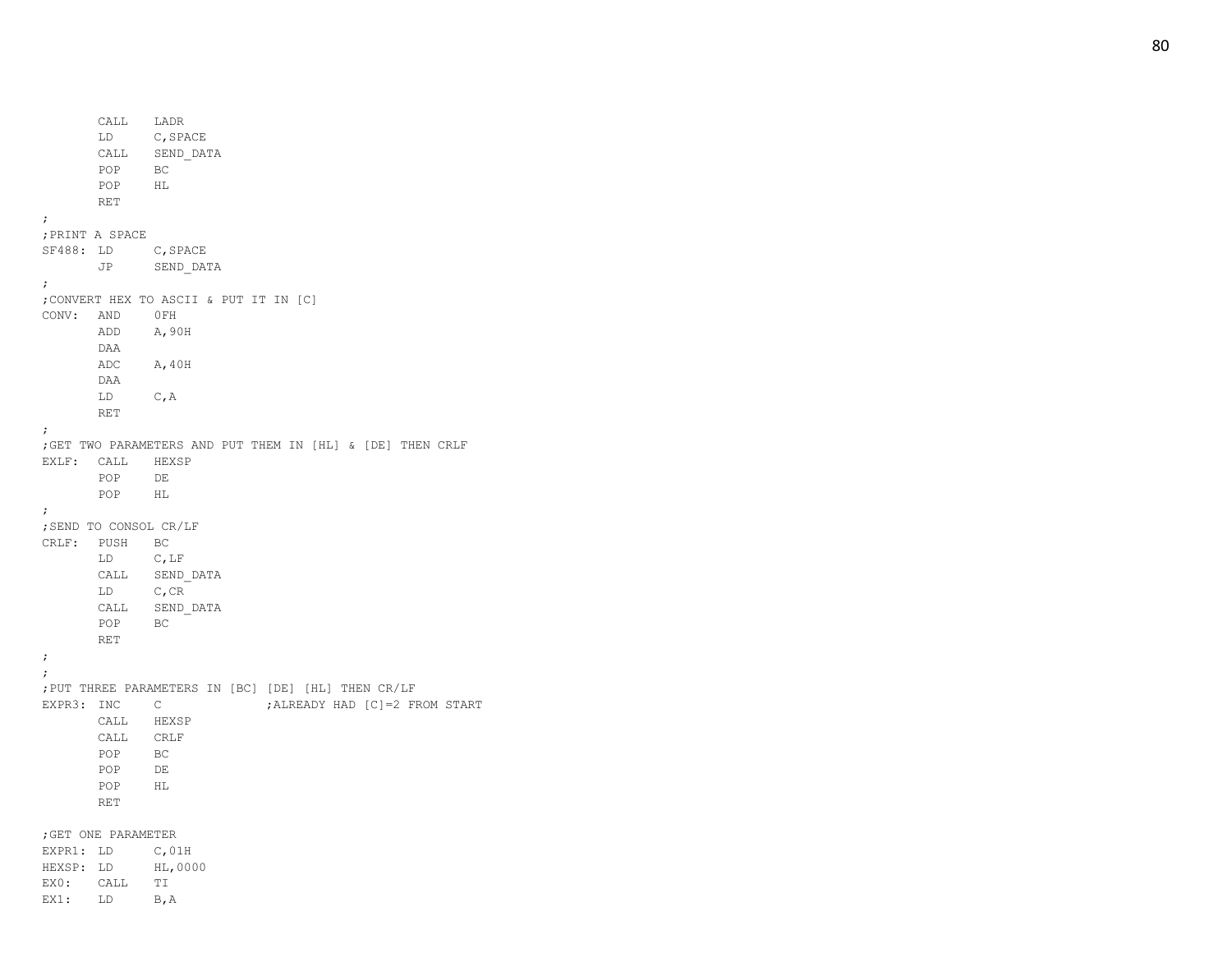```
        CALL    LADR
        LD      C,SPACE
        CALL    SEND_DATA
        POP     BC
        POP     HL
        RET
;
;PRINT A SPACE
SF488:  LD      C,SPACE
        JP      SEND_DATA
;
;CONVERT HEX TO ASCII & PUT IT IN [C]
CONV:   AND     0FH
        ADD     A,90H
        DAA
        ADC     A,40H
        DAA
        LD      C,A
        RET
;
;GET TWO PARAMETERS AND PUT THEM IN [HL] & [DE] THEN CRLF
EXLF:   CALL    HEXSP
        POP     DE
        POP     HL
;
;SEND TO CONSOL CR/LF
CRLF:   PUSH    BC
        LD      C,LF
        CALL    SEND_DATA
        LD      C,CR
        CALL    SEND_DATA
        POP     BC
        RET
;
;
;PUT THREE PARAMETERS IN [BC] [DE] [HL] THEN CR/LF
EXPR3:  INC     C               ;ALREADY HAD [C]=2 FROM START
        CALL    HEXSP
        CALL    CRLF
        POP     BC
        POP     DE
        POP     HL
        RET

;GET ONE PARAMETER
EXPR1:  LD      C,01H
HEXSP:  LD      HL,0000
EX0:    CALL    TI
EX1:    LD      B,A
```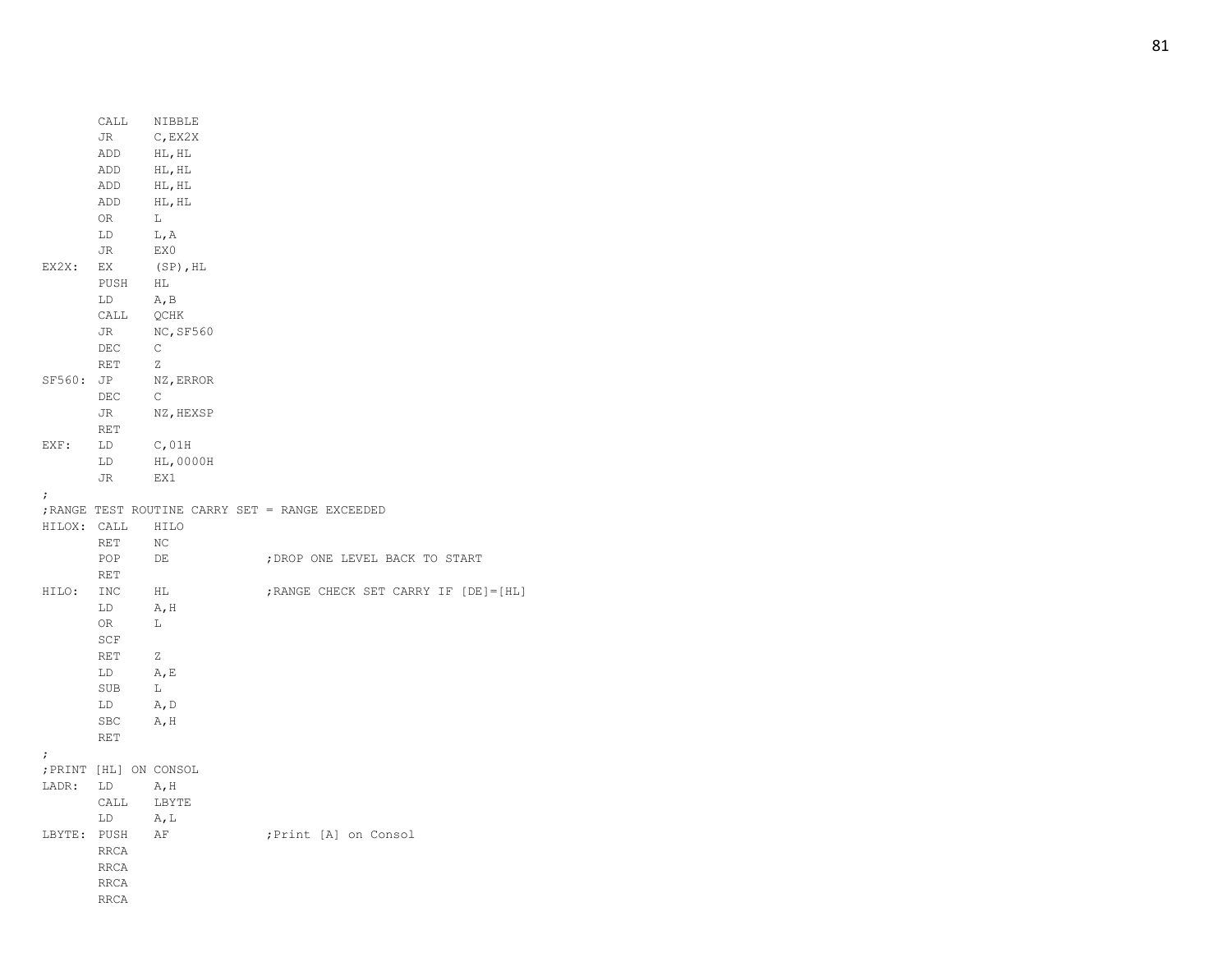```
        CALL    NIBBLE
        JR      C,EX2X
        ADD     HL,HL
        ADD     HL,HL
        ADD     HL,HL
        ADD     HL,HL
        OR      L
        LD      L,A
        JR      EX0
EX2X:   EX      (SP),HL
        PUSH    HL
        LD      A,B
        CALL    QCHK
        JR      NC,SF560
        DEC     C
        RET     Z
SF560:  JP      NZ,ERROR
        DEC     C
        JR      NZ,HEXSP
        RET
EXF:    LD      C,01H
        LD      HL,0000H
        JR      EX1
;
;RANGE TEST ROUTINE CARRY SET = RANGE EXCEEDED
HILOX:  CALL    HILO
        RET     NC
        POP     DE              ;DROP ONE LEVEL BACK TO START
        RET
HILO:   INC     HL              ;RANGE CHECK SET CARRY IF [DE]=[HL]
        LD      A,H
        OR      L
        SCF
        RET     Z
        LD      A,E
        SUB     L
        LD      A,D
        SBC     A,H
        RET
;
;PRINT [HL] ON CONSOL
LADR:   LD      A,H
        CALL    LBYTE
        LD      A,L
LBYTE:  PUSH    AF              ;Print [A] on Consol
        RRCA
        RRCA
        RRCA
        RRCA
```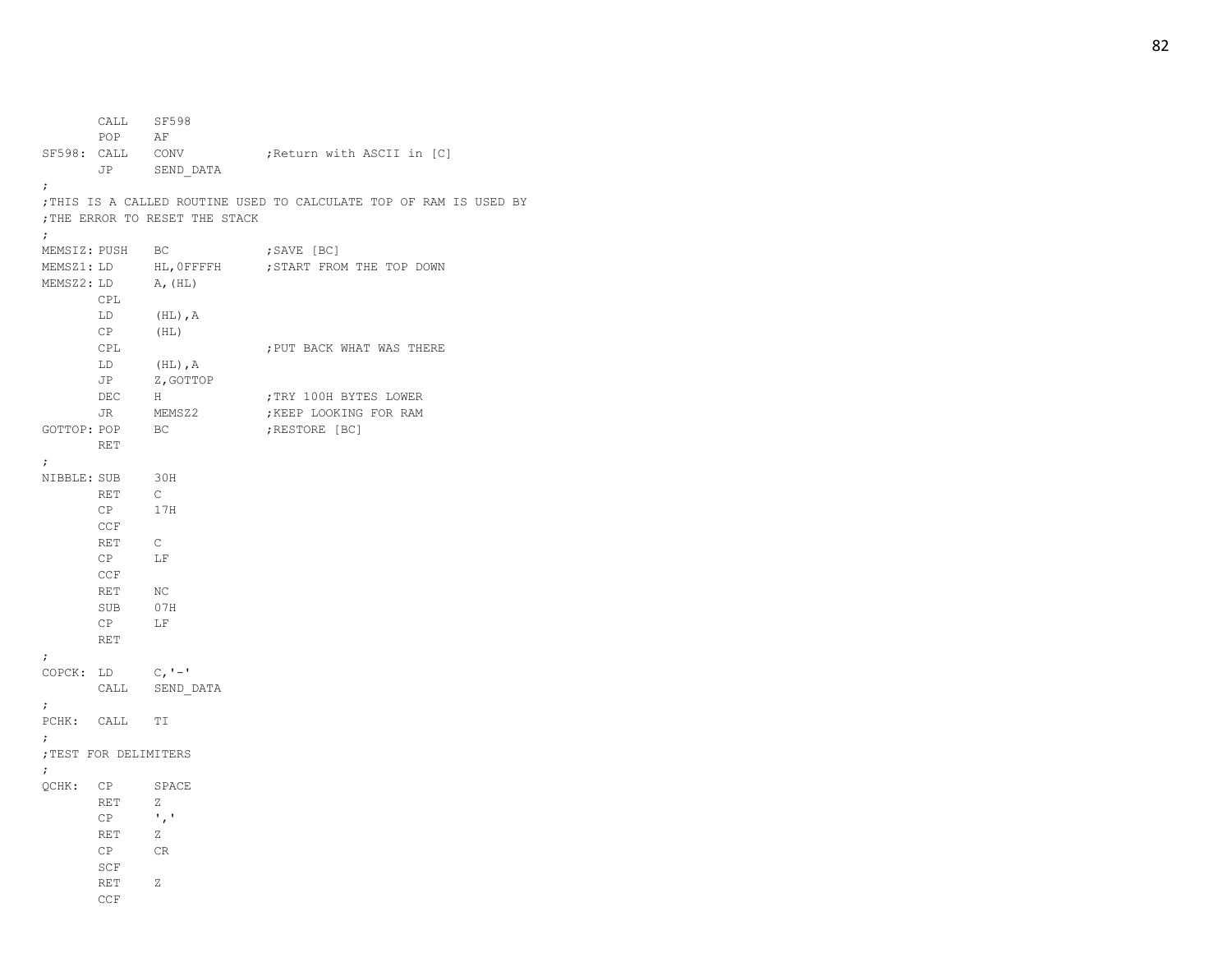```
        CALL    SF598
        POP     AF
SF598:  CALL    CONV            ;Return with ASCII in [C]
        JP      SEND_DATA
;
;THIS IS A CALLED ROUTINE USED TO CALCULATE TOP OF RAM IS USED BY
;THE ERROR TO RESET THE STACK
;
MEMSIZ: PUSH    BC              ;SAVE [BC]
MEMSZ1: LD      HL,0FFFFH       ;START FROM THE TOP DOWN
MEMSZ2: LD      A,(HL)
        CPL
        LD      (HL),A
        CP      (HL)
        CPL                     ;PUT BACK WHAT WAS THERE
        LD      (HL),A
        JP      Z,GOTTOP
        DEC     H               ;TRY 100H BYTES LOWER
        JR      MEMSZ2          ;KEEP LOOKING FOR RAM
GOTTOP: POP     BC              ;RESTORE [BC]
        RET
;
NIBBLE: SUB     30H
        RET     C
        CP      17H
        CCF
        RET     C
        CP      LF
        CCF
        RET     NC
        SUB     07H
        CP      LF
        RET
;
COPCK:  LD      C,'-'
        CALL    SEND_DATA
;
PCHK:   CALL    TI
;
;TEST FOR DELIMITERS
;
QCHK:   CP      SPACE
        RET     Z
        CP      ','
        RET     Z
        CP      CR
        SCF
        RET     Z
        CCF
```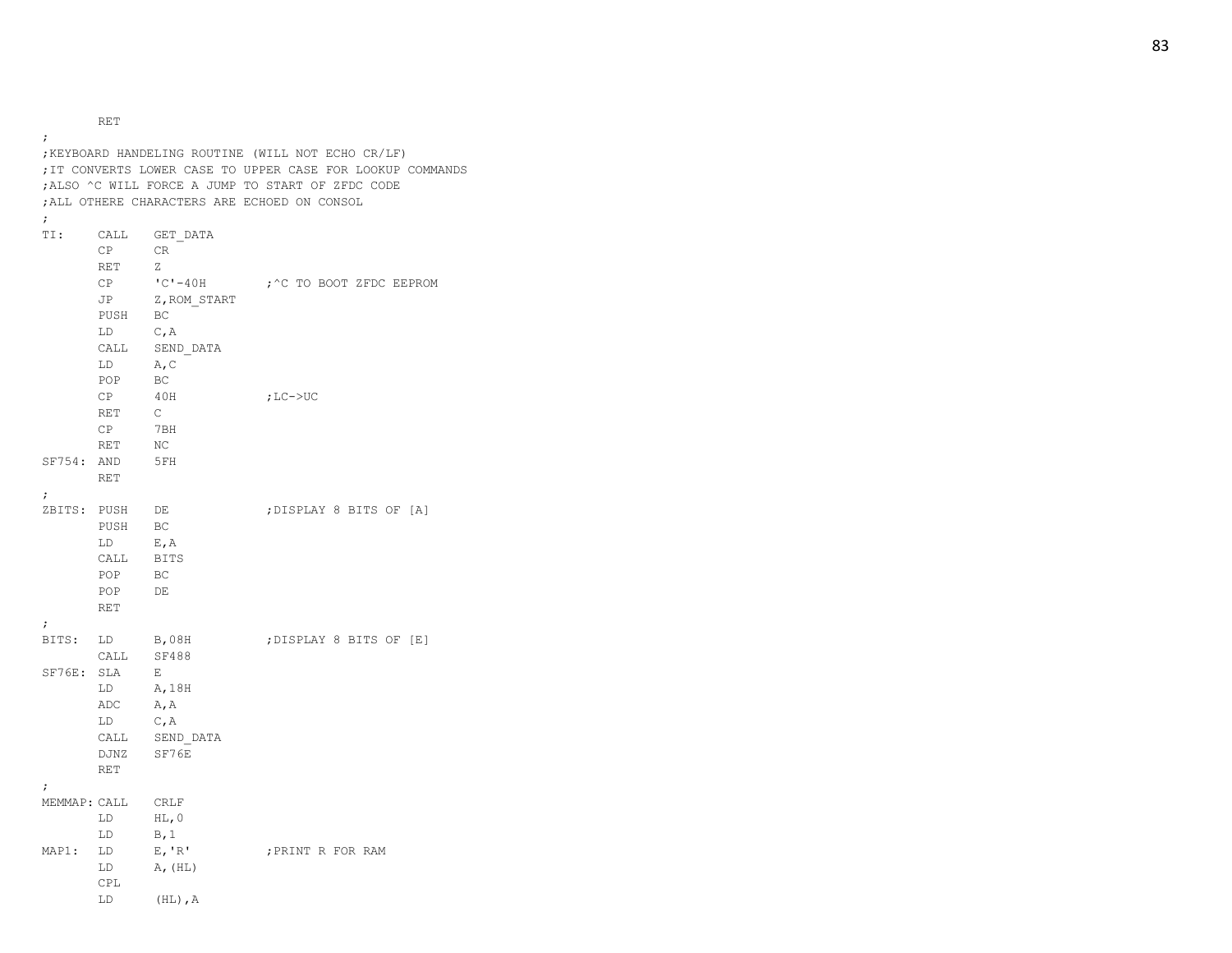```
        RET
;
;KEYBOARD HANDELING ROUTINE (WILL NOT ECHO CR/LF)
;IT CONVERTS LOWER CASE TO UPPER CASE FOR LOOKUP COMMANDS
;ALSO ^C WILL FORCE A JUMP TO START OF ZFDC CODE
;ALL OTHERE CHARACTERS ARE ECHOED ON CONSOL
;
TI:     CALL    GET_DATA
        CP      CR
        RET     Z
        CP      'C'-40H         ;^C TO BOOT ZFDC EEPROM
        JP      Z,ROM_START
        PUSH    BC
        LD      C,A
        CALL    SEND_DATA
        LD      A,C
        POP     BC
        CP      40H             ;LC->UC
        RET     C
        CP      7BH
        RET     NC
SF754:  AND     5FH
        RET
;
ZBITS:  PUSH    DE              ;DISPLAY 8 BITS OF [A]
        PUSH    BC
        LD      E,A
        CALL    BITS
        POP     BC
        POP     DE
        RET
;
BITS:   LD      B,08H           ;DISPLAY 8 BITS OF [E]
        CALL    SF488
SF76E:  SLA     E
        LD      A,18H
        ADC     A,A
        LD      C,A
        CALL    SEND_DATA
        DJNZ    SF76E
        RET
;
MEMMAP: CALL    CRLF
        LD      HL,0
        LD      B,1
MAP1:   LD      E,'R'           ;PRINT R FOR RAM
        LD      A,(HL)
        CPL
        LD      (HL),A
```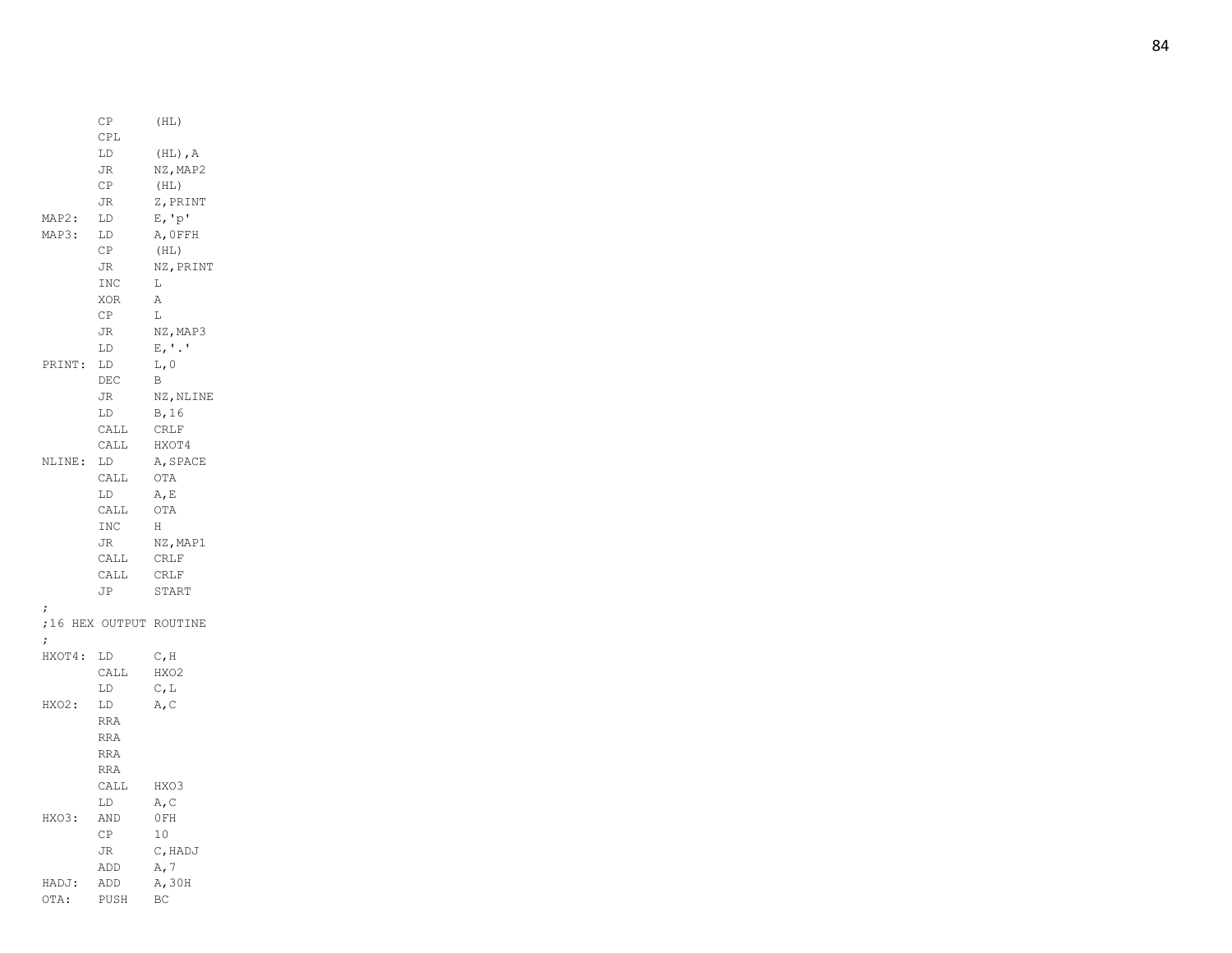```
        CP      (HL)
        CPL
        LD      (HL),A
        JR      NZ,MAP2
        CP      (HL)
        JR      Z,PRINT
MAP2:   LD      E,'p'
MAP3:   LD      A,0FFH
        CP      (HL)
        JR      NZ,PRINT
        INC     L
        XOR     A
        CP      L
        JR      NZ,MAP3
        LD      E,'.'
PRINT:  LD      L,0
        DEC     B
        JR      NZ,NLINE
        LD      B,16
        CALL    CRLF
        CALL    HXOT4
NLINE:  LD      A,SPACE
        CALL    OTA
        LD      A,E
        CALL    OTA
        INC     H
        JR      NZ,MAP1
        CALL    CRLF
        CALL    CRLF
        JP      START
;
;16 HEX OUTPUT ROUTINE
;
HXOT4:  LD      C,H
        CALL    HXO2
        LD      C,L
HXO2:   LD      A,C
        RRA
        RRA
        RRA
        RRA
        CALL    HXO3
        LD      A,C
HXO3:   AND     0FH
        CP      10
        JR      C,HADJ
        ADD     A,7
HADJ:   ADD     A,30H
OTA:    PUSH    BC
```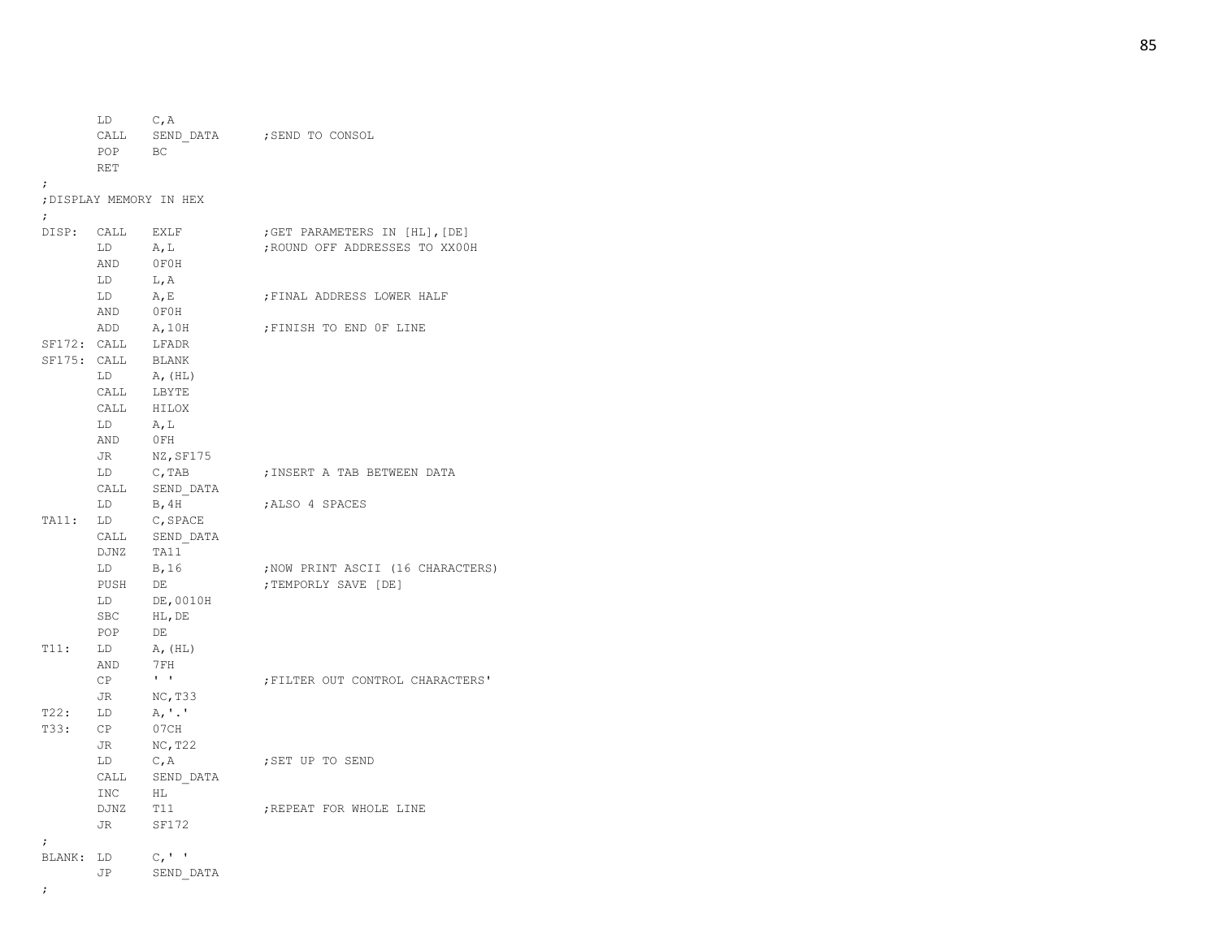```
        LD      C,A
        CALL    SEND_DATA       ;SEND TO CONSOL
        POP     BC
        RET
;
;DISPLAY MEMORY IN HEX
;
DISP:   CALL    EXLF            ;GET PARAMETERS IN [HL],[DE]
        LD      A,L             ;ROUND OFF ADDRESSES TO XX00H
        AND     0F0H
        LD      L,A
        LD      A,E             ;FINAL ADDRESS LOWER HALF
        AND     0F0H
        ADD     A,10H           ;FINISH TO END 0F LINE
SF172:  CALL    LFADR
SF175:  CALL    BLANK
        LD      A,(HL)
        CALL    LBYTE
        CALL    HILOX
        LD      A,L
        AND     0FH
        JR      NZ,SF175
        LD      C,TAB           ;INSERT A TAB BETWEEN DATA
        CALL    SEND_DATA
        LD      B,4H            ;ALSO 4 SPACES
TA11:   LD      C,SPACE
        CALL    SEND_DATA
        DJNZ    TA11
        LD      B,16            ;NOW PRINT ASCII (16 CHARACTERS)
        PUSH    DE              ;TEMPORLY SAVE [DE]
        LD      DE,0010H
        SBC     HL,DE
        POP     DE
T11:    LD      A,(HL)
        AND     7FH
        CP      ' '             ;FILTER OUT CONTROL CHARACTERS'
        JR      NC,T33
T22:    LD      A,'.'
T33:    CP      07CH
        JR      NC,T22
        LD      C,A             ;SET UP TO SEND
        CALL    SEND_DATA
        INC     HL
        DJNZ    T11             ;REPEAT FOR WHOLE LINE
        JR      SF172
;
BLANK:  LD      C,' '
        JP      SEND_DATA
;
```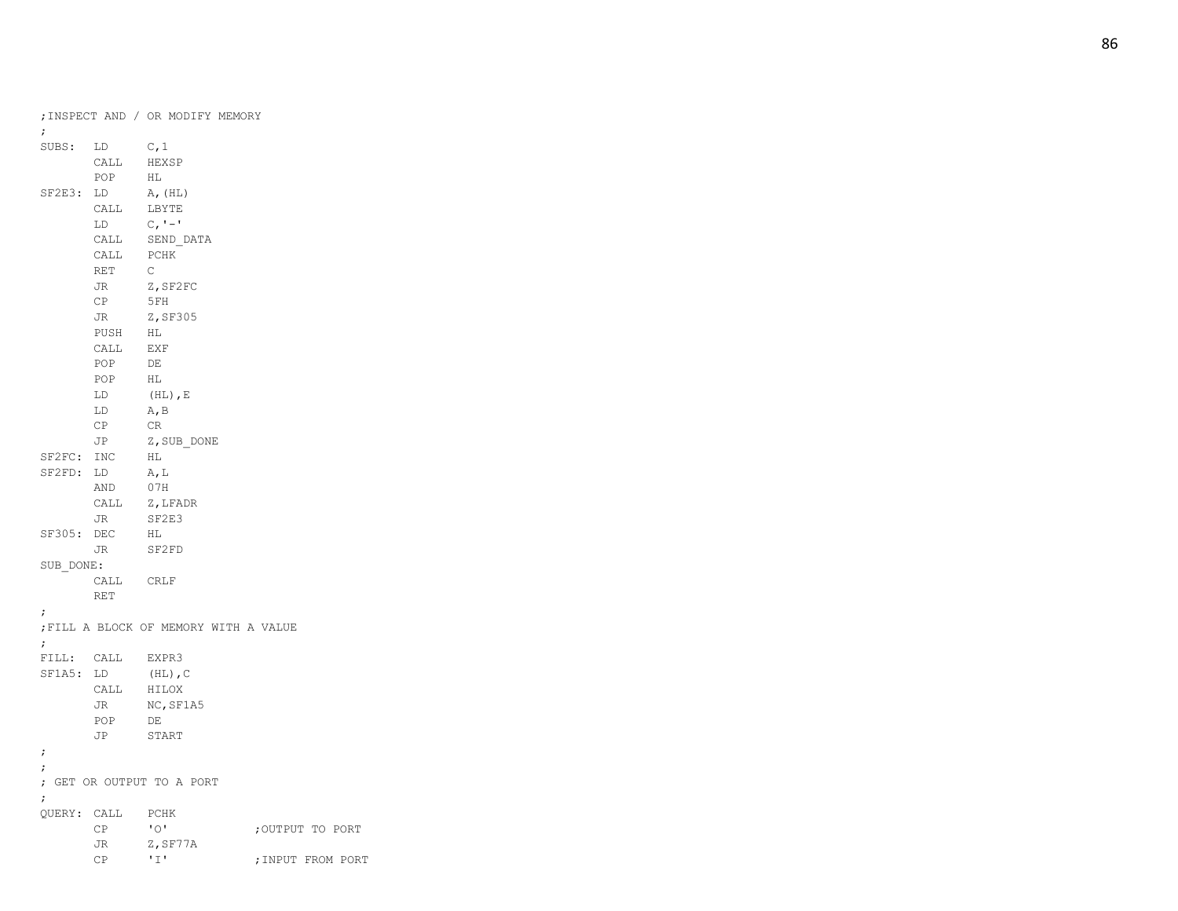```
;INSPECT AND / OR MODIFY MEMORY
;
SUBS:  LD      C,1
       CALL    HEXSP
       POP     HL
SF2E3: LD      A,(HL)
       CALL    LBYTE
       LD      C,'-'
       CALL    SEND_DATA
       CALL    PCHK
       RET     C
       JR      Z,SF2FC
       CP      5FH
       JR      Z,SF305
       PUSH    HL
       CALL    EXF
       POP     DE
       POP     HL
       LD      (HL),E
       LD      A,B
       CP      CR
       JP      Z,SUB_DONE
SF2FC: INC     HL
SF2FD: LD      A,L
       AND     07H
       CALL    Z,LFADR
       JR      SF2E3
SF305: DEC     HL
       JR      SF2FD
SUB_DONE:
       CALL    CRLF
       RET
;
;FILL A BLOCK OF MEMORY WITH A VALUE
;
FILL:  CALL    EXPR3
SF1A5: LD      (HL),C
       CALL    HILOX
       JR      NC,SF1A5
       POP     DE
       JP      START
;
;
; GET OR OUTPUT TO A PORT
;
QUERY: CALL    PCHK
       CP      'O'            ;OUTPUT TO PORT
       JR      Z,SF77A
       CP      'I'            ;INPUT FROM PORT
```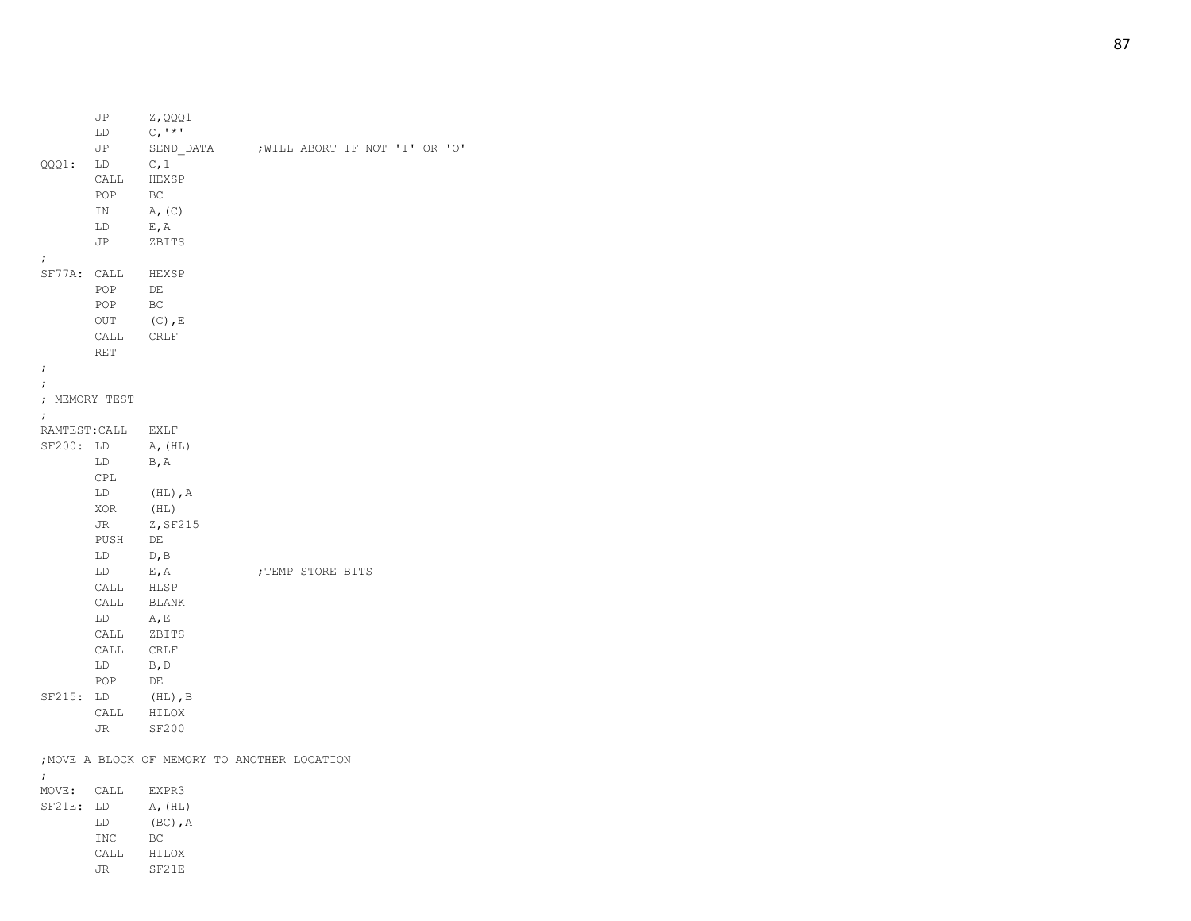```
        JP      Z,QQQ1
        LD      C,'*'
        JP      SEND_DATA       ;WILL ABORT IF NOT 'I' OR 'O'
QQQ1:   LD      C,1
        CALL    HEXSP
        POP     BC
        IN      A,(C)
        LD      E,A
        JP      ZBITS
;
SF77A:  CALL    HEXSP
        POP     DE
        POP     BC
        OUT     (C),E
        CALL    CRLF
        RET
;
;
; MEMORY TEST
;
RAMTEST:CALL    EXLF
SF200:  LD      A,(HL)
        LD      B,A
        CPL
        LD      (HL),A
        XOR     (HL)
        JR      Z,SF215
        PUSH    DE
        LD      D,B
        LD      E,A             ;TEMP STORE BITS
        CALL    HLSP
        CALL    BLANK
        LD      A,E
        CALL    ZBITS
        CALL    CRLF
        LD      B,D
        POP     DE
SF215:  LD      (HL),B
        CALL    HILOX
        JR      SF200

;MOVE A BLOCK OF MEMORY TO ANOTHER LOCATION
;
MOVE:   CALL    EXPR3
SF21E:  LD      A,(HL)
        LD      (BC),A
        INC     BC
        CALL    HILOX
        JR      SF21E
```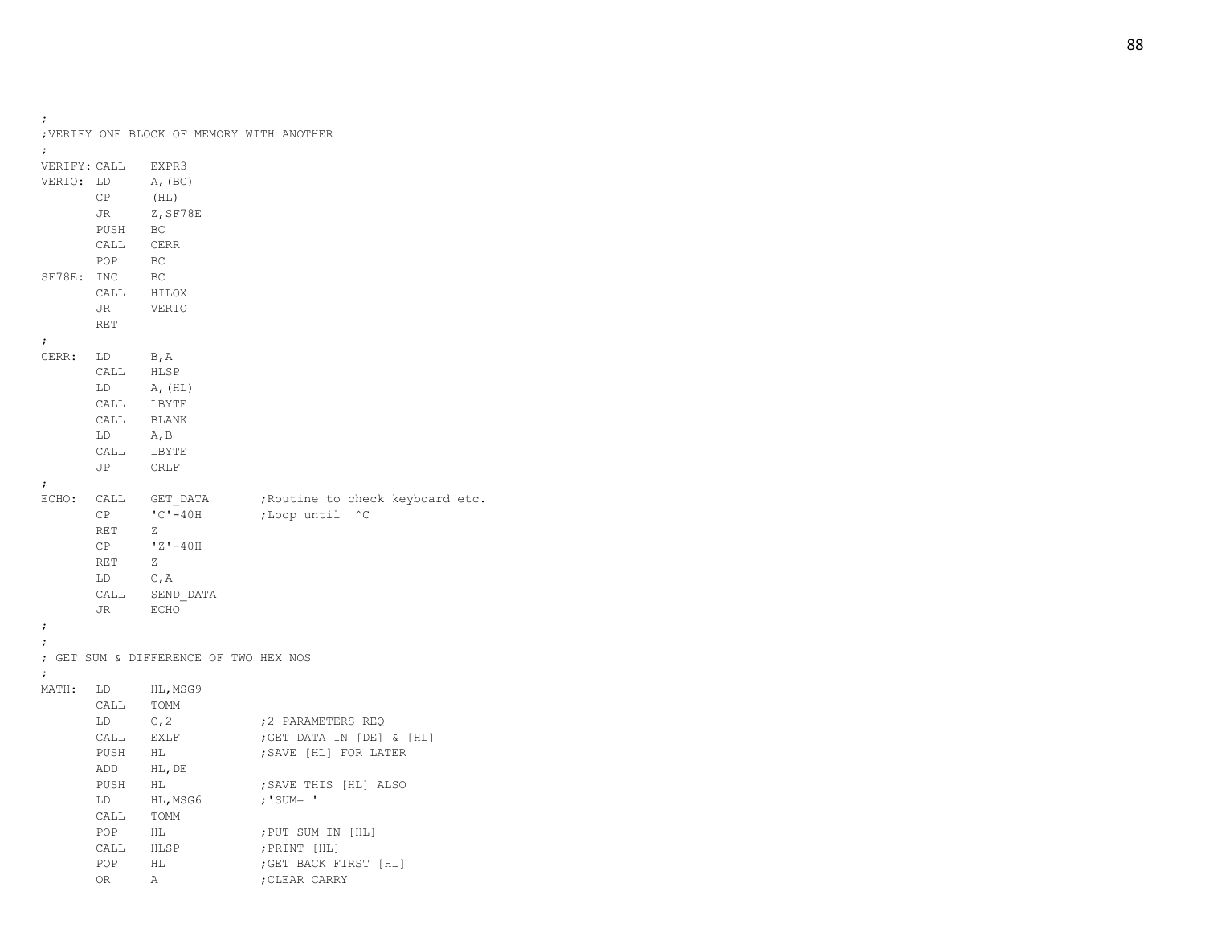```
;
;VERIFY ONE BLOCK OF MEMORY WITH ANOTHER
;
VERIFY: CALL    EXPR3
VERIO:  LD      A,(BC)
        CP      (HL)
        JR      Z,SF78E
        PUSH    BC
        CALL    CERR
        POP     BC
SF78E:  INC     BC
        CALL    HILOX
        JR      VERIO
        RET
;
CERR:   LD      B,A
        CALL    HLSP
        LD      A,(HL)
        CALL    LBYTE
        CALL    BLANK
        LD      A,B
        CALL    LBYTE
        JP      CRLF
;
ECHO:   CALL    GET_DATA        ;Routine to check keyboard etc.
        CP      'C'-40H         ;Loop until  ^C
        RET     Z
        CP      'Z'-40H
        RET     Z
        LD      C,A
        CALL    SEND_DATA
        JR      ECHO
;
;
; GET SUM & DIFFERENCE OF TWO HEX NOS
;
MATH:   LD      HL,MSG9
        CALL    TOMM
        LD      C,2             ;2 PARAMETERS REQ
        CALL    EXLF            ;GET DATA IN [DE] & [HL]
        PUSH    HL              ;SAVE [HL] FOR LATER
        ADD     HL,DE
        PUSH    HL              ;SAVE THIS [HL] ALSO
        LD      HL,MSG6         ;'SUM= '
        CALL    TOMM
        POP     HL              ;PUT SUM IN [HL]
        CALL    HLSP            ;PRINT [HL]
        POP     HL              ;GET BACK FIRST [HL]
        OR      A               ;CLEAR CARRY
```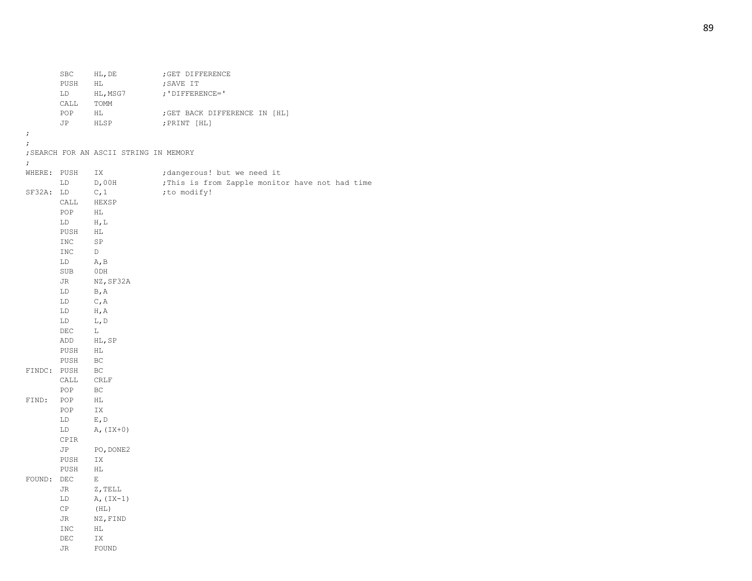```
        SBC     HL,DE           ;GET DIFFERENCE
        PUSH    HL              ;SAVE IT
        LD      HL,MSG7         ;'DIFFERENCE='
        CALL    TOMM
        POP     HL              ;GET BACK DIFFERENCE IN [HL]
        JP      HLSP            ;PRINT [HL]
;
;
;SEARCH FOR AN ASCII STRING IN MEMORY
;
WHERE:  PUSH    IX              ;dangerous! but we need it
        LD      D,00H           ;This is from Zapple monitor have not had time
SF32A:  LD      C,1             ;to modify!
        CALL    HEXSP
        POP     HL
        LD      H,L
        PUSH    HL
        INC     SP
        INC     D
        LD      A,B
        SUB     0DH
        JR      NZ,SF32A
        LD      B,A
        LD      C,A
        LD      H,A
        LD      L,D
        DEC     L
        ADD     HL,SP
        PUSH    HL
        PUSH    BC
FINDC:  PUSH    BC
        CALL    CRLF
        POP     BC
FIND:   POP     HL
        POP     IX
        LD      E,D
        LD      A,(IX+0)
        CPIR
        JP      PO,DONE2
        PUSH    IX
        PUSH    HL
FOUND:  DEC     E
        JR      Z,TELL
        LD      A,(IX-1)
        CP      (HL)
        JR      NZ,FIND
        INC     HL
        DEC     IX
        JR      FOUND
```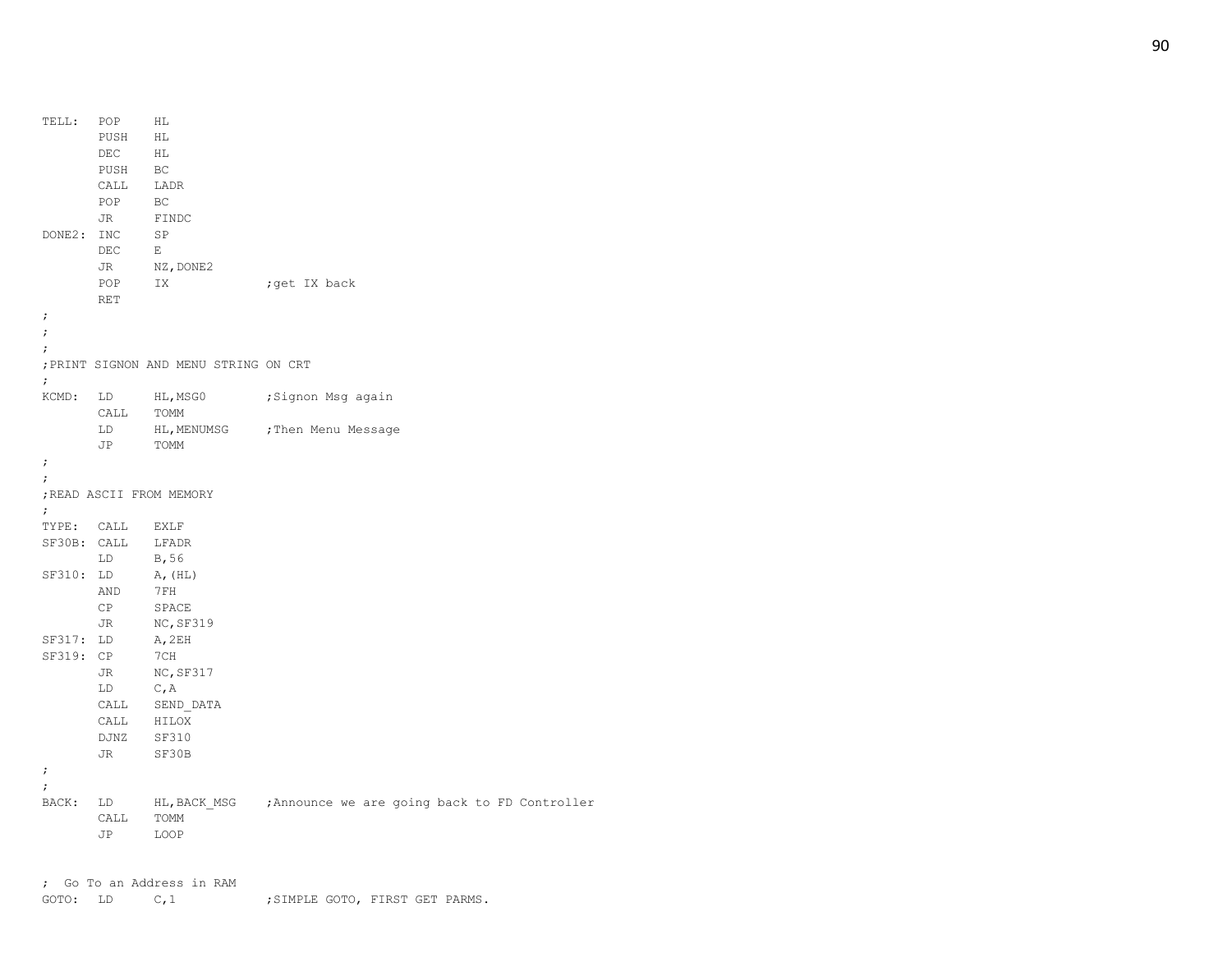```
TELL:   POP     HL
        PUSH    HL
        DEC     HL
        PUSH    BC
        CALL    LADR
        POP     BC
        JR      FINDC
DONE2:  INC     SP
        DEC     E
        JR      NZ,DONE2
        POP     IX              ;get IX back
        RET
;
;
;
;PRINT SIGNON AND MENU STRING ON CRT
;
KCMD:   LD      HL,MSG0         ;Signon Msg again
        CALL    TOMM
        LD      HL,MENUMSG      ;Then Menu Message
        JP      TOMM
;
;
;READ ASCII FROM MEMORY
;
TYPE:   CALL    EXLF
SF30B:  CALL    LFADR
        LD      B,56
SF310:  LD      A,(HL)
        AND     7FH
        CP      SPACE
        JR      NC,SF319
SF317:  LD      A,2EH
SF319:  CP      7CH
        JR      NC,SF317
        LD      C,A
        CALL    SEND_DATA
        CALL    HILOX
        DJNZ    SF310
        JR      SF30B
;
;
BACK:   LD      HL,BACK_MSG     ;Announce we are going back to FD Controller
        CALL    TOMM
        JP      LOOP


;  Go To an Address in RAM
GOTO:   LD      C,1             ;SIMPLE GOTO, FIRST GET PARMS.
```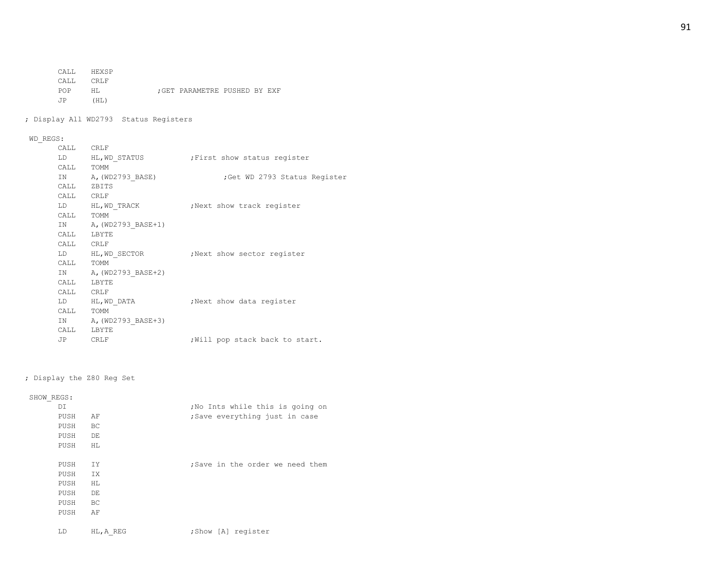```
        CALL    HEXSP
        CALL    CRLF
        POP     HL              ;GET PARAMETRE PUSHED BY EXF
        JP      (HL)

; Display All WD2793  Status Registers

 WD_REGS:
        CALL    CRLF
        LD      HL,WD_STATUS            ;First show status register
        CALL    TOMM
        IN      A,(WD2793_BASE)                 ;Get WD 2793 Status Register
        CALL    ZBITS
        CALL    CRLF
        LD      HL,WD_TRACK             ;Next show track register
        CALL    TOMM
        IN      A,(WD2793_BASE+1)
        CALL    LBYTE
        CALL    CRLF
        LD      HL,WD_SECTOR            ;Next show sector register
        CALL    TOMM
        IN      A,(WD2793_BASE+2)
        CALL    LBYTE
        CALL    CRLF
        LD      HL,WD_DATA              ;Next show data register
        CALL    TOMM
        IN      A,(WD2793_BASE+3)
        CALL    LBYTE
        JP      CRLF                    ;Will pop stack back to start.



; Display the Z80 Reg Set

 SHOW_REGS:
        DI                              ;No Ints while this is going on
        PUSH    AF                      ;Save everything just in case
        PUSH    BC
        PUSH    DE
        PUSH    HL

        PUSH    IY                      ;Save in the order we need them
        PUSH    IX
        PUSH    HL
        PUSH    DE
        PUSH    BC
        PUSH    AF

        LD      HL,A_REG                ;Show [A] register
```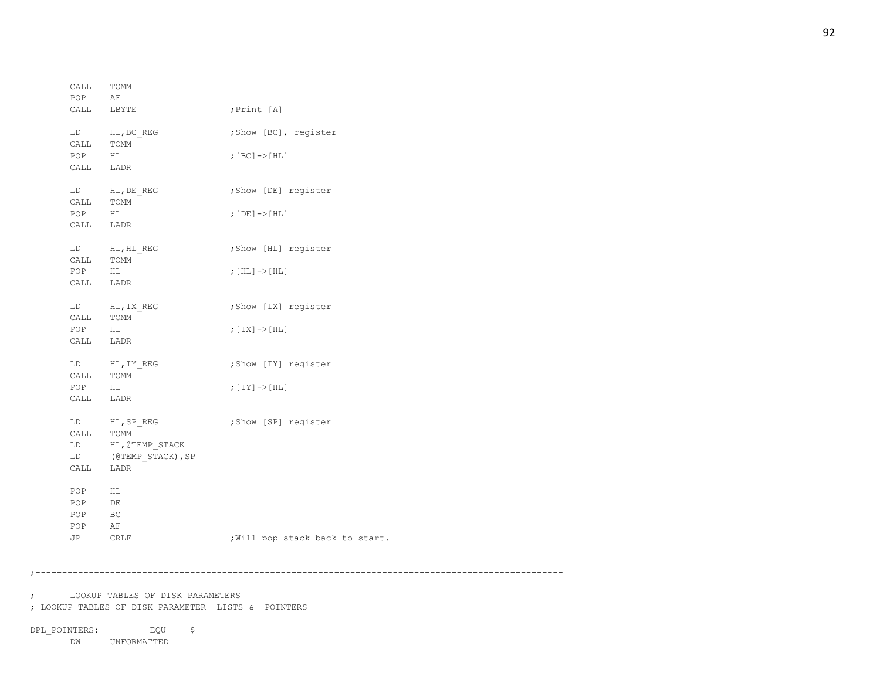```
        CALL    TOMM
        POP     AF
        CALL    LBYTE                   ;Print [A]

        LD      HL,BC_REG               ;Show [BC], register
        CALL    TOMM
        POP     HL                      ;[BC]->[HL]
        CALL    LADR

        LD      HL,DE_REG               ;Show [DE] register
        CALL    TOMM
        POP     HL                      ;[DE]->[HL]
        CALL    LADR

        LD      HL,HL_REG               ;Show [HL] register
        CALL    TOMM
        POP     HL                      ;[HL]->[HL]
        CALL    LADR

        LD      HL,IX_REG               ;Show [IX] register
        CALL    TOMM
        POP     HL                      ;[IX]->[HL]
        CALL    LADR

        LD      HL,IY_REG               ;Show [IY] register
        CALL    TOMM
        POP     HL                      ;[IY]->[HL]
        CALL    LADR

        LD      HL,SP_REG               ;Show [SP] register
        CALL    TOMM
        LD      HL,@TEMP_STACK
        LD      (@TEMP_STACK),SP
        CALL    LADR

        POP     HL
        POP     DE
        POP     BC
        POP     AF
        JP      CRLF                    ;Will pop stack back to start.


;-----------------------------------------------------------------------------------------------------

;       LOOKUP TABLES OF DISK PARAMETERS
; LOOKUP TABLES OF DISK PARAMETER  LISTS &  POINTERS

DPL_POINTERS:           EQU     $
        DW      UNFORMATTED
```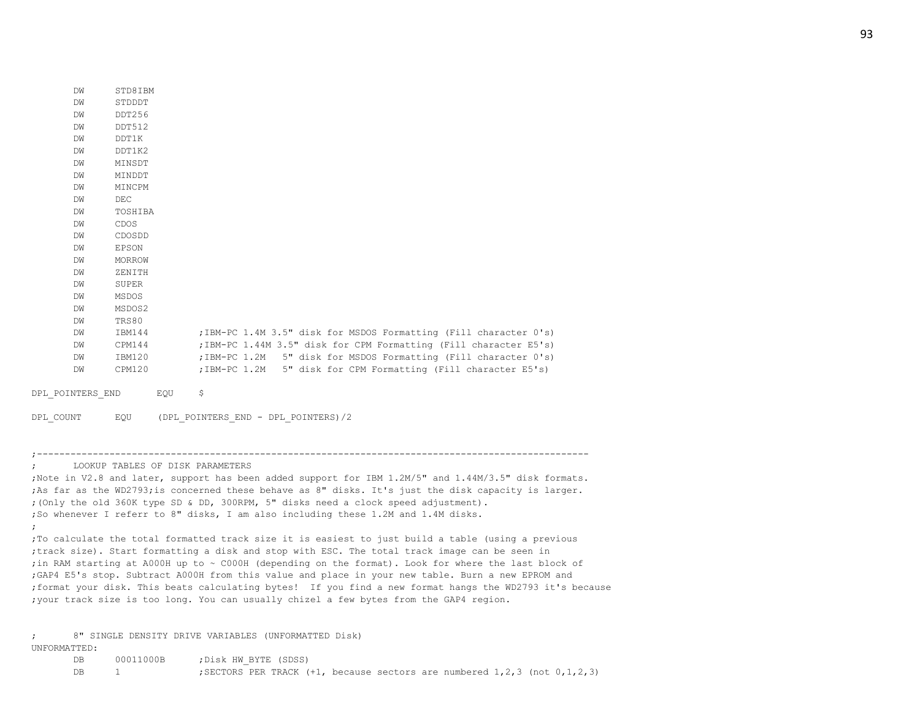```
        DW      STD8IBM
        DW      STDDDT
        DW      DDT256
        DW      DDT512
        DW      DDT1K
        DW      DDT1K2
        DW      MINSDT
        DW      MINDDT
        DW      MINCPM
        DW      DEC
        DW      TOSHIBA
        DW      CDOS
        DW      CDOSDD
        DW      EPSON
        DW      MORROW
        DW      ZENITH
        DW      SUPER
        DW      MSDOS
        DW      MSDOS2
        DW      TRS80
        DW      IBM144          ;IBM-PC 1.4M 3.5" disk for MSDOS Formatting (Fill character 0's)
        DW      CPM144          ;IBM-PC 1.44M 3.5" disk for CPM Formatting (Fill character E5's)
        DW      IBM120          ;IBM-PC 1.2M   5" disk for MSDOS Formatting (Fill character 0's)
        DW      CPM120          ;IBM-PC 1.2M   5" disk for CPM Formatting (Fill character E5's)

DPL_POINTERS_END        EQU     $

DPL_COUNT       EQU     (DPL_POINTERS_END - DPL_POINTERS)/2


;--------------------------------------------------------------------------------------------------
;       LOOKUP TABLES OF DISK PARAMETERS
;Note in V2.8 and later, support has been added support for IBM 1.2M/5" and 1.44M/3.5" disk formats.
;As far as the WD2793;is concerned these behave as 8" disks. It's just the disk capacity is larger.
;(Only the old 360K type SD & DD, 300RPM, 5" disks need a clock speed adjustment).
;So whenever I referr to 8" disks, I am also including these 1.2M and 1.4M disks.
;
;To calculate the total formatted track size it is easiest to just build a table (using a previous
;track size). Start formatting a disk and stop with ESC. The total track image can be seen in
;in RAM starting at A000H up to ~ C000H (depending on the format). Look for where the last block of
;GAP4 E5's stop. Subtract A000H from this value and place in your new table. Burn a new EPROM and
;format your disk. This beats calculating bytes!  If you find a new format hangs the WD2793 it's because
;your track size is too long. You can usually chizel a few bytes from the GAP4 region.


;       8" SINGLE DENSITY DRIVE VARIABLES (UNFORMATTED Disk)
UNFORMATTED:
        DB      00011000B       ;Disk HW_BYTE (SDSS)
        DB      1               ;SECTORS PER TRACK (+1, because sectors are numbered 1,2,3 (not 0,1,2,3)
```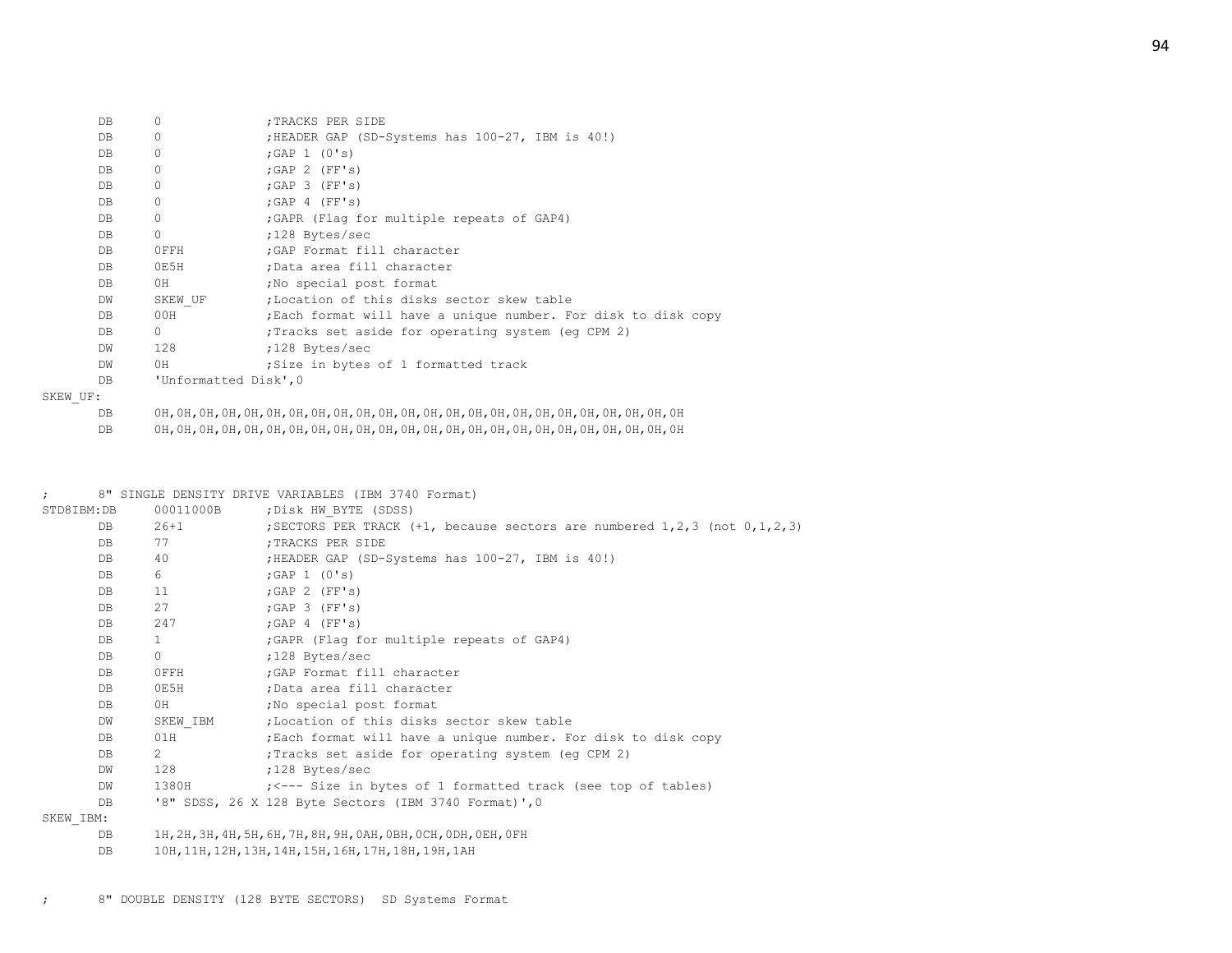```
        DB      0               ;TRACKS PER SIDE
        DB      0               ;HEADER GAP (SD-Systems has 100-27, IBM is 40!)
        DB      0               ;GAP 1 (0's)
        DB      0               ;GAP 2 (FF's)
        DB      0               ;GAP 3 (FF's)
        DB      0               ;GAP 4 (FF's)
        DB      0               ;GAPR (Flag for multiple repeats of GAP4)
        DB      0               ;128 Bytes/sec
        DB      0FFH            ;GAP Format fill character
        DB      0E5H            ;Data area fill character
        DB      0H              ;No special post format
        DW      SKEW_UF         ;Location of this disks sector skew table
        DB      00H             ;Each format will have a unique number. For disk to disk copy
        DB      0               ;Tracks set aside for operating system (eg CPM 2)
        DW      128             ;128 Bytes/sec
        DW      0H              ;Size in bytes of 1 formatted track
        DB      'Unformatted Disk',0
SKEW_UF:
        DB      0H,0H,0H,0H,0H,0H,0H,0H,0H,0H,0H,0H,0H,0H,0H,0H,0H,0H,0H,0H,0H,0H,0H
        DB      0H,0H,0H,0H,0H,0H,0H,0H,0H,0H,0H,0H,0H,0H,0H,0H,0H,0H,0H,0H,0H,0H,0H



;       8" SINGLE DENSITY DRIVE VARIABLES (IBM 3740 Format)
STD8IBM:DB      00011000B       ;Disk HW_BYTE (SDSS)
        DB      26+1            ;SECTORS PER TRACK (+1, because sectors are numbered 1,2,3 (not 0,1,2,3)
        DB      77              ;TRACKS PER SIDE
        DB      40              ;HEADER GAP (SD-Systems has 100-27, IBM is 40!)
        DB      6               ;GAP 1 (0's)
        DB      11              ;GAP 2 (FF's)
        DB      27              ;GAP 3 (FF's)
        DB      247             ;GAP 4 (FF's)
        DB      1               ;GAPR (Flag for multiple repeats of GAP4)
        DB      0               ;128 Bytes/sec
        DB      0FFH            ;GAP Format fill character
        DB      0E5H            ;Data area fill character
        DB      0H              ;No special post format
        DW      SKEW_IBM        ;Location of this disks sector skew table
        DB      01H             ;Each format will have a unique number. For disk to disk copy
        DB      2               ;Tracks set aside for operating system (eg CPM 2)
        DW      128             ;128 Bytes/sec
        DW      1380H           ;<--- Size in bytes of 1 formatted track (see top of tables)
        DB      '8" SDSS, 26 X 128 Byte Sectors (IBM 3740 Format)',0
SKEW_IBM:
        DB      1H,2H,3H,4H,5H,6H,7H,8H,9H,0AH,0BH,0CH,0DH,0EH,0FH
        DB      10H,11H,12H,13H,14H,15H,16H,17H,18H,19H,1AH


;       8" DOUBLE DENSITY (128 BYTE SECTORS)  SD Systems Format
```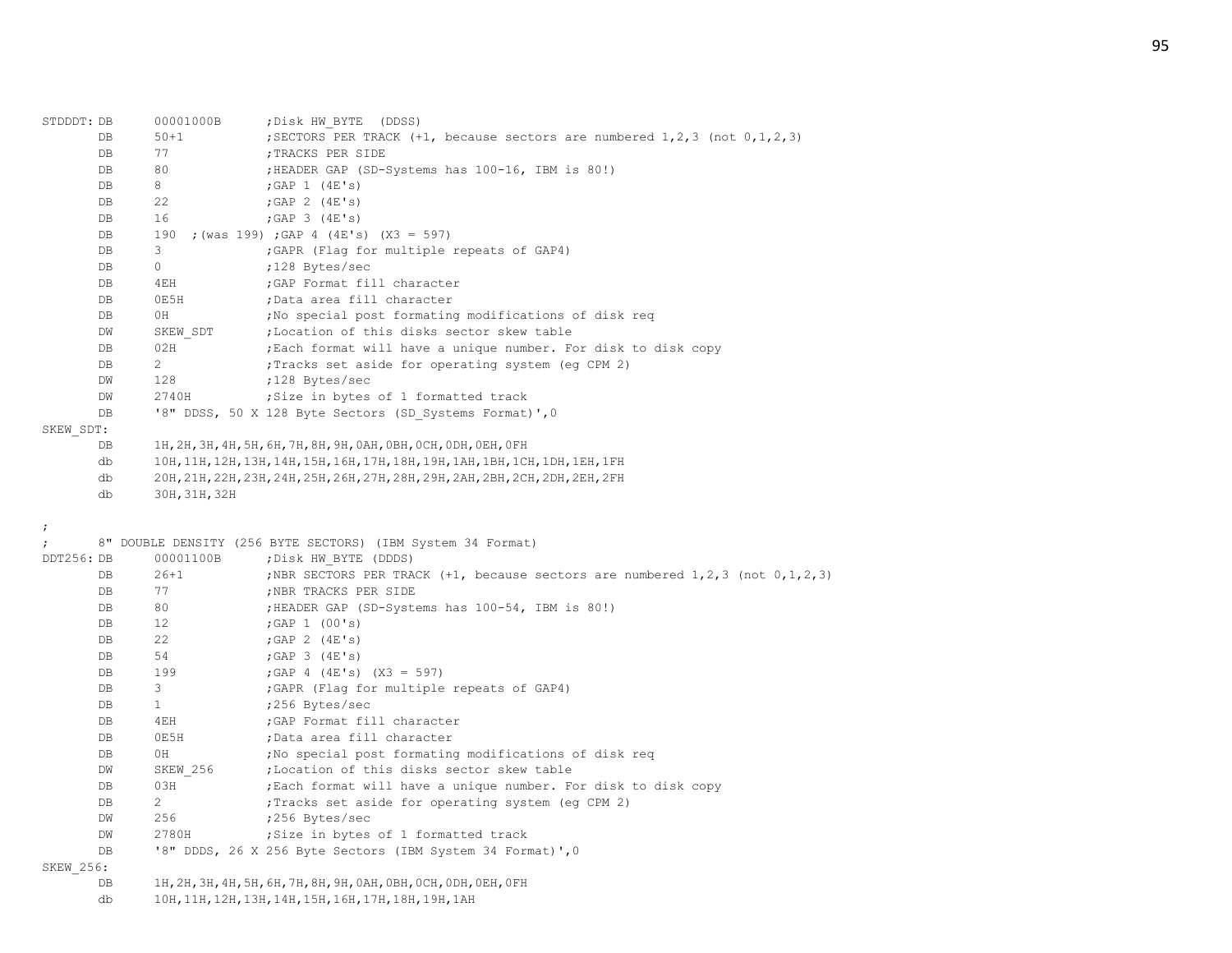```
STDDDT: DB      00001000B       ;Disk HW_BYTE  (DDSS)
        DB      50+1            ;SECTORS PER TRACK (+1, because sectors are numbered 1,2,3 (not 0,1,2,3)
        DB      77              ;TRACKS PER SIDE
        DB      80              ;HEADER GAP (SD-Systems has 100-16, IBM is 80!)
        DB      8               ;GAP 1 (4E's)
        DB      22              ;GAP 2 (4E's)
        DB      16              ;GAP 3 (4E's)
        DB      190  ;(was 199) ;GAP 4 (4E's) (X3 = 597)
        DB      3               ;GAPR (Flag for multiple repeats of GAP4)
        DB      0               ;128 Bytes/sec
        DB      4EH             ;GAP Format fill character
        DB      0E5H            ;Data area fill character
        DB      0H              ;No special post formating modifications of disk req
        DW      SKEW_SDT        ;Location of this disks sector skew table
        DB      02H             ;Each format will have a unique number. For disk to disk copy
        DB      2               ;Tracks set aside for operating system (eg CPM 2)
        DW      128             ;128 Bytes/sec
        DW      2740H           ;Size in bytes of 1 formatted track
        DB      '8" DDSS, 50 X 128 Byte Sectors (SD_Systems Format)',0
SKEW_SDT:
        DB      1H,2H,3H,4H,5H,6H,7H,8H,9H,0AH,0BH,0CH,0DH,0EH,0FH
        db      10H,11H,12H,13H,14H,15H,16H,17H,18H,19H,1AH,1BH,1CH,1DH,1EH,1FH
        db      20H,21H,22H,23H,24H,25H,26H,27H,28H,29H,2AH,2BH,2CH,2DH,2EH,2FH
        db      30H,31H,32H

;
;       8" DOUBLE DENSITY (256 BYTE SECTORS) (IBM System 34 Format)
DDT256: DB      00001100B       ;Disk HW_BYTE (DDDS)
        DB      26+1            ;NBR SECTORS PER TRACK (+1, because sectors are numbered 1,2,3 (not 0,1,2,3)
        DB      77              ;NBR TRACKS PER SIDE
        DB      80              ;HEADER GAP (SD-Systems has 100-54, IBM is 80!)
        DB      12              ;GAP 1 (00's)
        DB      22              ;GAP 2 (4E's)
        DB      54              ;GAP 3 (4E's)
        DB      199             ;GAP 4 (4E's) (X3 = 597)
        DB      3               ;GAPR (Flag for multiple repeats of GAP4)
        DB      1               ;256 Bytes/sec
        DB      4EH             ;GAP Format fill character
        DB      0E5H            ;Data area fill character
        DB      0H              ;No special post formating modifications of disk req
        DW      SKEW_256        ;Location of this disks sector skew table
        DB      03H             ;Each format will have a unique number. For disk to disk copy
        DB      2               ;Tracks set aside for operating system (eg CPM 2)
        DW      256             ;256 Bytes/sec
        DW      2780H           ;Size in bytes of 1 formatted track
        DB      '8" DDDS, 26 X 256 Byte Sectors (IBM System 34 Format)',0
SKEW_256:
        DB      1H,2H,3H,4H,5H,6H,7H,8H,9H,0AH,0BH,0CH,0DH,0EH,0FH
        db      10H,11H,12H,13H,14H,15H,16H,17H,18H,19H,1AH
```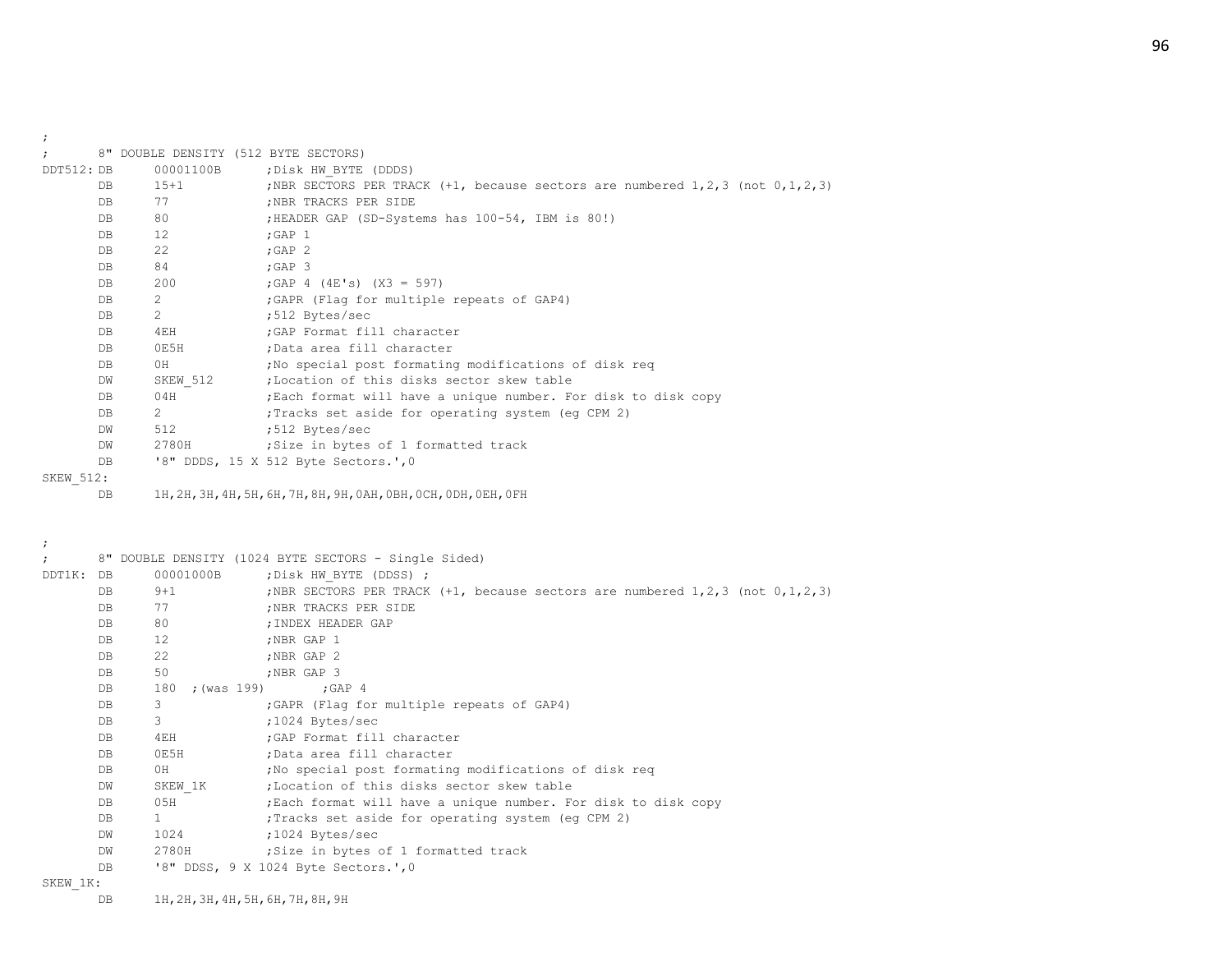```
;
;       8" DOUBLE DENSITY (512 BYTE SECTORS)
DDT512: DB      00001100B       ;Disk HW_BYTE (DDDS)
        DB      15+1            ;NBR SECTORS PER TRACK (+1, because sectors are numbered 1,2,3 (not 0,1,2,3)
        DB      77              ;NBR TRACKS PER SIDE
        DB      80              ;HEADER GAP (SD-Systems has 100-54, IBM is 80!)
        DB      12              ;GAP 1
        DB      22              ;GAP 2
        DB      84              ;GAP 3
        DB      200             ;GAP 4 (4E's) (X3 = 597)
        DB      2               ;GAPR (Flag for multiple repeats of GAP4)
        DB      2               ;512 Bytes/sec
        DB      4EH             ;GAP Format fill character
        DB      0E5H            ;Data area fill character
        DB      0H              ;No special post formating modifications of disk req
        DW      SKEW_512        ;Location of this disks sector skew table
        DB      04H             ;Each format will have a unique number. For disk to disk copy
        DB      2               ;Tracks set aside for operating system (eg CPM 2)
        DW      512             ;512 Bytes/sec
        DW      2780H           ;Size in bytes of 1 formatted track
        DB      '8" DDDS, 15 X 512 Byte Sectors.',0
SKEW_512:
        DB      1H,2H,3H,4H,5H,6H,7H,8H,9H,0AH,0BH,0CH,0DH,0EH,0FH


;
;       8" DOUBLE DENSITY (1024 BYTE SECTORS - Single Sided)
DDT1K:  DB      00001000B       ;Disk HW_BYTE (DDSS) ;
        DB      9+1             ;NBR SECTORS PER TRACK (+1, because sectors are numbered 1,2,3 (not 0,1,2,3)
        DB      77              ;NBR TRACKS PER SIDE
        DB      80              ;INDEX HEADER GAP
        DB      12              ;NBR GAP 1
        DB      22              ;NBR GAP 2
        DB      50              ;NBR GAP 3
        DB      180  ;(was 199)        ;GAP 4
        DB      3               ;GAPR (Flag for multiple repeats of GAP4)
        DB      3               ;1024 Bytes/sec
        DB      4EH             ;GAP Format fill character
        DB      0E5H            ;Data area fill character
        DB      0H              ;No special post formating modifications of disk req
        DW      SKEW_1K         ;Location of this disks sector skew table
        DB      05H             ;Each format will have a unique number. For disk to disk copy
        DB      1               ;Tracks set aside for operating system (eg CPM 2)
        DW      1024            ;1024 Bytes/sec
        DW      2780H           ;Size in bytes of 1 formatted track
        DB      '8" DDSS, 9 X 1024 Byte Sectors.',0
SKEW_1K:
        DB      1H,2H,3H,4H,5H,6H,7H,8H,9H
```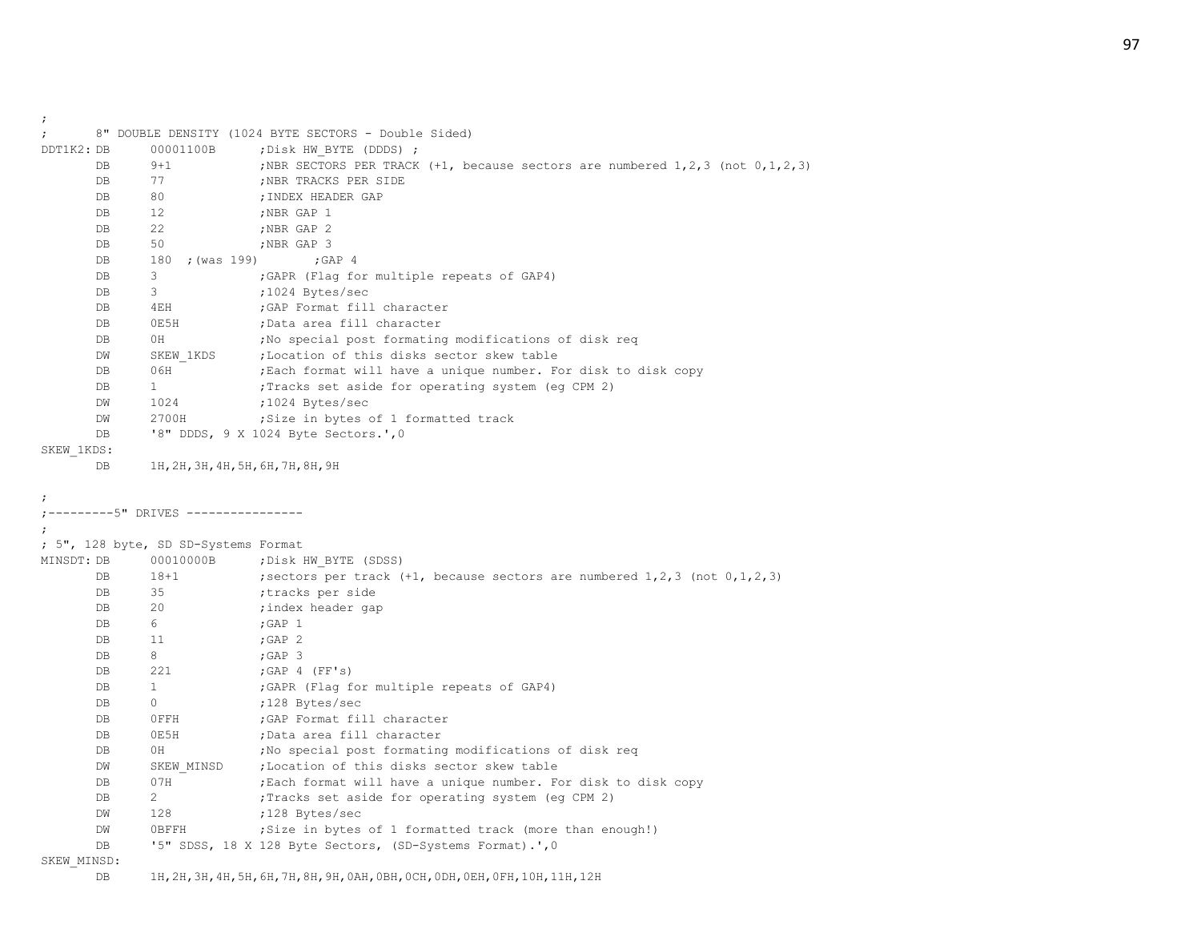```
;
;       8" DOUBLE DENSITY (1024 BYTE SECTORS - Double Sided)
DDT1K2: DB      00001100B       ;Disk HW_BYTE (DDDS) ;
        DB      9+1             ;NBR SECTORS PER TRACK (+1, because sectors are numbered 1,2,3 (not 0,1,2,3)
        DB      77              ;NBR TRACKS PER SIDE
        DB      80              ;INDEX HEADER GAP
        DB      12              ;NBR GAP 1
        DB      22              ;NBR GAP 2
        DB      50              ;NBR GAP 3
        DB      180  ;(was 199)         ;GAP 4
        DB      3               ;GAPR (Flag for multiple repeats of GAP4)
        DB      3               ;1024 Bytes/sec
        DB      4EH             ;GAP Format fill character
        DB      0E5H            ;Data area fill character
        DB      0H              ;No special post formating modifications of disk req
        DW      SKEW_1KDS       ;Location of this disks sector skew table
        DB      06H             ;Each format will have a unique number. For disk to disk copy
        DB      1               ;Tracks set aside for operating system (eg CPM 2)
        DW      1024            ;1024 Bytes/sec
        DW      2700H           ;Size in bytes of 1 formatted track
        DB      '8" DDDS, 9 X 1024 Byte Sectors.',0
SKEW_1KDS:
        DB      1H,2H,3H,4H,5H,6H,7H,8H,9H

;
;---------5" DRIVES ----------------
;
; 5", 128 byte, SD SD-Systems Format
MINSDT: DB      00010000B       ;Disk HW_BYTE (SDSS)
        DB      18+1            ;sectors per track (+1, because sectors are numbered 1,2,3 (not 0,1,2,3)
        DB      35              ;tracks per side
        DB      20              ;index header gap
        DB      6               ;GAP 1
        DB      11              ;GAP 2
        DB      8               ;GAP 3
        DB      221             ;GAP 4 (FF's)
        DB      1               ;GAPR (Flag for multiple repeats of GAP4)
        DB      0               ;128 Bytes/sec
        DB      0FFH            ;GAP Format fill character
        DB      0E5H            ;Data area fill character
        DB      0H              ;No special post formating modifications of disk req
        DW      SKEW_MINSD      ;Location of this disks sector skew table
        DB      07H             ;Each format will have a unique number. For disk to disk copy
        DB      2               ;Tracks set aside for operating system (eg CPM 2)
        DW      128             ;128 Bytes/sec
        DW      0BFFH           ;Size in bytes of 1 formatted track (more than enough!)
        DB      '5" SDSS, 18 X 128 Byte Sectors, (SD-Systems Format).',0
SKEW_MINSD:
        DB      1H,2H,3H,4H,5H,6H,7H,8H,9H,0AH,0BH,0CH,0DH,0EH,0FH,10H,11H,12H
```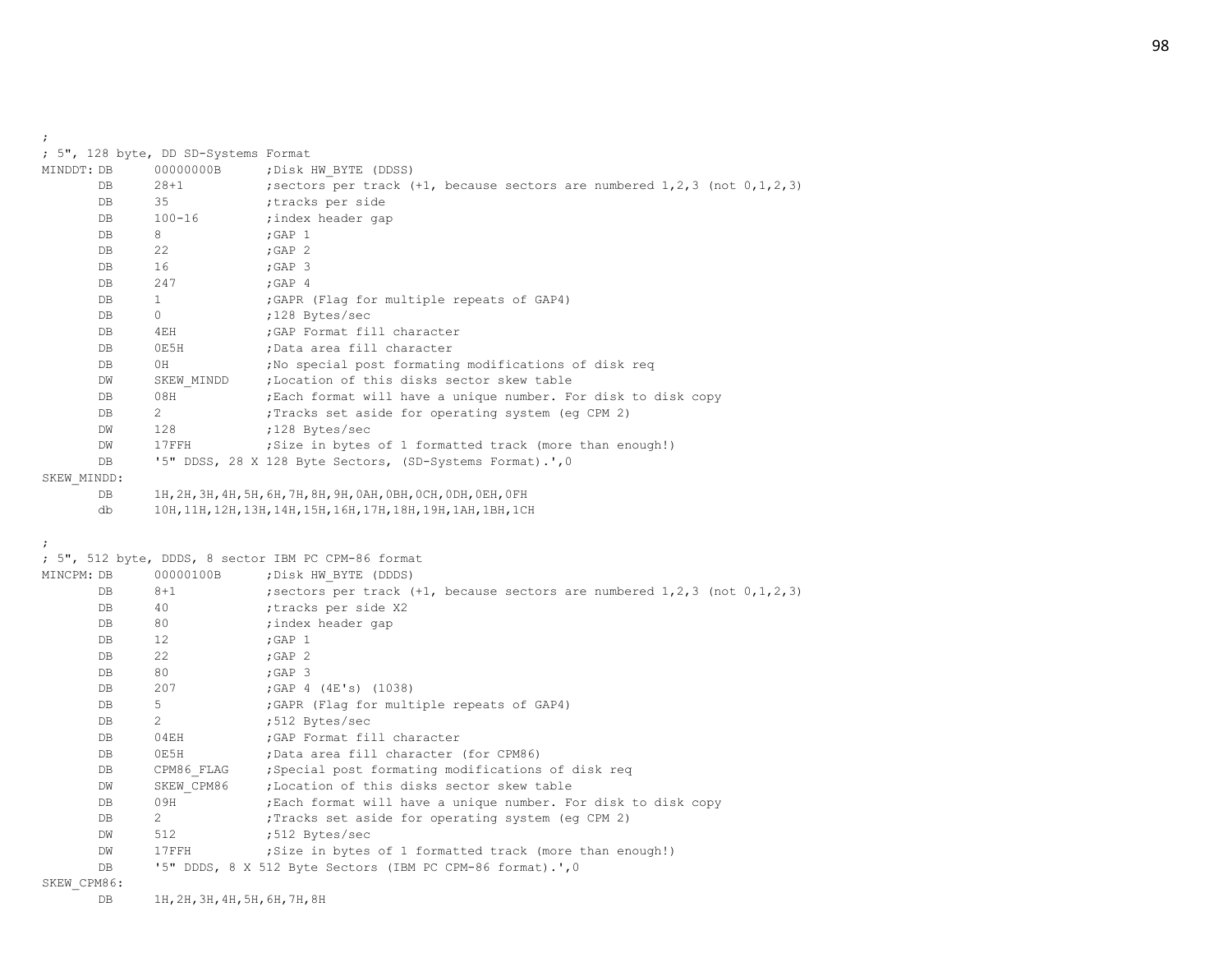```
;
; 5", 128 byte, DD SD-Systems Format
MINDDT: DB      00000000B      ;Disk HW_BYTE (DDSS)
        DB      28+1           ;sectors per track (+1, because sectors are numbered 1,2,3 (not 0,1,2,3)
        DB      35             ;tracks per side
        DB      100-16         ;index header gap
        DB      8              ;GAP 1
        DB      22             ;GAP 2
        DB      16             ;GAP 3
        DB      247            ;GAP 4
        DB      1              ;GAPR (Flag for multiple repeats of GAP4)
        DB      0              ;128 Bytes/sec
        DB      4EH            ;GAP Format fill character
        DB      0E5H           ;Data area fill character
        DB      0H             ;No special post formating modifications of disk req
        DW      SKEW_MINDD     ;Location of this disks sector skew table
        DB      08H            ;Each format will have a unique number. For disk to disk copy
        DB      2              ;Tracks set aside for operating system (eg CPM 2)
        DW      128            ;128 Bytes/sec
        DW      17FFH          ;Size in bytes of 1 formatted track (more than enough!)
        DB      '5" DDSS, 28 X 128 Byte Sectors, (SD-Systems Format).',0
SKEW_MINDD:
        DB      1H,2H,3H,4H,5H,6H,7H,8H,9H,0AH,0BH,0CH,0DH,0EH,0FH
        db      10H,11H,12H,13H,14H,15H,16H,17H,18H,19H,1AH,1BH,1CH

;
; 5", 512 byte, DDDS, 8 sector IBM PC CPM-86 format
MINCPM: DB      00000100B      ;Disk HW_BYTE (DDDS)
        DB      8+1            ;sectors per track (+1, because sectors are numbered 1,2,3 (not 0,1,2,3)
        DB      40             ;tracks per side X2
        DB      80             ;index header gap
        DB      12             ;GAP 1
        DB      22             ;GAP 2
        DB      80             ;GAP 3
        DB      207            ;GAP 4 (4E's) (1038)
        DB      5              ;GAPR (Flag for multiple repeats of GAP4)
        DB      2              ;512 Bytes/sec
        DB      04EH           ;GAP Format fill character
        DB      0E5H           ;Data area fill character (for CPM86)
        DB      CPM86_FLAG     ;Special post formating modifications of disk req
        DW      SKEW_CPM86     ;Location of this disks sector skew table
        DB      09H            ;Each format will have a unique number. For disk to disk copy
        DB      2              ;Tracks set aside for operating system (eg CPM 2)
        DW      512            ;512 Bytes/sec
        DW      17FFH          ;Size in bytes of 1 formatted track (more than enough!)
        DB      '5" DDDS, 8 X 512 Byte Sectors (IBM PC CPM-86 format).',0
SKEW_CPM86:
        DB      1H,2H,3H,4H,5H,6H,7H,8H
```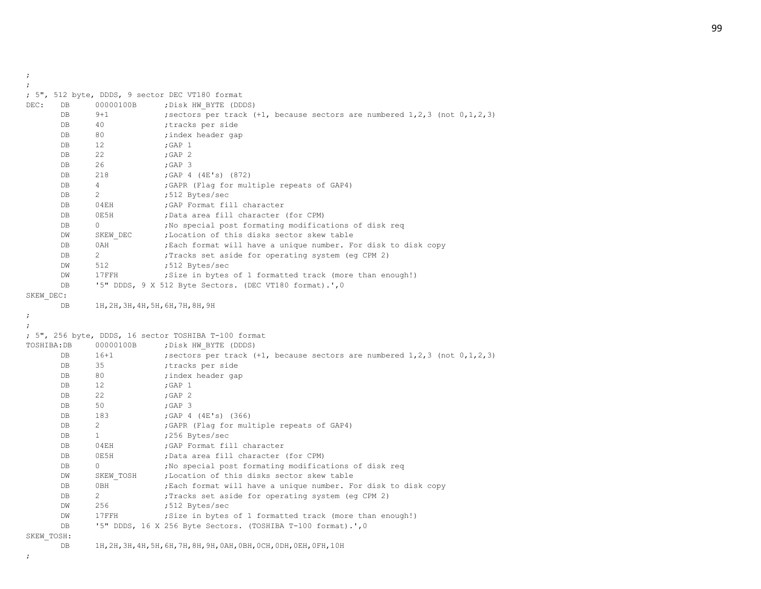```
;
;
; 5", 512 byte, DDDS, 9 sector DEC VT180 format
DEC:    DB      00000100B       ;Disk HW_BYTE (DDDS)
        DB      9+1             ;sectors per track (+1, because sectors are numbered 1,2,3 (not 0,1,2,3)
        DB      40              ;tracks per side
        DB      80              ;index header gap
        DB      12              ;GAP 1
        DB      22              ;GAP 2
        DB      26              ;GAP 3
        DB      218             ;GAP 4 (4E's) (872)
        DB      4               ;GAPR (Flag for multiple repeats of GAP4)
        DB      2               ;512 Bytes/sec
        DB      04EH            ;GAP Format fill character
        DB      0E5H            ;Data area fill character (for CPM)
        DB      0               ;No special post formating modifications of disk req
        DW      SKEW_DEC        ;Location of this disks sector skew table
        DB      0AH             ;Each format will have a unique number. For disk to disk copy
        DB      2               ;Tracks set aside for operating system (eg CPM 2)
        DW      512             ;512 Bytes/sec
        DW      17FFH           ;Size in bytes of 1 formatted track (more than enough!)
        DB      '5" DDDS, 9 X 512 Byte Sectors. (DEC VT180 format).',0
SKEW_DEC:
        DB      1H,2H,3H,4H,5H,6H,7H,8H,9H
;
;
; 5", 256 byte, DDDS, 16 sector TOSHIBA T-100 format
TOSHIBA:DB      00000100B       ;Disk HW_BYTE (DDDS)
        DB      16+1            ;sectors per track (+1, because sectors are numbered 1,2,3 (not 0,1,2,3)
        DB      35              ;tracks per side
        DB      80              ;index header gap
        DB      12              ;GAP 1
        DB      22              ;GAP 2
        DB      50              ;GAP 3
        DB      183             ;GAP 4 (4E's) (366)
        DB      2               ;GAPR (Flag for multiple repeats of GAP4)
        DB      1               ;256 Bytes/sec
        DB      04EH            ;GAP Format fill character
        DB      0E5H            ;Data area fill character (for CPM)
        DB      0               ;No special post formating modifications of disk req
        DW      SKEW_TOSH       ;Location of this disks sector skew table
        DB      0BH             ;Each format will have a unique number. For disk to disk copy
        DB      2               ;Tracks set aside for operating system (eg CPM 2)
        DW      256             ;512 Bytes/sec
        DW      17FFH           ;Size in bytes of 1 formatted track (more than enough!)
        DB      '5" DDDS, 16 X 256 Byte Sectors. (TOSHIBA T-100 format).',0
SKEW_TOSH:
        DB      1H,2H,3H,4H,5H,6H,7H,8H,9H,0AH,0BH,0CH,0DH,0EH,0FH,10H
;
```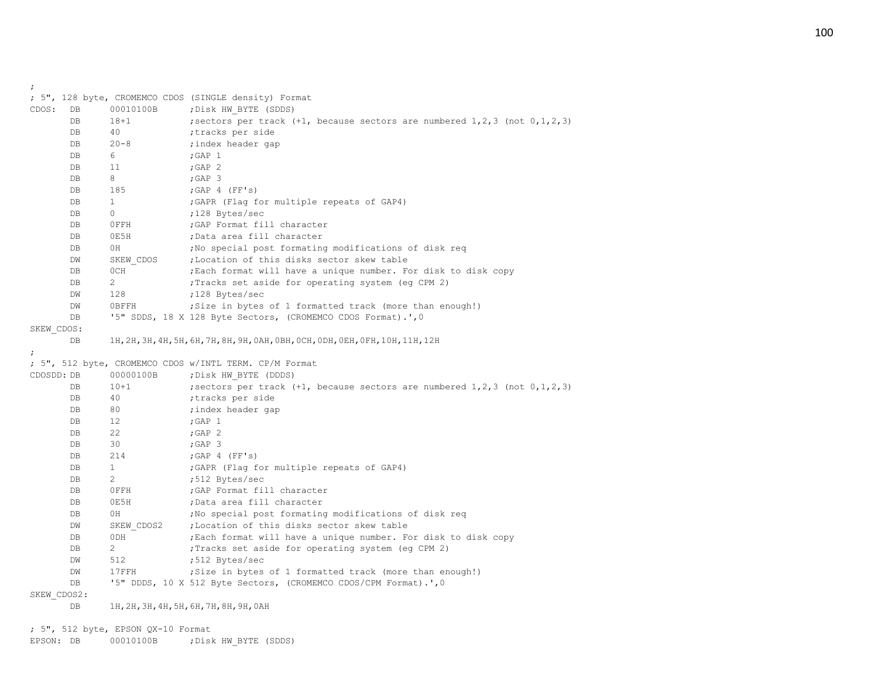```
;
; 5", 128 byte, CROMEMCO CDOS (SINGLE density) Format
CDOS:   DB      00010100B       ;Disk HW_BYTE (SDDS)
        DB      18+1            ;sectors per track (+1, because sectors are numbered 1,2,3 (not 0,1,2,3)
        DB      40              ;tracks per side
        DB      20-8            ;index header gap
        DB      6               ;GAP 1
        DB      11              ;GAP 2
        DB      8               ;GAP 3
        DB      185             ;GAP 4 (FF's)
        DB      1               ;GAPR (Flag for multiple repeats of GAP4)
        DB      0               ;128 Bytes/sec
        DB      0FFH            ;GAP Format fill character
        DB      0E5H            ;Data area fill character
        DB      0H              ;No special post formating modifications of disk req
        DW      SKEW_CDOS       ;Location of this disks sector skew table
        DB      0CH             ;Each format will have a unique number. For disk to disk copy
        DB      2               ;Tracks set aside for operating system (eg CPM 2)
        DW      128             ;128 Bytes/sec
        DW      0BFFH           ;Size in bytes of 1 formatted track (more than enough!)
        DB      '5" SDDS, 18 X 128 Byte Sectors, (CROMEMCO CDOS Format).',0
SKEW_CDOS:
        DB      1H,2H,3H,4H,5H,6H,7H,8H,9H,0AH,0BH,0CH,0DH,0EH,0FH,10H,11H,12H
;
; 5", 512 byte, CROMEMCO CDOS w/INTL TERM. CP/M Format
CDOSDD: DB      00000100B       ;Disk HW_BYTE (DDDS)
        DB      10+1            ;sectors per track (+1, because sectors are numbered 1,2,3 (not 0,1,2,3)
        DB      40              ;tracks per side
        DB      80              ;index header gap
        DB      12              ;GAP 1
        DB      22              ;GAP 2
        DB      30              ;GAP 3
        DB      214             ;GAP 4 (FF's)
        DB      1               ;GAPR (Flag for multiple repeats of GAP4)
        DB      2               ;512 Bytes/sec
        DB      0FFH            ;GAP Format fill character
        DB      0E5H            ;Data area fill character
        DB      0H              ;No special post formating modifications of disk req
        DW      SKEW_CDOS2      ;Location of this disks sector skew table
        DB      0DH             ;Each format will have a unique number. For disk to disk copy
        DB      2               ;Tracks set aside for operating system (eg CPM 2)
        DW      512             ;512 Bytes/sec
        DW      17FFH           ;Size in bytes of 1 formatted track (more than enough!)
        DB      '5" DDDS, 10 X 512 Byte Sectors, (CROMEMCO CDOS/CPM Format).',0
SKEW_CDOS2:
        DB      1H,2H,3H,4H,5H,6H,7H,8H,9H,0AH

; 5", 512 byte, EPSON QX-10 Format
EPSON:  DB      00010100B       ;Disk HW_BYTE (SDDS)
```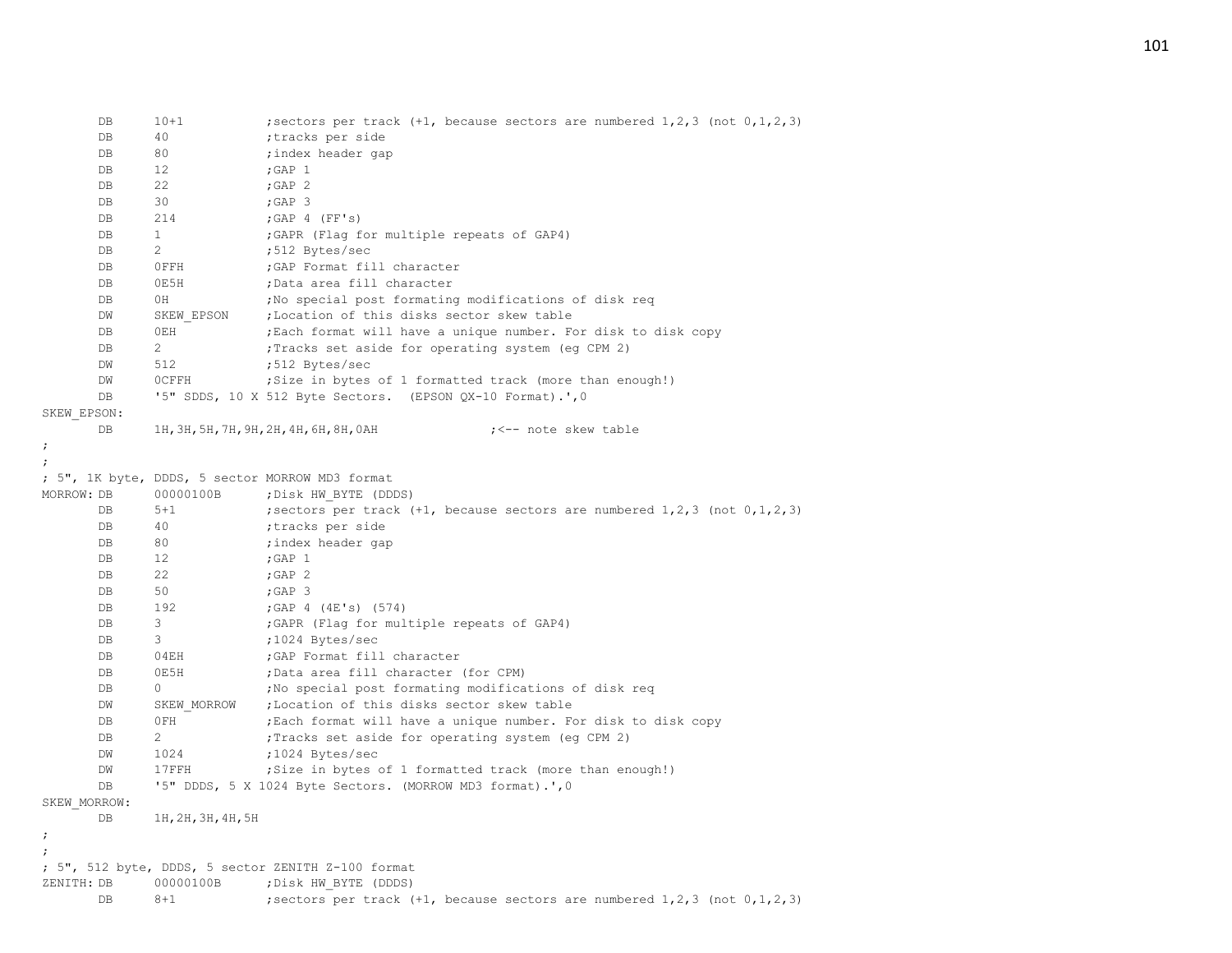```
        DB      10+1            ;sectors per track (+1, because sectors are numbered 1,2,3 (not 0,1,2,3)
        DB      40              ;tracks per side
        DB      80              ;index header gap
        DB      12              ;GAP 1
        DB      22              ;GAP 2
        DB      30              ;GAP 3
        DB      214             ;GAP 4 (FF's)
        DB      1               ;GAPR (Flag for multiple repeats of GAP4)
        DB      2               ;512 Bytes/sec
        DB      0FFH            ;GAP Format fill character
        DB      0E5H            ;Data area fill character
        DB      0H              ;No special post formating modifications of disk req
        DW      SKEW_EPSON      ;Location of this disks sector skew table
        DB      0EH             ;Each format will have a unique number. For disk to disk copy
        DB      2               ;Tracks set aside for operating system (eg CPM 2)
        DW      512             ;512 Bytes/sec
        DW      0CFFH           ;Size in bytes of 1 formatted track (more than enough!)
        DB      '5" SDDS, 10 X 512 Byte Sectors.  (EPSON QX-10 Format).',0
SKEW_EPSON:
        DB      1H,3H,5H,7H,9H,2H,4H,6H,8H,0AH               ;<-- note skew table
;
;
; 5", 1K byte, DDDS, 5 sector MORROW MD3 format
MORROW: DB      00000100B       ;Disk HW_BYTE (DDDS)
        DB      5+1             ;sectors per track (+1, because sectors are numbered 1,2,3 (not 0,1,2,3)
        DB      40              ;tracks per side
        DB      80              ;index header gap
        DB      12              ;GAP 1
        DB      22              ;GAP 2
        DB      50              ;GAP 3
        DB      192             ;GAP 4 (4E's) (574)
        DB      3               ;GAPR (Flag for multiple repeats of GAP4)
        DB      3               ;1024 Bytes/sec
        DB      04EH            ;GAP Format fill character
        DB      0E5H            ;Data area fill character (for CPM)
        DB      0               ;No special post formating modifications of disk req
        DW      SKEW_MORROW     ;Location of this disks sector skew table
        DB      0FH             ;Each format will have a unique number. For disk to disk copy
        DB      2               ;Tracks set aside for operating system (eg CPM 2)
        DW      1024            ;1024 Bytes/sec
        DW      17FFH           ;Size in bytes of 1 formatted track (more than enough!)
        DB      '5" DDDS, 5 X 1024 Byte Sectors. (MORROW MD3 format).',0
SKEW_MORROW:
        DB      1H,2H,3H,4H,5H
;
;
; 5", 512 byte, DDDS, 5 sector ZENITH Z-100 format
ZENITH: DB      00000100B       ;Disk HW_BYTE (DDDS)
        DB      8+1             ;sectors per track (+1, because sectors are numbered 1,2,3 (not 0,1,2,3)
```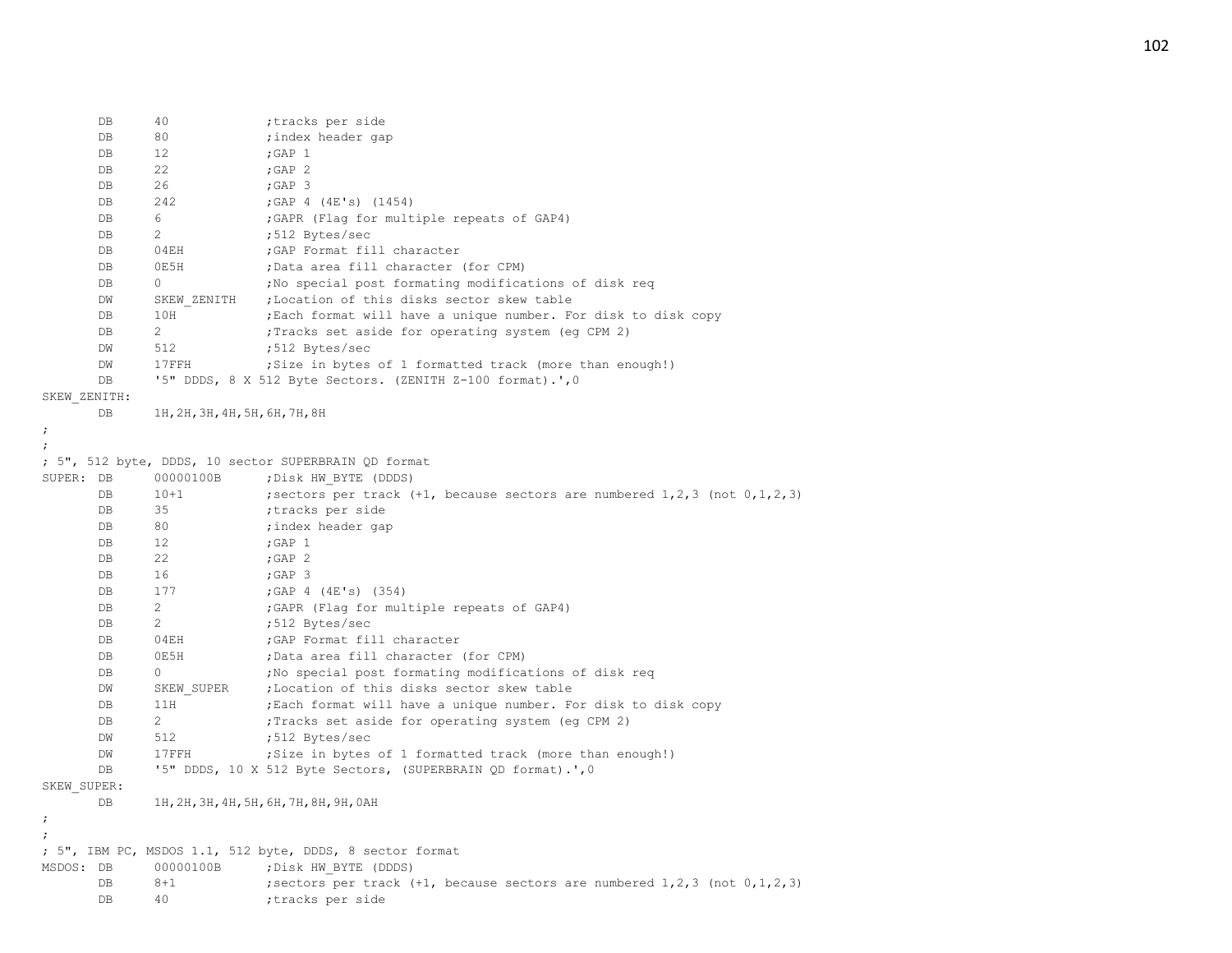```
        DB      40              ;tracks per side
        DB      80              ;index header gap
        DB      12              ;GAP 1
        DB      22              ;GAP 2
        DB      26              ;GAP 3
        DB      242             ;GAP 4 (4E's) (1454)
        DB      6               ;GAPR (Flag for multiple repeats of GAP4)
        DB      2               ;512 Bytes/sec
        DB      04EH            ;GAP Format fill character
        DB      0E5H            ;Data area fill character (for CPM)
        DB      0               ;No special post formating modifications of disk req
        DW      SKEW_ZENITH     ;Location of this disks sector skew table
        DB      10H             ;Each format will have a unique number. For disk to disk copy
        DB      2               ;Tracks set aside for operating system (eg CPM 2)
        DW      512             ;512 Bytes/sec
        DW      17FFH           ;Size in bytes of 1 formatted track (more than enough!)
        DB      '5" DDDS, 8 X 512 Byte Sectors. (ZENITH Z-100 format).',0
SKEW_ZENITH:
        DB      1H,2H,3H,4H,5H,6H,7H,8H
;
;
; 5", 512 byte, DDDS, 10 sector SUPERBRAIN QD format
SUPER:  DB      00000100B       ;Disk HW_BYTE (DDDS)
        DB      10+1            ;sectors per track (+1, because sectors are numbered 1,2,3 (not 0,1,2,3)
        DB      35              ;tracks per side
        DB      80              ;index header gap
        DB      12              ;GAP 1
        DB      22              ;GAP 2
        DB      16              ;GAP 3
        DB      177             ;GAP 4 (4E's) (354)
        DB      2               ;GAPR (Flag for multiple repeats of GAP4)
        DB      2               ;512 Bytes/sec
        DB      04EH            ;GAP Format fill character
        DB      0E5H            ;Data area fill character (for CPM)
        DB      0               ;No special post formating modifications of disk req
        DW      SKEW_SUPER      ;Location of this disks sector skew table
        DB      11H             ;Each format will have a unique number. For disk to disk copy
        DB      2               ;Tracks set aside for operating system (eg CPM 2)
        DW      512             ;512 Bytes/sec
        DW      17FFH           ;Size in bytes of 1 formatted track (more than enough!)
        DB      '5" DDDS, 10 X 512 Byte Sectors, (SUPERBRAIN QD format).',0
SKEW_SUPER:
        DB      1H,2H,3H,4H,5H,6H,7H,8H,9H,0AH
;
;
; 5", IBM PC, MSDOS 1.1, 512 byte, DDDS, 8 sector format
MSDOS:  DB      00000100B       ;Disk HW_BYTE (DDDS)
        DB      8+1             ;sectors per track (+1, because sectors are numbered 1,2,3 (not 0,1,2,3)
        DB      40              ;tracks per side
```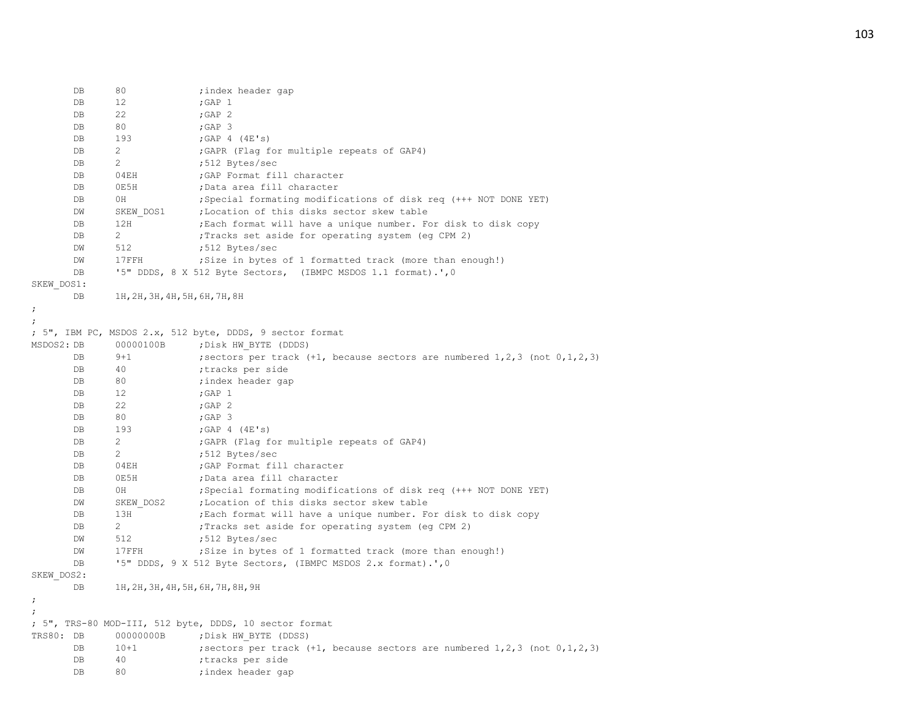```
        DB      80              ;index header gap
        DB      12              ;GAP 1
        DB      22              ;GAP 2
        DB      80              ;GAP 3
        DB      193             ;GAP 4 (4E's)
        DB      2               ;GAPR (Flag for multiple repeats of GAP4)
        DB      2               ;512 Bytes/sec
        DB      04EH            ;GAP Format fill character
        DB      0E5H            ;Data area fill character
        DB      0H              ;Special formating modifications of disk req (+++ NOT DONE YET)
        DW      SKEW_DOS1       ;Location of this disks sector skew table
        DB      12H             ;Each format will have a unique number. For disk to disk copy
        DB      2               ;Tracks set aside for operating system (eg CPM 2)
        DW      512             ;512 Bytes/sec
        DW      17FFH           ;Size in bytes of 1 formatted track (more than enough!)
        DB      '5" DDDS, 8 X 512 Byte Sectors,  (IBMPC MSDOS 1.1 format).',0
SKEW_DOS1:
        DB      1H,2H,3H,4H,5H,6H,7H,8H
;
;
; 5", IBM PC, MSDOS 2.x, 512 byte, DDDS, 9 sector format
MSDOS2: DB      00000100B       ;Disk HW_BYTE (DDDS)
        DB      9+1             ;sectors per track (+1, because sectors are numbered 1,2,3 (not 0,1,2,3)
        DB      40              ;tracks per side
        DB      80              ;index header gap
        DB      12              ;GAP 1
        DB      22              ;GAP 2
        DB      80              ;GAP 3
        DB      193             ;GAP 4 (4E's)
        DB      2               ;GAPR (Flag for multiple repeats of GAP4)
        DB      2               ;512 Bytes/sec
        DB      04EH            ;GAP Format fill character
        DB      0E5H            ;Data area fill character
        DB      0H              ;Special formating modifications of disk req (+++ NOT DONE YET)
        DW      SKEW_DOS2       ;Location of this disks sector skew table
        DB      13H             ;Each format will have a unique number. For disk to disk copy
        DB      2               ;Tracks set aside for operating system (eg CPM 2)
        DW      512             ;512 Bytes/sec
        DW      17FFH           ;Size in bytes of 1 formatted track (more than enough!)
        DB      '5" DDDS, 9 X 512 Byte Sectors, (IBMPC MSDOS 2.x format).',0
SKEW_DOS2:
        DB      1H,2H,3H,4H,5H,6H,7H,8H,9H
;
;
; 5", TRS-80 MOD-III, 512 byte, DDDS, 10 sector format
TRS80:  DB      00000000B       ;Disk HW_BYTE (DDSS)
        DB      10+1            ;sectors per track (+1, because sectors are numbered 1,2,3 (not 0,1,2,3)
        DB      40              ;tracks per side
        DB      80              ;index header gap
```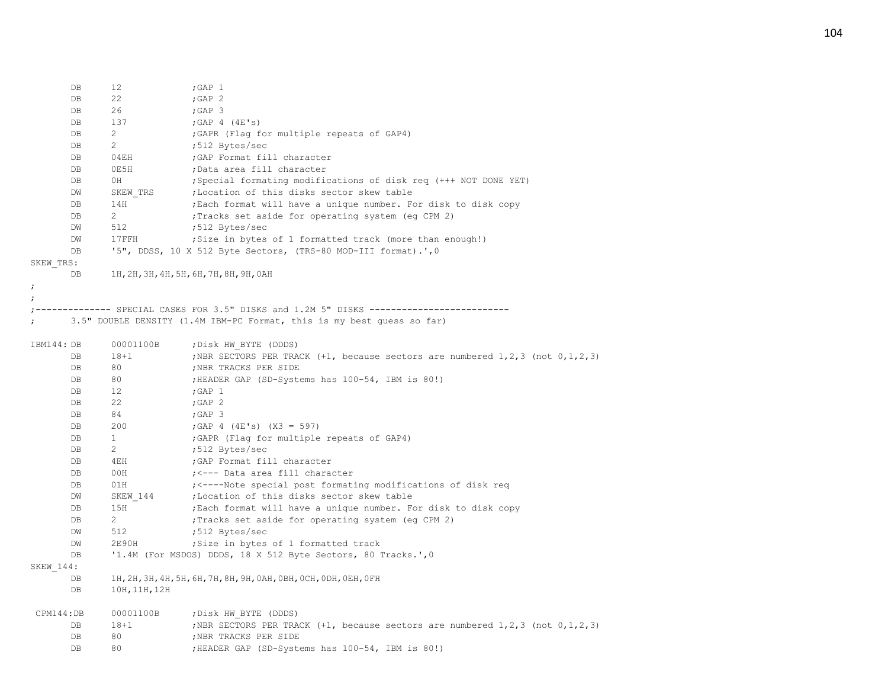```
        DB      12              ;GAP 1
        DB      22              ;GAP 2
        DB      26              ;GAP 3
        DB      137             ;GAP 4 (4E's)
        DB      2               ;GAPR (Flag for multiple repeats of GAP4)
        DB      2               ;512 Bytes/sec
        DB      04EH            ;GAP Format fill character
        DB      0E5H            ;Data area fill character
        DB      0H              ;Special formating modifications of disk req (+++ NOT DONE YET)
        DW      SKEW_TRS        ;Location of this disks sector skew table
        DB      14H             ;Each format will have a unique number. For disk to disk copy
        DB      2               ;Tracks set aside for operating system (eg CPM 2)
        DW      512             ;512 Bytes/sec
        DW      17FFH           ;Size in bytes of 1 formatted track (more than enough!)
        DB      '5", DDSS, 10 X 512 Byte Sectors, (TRS-80 MOD-III format).',0
SKEW_TRS:
        DB      1H,2H,3H,4H,5H,6H,7H,8H,9H,0AH
;
;
;-------------- SPECIAL CASES FOR 3.5" DISKS and 1.2M 5" DISKS --------------------------
;       3.5" DOUBLE DENSITY (1.4M IBM-PC Format, this is my best guess so far)

IBM144: DB      00001100B       ;Disk HW_BYTE (DDDS)
        DB      18+1            ;NBR SECTORS PER TRACK (+1, because sectors are numbered 1,2,3 (not 0,1,2,3)
        DB      80              ;NBR TRACKS PER SIDE
        DB      80              ;HEADER GAP (SD-Systems has 100-54, IBM is 80!)
        DB      12              ;GAP 1
        DB      22              ;GAP 2
        DB      84              ;GAP 3
        DB      200             ;GAP 4 (4E's) (X3 = 597)
        DB      1               ;GAPR (Flag for multiple repeats of GAP4)
        DB      2               ;512 Bytes/sec
        DB      4EH             ;GAP Format fill character
        DB      00H             ;<--- Data area fill character
        DB      01H             ;<----Note special post formating modifications of disk req
        DW      SKEW_144        ;Location of this disks sector skew table
        DB      15H             ;Each format will have a unique number. For disk to disk copy
        DB      2               ;Tracks set aside for operating system (eg CPM 2)
        DW      512             ;512 Bytes/sec
        DW      2E90H           ;Size in bytes of 1 formatted track
        DB      '1.4M (For MSDOS) DDDS, 18 X 512 Byte Sectors, 80 Tracks.',0
SKEW_144:
        DB      1H,2H,3H,4H,5H,6H,7H,8H,9H,0AH,0BH,0CH,0DH,0EH,0FH
        DB      10H,11H,12H

 CPM144:DB      00001100B       ;Disk HW_BYTE (DDDS)
        DB      18+1            ;NBR SECTORS PER TRACK (+1, because sectors are numbered 1,2,3 (not 0,1,2,3)
        DB      80              ;NBR TRACKS PER SIDE
        DB      80              ;HEADER GAP (SD-Systems has 100-54, IBM is 80!)
```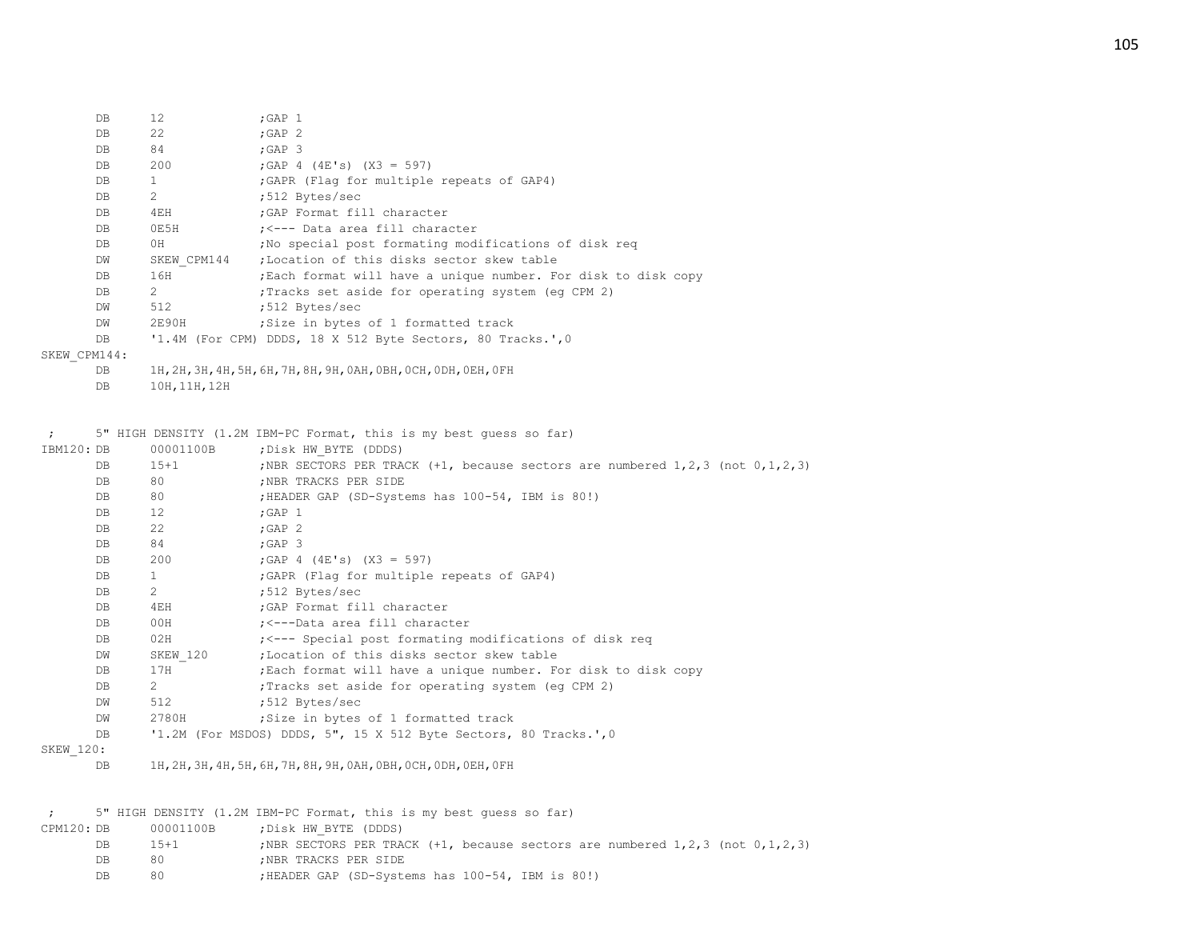```
        DB      12              ;GAP 1
        DB      22              ;GAP 2
        DB      84              ;GAP 3
        DB      200             ;GAP 4 (4E's) (X3 = 597)
        DB      1               ;GAPR (Flag for multiple repeats of GAP4)
        DB      2               ;512 Bytes/sec
        DB      4EH             ;GAP Format fill character
        DB      0E5H            ;<--- Data area fill character
        DB      0H              ;No special post formating modifications of disk req
        DW      SKEW_CPM144     ;Location of this disks sector skew table
        DB      16H             ;Each format will have a unique number. For disk to disk copy
        DB      2               ;Tracks set aside for operating system (eg CPM 2)
        DW      512             ;512 Bytes/sec
        DW      2E90H           ;Size in bytes of 1 formatted track
        DB      '1.4M (For CPM) DDDS, 18 X 512 Byte Sectors, 80 Tracks.',0
SKEW_CPM144:
        DB      1H,2H,3H,4H,5H,6H,7H,8H,9H,0AH,0BH,0CH,0DH,0EH,0FH
        DB      10H,11H,12H


 ;      5" HIGH DENSITY (1.2M IBM-PC Format, this is my best guess so far)
IBM120: DB      00001100B       ;Disk HW_BYTE (DDDS)
        DB      15+1            ;NBR SECTORS PER TRACK (+1, because sectors are numbered 1,2,3 (not 0,1,2,3)
        DB      80              ;NBR TRACKS PER SIDE
        DB      80              ;HEADER GAP (SD-Systems has 100-54, IBM is 80!)
        DB      12              ;GAP 1
        DB      22              ;GAP 2
        DB      84              ;GAP 3
        DB      200             ;GAP 4 (4E's) (X3 = 597)
        DB      1               ;GAPR (Flag for multiple repeats of GAP4)
        DB      2               ;512 Bytes/sec
        DB      4EH             ;GAP Format fill character
        DB      00H             ;<---Data area fill character
        DB      02H             ;<--- Special post formating modifications of disk req
        DW      SKEW_120        ;Location of this disks sector skew table
        DB      17H             ;Each format will have a unique number. For disk to disk copy
        DB      2               ;Tracks set aside for operating system (eg CPM 2)
        DW      512             ;512 Bytes/sec
        DW      2780H           ;Size in bytes of 1 formatted track
        DB      '1.2M (For MSDOS) DDDS, 5", 15 X 512 Byte Sectors, 80 Tracks.',0
SKEW_120:
        DB      1H,2H,3H,4H,5H,6H,7H,8H,9H,0AH,0BH,0CH,0DH,0EH,0FH


 ;      5" HIGH DENSITY (1.2M IBM-PC Format, this is my best guess so far)
CPM120: DB      00001100B       ;Disk HW_BYTE (DDDS)
        DB      15+1            ;NBR SECTORS PER TRACK (+1, because sectors are numbered 1,2,3 (not 0,1,2,3)
        DB      80              ;NBR TRACKS PER SIDE
        DB      80              ;HEADER GAP (SD-Systems has 100-54, IBM is 80!)
```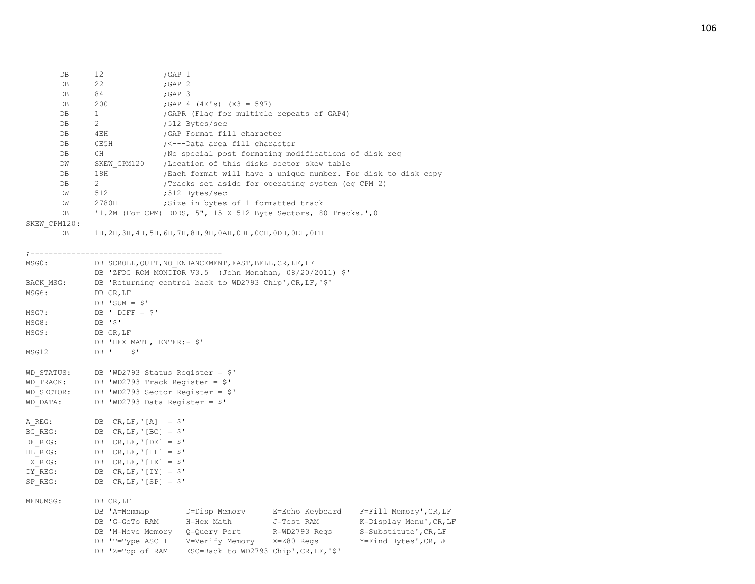```
        DB      12              ;GAP 1
        DB      22              ;GAP 2
        DB      84              ;GAP 3
        DB      200             ;GAP 4 (4E's) (X3 = 597)
        DB      1               ;GAPR (Flag for multiple repeats of GAP4)
        DB      2               ;512 Bytes/sec
        DB      4EH             ;GAP Format fill character
        DB      0E5H            ;<---Data area fill character
        DB      0H              ;No special post formating modifications of disk req
        DW      SKEW_CPM120     ;Location of this disks sector skew table
        DB      18H             ;Each format will have a unique number. For disk to disk copy
        DB      2               ;Tracks set aside for operating system (eg CPM 2)
        DW      512             ;512 Bytes/sec
        DW      2780H           ;Size in bytes of 1 formatted track
        DB      '1.2M (For CPM) DDDS, 5", 15 X 512 Byte Sectors, 80 Tracks.',0
SKEW_CPM120:
        DB      1H,2H,3H,4H,5H,6H,7H,8H,9H,0AH,0BH,0CH,0DH,0EH,0FH

;-------------------------------------------
MSG0:           DB SCROLL,QUIT,NO_ENHANCEMENT,FAST,BELL,CR,LF,LF
                DB 'ZFDC ROM MONITOR V3.5  (John Monahan, 08/20/2011) $'
BACK_MSG:       DB 'Returning control back to WD2793 Chip',CR,LF,'$'
MSG6:           DB CR,LF
                DB 'SUM = $'
MSG7:           DB ' DIFF = $'
MSG8:           DB '$'
MSG9:           DB CR,LF
                DB 'HEX MATH, ENTER:- $'
MSG12           DB '    $'

WD_STATUS:      DB 'WD2793 Status Register = $'
WD_TRACK:       DB 'WD2793 Track Register = $'
WD_SECTOR:      DB 'WD2793 Sector Register = $'
WD_DATA:        DB 'WD2793 Data Register = $'

A_REG:          DB  CR,LF,'[A]  = $'
BC_REG:         DB  CR,LF,'[BC] = $'
DE_REG:         DB  CR,LF,'[DE] = $'
HL_REG:         DB  CR,LF,'[HL] = $'
IX_REG:         DB  CR,LF,'[IX] = $'
IY_REG:         DB  CR,LF,'[IY] = $'
SP_REG:         DB  CR,LF,'[SP] = $'

MENUMSG:        DB CR,LF
                DB 'A=Memmap        D=Disp Memory      E=Echo Keyboard    F=Fill Memory',CR,LF
                DB 'G=GoTo RAM      H=Hex Math         J=Test RAM         K=Display Menu',CR,LF
                DB 'M=Move Memory   Q=Query Port       R=WD2793 Regs      S=Substitute',CR,LF
                DB 'T=Type ASCII    V=Verify Memory    X=Z80 Regs         Y=Find Bytes',CR,LF
                DB 'Z=Top of RAM    ESC=Back to WD2793 Chip',CR,LF,'$'
```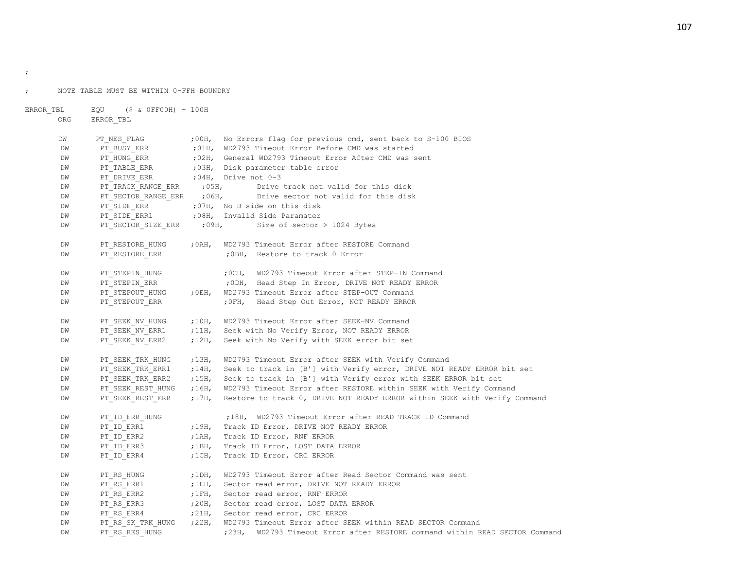```
;
;       NOTE TABLE MUST BE WITHIN 0-FFH BOUNDRY

ERROR_TBL       EQU     ($ & 0FF00H) + 100H
        ORG     ERROR_TBL

        DW      PT_NES_FLAG             ;00H,  No Errors flag for previous cmd, sent back to S-100 BIOS
        DW      PT_BUSY_ERR             ;01H,  WD2793 Timeout Error Before CMD was started
        DW      PT_HUNG_ERR             ;02H,  General WD2793 Timeout Error After CMD was sent
        DW      PT_TABLE_ERR            ;03H,  Disk parameter table error
        DW      PT_DRIVE_ERR            ;04H,  Drive not 0-3
        DW      PT_TRACK_RANGE_ERR      ;05H,       Drive track not valid for this disk
        DW      PT_SECTOR_RANGE_ERR     ;06H,       Drive sector not valid for this disk
        DW      PT_SIDE_ERR             ;07H,  No B side on this disk
        DW      PT_SIDE_ERR1            ;08H,  Invalid Side Paramater
        DW      PT_SECTOR_SIZE_ERR      ;09H,       Size of sector > 1024 Bytes

        DW      PT_RESTORE_HUNG         ;0AH,  WD2793 Timeout Error after RESTORE Command
        DW      PT_RESTORE_ERR                  ;0BH,  Restore to track 0 Error

        DW      PT_STEPIN_HUNG                  ;0CH,  WD2793 Timeout Error after STEP-IN Command
        DW      PT_STEPIN_ERR                   ;0DH,  Head Step In Error, DRIVE NOT READY ERROR
        DW      PT_STEPOUT_HUNG         ;0EH,  WD2793 Timeout Error after STEP-OUT Command
        DW      PT_STEPOUT_ERR                  ;0FH,  Head Step Out Error, NOT READY ERROR

        DW      PT_SEEK_NV_HUNG         ;10H,  WD2793 Timeout Error after SEEK-NV Command
        DW      PT_SEEK_NV_ERR1         ;11H,  Seek with No Verify Error, NOT READY ERROR
        DW      PT_SEEK_NV_ERR2         ;12H,  Seek with No Verify with SEEK error bit set

        DW      PT_SEEK_TRK_HUNG        ;13H,  WD2793 Timeout Error after SEEK with Verify Command
        DW      PT_SEEK_TRK_ERR1        ;14H,  Seek to track in [B'] with Verify error, DRIVE NOT READY ERROR bit set
        DW      PT_SEEK_TRK_ERR2        ;15H,  Seek to track in [B'] with Verify error with SEEK ERROR bit set
        DW      PT_SEEK_REST_HUNG       ;16H,  WD2793 Timeout Error after RESTORE within SEEK with Verify Command
        DW      PT_SEEK_REST_ERR        ;17H,  Restore to track 0, DRIVE NOT READY ERROR within SEEK with Verify Command

        DW      PT_ID_ERR_HUNG                  ;18H,  WD2793 Timeout Error after READ TRACK ID Command
        DW      PT_ID_ERR1              ;19H,  Track ID Error, DRIVE NOT READY ERROR
        DW      PT_ID_ERR2              ;1AH,  Track ID Error, RNF ERROR
        DW      PT_ID_ERR3              ;1BH,  Track ID Error, LOST DATA ERROR
        DW      PT_ID_ERR4              ;1CH,  Track ID Error, CRC ERROR

        DW      PT_RS_HUNG              ;1DH,  WD2793 Timeout Error after Read Sector Command was sent
        DW      PT_RS_ERR1              ;1EH,  Sector read error, DRIVE NOT READY ERROR
        DW      PT_RS_ERR2              ;1FH,  Sector read error, RNF ERROR
        DW      PT_RS_ERR3              ;20H,  Sector read error, LOST DATA ERROR
        DW      PT_RS_ERR4              ;21H,  Sector read error, CRC ERROR
        DW      PT_RS_SK_TRK_HUNG       ;22H,  WD2793 Timeout Error after SEEK within READ SECTOR Command
        DW      PT_RS_RES_HUNG                  ;23H,  WD2793 Timeout Error after RESTORE command within READ SECTOR Command
```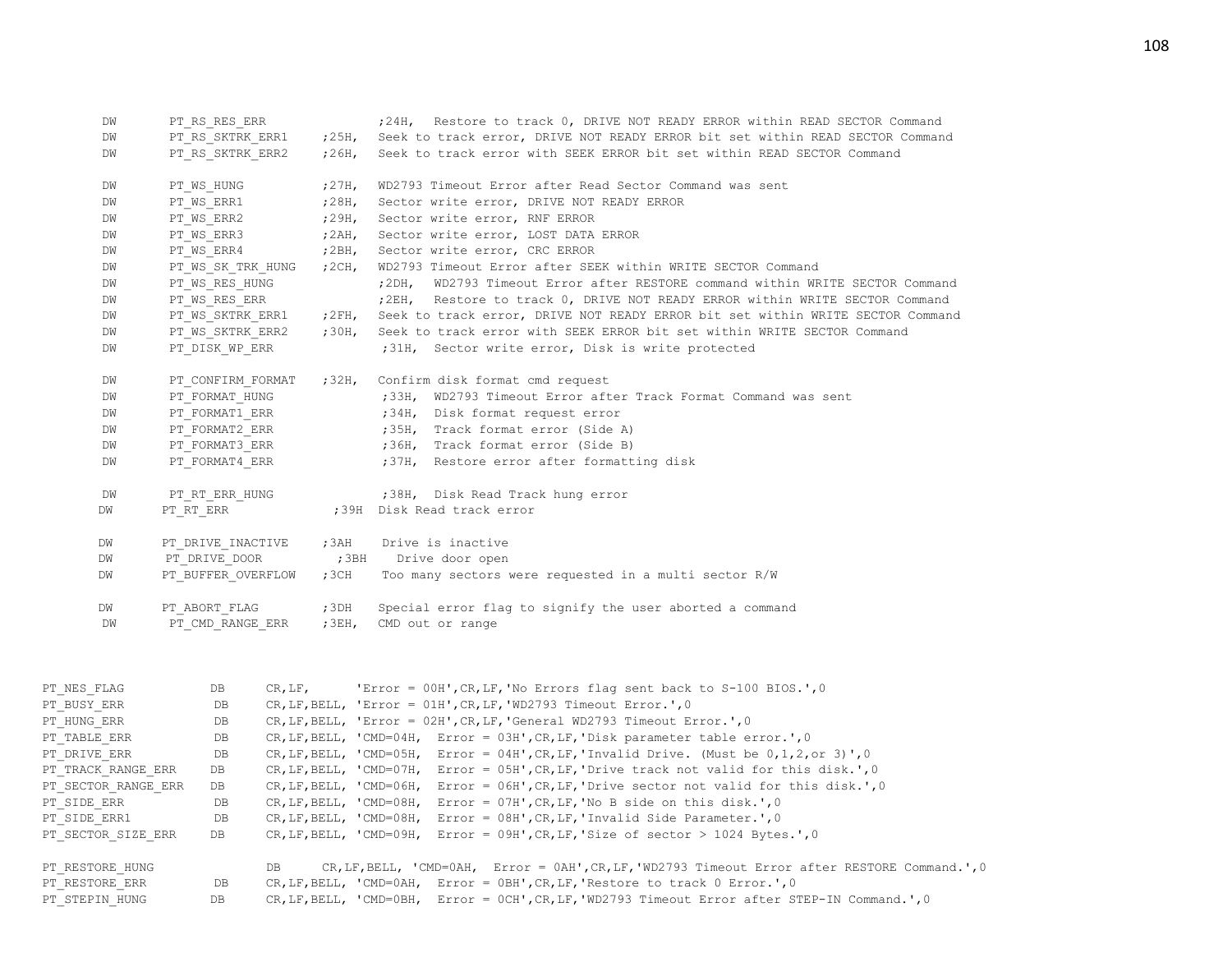```
	DW	PT_RS_RES_ERR		;24H,  Restore to track 0, DRIVE NOT READY ERROR within READ SECTOR Command
	DW	PT_RS_SKTRK_ERR1	;25H,  Seek to track error, DRIVE NOT READY ERROR bit set within READ SECTOR Command
	DW	PT_RS_SKTRK_ERR2	;26H,  Seek to track error with SEEK ERROR bit set within READ SECTOR Command

	DW	PT_WS_HUNG		;27H,  WD2793 Timeout Error after Read Sector Command was sent
	DW	PT_WS_ERR1		;28H,  Sector write error, DRIVE NOT READY ERROR
	DW	PT_WS_ERR2		;29H,  Sector write error, RNF ERROR
	DW	PT_WS_ERR3		;2AH,  Sector write error, LOST DATA ERROR
	DW	PT_WS_ERR4		;2BH,  Sector write error, CRC ERROR
	DW	PT_WS_SK_TRK_HUNG	;2CH,  WD2793 Timeout Error after SEEK within WRITE SECTOR Command
	DW	PT_WS_RES_HUNG		;2DH,  WD2793 Timeout Error after RESTORE command within WRITE SECTOR Command
	DW	PT_WS_RES_ERR		;2EH,  Restore to track 0, DRIVE NOT READY ERROR within WRITE SECTOR Command
	DW	PT_WS_SKTRK_ERR1	;2FH,  Seek to track error, DRIVE NOT READY ERROR bit set within WRITE SECTOR Command
	DW	PT_WS_SKTRK_ERR2	;30H,  Seek to track error with SEEK ERROR bit set within WRITE SECTOR Command
	DW	PT_DISK_WP_ERR		;31H,  Sector write error, Disk is write protected

	DW	PT_CONFIRM_FORMAT	;32H,  Confirm disk format cmd request
	DW	PT_FORMAT_HUNG		;33H,  WD2793 Timeout Error after Track Format Command was sent
	DW	PT_FORMAT1_ERR		;34H,  Disk format request error
	DW	PT_FORMAT2_ERR		;35H,  Track format error (Side A)
	DW	PT_FORMAT3_ERR		;36H,  Track format error (Side B)
	DW	PT_FORMAT4_ERR		;37H,  Restore error after formatting disk

	DW	PT_RT_ERR_HUNG		;38H,  Disk Read Track hung error
	DW	PT_RT_ERR		;39H  Disk Read track error

	DW	PT_DRIVE_INACTIVE	;3AH    Drive is inactive
	DW	PT_DRIVE_DOOR		;3BH    Drive door open
	DW	PT_BUFFER_OVERFLOW	;3CH    Too many sectors were requested in a multi sector R/W

	DW	PT_ABORT_FLAG		;3DH   Special error flag to signify the user aborted a command
	DW	PT_CMD_RANGE_ERR	;3EH,  CMD out or range


PT_NES_FLAG		DB	CR,LF,	    'Error = 00H',CR,LF,'No Errors flag sent back to S-100 BIOS.',0
PT_BUSY_ERR		DB	CR,LF,BELL, 'Error = 01H',CR,LF,'WD2793 Timeout Error.',0
PT_HUNG_ERR		DB	CR,LF,BELL, 'Error = 02H',CR,LF,'General WD2793 Timeout Error.',0
PT_TABLE_ERR		DB	CR,LF,BELL, 'CMD=04H,  Error = 03H',CR,LF,'Disk parameter table error.',0
PT_DRIVE_ERR		DB	CR,LF,BELL, 'CMD=05H,  Error = 04H',CR,LF,'Invalid Drive. (Must be 0,1,2,or 3)',0
PT_TRACK_RANGE_ERR	DB	CR,LF,BELL, 'CMD=07H,  Error = 05H',CR,LF,'Drive track not valid for this disk.',0
PT_SECTOR_RANGE_ERR	DB	CR,LF,BELL, 'CMD=06H,  Error = 06H',CR,LF,'Drive sector not valid for this disk.',0
PT_SIDE_ERR		DB	CR,LF,BELL, 'CMD=08H,  Error = 07H',CR,LF,'No B side on this disk.',0
PT_SIDE_ERR1		DB	CR,LF,BELL, 'CMD=08H,  Error = 08H',CR,LF,'Invalid Side Parameter.',0
PT_SECTOR_SIZE_ERR	DB	CR,LF,BELL, 'CMD=09H,  Error = 09H',CR,LF,'Size of sector > 1024 Bytes.',0

PT_RESTORE_HUNG		DB	CR,LF,BELL, 'CMD=0AH,  Error = 0AH',CR,LF,'WD2793 Timeout Error after RESTORE Command.',0
PT_RESTORE_ERR		DB	CR,LF,BELL, 'CMD=0AH,  Error = 0BH',CR,LF,'Restore to track 0 Error.',0
PT_STEPIN_HUNG		DB	CR,LF,BELL, 'CMD=0BH,  Error = 0CH',CR,LF,'WD2793 Timeout Error after STEP-IN Command.',0
```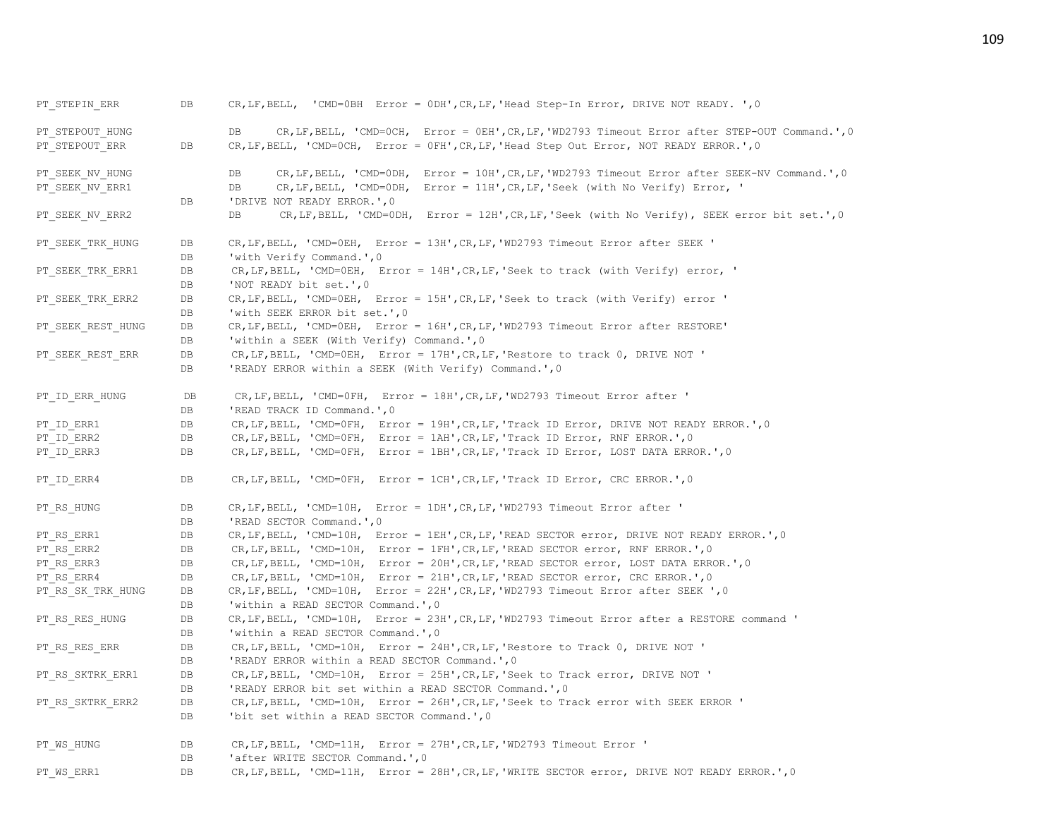```
PT_STEPIN_ERR          DB      CR,LF,BELL,  'CMD=0BH  Error = 0DH',CR,LF,'Head Step-In Error, DRIVE NOT READY. ',0

PT_STEPOUT_HUNG                DB      CR,LF,BELL, 'CMD=0CH,  Error = 0EH',CR,LF,'WD2793 Timeout Error after STEP-OUT Command.',0
PT_STEPOUT_ERR         DB      CR,LF,BELL, 'CMD=0CH,  Error = 0FH',CR,LF,'Head Step Out Error, NOT READY ERROR.',0

PT_SEEK_NV_HUNG                DB      CR,LF,BELL, 'CMD=0DH,  Error = 10H',CR,LF,'WD2793 Timeout Error after SEEK-NV Command.',0
PT_SEEK_NV_ERR1                DB      CR,LF,BELL, 'CMD=0DH,  Error = 11H',CR,LF,'Seek (with No Verify) Error, '
                       DB      'DRIVE NOT READY ERROR.',0
PT_SEEK_NV_ERR2                DB      CR,LF,BELL, 'CMD=0DH,  Error = 12H',CR,LF,'Seek (with No Verify), SEEK error bit set.',0

PT_SEEK_TRK_HUNG       DB      CR,LF,BELL, 'CMD=0EH,  Error = 13H',CR,LF,'WD2793 Timeout Error after SEEK '
                       DB      'with Verify Command.',0
PT_SEEK_TRK_ERR1       DB      CR,LF,BELL, 'CMD=0EH,  Error = 14H',CR,LF,'Seek to track (with Verify) error, '
                       DB      'NOT READY bit set.',0
PT_SEEK_TRK_ERR2       DB      CR,LF,BELL, 'CMD=0EH,  Error = 15H',CR,LF,'Seek to track (with Verify) error '
                       DB      'with SEEK ERROR bit set.',0
PT_SEEK_REST_HUNG      DB      CR,LF,BELL, 'CMD=0EH,  Error = 16H',CR,LF,'WD2793 Timeout Error after RESTORE'
                       DB      'within a SEEK (With Verify) Command.',0
PT_SEEK_REST_ERR       DB      CR,LF,BELL, 'CMD=0EH,  Error = 17H',CR,LF,'Restore to track 0, DRIVE NOT '
                       DB      'READY ERROR within a SEEK (With Verify) Command.',0

PT_ID_ERR_HUNG         DB      CR,LF,BELL, 'CMD=0FH,  Error = 18H',CR,LF,'WD2793 Timeout Error after '
                       DB      'READ TRACK ID Command.',0
PT_ID_ERR1             DB      CR,LF,BELL, 'CMD=0FH,  Error = 19H',CR,LF,'Track ID Error, DRIVE NOT READY ERROR.',0
PT_ID_ERR2             DB      CR,LF,BELL, 'CMD=0FH,  Error = 1AH',CR,LF,'Track ID Error, RNF ERROR.',0
PT_ID_ERR3             DB      CR,LF,BELL, 'CMD=0FH,  Error = 1BH',CR,LF,'Track ID Error, LOST DATA ERROR.',0

PT_ID_ERR4             DB      CR,LF,BELL, 'CMD=0FH,  Error = 1CH',CR,LF,'Track ID Error, CRC ERROR.',0

PT_RS_HUNG             DB      CR,LF,BELL, 'CMD=10H,  Error = 1DH',CR,LF,'WD2793 Timeout Error after '
                       DB      'READ SECTOR Command.',0
PT_RS_ERR1             DB      CR,LF,BELL, 'CMD=10H,  Error = 1EH',CR,LF,'READ SECTOR error, DRIVE NOT READY ERROR.',0
PT_RS_ERR2             DB      CR,LF,BELL, 'CMD=10H,  Error = 1FH',CR,LF,'READ SECTOR error, RNF ERROR.',0
PT_RS_ERR3             DB      CR,LF,BELL, 'CMD=10H,  Error = 20H',CR,LF,'READ SECTOR error, LOST DATA ERROR.',0
PT_RS_ERR4             DB      CR,LF,BELL, 'CMD=10H,  Error = 21H',CR,LF,'READ SECTOR error, CRC ERROR.',0
PT_RS_SK_TRK_HUNG      DB      CR,LF,BELL, 'CMD=10H,  Error = 22H',CR,LF,'WD2793 Timeout Error after SEEK ',0
                       DB      'within a READ SECTOR Command.',0
PT_RS_RES_HUNG         DB      CR,LF,BELL, 'CMD=10H,  Error = 23H',CR,LF,'WD2793 Timeout Error after a RESTORE command '
                       DB      'within a READ SECTOR Command.',0
PT_RS_RES_ERR          DB      CR,LF,BELL, 'CMD=10H,  Error = 24H',CR,LF,'Restore to Track 0, DRIVE NOT '
                       DB      'READY ERROR within a READ SECTOR Command.',0
PT_RS_SKTRK_ERR1       DB      CR,LF,BELL, 'CMD=10H,  Error = 25H',CR,LF,'Seek to Track error, DRIVE NOT '
                       DB      'READY ERROR bit set within a READ SECTOR Command.',0
PT_RS_SKTRK_ERR2       DB      CR,LF,BELL, 'CMD=10H,  Error = 26H',CR,LF,'Seek to Track error with SEEK ERROR '
                       DB      'bit set within a READ SECTOR Command.',0

PT_WS_HUNG             DB      CR,LF,BELL, 'CMD=11H,  Error = 27H',CR,LF,'WD2793 Timeout Error '
                       DB      'after WRITE SECTOR Command.',0
PT_WS_ERR1             DB      CR,LF,BELL, 'CMD=11H,  Error = 28H',CR,LF,'WRITE SECTOR error, DRIVE NOT READY ERROR.',0
```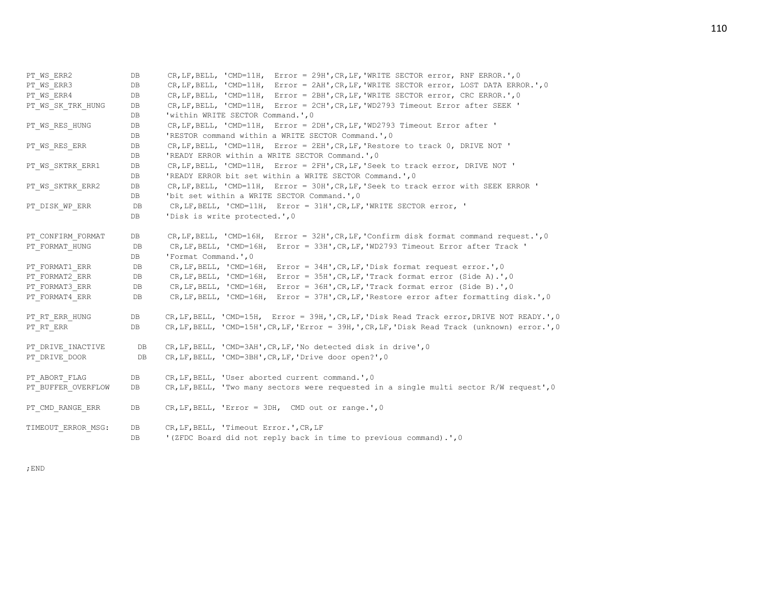```
PT_WS_ERR2          DB      CR,LF,BELL, 'CMD=11H,  Error = 29H',CR,LF,'WRITE SECTOR error, RNF ERROR.',0
PT_WS_ERR3          DB      CR,LF,BELL, 'CMD=11H,  Error = 2AH',CR,LF,'WRITE SECTOR error, LOST DATA ERROR.',0
PT_WS_ERR4          DB      CR,LF,BELL, 'CMD=11H,  Error = 2BH',CR,LF,'WRITE SECTOR error, CRC ERROR.',0
PT_WS_SK_TRK_HUNG   DB      CR,LF,BELL, 'CMD=11H,  Error = 2CH',CR,LF,'WD2793 Timeout Error after SEEK '
                    DB      'within WRITE SECTOR Command.',0
PT_WS_RES_HUNG      DB      CR,LF,BELL, 'CMD=11H,  Error = 2DH',CR,LF,'WD2793 Timeout Error after '
                    DB      'RESTOR command within a WRITE SECTOR Command.',0
PT_WS_RES_ERR       DB      CR,LF,BELL, 'CMD=11H,  Error = 2EH',CR,LF,'Restore to track 0, DRIVE NOT '
                    DB      'READY ERROR within a WRITE SECTOR Command.',0
PT_WS_SKTRK_ERR1    DB      CR,LF,BELL, 'CMD=11H,  Error = 2FH',CR,LF,'Seek to track error, DRIVE NOT '
                    DB      'READY ERROR bit set within a WRITE SECTOR Command.',0
PT_WS_SKTRK_ERR2    DB      CR,LF,BELL, 'CMD=11H,  Error = 30H',CR,LF,'Seek to track error with SEEK ERROR '
                    DB      'bit set within a WRITE SECTOR Command.',0
PT_DISK_WP_ERR      DB      CR,LF,BELL, 'CMD=11H,  Error = 31H',CR,LF,'WRITE SECTOR error, '
                    DB      'Disk is write protected.',0

PT_CONFIRM_FORMAT   DB      CR,LF,BELL, 'CMD=16H,  Error = 32H',CR,LF,'Confirm disk format command request.',0
PT_FORMAT_HUNG      DB      CR,LF,BELL, 'CMD=16H,  Error = 33H',CR,LF,'WD2793 Timeout Error after Track '
                    DB      'Format Command.',0
PT_FORMAT1_ERR      DB      CR,LF,BELL, 'CMD=16H,  Error = 34H',CR,LF,'Disk format request error.',0
PT_FORMAT2_ERR      DB      CR,LF,BELL, 'CMD=16H,  Error = 35H',CR,LF,'Track format error (Side A).',0
PT_FORMAT3_ERR      DB      CR,LF,BELL, 'CMD=16H,  Error = 36H',CR,LF,'Track format error (Side B).',0
PT_FORMAT4_ERR      DB      CR,LF,BELL, 'CMD=16H,  Error = 37H',CR,LF,'Restore error after formatting disk.',0

PT_RT_ERR_HUNG      DB      CR,LF,BELL, 'CMD=15H,  Error = 39H,',CR,LF,'Disk Read Track error,DRIVE NOT READY.',0
PT_RT_ERR           DB      CR,LF,BELL, 'CMD=15H',CR,LF,'Error = 39H,',CR,LF,'Disk Read Track (unknown) error.',0

PT_DRIVE_INACTIVE   DB      CR,LF,BELL, 'CMD=3AH',CR,LF,'No detected disk in drive',0
PT_DRIVE_DOOR       DB      CR,LF,BELL, 'CMD=3BH',CR,LF,'Drive door open?',0

PT_ABORT_FLAG       DB      CR,LF,BELL, 'User aborted current command.',0
PT_BUFFER_OVERFLOW  DB      CR,LF,BELL, 'Two many sectors were requested in a single multi sector R/W request',0

PT_CMD_RANGE_ERR    DB      CR,LF,BELL, 'Error = 3DH,  CMD out or range.',0

TIMEOUT_ERROR_MSG:  DB      CR,LF,BELL, 'Timeout Error.',CR,LF
                    DB      '(ZFDC Board did not reply back in time to previous command).',0


;END
```